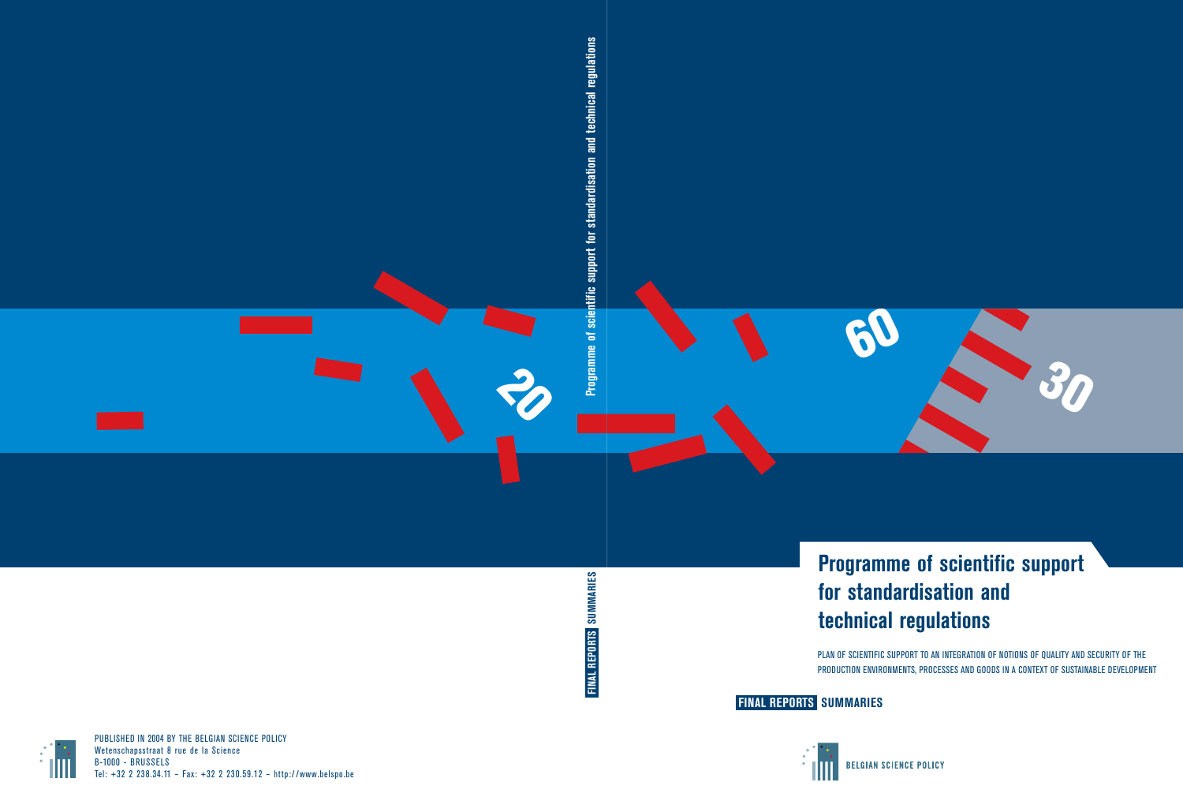# Programme of scientific support for standardisation and technical regulations

PLAN OF SCIENTIFIC SUPPORT TO AN INTEGRATION OF NOTIONS OF QUALITY AND SECURITY OF THE PRODUCTION ENVIRONMENTS, PROCESSES AND GOODS IN A CONTEXT OF SUSTAINABLE DEVELOPMENT

**FINAL REPORTS SUMMARIES**

BELGIAN SCIENCE POLICY

PUBLISHED IN 2004 BY THE BELGIAN SCIENCE POLICY
Wetenschapsstraat 8 rue de la Science
B-1000 - BRUSSELS
Tel: +32 2 238.34.11 – Fax: +32 2 230.59.12 – http://www.belspo.be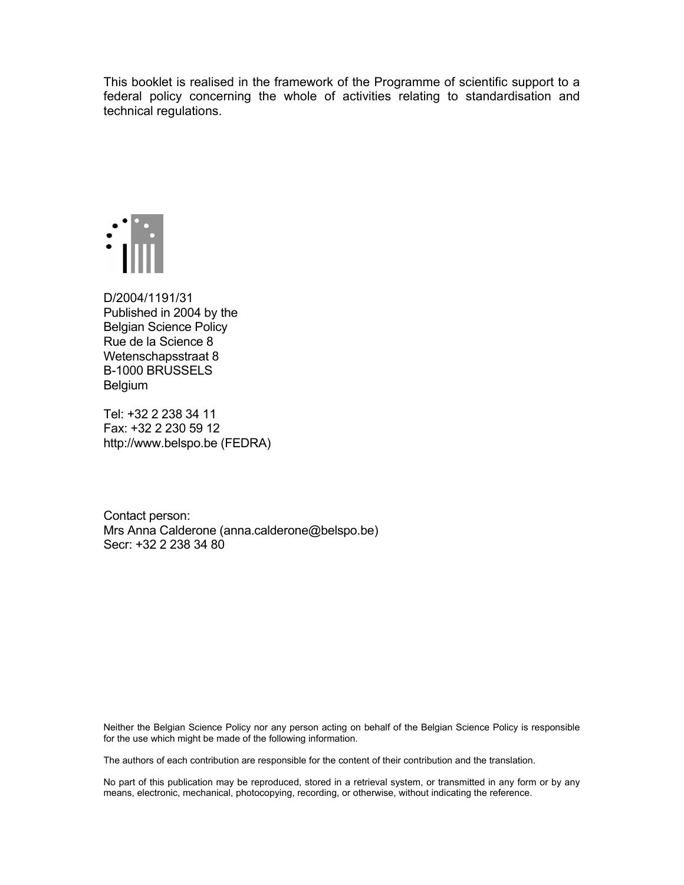This booklet is realised in the framework of the Programme of scientific support to a federal policy concerning the whole of activities relating to standardisation and technical regulations.

D/2004/1191/31
Published in 2004 by the
Belgian Science Policy
Rue de la Science 8
Wetenschapsstraat 8
B-1000 BRUSSELS
Belgium

Tel: +32 2 238 34 11
Fax: +32 2 230 59 12
http://www.belspo.be (FEDRA)

Contact person:
Mrs Anna Calderone (anna.calderone@belspo.be)
Secr: +32 2 238 34 80

Neither the Belgian Science Policy nor any person acting on behalf of the Belgian Science Policy is responsible for the use which might be made of the following information.

The authors of each contribution are responsible for the content of their contribution and the translation.

No part of this publication may be reproduced, stored in a retrieval system, or transmitted in any form or by any means, electronic, mechanical, photocopying, recording, or otherwise, without indicating the reference.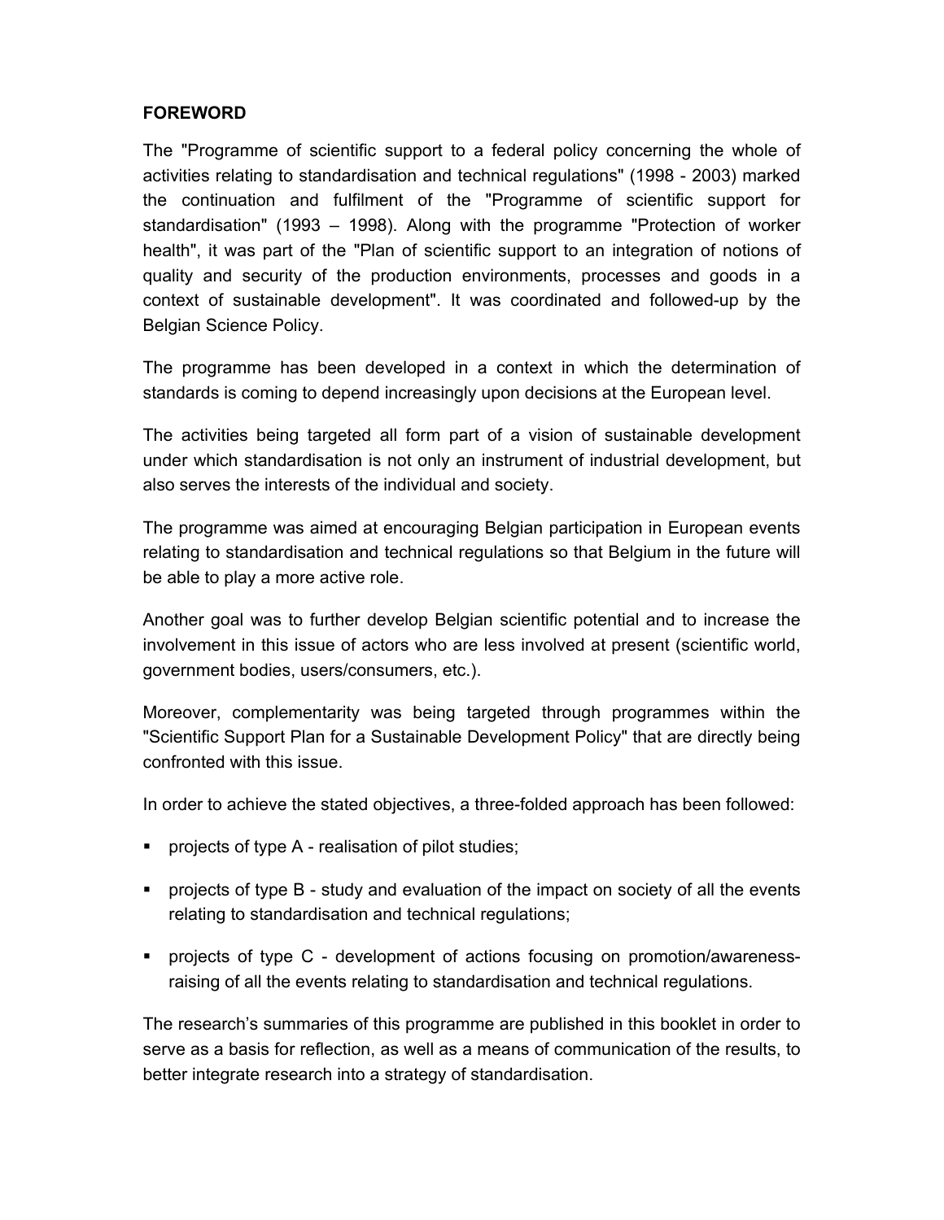**FOREWORD**

The "Programme of scientific support to a federal policy concerning the whole of activities relating to standardisation and technical regulations" (1998 - 2003) marked the continuation and fulfilment of the "Programme of scientific support for standardisation" (1993 – 1998). Along with the programme "Protection of worker health", it was part of the "Plan of scientific support to an integration of notions of quality and security of the production environments, processes and goods in a context of sustainable development". It was coordinated and followed-up by the Belgian Science Policy.

The programme has been developed in a context in which the determination of standards is coming to depend increasingly upon decisions at the European level.

The activities being targeted all form part of a vision of sustainable development under which standardisation is not only an instrument of industrial development, but also serves the interests of the individual and society.

The programme was aimed at encouraging Belgian participation in European events relating to standardisation and technical regulations so that Belgium in the future will be able to play a more active role.

Another goal was to further develop Belgian scientific potential and to increase the involvement in this issue of actors who are less involved at present (scientific world, government bodies, users/consumers, etc.).

Moreover, complementarity was being targeted through programmes within the "Scientific Support Plan for a Sustainable Development Policy" that are directly being confronted with this issue.

In order to achieve the stated objectives, a three-folded approach has been followed:

- projects of type A - realisation of pilot studies;
- projects of type B - study and evaluation of the impact on society of all the events relating to standardisation and technical regulations;
- projects of type C - development of actions focusing on promotion/awareness-raising of all the events relating to standardisation and technical regulations.

The research's summaries of this programme are published in this booklet in order to serve as a basis for reflection, as well as a means of communication of the results, to better integrate research into a strategy of standardisation.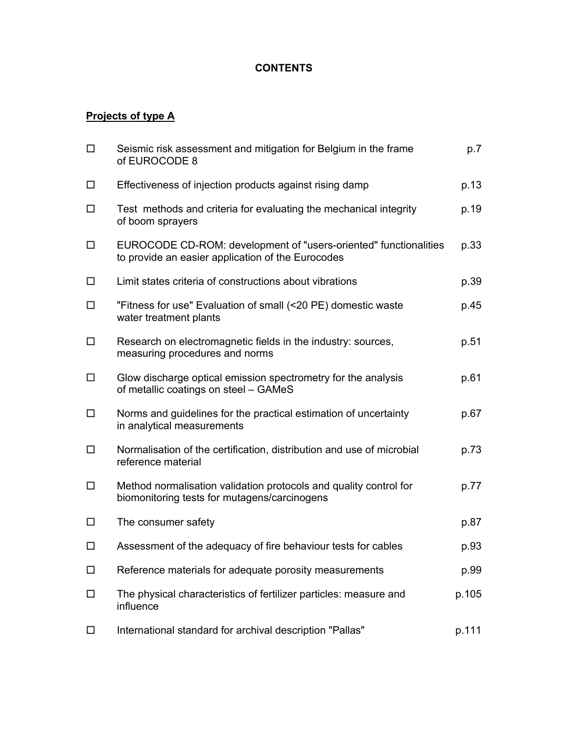# CONTENTS

## Projects of type A

- ☐ Seismic risk assessment and mitigation for Belgium in the frame of EUROCODE 8 — p.7
- ☐ Effectiveness of injection products against rising damp — p.13
- ☐ Test methods and criteria for evaluating the mechanical integrity of boom sprayers — p.19
- ☐ EUROCODE CD-ROM: development of "users-oriented" functionalities to provide an easier application of the Eurocodes — p.33
- ☐ Limit states criteria of constructions about vibrations — p.39
- ☐ "Fitness for use" Evaluation of small (<20 PE) domestic waste water treatment plants — p.45
- ☐ Research on electromagnetic fields in the industry: sources, measuring procedures and norms — p.51
- ☐ Glow discharge optical emission spectrometry for the analysis of metallic coatings on steel – GAMeS — p.61
- ☐ Norms and guidelines for the practical estimation of uncertainty in analytical measurements — p.67
- ☐ Normalisation of the certification, distribution and use of microbial reference material — p.73
- ☐ Method normalisation validation protocols and quality control for biomonitoring tests for mutagens/carcinogens — p.77
- ☐ The consumer safety — p.87
- ☐ Assessment of the adequacy of fire behaviour tests for cables — p.93
- ☐ Reference materials for adequate porosity measurements — p.99
- ☐ The physical characteristics of fertilizer particles: measure and influence — p.105
- ☐ International standard for archival description "Pallas" — p.111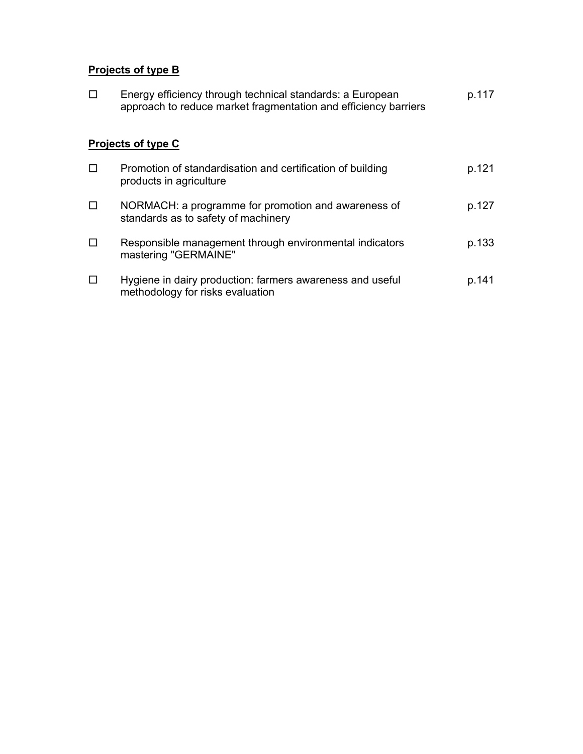**Projects of type B**

- ☐ Energy efficiency through technical standards: a European approach to reduce market fragmentation and efficiency barriers p.117

**Projects of type C**

- ☐ Promotion of standardisation and certification of building products in agriculture p.121
- ☐ NORMACH: a programme for promotion and awareness of standards as to safety of machinery p.127
- ☐ Responsible management through environmental indicators mastering "GERMAINE" p.133
- ☐ Hygiene in dairy production: farmers awareness and useful methodology for risks evaluation p.141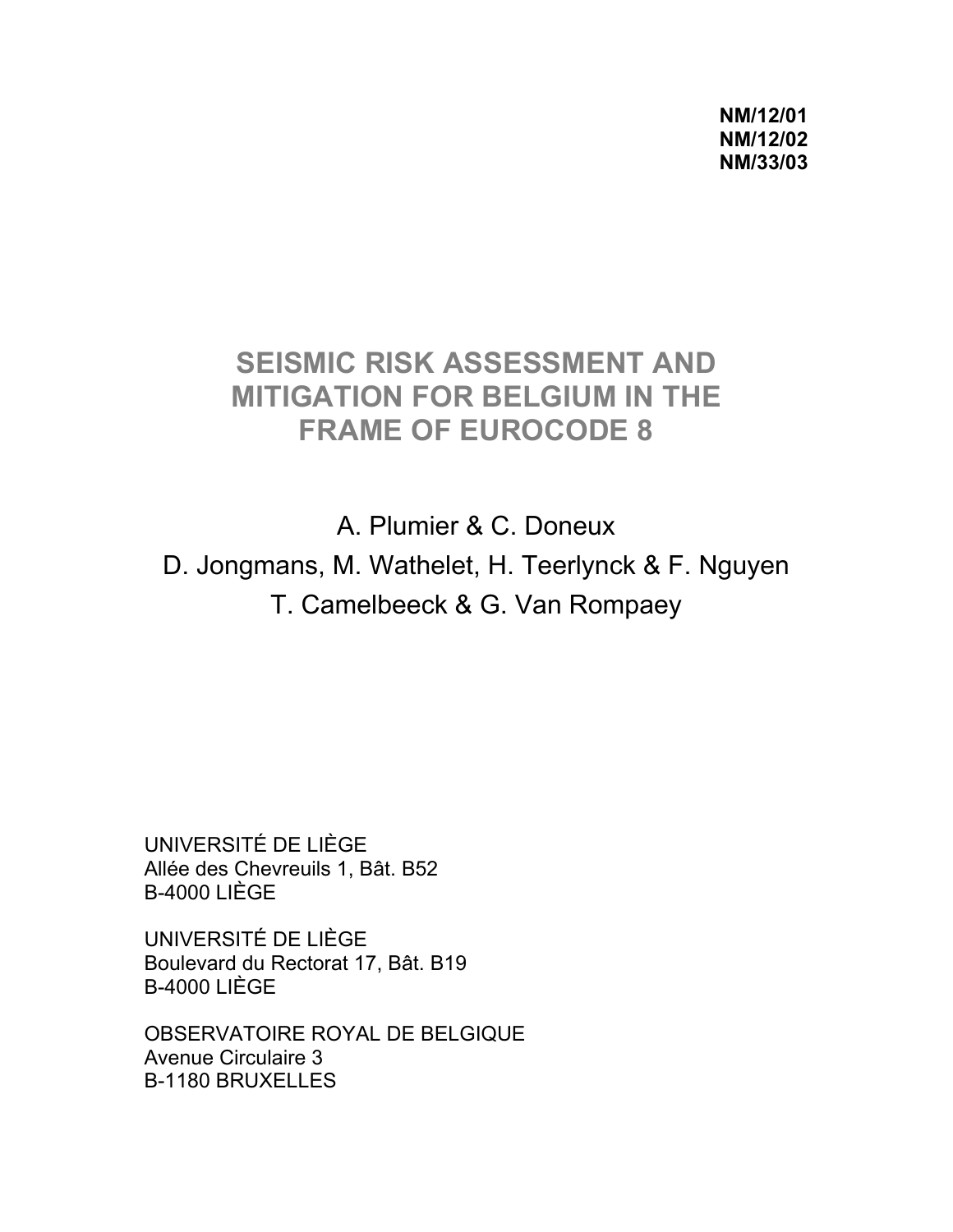**NM/12/01**
**NM/12/02**
**NM/33/03**

# SEISMIC RISK ASSESSMENT AND MITIGATION FOR BELGIUM IN THE FRAME OF EUROCODE 8

A. Plumier & C. Doneux

D. Jongmans, M. Wathelet, H. Teerlynck & F. Nguyen

T. Camelbeeck & G. Van Rompaey

UNIVERSITÉ DE LIÈGE
Allée des Chevreuils 1, Bât. B52
B-4000 LIÈGE

UNIVERSITÉ DE LIÈGE
Boulevard du Rectorat 17, Bât. B19
B-4000 LIÈGE

OBSERVATOIRE ROYAL DE BELGIQUE
Avenue Circulaire 3
B-1180 BRUXELLES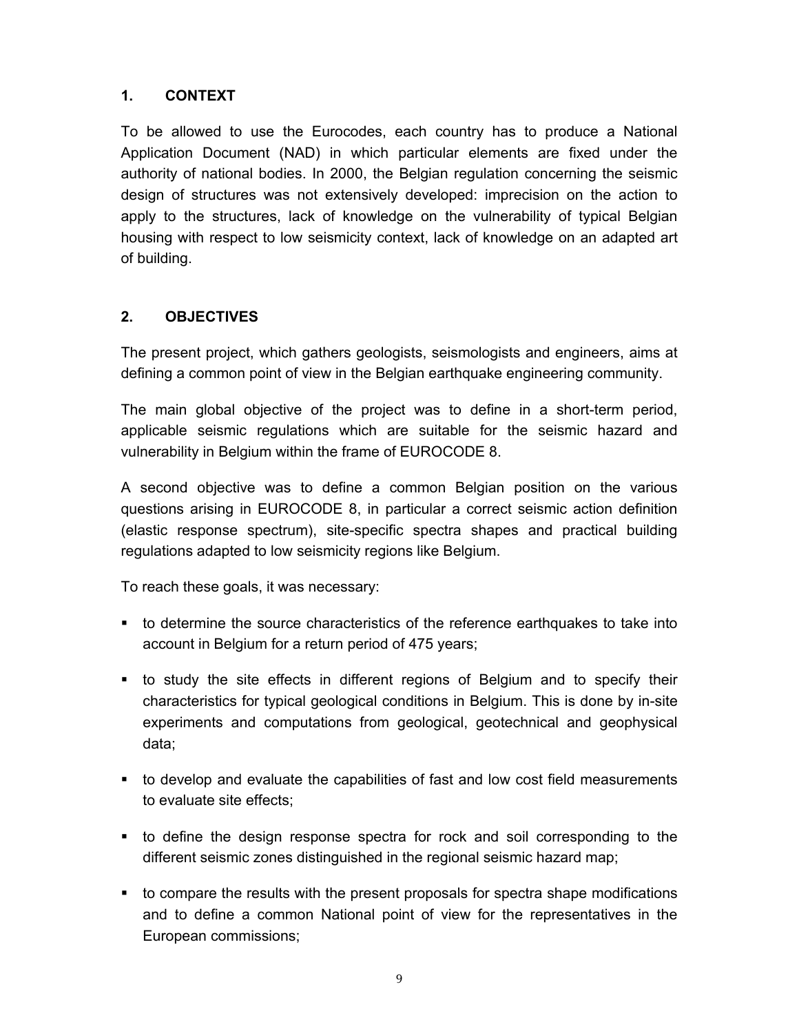## 1. CONTEXT

To be allowed to use the Eurocodes, each country has to produce a National Application Document (NAD) in which particular elements are fixed under the authority of national bodies. In 2000, the Belgian regulation concerning the seismic design of structures was not extensively developed: imprecision on the action to apply to the structures, lack of knowledge on the vulnerability of typical Belgian housing with respect to low seismicity context, lack of knowledge on an adapted art of building.

## 2. OBJECTIVES

The present project, which gathers geologists, seismologists and engineers, aims at defining a common point of view in the Belgian earthquake engineering community.

The main global objective of the project was to define in a short-term period, applicable seismic regulations which are suitable for the seismic hazard and vulnerability in Belgium within the frame of EUROCODE 8.

A second objective was to define a common Belgian position on the various questions arising in EUROCODE 8, in particular a correct seismic action definition (elastic response spectrum), site-specific spectra shapes and practical building regulations adapted to low seismicity regions like Belgium.

To reach these goals, it was necessary:

- to determine the source characteristics of the reference earthquakes to take into account in Belgium for a return period of 475 years;
- to study the site effects in different regions of Belgium and to specify their characteristics for typical geological conditions in Belgium. This is done by in-site experiments and computations from geological, geotechnical and geophysical data;
- to develop and evaluate the capabilities of fast and low cost field measurements to evaluate site effects;
- to define the design response spectra for rock and soil corresponding to the different seismic zones distinguished in the regional seismic hazard map;
- to compare the results with the present proposals for spectra shape modifications and to define a common National point of view for the representatives in the European commissions;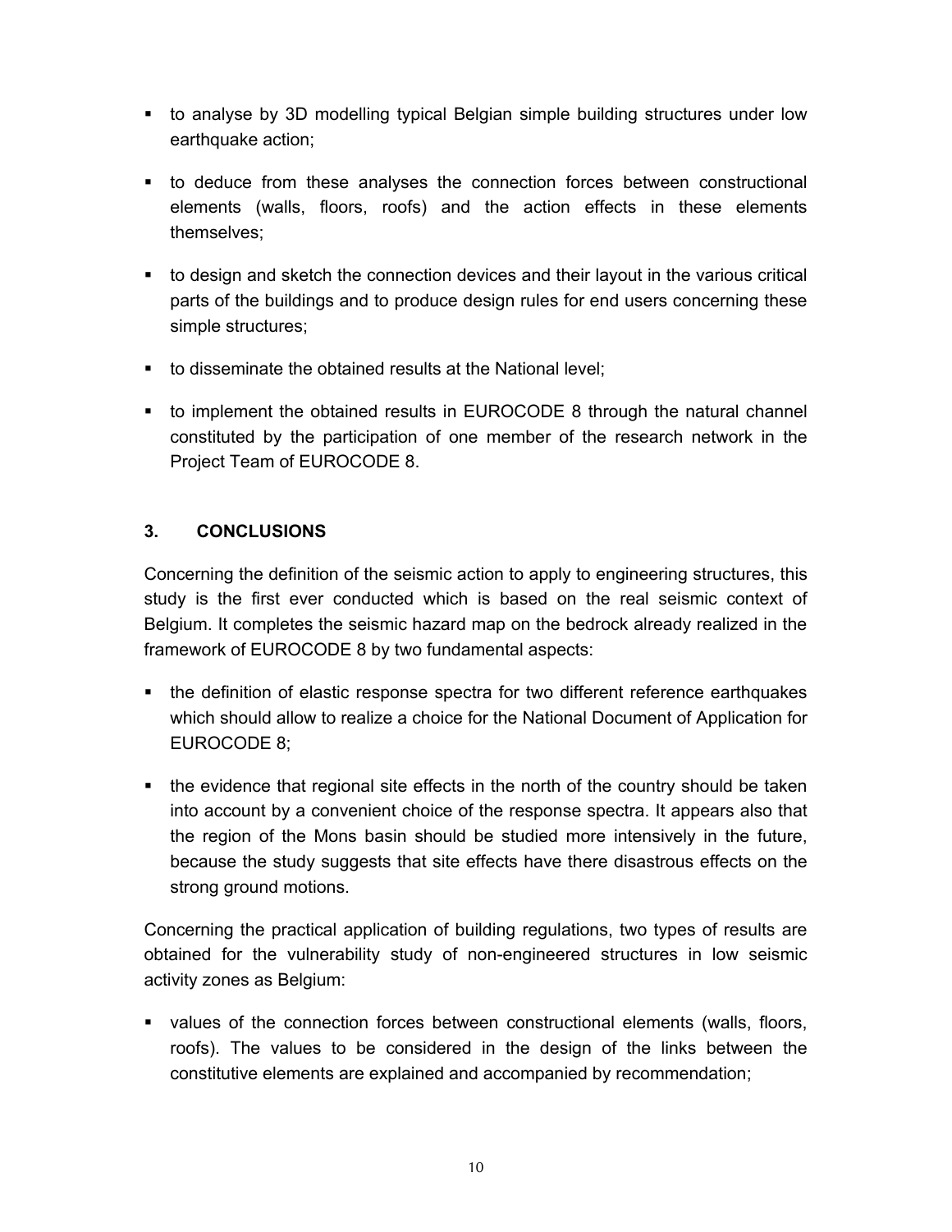- to analyse by 3D modelling typical Belgian simple building structures under low earthquake action;
- to deduce from these analyses the connection forces between constructional elements (walls, floors, roofs) and the action effects in these elements themselves;
- to design and sketch the connection devices and their layout in the various critical parts of the buildings and to produce design rules for end users concerning these simple structures;
- to disseminate the obtained results at the National level;
- to implement the obtained results in EUROCODE 8 through the natural channel constituted by the participation of one member of the research network in the Project Team of EUROCODE 8.

## 3. CONCLUSIONS

Concerning the definition of the seismic action to apply to engineering structures, this study is the first ever conducted which is based on the real seismic context of Belgium. It completes the seismic hazard map on the bedrock already realized in the framework of EUROCODE 8 by two fundamental aspects:

- the definition of elastic response spectra for two different reference earthquakes which should allow to realize a choice for the National Document of Application for EUROCODE 8;
- the evidence that regional site effects in the north of the country should be taken into account by a convenient choice of the response spectra. It appears also that the region of the Mons basin should be studied more intensively in the future, because the study suggests that site effects have there disastrous effects on the strong ground motions.

Concerning the practical application of building regulations, two types of results are obtained for the vulnerability study of non-engineered structures in low seismic activity zones as Belgium:

- values of the connection forces between constructional elements (walls, floors, roofs). The values to be considered in the design of the links between the constitutive elements are explained and accompanied by recommendation;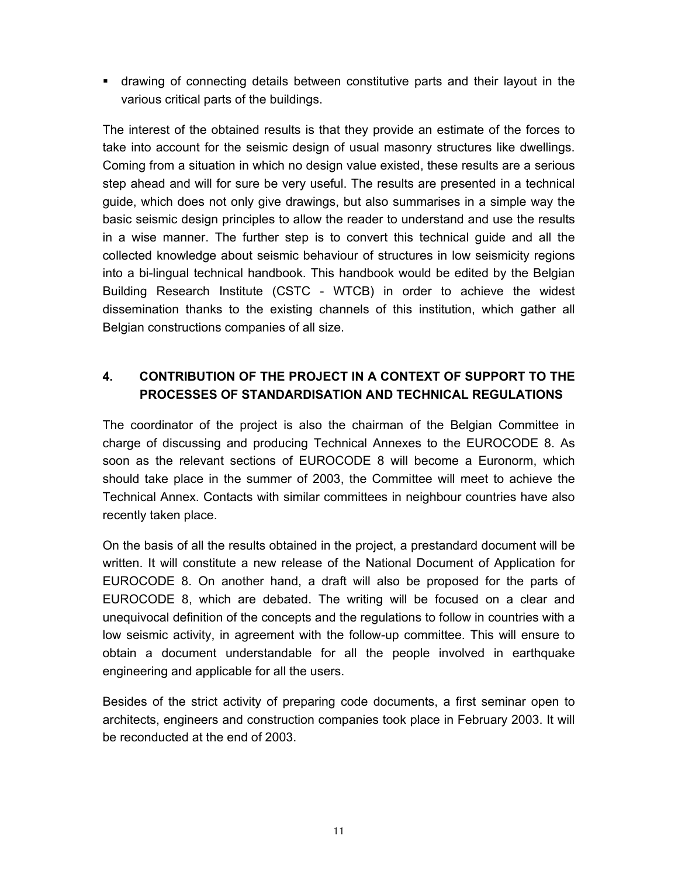- drawing of connecting details between constitutive parts and their layout in the various critical parts of the buildings.

The interest of the obtained results is that they provide an estimate of the forces to take into account for the seismic design of usual masonry structures like dwellings. Coming from a situation in which no design value existed, these results are a serious step ahead and will for sure be very useful. The results are presented in a technical guide, which does not only give drawings, but also summarises in a simple way the basic seismic design principles to allow the reader to understand and use the results in a wise manner. The further step is to convert this technical guide and all the collected knowledge about seismic behaviour of structures in low seismicity regions into a bi-lingual technical handbook. This handbook would be edited by the Belgian Building Research Institute (CSTC - WTCB) in order to achieve the widest dissemination thanks to the existing channels of this institution, which gather all Belgian constructions companies of all size.

## 4. CONTRIBUTION OF THE PROJECT IN A CONTEXT OF SUPPORT TO THE PROCESSES OF STANDARDISATION AND TECHNICAL REGULATIONS

The coordinator of the project is also the chairman of the Belgian Committee in charge of discussing and producing Technical Annexes to the EUROCODE 8. As soon as the relevant sections of EUROCODE 8 will become a Euronorm, which should take place in the summer of 2003, the Committee will meet to achieve the Technical Annex. Contacts with similar committees in neighbour countries have also recently taken place.

On the basis of all the results obtained in the project, a prestandard document will be written. It will constitute a new release of the National Document of Application for EUROCODE 8. On another hand, a draft will also be proposed for the parts of EUROCODE 8, which are debated. The writing will be focused on a clear and unequivocal definition of the concepts and the regulations to follow in countries with a low seismic activity, in agreement with the follow-up committee. This will ensure to obtain a document understandable for all the people involved in earthquake engineering and applicable for all the users.

Besides of the strict activity of preparing code documents, a first seminar open to architects, engineers and construction companies took place in February 2003. It will be reconducted at the end of 2003.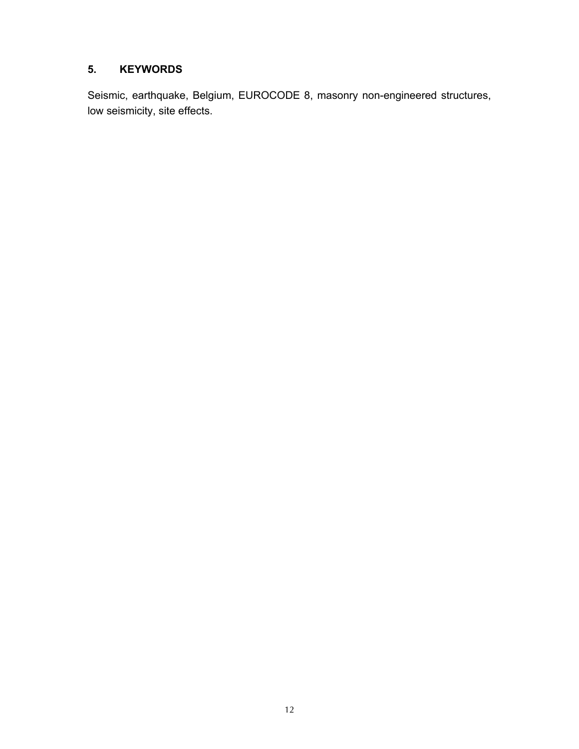## 5. KEYWORDS

Seismic, earthquake, Belgium, EUROCODE 8, masonry non-engineered structures, low seismicity, site effects.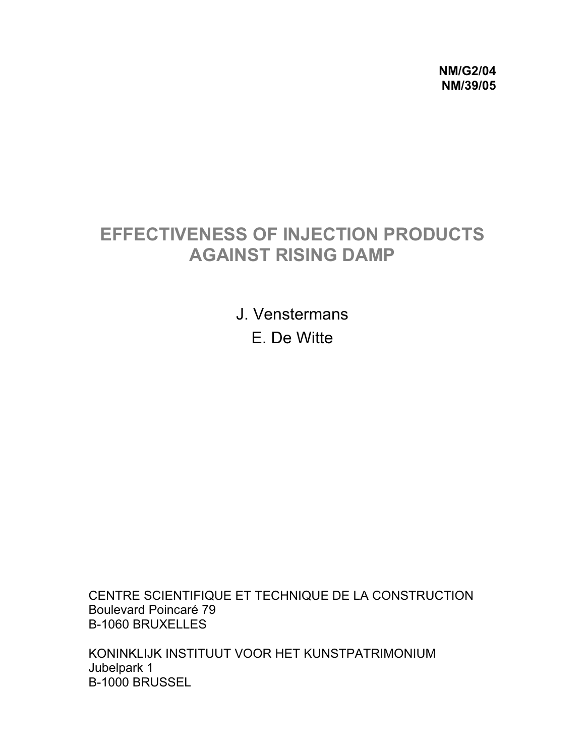**NM/G2/04**
**NM/39/05**

# EFFECTIVENESS OF INJECTION PRODUCTS AGAINST RISING DAMP

J. Venstermans

E. De Witte

CENTRE SCIENTIFIQUE ET TECHNIQUE DE LA CONSTRUCTION
Boulevard Poincaré 79
B-1060 BRUXELLES

KONINKLIJK INSTITUUT VOOR HET KUNSTPATRIMONIUM
Jubelpark 1
B-1000 BRUSSEL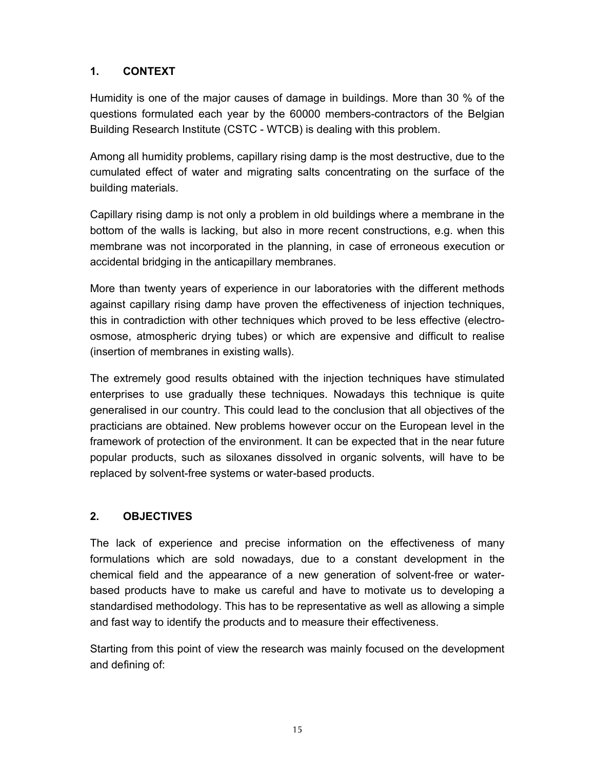## 1. CONTEXT

Humidity is one of the major causes of damage in buildings. More than 30 % of the questions formulated each year by the 60000 members-contractors of the Belgian Building Research Institute (CSTC - WTCB) is dealing with this problem.

Among all humidity problems, capillary rising damp is the most destructive, due to the cumulated effect of water and migrating salts concentrating on the surface of the building materials.

Capillary rising damp is not only a problem in old buildings where a membrane in the bottom of the walls is lacking, but also in more recent constructions, e.g. when this membrane was not incorporated in the planning, in case of erroneous execution or accidental bridging in the anticapillary membranes.

More than twenty years of experience in our laboratories with the different methods against capillary rising damp have proven the effectiveness of injection techniques, this in contradiction with other techniques which proved to be less effective (electro-osmose, atmospheric drying tubes) or which are expensive and difficult to realise (insertion of membranes in existing walls).

The extremely good results obtained with the injection techniques have stimulated enterprises to use gradually these techniques. Nowadays this technique is quite generalised in our country. This could lead to the conclusion that all objectives of the practicians are obtained. New problems however occur on the European level in the framework of protection of the environment. It can be expected that in the near future popular products, such as siloxanes dissolved in organic solvents, will have to be replaced by solvent-free systems or water-based products.

## 2. OBJECTIVES

The lack of experience and precise information on the effectiveness of many formulations which are sold nowadays, due to a constant development in the chemical field and the appearance of a new generation of solvent-free or water-based products have to make us careful and have to motivate us to developing a standardised methodology. This has to be representative as well as allowing a simple and fast way to identify the products and to measure their effectiveness.

Starting from this point of view the research was mainly focused on the development and defining of: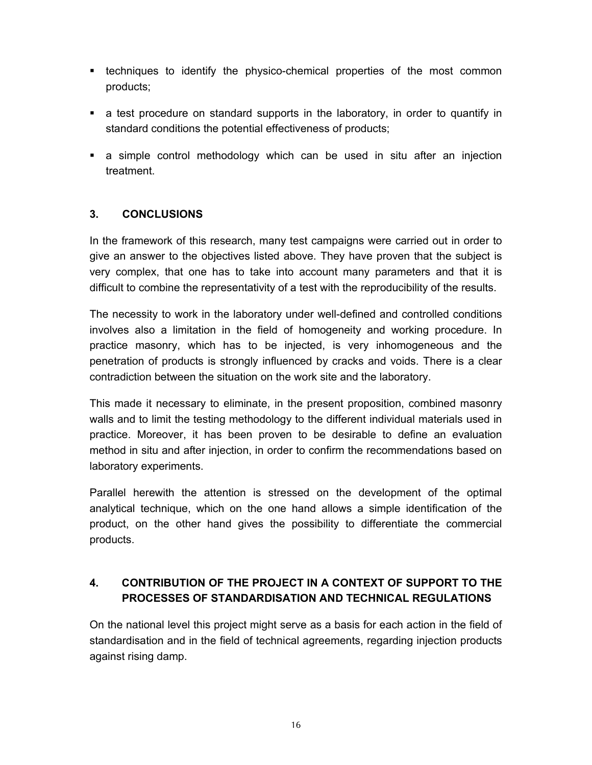- techniques to identify the physico-chemical properties of the most common products;
- a test procedure on standard supports in the laboratory, in order to quantify in standard conditions the potential effectiveness of products;
- a simple control methodology which can be used in situ after an injection treatment.

## 3. CONCLUSIONS

In the framework of this research, many test campaigns were carried out in order to give an answer to the objectives listed above. They have proven that the subject is very complex, that one has to take into account many parameters and that it is difficult to combine the representativity of a test with the reproducibility of the results.

The necessity to work in the laboratory under well-defined and controlled conditions involves also a limitation in the field of homogeneity and working procedure. In practice masonry, which has to be injected, is very inhomogeneous and the penetration of products is strongly influenced by cracks and voids. There is a clear contradiction between the situation on the work site and the laboratory.

This made it necessary to eliminate, in the present proposition, combined masonry walls and to limit the testing methodology to the different individual materials used in practice. Moreover, it has been proven to be desirable to define an evaluation method in situ and after injection, in order to confirm the recommendations based on laboratory experiments.

Parallel herewith the attention is stressed on the development of the optimal analytical technique, which on the one hand allows a simple identification of the product, on the other hand gives the possibility to differentiate the commercial products.

## 4. CONTRIBUTION OF THE PROJECT IN A CONTEXT OF SUPPORT TO THE PROCESSES OF STANDARDISATION AND TECHNICAL REGULATIONS

On the national level this project might serve as a basis for each action in the field of standardisation and in the field of technical agreements, regarding injection products against rising damp.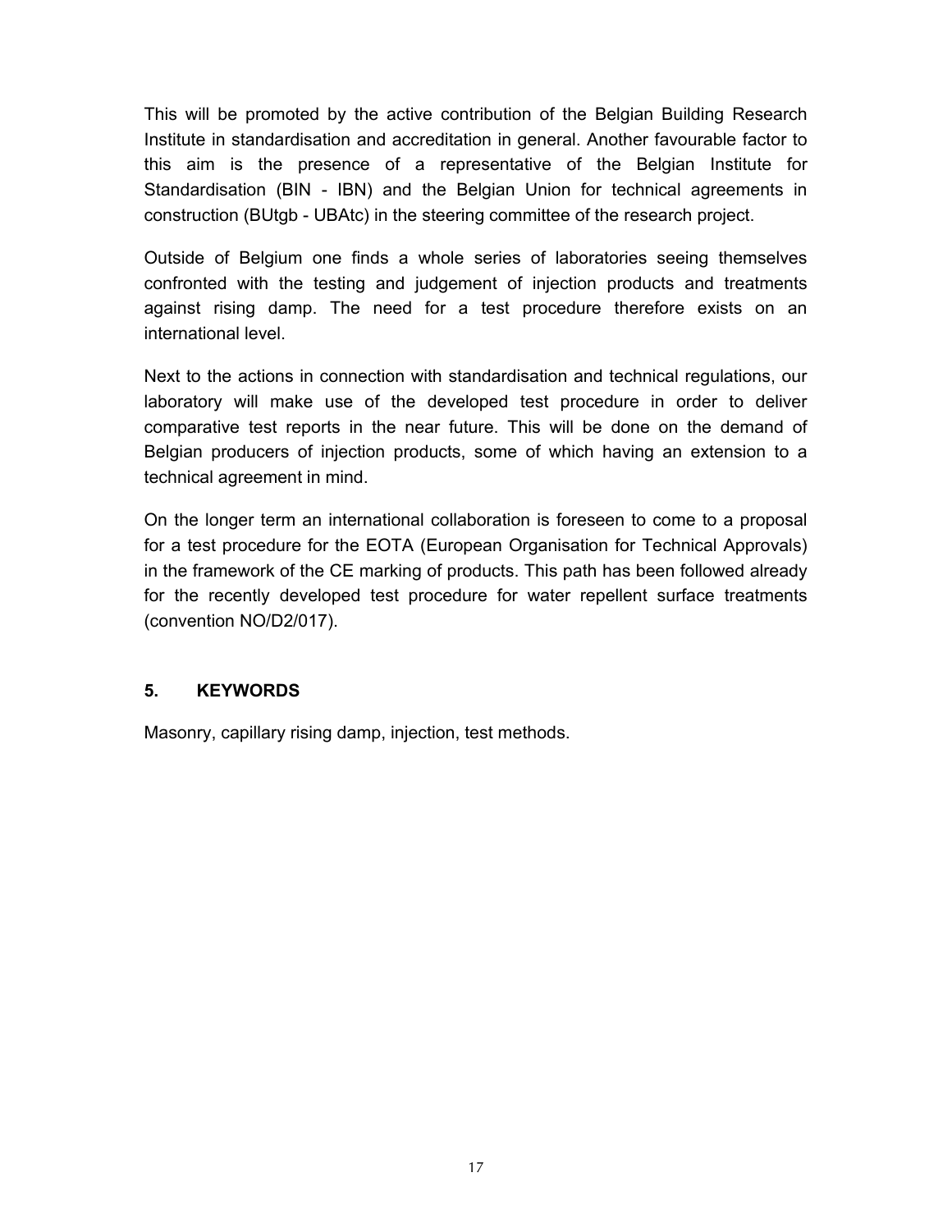This will be promoted by the active contribution of the Belgian Building Research Institute in standardisation and accreditation in general. Another favourable factor to this aim is the presence of a representative of the Belgian Institute for Standardisation (BIN - IBN) and the Belgian Union for technical agreements in construction (BUtgb - UBAtc) in the steering committee of the research project.

Outside of Belgium one finds a whole series of laboratories seeing themselves confronted with the testing and judgement of injection products and treatments against rising damp. The need for a test procedure therefore exists on an international level.

Next to the actions in connection with standardisation and technical regulations, our laboratory will make use of the developed test procedure in order to deliver comparative test reports in the near future. This will be done on the demand of Belgian producers of injection products, some of which having an extension to a technical agreement in mind.

On the longer term an international collaboration is foreseen to come to a proposal for a test procedure for the EOTA (European Organisation for Technical Approvals) in the framework of the CE marking of products. This path has been followed already for the recently developed test procedure for water repellent surface treatments (convention NO/D2/017).

## 5. KEYWORDS

Masonry, capillary rising damp, injection, test methods.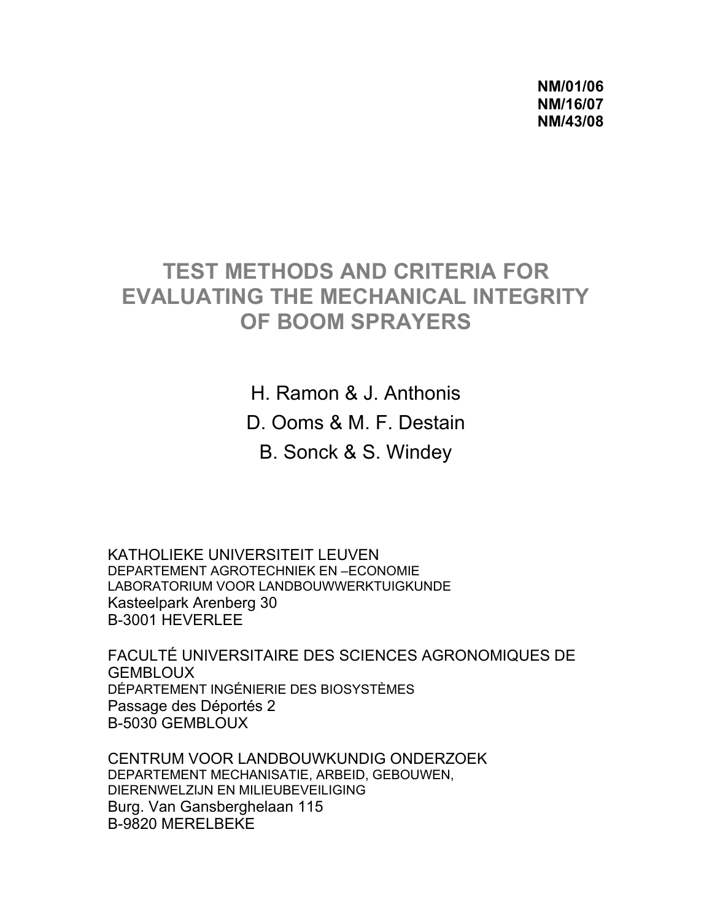**NM/01/06**
**NM/16/07**
**NM/43/08**

# TEST METHODS AND CRITERIA FOR EVALUATING THE MECHANICAL INTEGRITY OF BOOM SPRAYERS

H. Ramon & J. Anthonis
D. Ooms & M. F. Destain
B. Sonck & S. Windey

KATHOLIEKE UNIVERSITEIT LEUVEN
DEPARTEMENT AGROTECHNIEK EN –ECONOMIE
LABORATORIUM VOOR LANDBOUWWERKTUIGKUNDE
Kasteelpark Arenberg 30
B-3001 HEVERLEE

FACULTÉ UNIVERSITAIRE DES SCIENCES AGRONOMIQUES DE GEMBLOUX
DÉPARTEMENT INGÉNIERIE DES BIOSYSTÈMES
Passage des Déportés 2
B-5030 GEMBLOUX

CENTRUM VOOR LANDBOUWKUNDIG ONDERZOEK
DEPARTEMENT MECHANISATIE, ARBEID, GEBOUWEN, DIERENWELZIJN EN MILIEUBEVEILIGING
Burg. Van Gansberghelaan 115
B-9820 MERELBEKE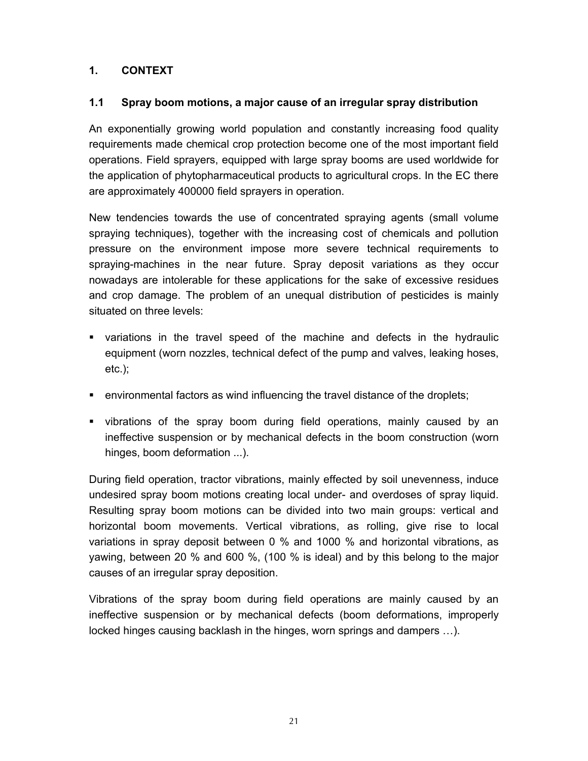# 1. CONTEXT

## 1.1 Spray boom motions, a major cause of an irregular spray distribution

An exponentially growing world population and constantly increasing food quality requirements made chemical crop protection become one of the most important field operations. Field sprayers, equipped with large spray booms are used worldwide for the application of phytopharmaceutical products to agricultural crops. In the EC there are approximately 400000 field sprayers in operation.

New tendencies towards the use of concentrated spraying agents (small volume spraying techniques), together with the increasing cost of chemicals and pollution pressure on the environment impose more severe technical requirements to spraying-machines in the near future. Spray deposit variations as they occur nowadays are intolerable for these applications for the sake of excessive residues and crop damage. The problem of an unequal distribution of pesticides is mainly situated on three levels:

- variations in the travel speed of the machine and defects in the hydraulic equipment (worn nozzles, technical defect of the pump and valves, leaking hoses, etc.);
- environmental factors as wind influencing the travel distance of the droplets;
- vibrations of the spray boom during field operations, mainly caused by an ineffective suspension or by mechanical defects in the boom construction (worn hinges, boom deformation ...).

During field operation, tractor vibrations, mainly effected by soil unevenness, induce undesired spray boom motions creating local under- and overdoses of spray liquid. Resulting spray boom motions can be divided into two main groups: vertical and horizontal boom movements. Vertical vibrations, as rolling, give rise to local variations in spray deposit between 0 % and 1000 % and horizontal vibrations, as yawing, between 20 % and 600 %, (100 % is ideal) and by this belong to the major causes of an irregular spray deposition.

Vibrations of the spray boom during field operations are mainly caused by an ineffective suspension or by mechanical defects (boom deformations, improperly locked hinges causing backlash in the hinges, worn springs and dampers …).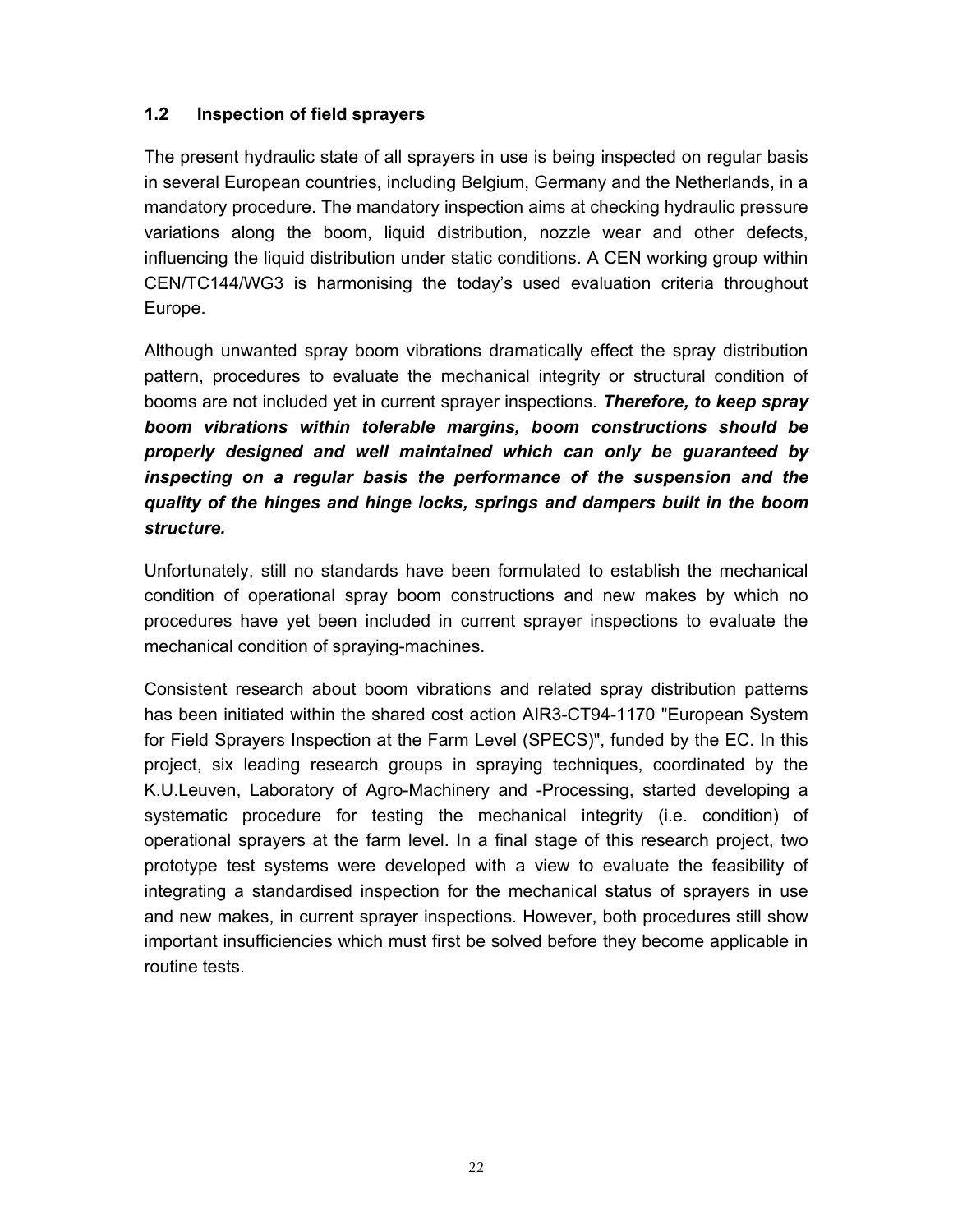## 1.2 Inspection of field sprayers

The present hydraulic state of all sprayers in use is being inspected on regular basis in several European countries, including Belgium, Germany and the Netherlands, in a mandatory procedure. The mandatory inspection aims at checking hydraulic pressure variations along the boom, liquid distribution, nozzle wear and other defects, influencing the liquid distribution under static conditions. A CEN working group within CEN/TC144/WG3 is harmonising the today's used evaluation criteria throughout Europe.

Although unwanted spray boom vibrations dramatically effect the spray distribution pattern, procedures to evaluate the mechanical integrity or structural condition of booms are not included yet in current sprayer inspections. ***Therefore, to keep spray boom vibrations within tolerable margins, boom constructions should be properly designed and well maintained which can only be guaranteed by inspecting on a regular basis the performance of the suspension and the quality of the hinges and hinge locks, springs and dampers built in the boom structure.***

Unfortunately, still no standards have been formulated to establish the mechanical condition of operational spray boom constructions and new makes by which no procedures have yet been included in current sprayer inspections to evaluate the mechanical condition of spraying-machines.

Consistent research about boom vibrations and related spray distribution patterns has been initiated within the shared cost action AIR3-CT94-1170 "European System for Field Sprayers Inspection at the Farm Level (SPECS)", funded by the EC. In this project, six leading research groups in spraying techniques, coordinated by the K.U.Leuven, Laboratory of Agro-Machinery and -Processing, started developing a systematic procedure for testing the mechanical integrity (i.e. condition) of operational sprayers at the farm level. In a final stage of this research project, two prototype test systems were developed with a view to evaluate the feasibility of integrating a standardised inspection for the mechanical status of sprayers in use and new makes, in current sprayer inspections. However, both procedures still show important insufficiencies which must first be solved before they become applicable in routine tests.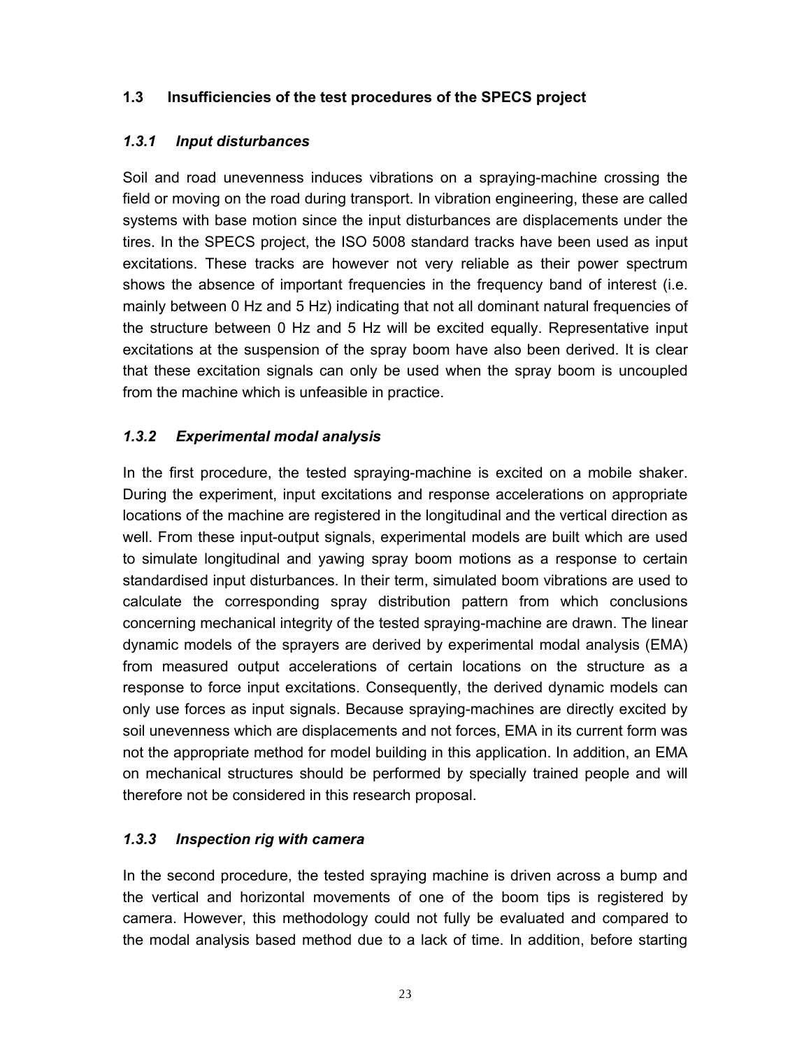## 1.3 Insufficiencies of the test procedures of the SPECS project

### *1.3.1 Input disturbances*

Soil and road unevenness induces vibrations on a spraying-machine crossing the field or moving on the road during transport. In vibration engineering, these are called systems with base motion since the input disturbances are displacements under the tires. In the SPECS project, the ISO 5008 standard tracks have been used as input excitations. These tracks are however not very reliable as their power spectrum shows the absence of important frequencies in the frequency band of interest (i.e. mainly between 0 Hz and 5 Hz) indicating that not all dominant natural frequencies of the structure between 0 Hz and 5 Hz will be excited equally. Representative input excitations at the suspension of the spray boom have also been derived. It is clear that these excitation signals can only be used when the spray boom is uncoupled from the machine which is unfeasible in practice.

### *1.3.2 Experimental modal analysis*

In the first procedure, the tested spraying-machine is excited on a mobile shaker. During the experiment, input excitations and response accelerations on appropriate locations of the machine are registered in the longitudinal and the vertical direction as well. From these input-output signals, experimental models are built which are used to simulate longitudinal and yawing spray boom motions as a response to certain standardised input disturbances. In their term, simulated boom vibrations are used to calculate the corresponding spray distribution pattern from which conclusions concerning mechanical integrity of the tested spraying-machine are drawn. The linear dynamic models of the sprayers are derived by experimental modal analysis (EMA) from measured output accelerations of certain locations on the structure as a response to force input excitations. Consequently, the derived dynamic models can only use forces as input signals. Because spraying-machines are directly excited by soil unevenness which are displacements and not forces, EMA in its current form was not the appropriate method for model building in this application. In addition, an EMA on mechanical structures should be performed by specially trained people and will therefore not be considered in this research proposal.

### *1.3.3 Inspection rig with camera*

In the second procedure, the tested spraying machine is driven across a bump and the vertical and horizontal movements of one of the boom tips is registered by camera. However, this methodology could not fully be evaluated and compared to the modal analysis based method due to a lack of time. In addition, before starting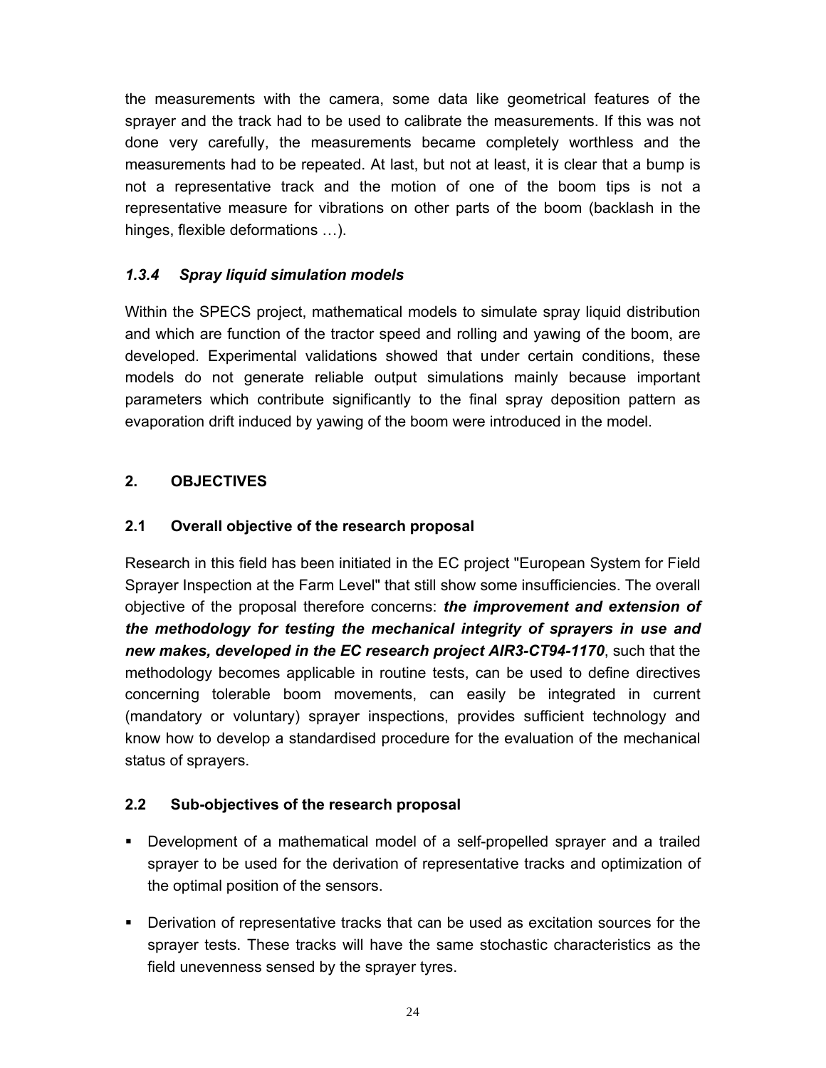the measurements with the camera, some data like geometrical features of the sprayer and the track had to be used to calibrate the measurements. If this was not done very carefully, the measurements became completely worthless and the measurements had to be repeated. At last, but not at least, it is clear that a bump is not a representative track and the motion of one of the boom tips is not a representative measure for vibrations on other parts of the boom (backlash in the hinges, flexible deformations …).

### *1.3.4 Spray liquid simulation models*

Within the SPECS project, mathematical models to simulate spray liquid distribution and which are function of the tractor speed and rolling and yawing of the boom, are developed. Experimental validations showed that under certain conditions, these models do not generate reliable output simulations mainly because important parameters which contribute significantly to the final spray deposition pattern as evaporation drift induced by yawing of the boom were introduced in the model.

## 2. OBJECTIVES

### 2.1 Overall objective of the research proposal

Research in this field has been initiated in the EC project "European System for Field Sprayer Inspection at the Farm Level" that still show some insufficiencies. The overall objective of the proposal therefore concerns: ***the improvement and extension of the methodology for testing the mechanical integrity of sprayers in use and new makes, developed in the EC research project AIR3-CT94-1170***, such that the methodology becomes applicable in routine tests, can be used to define directives concerning tolerable boom movements, can easily be integrated in current (mandatory or voluntary) sprayer inspections, provides sufficient technology and know how to develop a standardised procedure for the evaluation of the mechanical status of sprayers.

### 2.2 Sub-objectives of the research proposal

- Development of a mathematical model of a self-propelled sprayer and a trailed sprayer to be used for the derivation of representative tracks and optimization of the optimal position of the sensors.
- Derivation of representative tracks that can be used as excitation sources for the sprayer tests. These tracks will have the same stochastic characteristics as the field unevenness sensed by the sprayer tyres.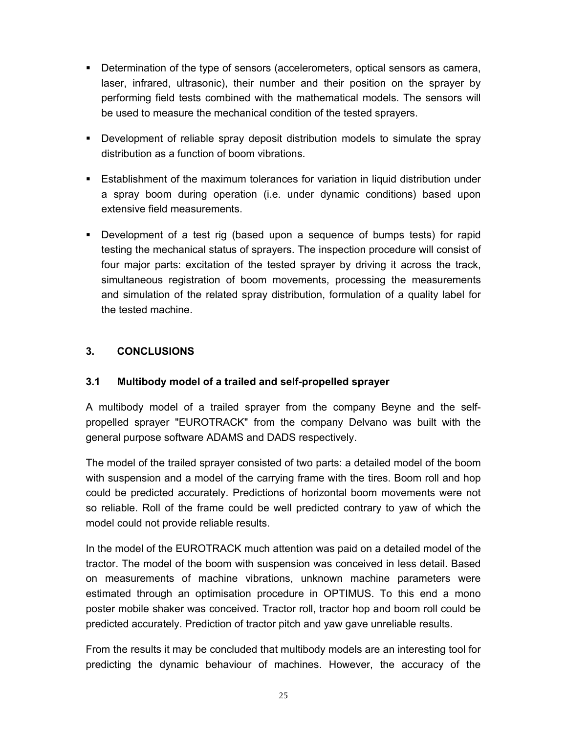- Determination of the type of sensors (accelerometers, optical sensors as camera, laser, infrared, ultrasonic), their number and their position on the sprayer by performing field tests combined with the mathematical models. The sensors will be used to measure the mechanical condition of the tested sprayers.
- Development of reliable spray deposit distribution models to simulate the spray distribution as a function of boom vibrations.
- Establishment of the maximum tolerances for variation in liquid distribution under a spray boom during operation (i.e. under dynamic conditions) based upon extensive field measurements.
- Development of a test rig (based upon a sequence of bumps tests) for rapid testing the mechanical status of sprayers. The inspection procedure will consist of four major parts: excitation of the tested sprayer by driving it across the track, simultaneous registration of boom movements, processing the measurements and simulation of the related spray distribution, formulation of a quality label for the tested machine.

## 3. CONCLUSIONS

### 3.1 Multibody model of a trailed and self-propelled sprayer

A multibody model of a trailed sprayer from the company Beyne and the self-propelled sprayer "EUROTRACK" from the company Delvano was built with the general purpose software ADAMS and DADS respectively.

The model of the trailed sprayer consisted of two parts: a detailed model of the boom with suspension and a model of the carrying frame with the tires. Boom roll and hop could be predicted accurately. Predictions of horizontal boom movements were not so reliable. Roll of the frame could be well predicted contrary to yaw of which the model could not provide reliable results.

In the model of the EUROTRACK much attention was paid on a detailed model of the tractor. The model of the boom with suspension was conceived in less detail. Based on measurements of machine vibrations, unknown machine parameters were estimated through an optimisation procedure in OPTIMUS. To this end a mono poster mobile shaker was conceived. Tractor roll, tractor hop and boom roll could be predicted accurately. Prediction of tractor pitch and yaw gave unreliable results.

From the results it may be concluded that multibody models are an interesting tool for predicting the dynamic behaviour of machines. However, the accuracy of the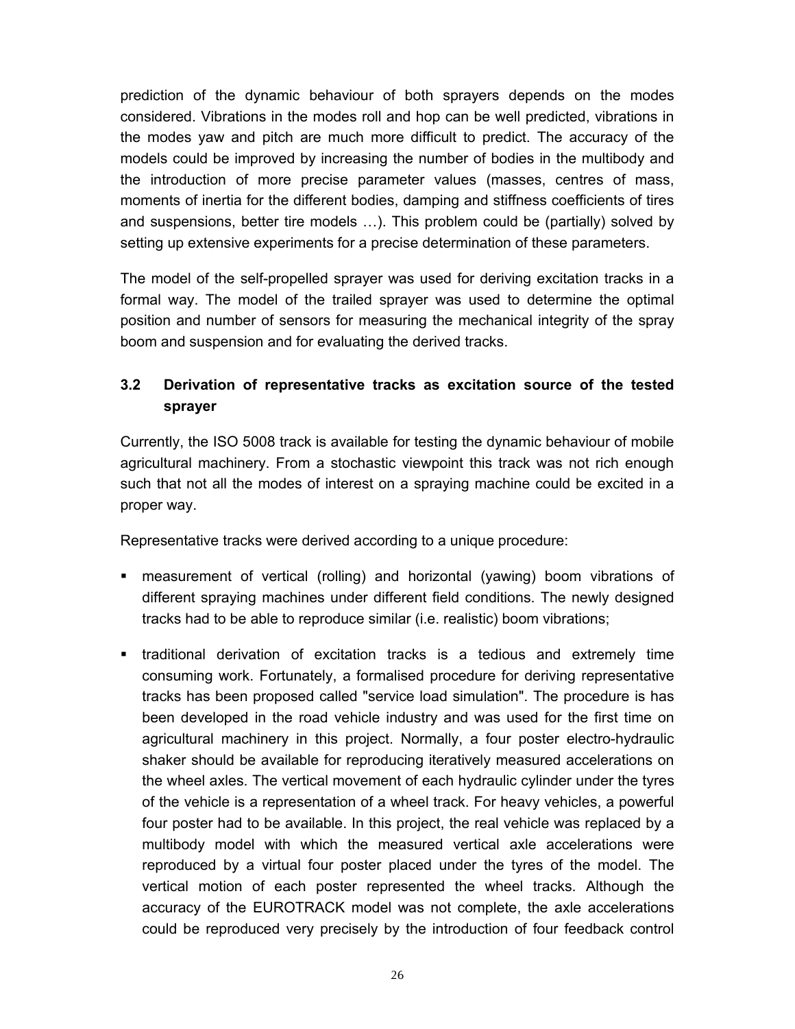prediction of the dynamic behaviour of both sprayers depends on the modes considered. Vibrations in the modes roll and hop can be well predicted, vibrations in the modes yaw and pitch are much more difficult to predict. The accuracy of the models could be improved by increasing the number of bodies in the multibody and the introduction of more precise parameter values (masses, centres of mass, moments of inertia for the different bodies, damping and stiffness coefficients of tires and suspensions, better tire models …). This problem could be (partially) solved by setting up extensive experiments for a precise determination of these parameters.

The model of the self-propelled sprayer was used for deriving excitation tracks in a formal way. The model of the trailed sprayer was used to determine the optimal position and number of sensors for measuring the mechanical integrity of the spray boom and suspension and for evaluating the derived tracks.

## 3.2 Derivation of representative tracks as excitation source of the tested sprayer

Currently, the ISO 5008 track is available for testing the dynamic behaviour of mobile agricultural machinery. From a stochastic viewpoint this track was not rich enough such that not all the modes of interest on a spraying machine could be excited in a proper way.

Representative tracks were derived according to a unique procedure:

- measurement of vertical (rolling) and horizontal (yawing) boom vibrations of different spraying machines under different field conditions. The newly designed tracks had to be able to reproduce similar (i.e. realistic) boom vibrations;
- traditional derivation of excitation tracks is a tedious and extremely time consuming work. Fortunately, a formalised procedure for deriving representative tracks has been proposed called "service load simulation". The procedure is has been developed in the road vehicle industry and was used for the first time on agricultural machinery in this project. Normally, a four poster electro-hydraulic shaker should be available for reproducing iteratively measured accelerations on the wheel axles. The vertical movement of each hydraulic cylinder under the tyres of the vehicle is a representation of a wheel track. For heavy vehicles, a powerful four poster had to be available. In this project, the real vehicle was replaced by a multibody model with which the measured vertical axle accelerations were reproduced by a virtual four poster placed under the tyres of the model. The vertical motion of each poster represented the wheel tracks. Although the accuracy of the EUROTRACK model was not complete, the axle accelerations could be reproduced very precisely by the introduction of four feedback control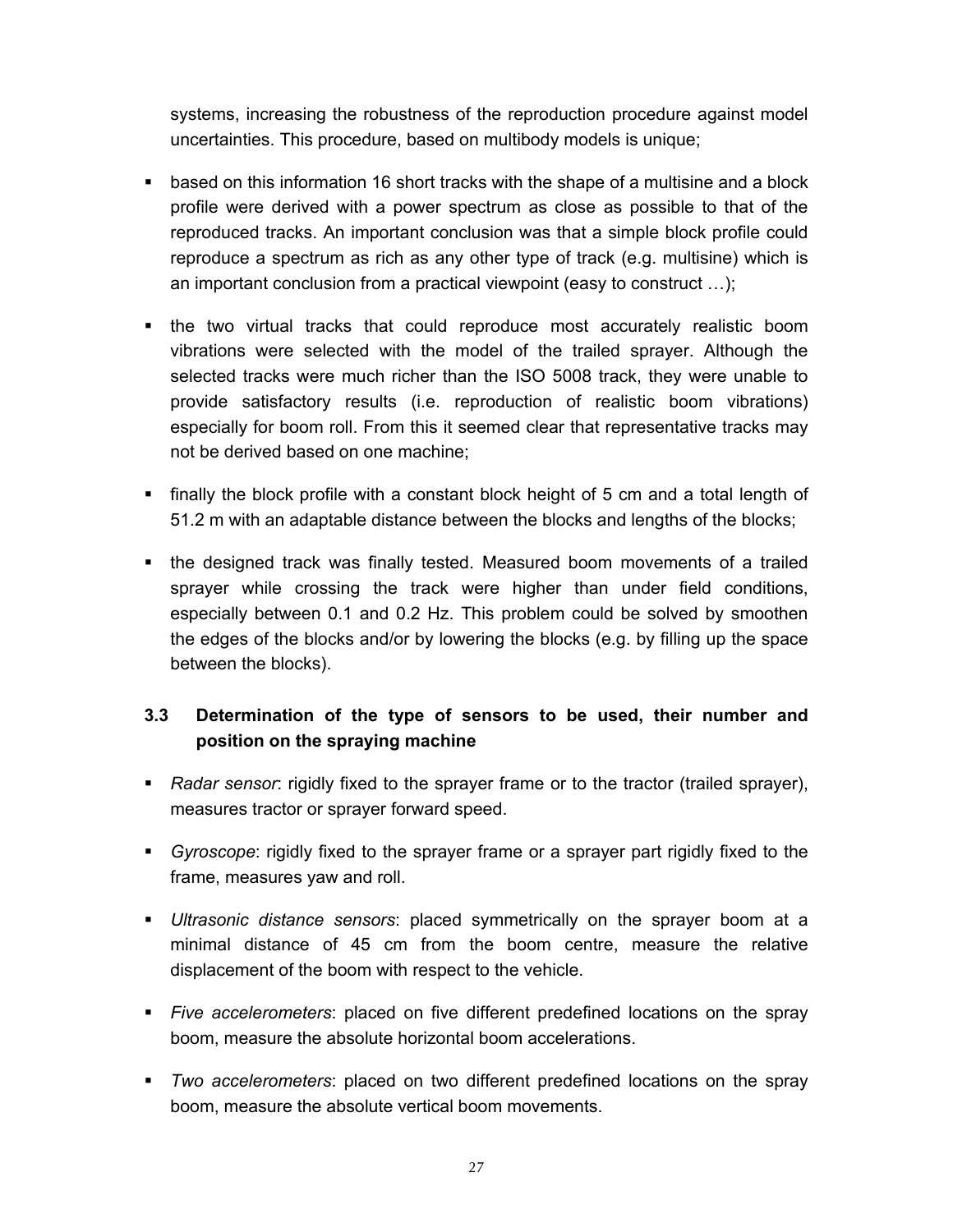systems, increasing the robustness of the reproduction procedure against model uncertainties. This procedure, based on multibody models is unique;

- based on this information 16 short tracks with the shape of a multisine and a block profile were derived with a power spectrum as close as possible to that of the reproduced tracks. An important conclusion was that a simple block profile could reproduce a spectrum as rich as any other type of track (e.g. multisine) which is an important conclusion from a practical viewpoint (easy to construct …);
- the two virtual tracks that could reproduce most accurately realistic boom vibrations were selected with the model of the trailed sprayer. Although the selected tracks were much richer than the ISO 5008 track, they were unable to provide satisfactory results (i.e. reproduction of realistic boom vibrations) especially for boom roll. From this it seemed clear that representative tracks may not be derived based on one machine;
- finally the block profile with a constant block height of 5 cm and a total length of 51.2 m with an adaptable distance between the blocks and lengths of the blocks;
- the designed track was finally tested. Measured boom movements of a trailed sprayer while crossing the track were higher than under field conditions, especially between 0.1 and 0.2 Hz. This problem could be solved by smoothen the edges of the blocks and/or by lowering the blocks (e.g. by filling up the space between the blocks).

### 3.3 Determination of the type of sensors to be used, their number and position on the spraying machine

- *Radar sensor*: rigidly fixed to the sprayer frame or to the tractor (trailed sprayer), measures tractor or sprayer forward speed.
- *Gyroscope*: rigidly fixed to the sprayer frame or a sprayer part rigidly fixed to the frame, measures yaw and roll.
- *Ultrasonic distance sensors*: placed symmetrically on the sprayer boom at a minimal distance of 45 cm from the boom centre, measure the relative displacement of the boom with respect to the vehicle.
- *Five accelerometers*: placed on five different predefined locations on the spray boom, measure the absolute horizontal boom accelerations.
- *Two accelerometers*: placed on two different predefined locations on the spray boom, measure the absolute vertical boom movements.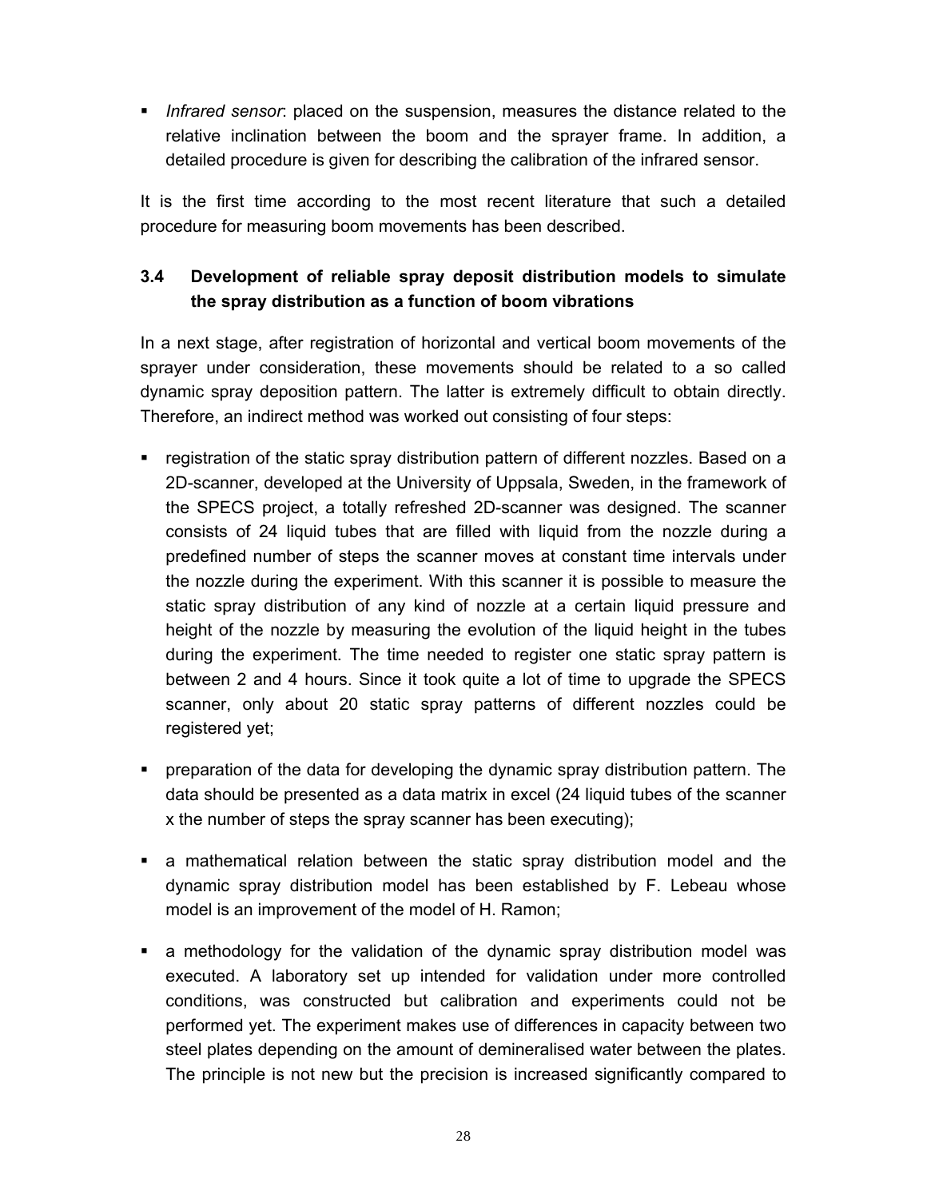- *Infrared sensor*: placed on the suspension, measures the distance related to the relative inclination between the boom and the sprayer frame. In addition, a detailed procedure is given for describing the calibration of the infrared sensor.

It is the first time according to the most recent literature that such a detailed procedure for measuring boom movements has been described.

### 3.4 Development of reliable spray deposit distribution models to simulate the spray distribution as a function of boom vibrations

In a next stage, after registration of horizontal and vertical boom movements of the sprayer under consideration, these movements should be related to a so called dynamic spray deposition pattern. The latter is extremely difficult to obtain directly. Therefore, an indirect method was worked out consisting of four steps:

- registration of the static spray distribution pattern of different nozzles. Based on a 2D-scanner, developed at the University of Uppsala, Sweden, in the framework of the SPECS project, a totally refreshed 2D-scanner was designed. The scanner consists of 24 liquid tubes that are filled with liquid from the nozzle during a predefined number of steps the scanner moves at constant time intervals under the nozzle during the experiment. With this scanner it is possible to measure the static spray distribution of any kind of nozzle at a certain liquid pressure and height of the nozzle by measuring the evolution of the liquid height in the tubes during the experiment. The time needed to register one static spray pattern is between 2 and 4 hours. Since it took quite a lot of time to upgrade the SPECS scanner, only about 20 static spray patterns of different nozzles could be registered yet;
- preparation of the data for developing the dynamic spray distribution pattern. The data should be presented as a data matrix in excel (24 liquid tubes of the scanner x the number of steps the spray scanner has been executing);
- a mathematical relation between the static spray distribution model and the dynamic spray distribution model has been established by F. Lebeau whose model is an improvement of the model of H. Ramon;
- a methodology for the validation of the dynamic spray distribution model was executed. A laboratory set up intended for validation under more controlled conditions, was constructed but calibration and experiments could not be performed yet. The experiment makes use of differences in capacity between two steel plates depending on the amount of demineralised water between the plates. The principle is not new but the precision is increased significantly compared to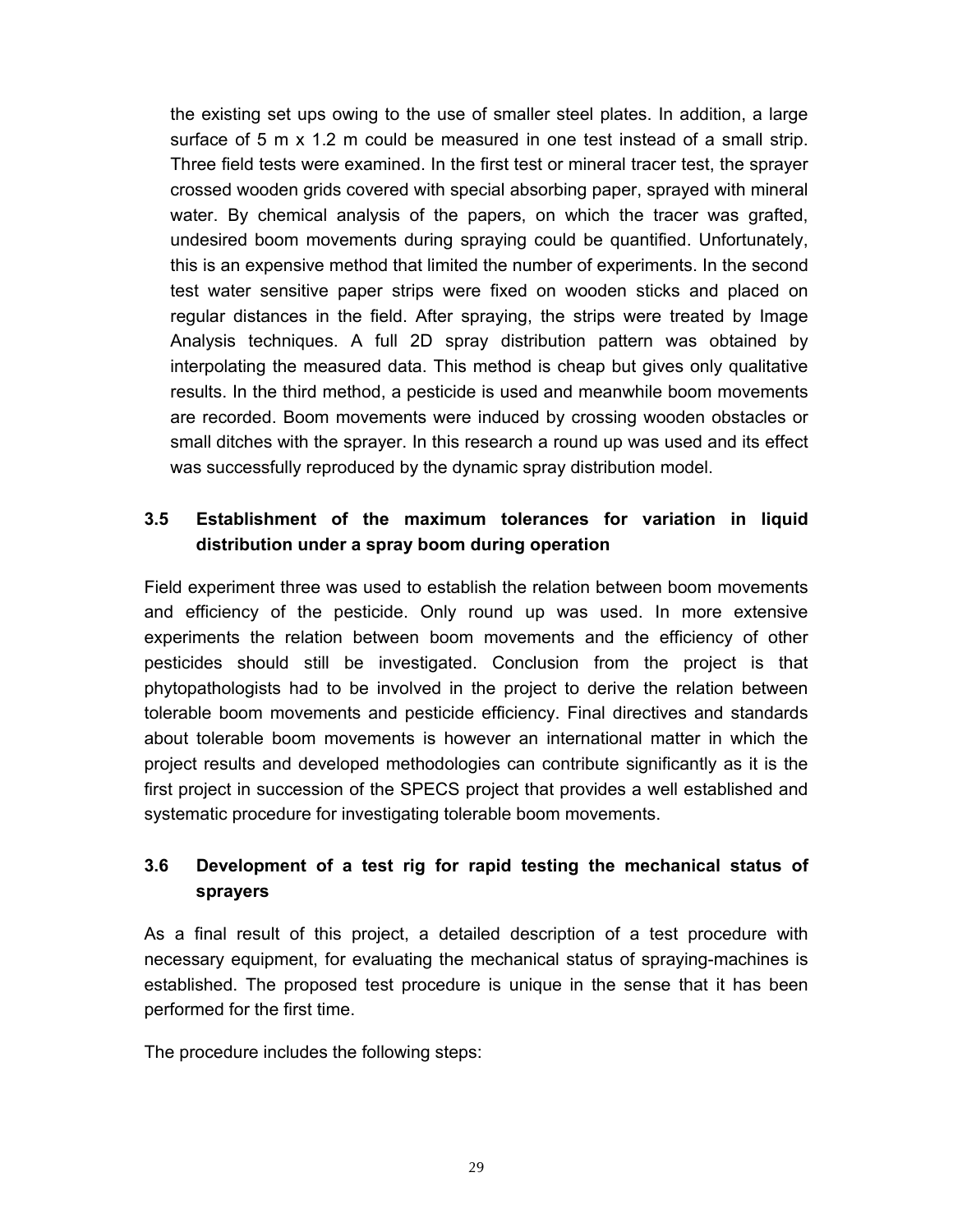the existing set ups owing to the use of smaller steel plates. In addition, a large surface of 5 m x 1.2 m could be measured in one test instead of a small strip. Three field tests were examined. In the first test or mineral tracer test, the sprayer crossed wooden grids covered with special absorbing paper, sprayed with mineral water. By chemical analysis of the papers, on which the tracer was grafted, undesired boom movements during spraying could be quantified. Unfortunately, this is an expensive method that limited the number of experiments. In the second test water sensitive paper strips were fixed on wooden sticks and placed on regular distances in the field. After spraying, the strips were treated by Image Analysis techniques. A full 2D spray distribution pattern was obtained by interpolating the measured data. This method is cheap but gives only qualitative results. In the third method, a pesticide is used and meanwhile boom movements are recorded. Boom movements were induced by crossing wooden obstacles or small ditches with the sprayer. In this research a round up was used and its effect was successfully reproduced by the dynamic spray distribution model.

### 3.5 Establishment of the maximum tolerances for variation in liquid distribution under a spray boom during operation

Field experiment three was used to establish the relation between boom movements and efficiency of the pesticide. Only round up was used. In more extensive experiments the relation between boom movements and the efficiency of other pesticides should still be investigated. Conclusion from the project is that phytopathologists had to be involved in the project to derive the relation between tolerable boom movements and pesticide efficiency. Final directives and standards about tolerable boom movements is however an international matter in which the project results and developed methodologies can contribute significantly as it is the first project in succession of the SPECS project that provides a well established and systematic procedure for investigating tolerable boom movements.

### 3.6 Development of a test rig for rapid testing the mechanical status of sprayers

As a final result of this project, a detailed description of a test procedure with necessary equipment, for evaluating the mechanical status of spraying-machines is established. The proposed test procedure is unique in the sense that it has been performed for the first time.

The procedure includes the following steps: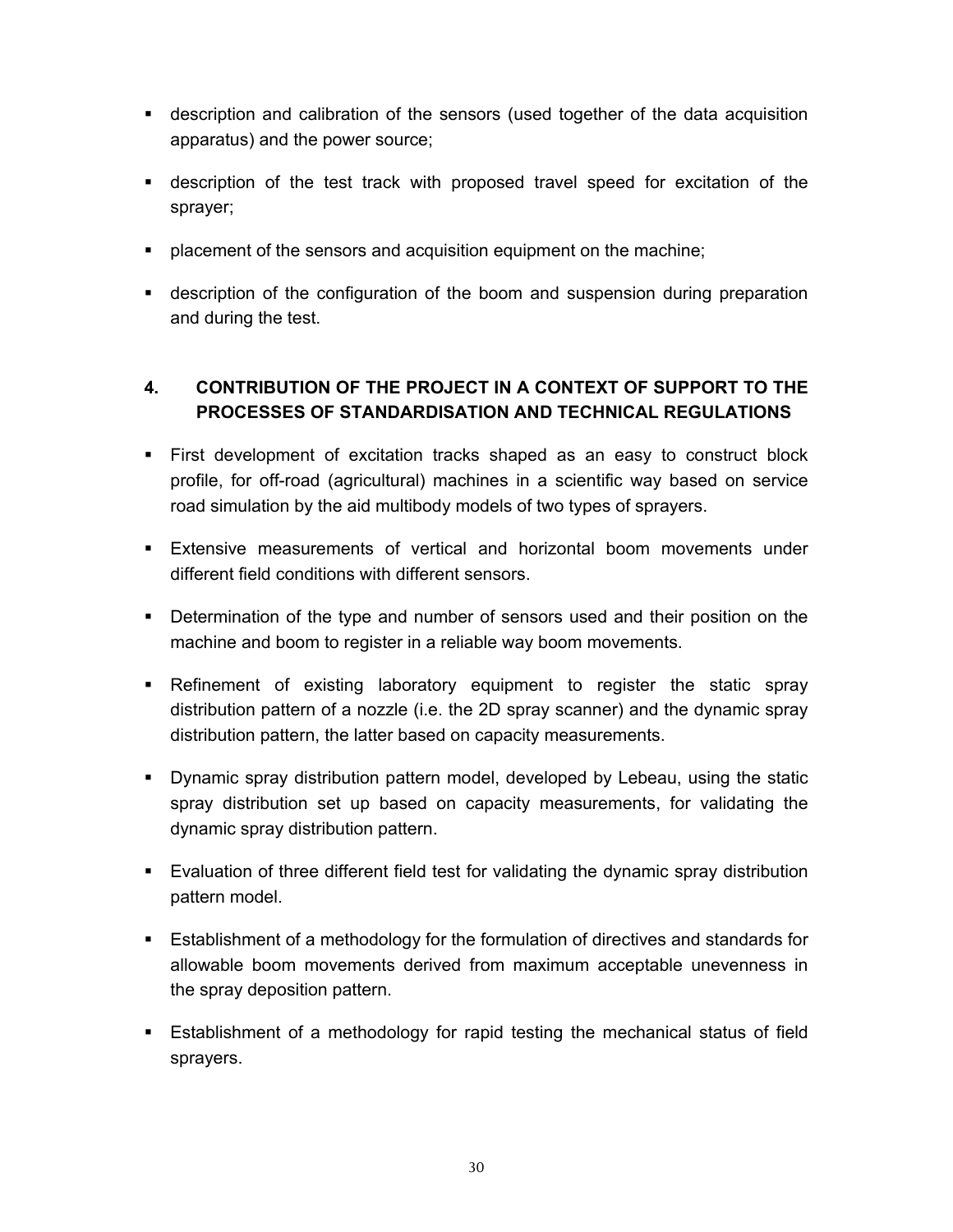- description and calibration of the sensors (used together of the data acquisition apparatus) and the power source;
- description of the test track with proposed travel speed for excitation of the sprayer;
- placement of the sensors and acquisition equipment on the machine;
- description of the configuration of the boom and suspension during preparation and during the test.

## 4. CONTRIBUTION OF THE PROJECT IN A CONTEXT OF SUPPORT TO THE PROCESSES OF STANDARDISATION AND TECHNICAL REGULATIONS

- First development of excitation tracks shaped as an easy to construct block profile, for off-road (agricultural) machines in a scientific way based on service road simulation by the aid multibody models of two types of sprayers.
- Extensive measurements of vertical and horizontal boom movements under different field conditions with different sensors.
- Determination of the type and number of sensors used and their position on the machine and boom to register in a reliable way boom movements.
- Refinement of existing laboratory equipment to register the static spray distribution pattern of a nozzle (i.e. the 2D spray scanner) and the dynamic spray distribution pattern, the latter based on capacity measurements.
- Dynamic spray distribution pattern model, developed by Lebeau, using the static spray distribution set up based on capacity measurements, for validating the dynamic spray distribution pattern.
- Evaluation of three different field test for validating the dynamic spray distribution pattern model.
- Establishment of a methodology for the formulation of directives and standards for allowable boom movements derived from maximum acceptable unevenness in the spray deposition pattern.
- Establishment of a methodology for rapid testing the mechanical status of field sprayers.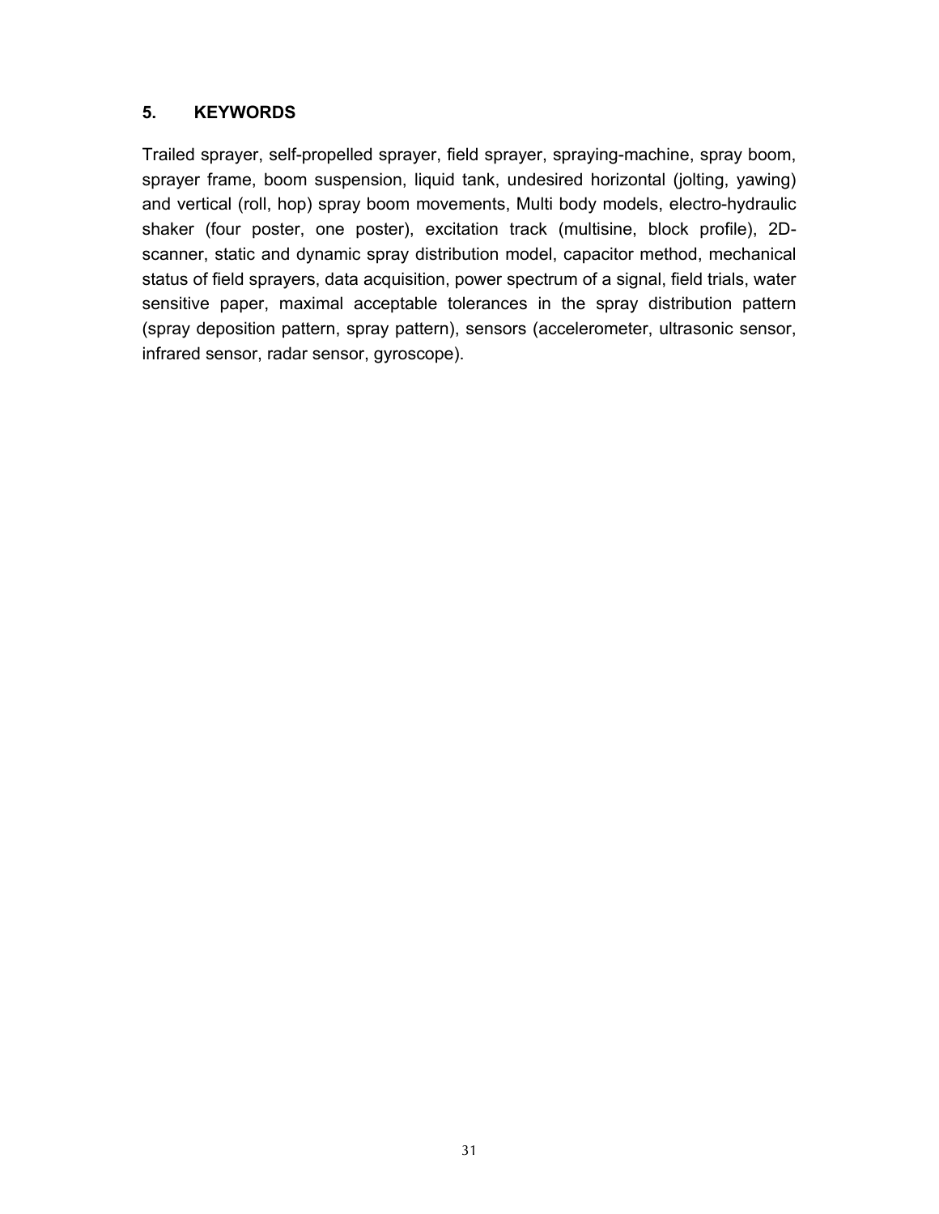## 5. KEYWORDS

Trailed sprayer, self-propelled sprayer, field sprayer, spraying-machine, spray boom, sprayer frame, boom suspension, liquid tank, undesired horizontal (jolting, yawing) and vertical (roll, hop) spray boom movements, Multi body models, electro-hydraulic shaker (four poster, one poster), excitation track (multisine, block profile), 2D-scanner, static and dynamic spray distribution model, capacitor method, mechanical status of field sprayers, data acquisition, power spectrum of a signal, field trials, water sensitive paper, maximal acceptable tolerances in the spray distribution pattern (spray deposition pattern, spray pattern), sensors (accelerometer, ultrasonic sensor, infrared sensor, radar sensor, gyroscope).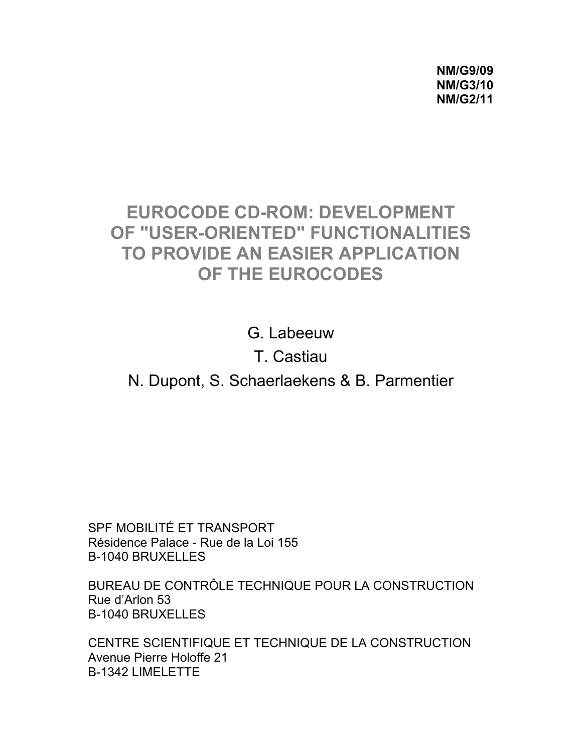**NM/G9/09**
**NM/G3/10**
**NM/G2/11**

# EUROCODE CD-ROM: DEVELOPMENT OF "USER-ORIENTED" FUNCTIONALITIES TO PROVIDE AN EASIER APPLICATION OF THE EUROCODES

G. Labeeuw

T. Castiau

N. Dupont, S. Schaerlaekens & B. Parmentier

SPF MOBILITÉ ET TRANSPORT
Résidence Palace - Rue de la Loi 155
B-1040 BRUXELLES

BUREAU DE CONTRÔLE TECHNIQUE POUR LA CONSTRUCTION
Rue d'Arlon 53
B-1040 BRUXELLES

CENTRE SCIENTIFIQUE ET TECHNIQUE DE LA CONSTRUCTION
Avenue Pierre Holoffe 21
B-1342 LIMELETTE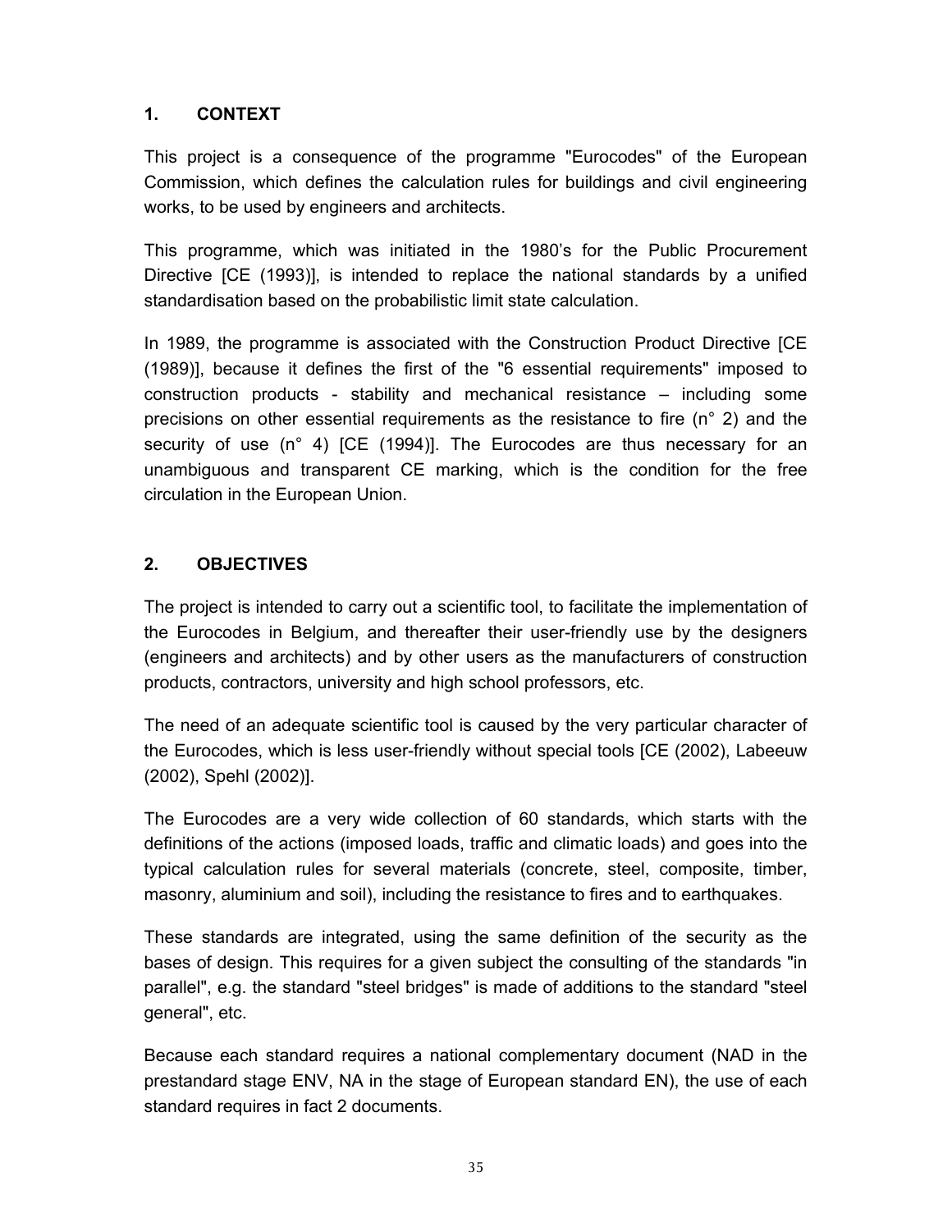## 1. CONTEXT

This project is a consequence of the programme "Eurocodes" of the European Commission, which defines the calculation rules for buildings and civil engineering works, to be used by engineers and architects.

This programme, which was initiated in the 1980's for the Public Procurement Directive [CE (1993)], is intended to replace the national standards by a unified standardisation based on the probabilistic limit state calculation.

In 1989, the programme is associated with the Construction Product Directive [CE (1989)], because it defines the first of the "6 essential requirements" imposed to construction products - stability and mechanical resistance – including some precisions on other essential requirements as the resistance to fire (n° 2) and the security of use (n° 4) [CE (1994)]. The Eurocodes are thus necessary for an unambiguous and transparent CE marking, which is the condition for the free circulation in the European Union.

## 2. OBJECTIVES

The project is intended to carry out a scientific tool, to facilitate the implementation of the Eurocodes in Belgium, and thereafter their user-friendly use by the designers (engineers and architects) and by other users as the manufacturers of construction products, contractors, university and high school professors, etc.

The need of an adequate scientific tool is caused by the very particular character of the Eurocodes, which is less user-friendly without special tools [CE (2002), Labeeuw (2002), Spehl (2002)].

The Eurocodes are a very wide collection of 60 standards, which starts with the definitions of the actions (imposed loads, traffic and climatic loads) and goes into the typical calculation rules for several materials (concrete, steel, composite, timber, masonry, aluminium and soil), including the resistance to fires and to earthquakes.

These standards are integrated, using the same definition of the security as the bases of design. This requires for a given subject the consulting of the standards "in parallel", e.g. the standard "steel bridges" is made of additions to the standard "steel general", etc.

Because each standard requires a national complementary document (NAD in the prestandard stage ENV, NA in the stage of European standard EN), the use of each standard requires in fact 2 documents.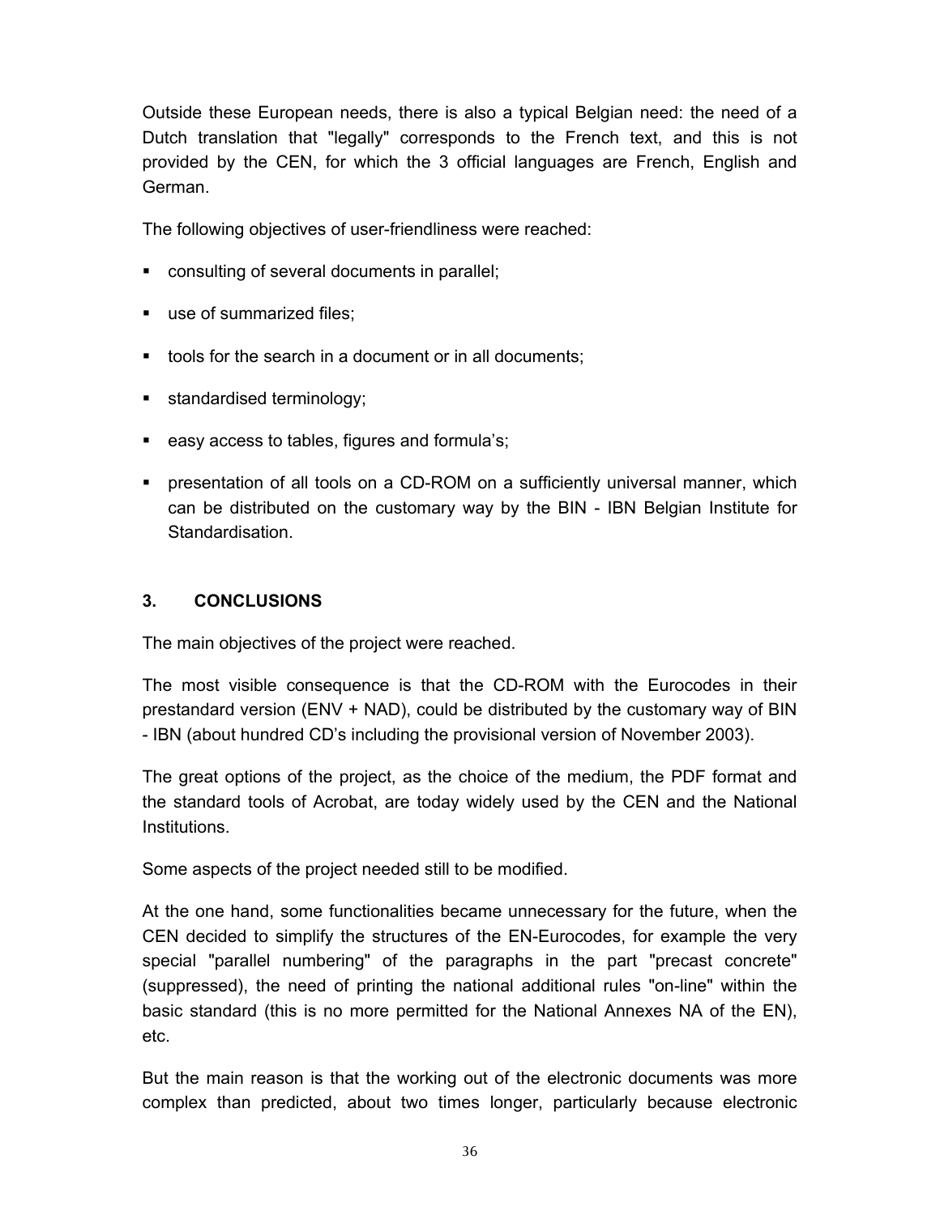Outside these European needs, there is also a typical Belgian need: the need of a Dutch translation that "legally" corresponds to the French text, and this is not provided by the CEN, for which the 3 official languages are French, English and German.

The following objectives of user-friendliness were reached:

- consulting of several documents in parallel;
- use of summarized files;
- tools for the search in a document or in all documents;
- standardised terminology;
- easy access to tables, figures and formula's;
- presentation of all tools on a CD-ROM on a sufficiently universal manner, which can be distributed on the customary way by the BIN - IBN Belgian Institute for Standardisation.

## 3. CONCLUSIONS

The main objectives of the project were reached.

The most visible consequence is that the CD-ROM with the Eurocodes in their prestandard version (ENV + NAD), could be distributed by the customary way of BIN - IBN (about hundred CD's including the provisional version of November 2003).

The great options of the project, as the choice of the medium, the PDF format and the standard tools of Acrobat, are today widely used by the CEN and the National Institutions.

Some aspects of the project needed still to be modified.

At the one hand, some functionalities became unnecessary for the future, when the CEN decided to simplify the structures of the EN-Eurocodes, for example the very special "parallel numbering" of the paragraphs in the part "precast concrete" (suppressed), the need of printing the national additional rules "on-line" within the basic standard (this is no more permitted for the National Annexes NA of the EN), etc.

But the main reason is that the working out of the electronic documents was more complex than predicted, about two times longer, particularly because electronic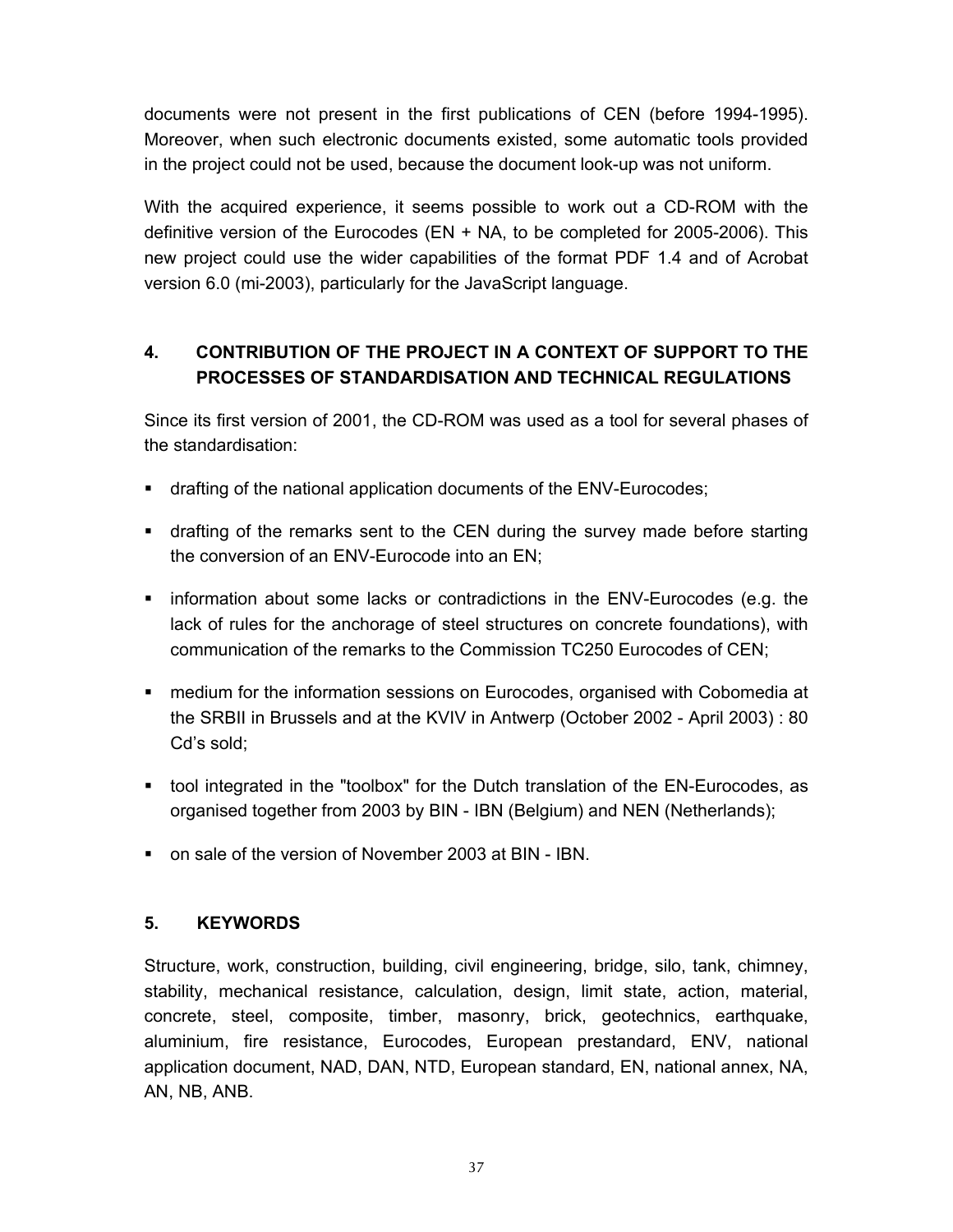documents were not present in the first publications of CEN (before 1994-1995). Moreover, when such electronic documents existed, some automatic tools provided in the project could not be used, because the document look-up was not uniform.

With the acquired experience, it seems possible to work out a CD-ROM with the definitive version of the Eurocodes (EN + NA, to be completed for 2005-2006). This new project could use the wider capabilities of the format PDF 1.4 and of Acrobat version 6.0 (mi-2003), particularly for the JavaScript language.

## 4. CONTRIBUTION OF THE PROJECT IN A CONTEXT OF SUPPORT TO THE PROCESSES OF STANDARDISATION AND TECHNICAL REGULATIONS

Since its first version of 2001, the CD-ROM was used as a tool for several phases of the standardisation:

- drafting of the national application documents of the ENV-Eurocodes;
- drafting of the remarks sent to the CEN during the survey made before starting the conversion of an ENV-Eurocode into an EN;
- information about some lacks or contradictions in the ENV-Eurocodes (e.g. the lack of rules for the anchorage of steel structures on concrete foundations), with communication of the remarks to the Commission TC250 Eurocodes of CEN;
- medium for the information sessions on Eurocodes, organised with Cobomedia at the SRBII in Brussels and at the KVIV in Antwerp (October 2002 - April 2003) : 80 Cd's sold;
- tool integrated in the "toolbox" for the Dutch translation of the EN-Eurocodes, as organised together from 2003 by BIN - IBN (Belgium) and NEN (Netherlands);
- on sale of the version of November 2003 at BIN - IBN.

## 5. KEYWORDS

Structure, work, construction, building, civil engineering, bridge, silo, tank, chimney, stability, mechanical resistance, calculation, design, limit state, action, material, concrete, steel, composite, timber, masonry, brick, geotechnics, earthquake, aluminium, fire resistance, Eurocodes, European prestandard, ENV, national application document, NAD, DAN, NTD, European standard, EN, national annex, NA, AN, NB, ANB.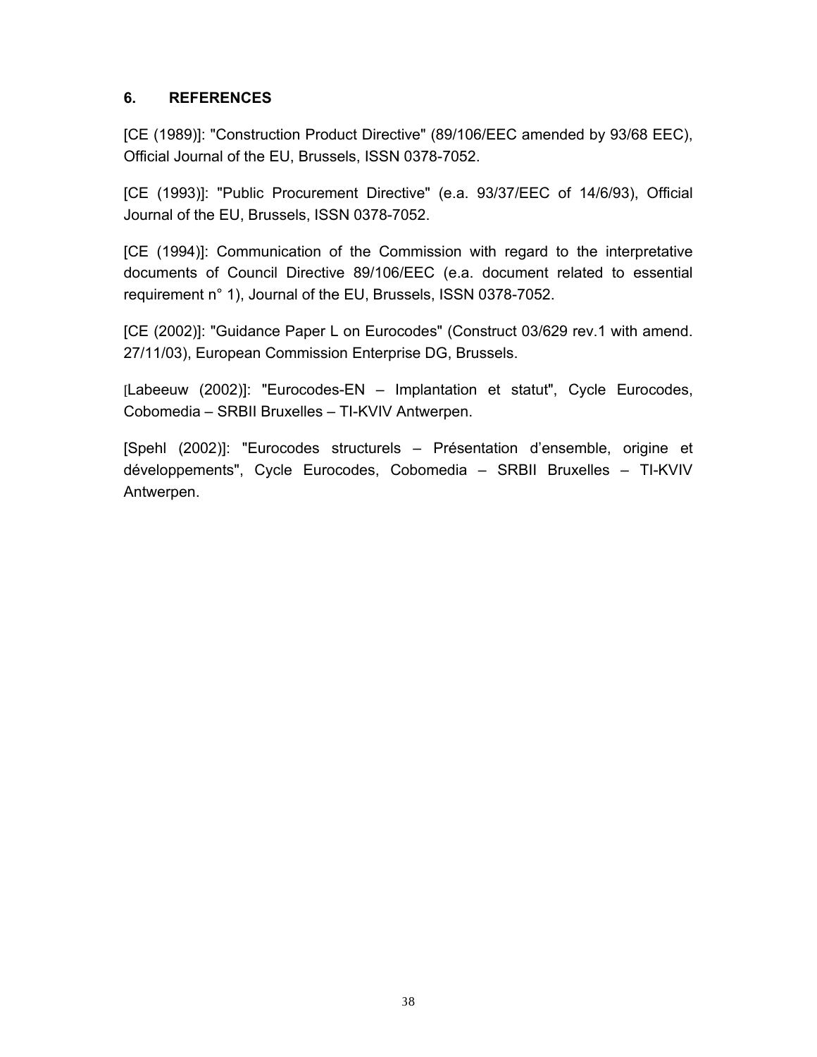## 6. REFERENCES

[CE (1989)]: "Construction Product Directive" (89/106/EEC amended by 93/68 EEC), Official Journal of the EU, Brussels, ISSN 0378-7052.

[CE (1993)]: "Public Procurement Directive" (e.a. 93/37/EEC of 14/6/93), Official Journal of the EU, Brussels, ISSN 0378-7052.

[CE (1994)]: Communication of the Commission with regard to the interpretative documents of Council Directive 89/106/EEC (e.a. document related to essential requirement n° 1), Journal of the EU, Brussels, ISSN 0378-7052.

[CE (2002)]: "Guidance Paper L on Eurocodes" (Construct 03/629 rev.1 with amend. 27/11/03), European Commission Enterprise DG, Brussels.

[Labeeuw (2002)]: "Eurocodes-EN – Implantation et statut", Cycle Eurocodes, Cobomedia – SRBII Bruxelles – TI-KVIV Antwerpen.

[Spehl (2002)]: "Eurocodes structurels – Présentation d'ensemble, origine et développements", Cycle Eurocodes, Cobomedia – SRBII Bruxelles – TI-KVIV Antwerpen.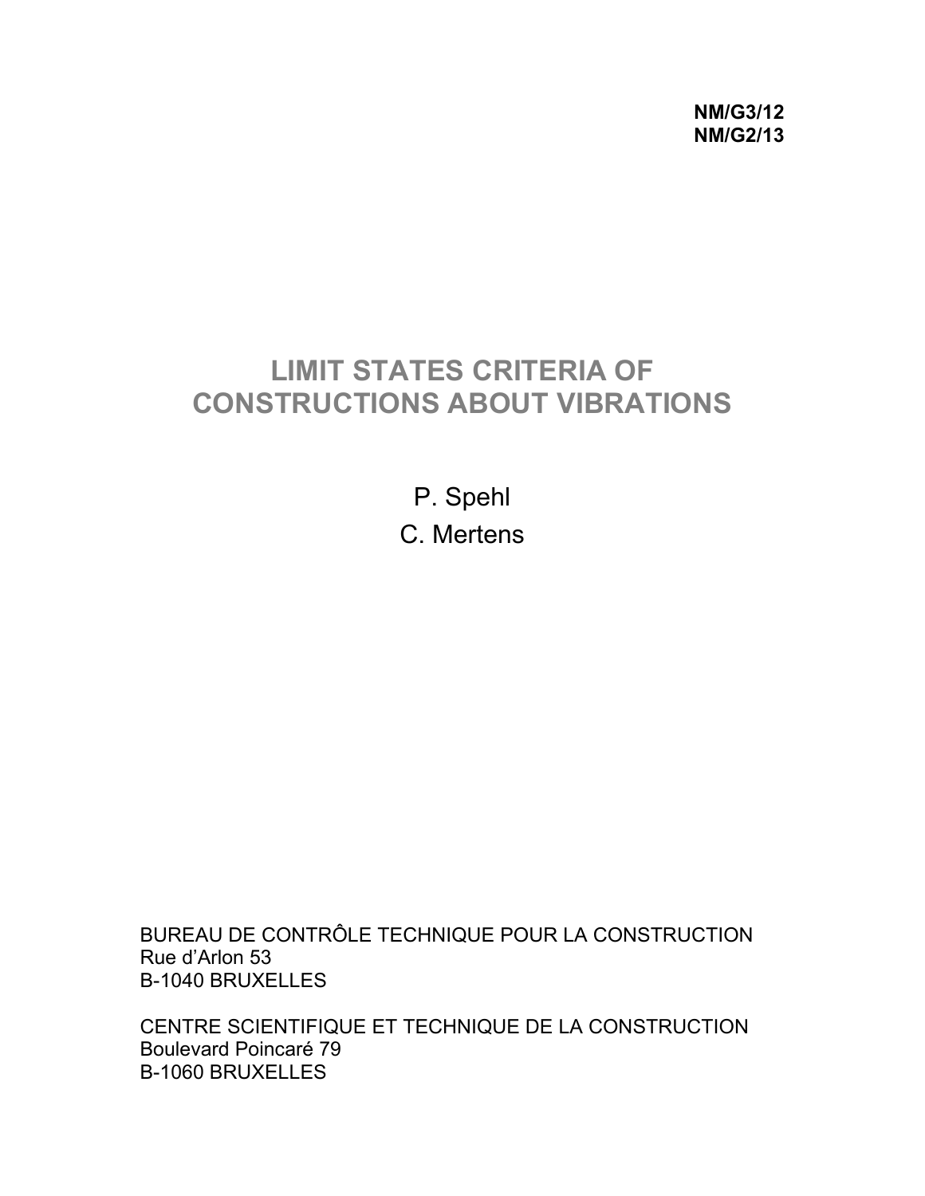**NM/G3/12**
**NM/G2/13**

# LIMIT STATES CRITERIA OF CONSTRUCTIONS ABOUT VIBRATIONS

P. Spehl

C. Mertens

BUREAU DE CONTRÔLE TECHNIQUE POUR LA CONSTRUCTION
Rue d'Arlon 53
B-1040 BRUXELLES

CENTRE SCIENTIFIQUE ET TECHNIQUE DE LA CONSTRUCTION
Boulevard Poincaré 79
B-1060 BRUXELLES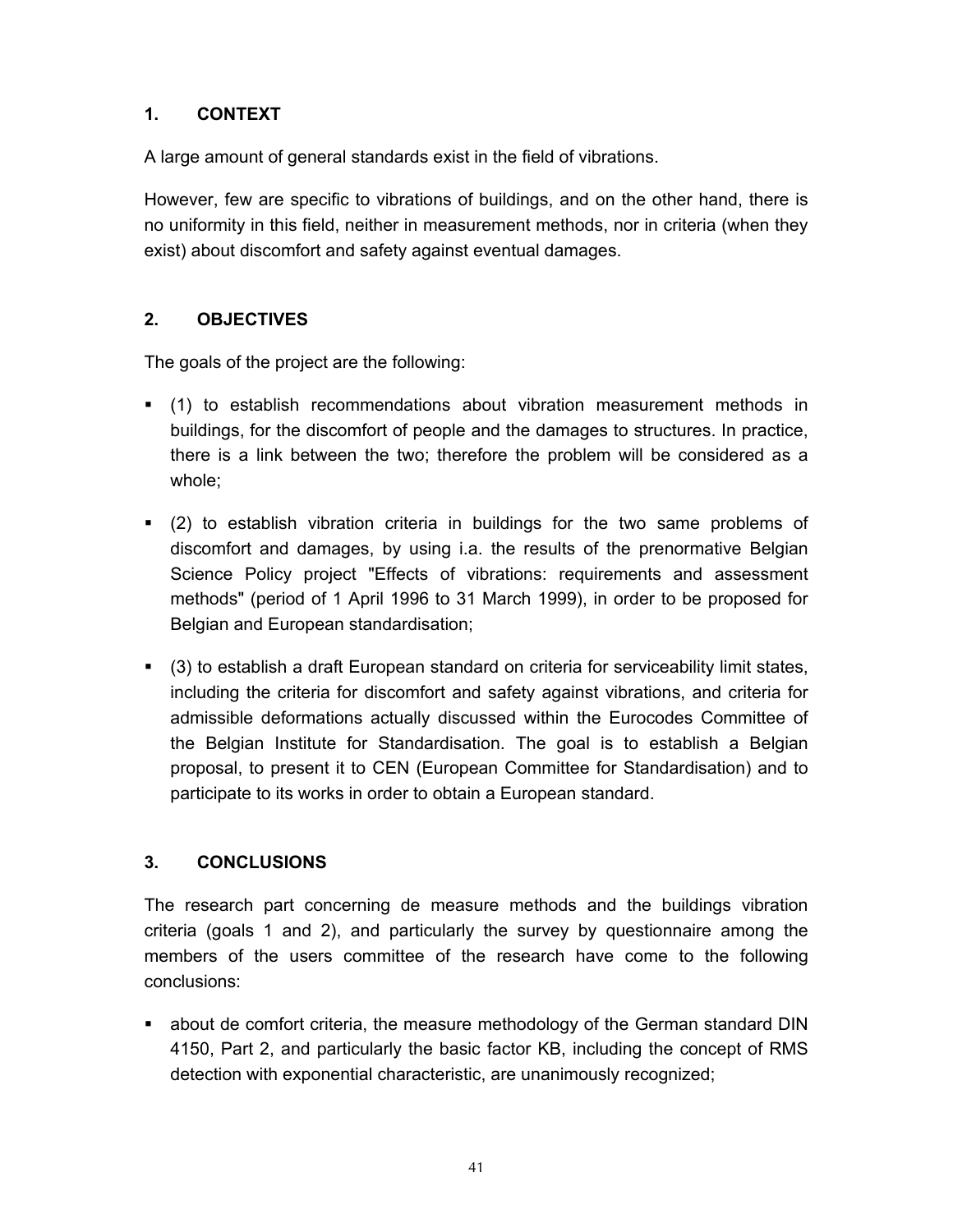## 1. CONTEXT

A large amount of general standards exist in the field of vibrations.

However, few are specific to vibrations of buildings, and on the other hand, there is no uniformity in this field, neither in measurement methods, nor in criteria (when they exist) about discomfort and safety against eventual damages.

## 2. OBJECTIVES

The goals of the project are the following:

- (1) to establish recommendations about vibration measurement methods in buildings, for the discomfort of people and the damages to structures. In practice, there is a link between the two; therefore the problem will be considered as a whole;
- (2) to establish vibration criteria in buildings for the two same problems of discomfort and damages, by using i.a. the results of the prenormative Belgian Science Policy project "Effects of vibrations: requirements and assessment methods" (period of 1 April 1996 to 31 March 1999), in order to be proposed for Belgian and European standardisation;
- (3) to establish a draft European standard on criteria for serviceability limit states, including the criteria for discomfort and safety against vibrations, and criteria for admissible deformations actually discussed within the Eurocodes Committee of the Belgian Institute for Standardisation. The goal is to establish a Belgian proposal, to present it to CEN (European Committee for Standardisation) and to participate to its works in order to obtain a European standard.

## 3. CONCLUSIONS

The research part concerning de measure methods and the buildings vibration criteria (goals 1 and 2), and particularly the survey by questionnaire among the members of the users committee of the research have come to the following conclusions:

- about de comfort criteria, the measure methodology of the German standard DIN 4150, Part 2, and particularly the basic factor KB, including the concept of RMS detection with exponential characteristic, are unanimously recognized;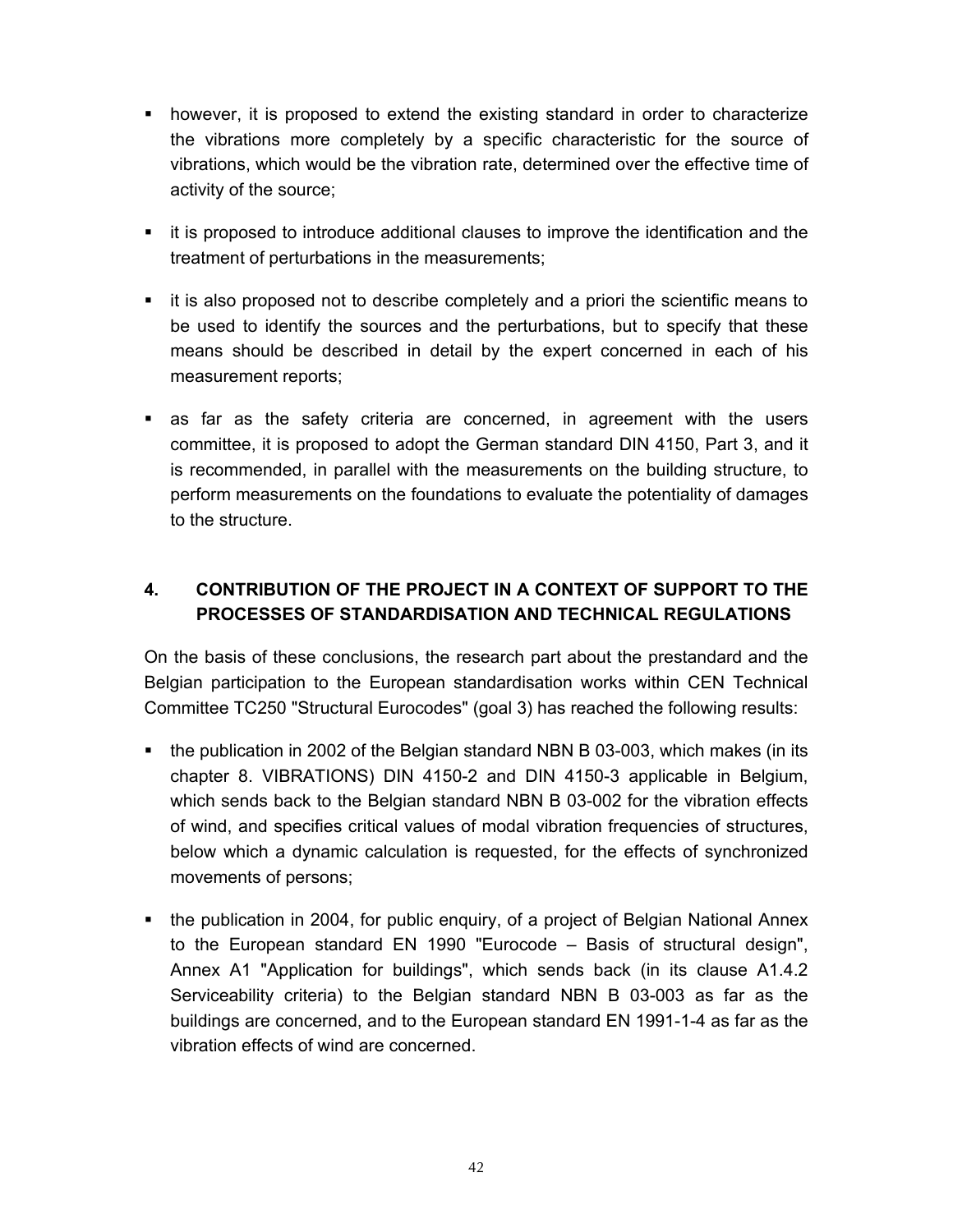- however, it is proposed to extend the existing standard in order to characterize the vibrations more completely by a specific characteristic for the source of vibrations, which would be the vibration rate, determined over the effective time of activity of the source;
- it is proposed to introduce additional clauses to improve the identification and the treatment of perturbations in the measurements;
- it is also proposed not to describe completely and a priori the scientific means to be used to identify the sources and the perturbations, but to specify that these means should be described in detail by the expert concerned in each of his measurement reports;
- as far as the safety criteria are concerned, in agreement with the users committee, it is proposed to adopt the German standard DIN 4150, Part 3, and it is recommended, in parallel with the measurements on the building structure, to perform measurements on the foundations to evaluate the potentiality of damages to the structure.

## 4. CONTRIBUTION OF THE PROJECT IN A CONTEXT OF SUPPORT TO THE PROCESSES OF STANDARDISATION AND TECHNICAL REGULATIONS

On the basis of these conclusions, the research part about the prestandard and the Belgian participation to the European standardisation works within CEN Technical Committee TC250 "Structural Eurocodes" (goal 3) has reached the following results:

- the publication in 2002 of the Belgian standard NBN B 03-003, which makes (in its chapter 8. VIBRATIONS) DIN 4150-2 and DIN 4150-3 applicable in Belgium, which sends back to the Belgian standard NBN B 03-002 for the vibration effects of wind, and specifies critical values of modal vibration frequencies of structures, below which a dynamic calculation is requested, for the effects of synchronized movements of persons;
- the publication in 2004, for public enquiry, of a project of Belgian National Annex to the European standard EN 1990 "Eurocode – Basis of structural design", Annex A1 "Application for buildings", which sends back (in its clause A1.4.2 Serviceability criteria) to the Belgian standard NBN B 03-003 as far as the buildings are concerned, and to the European standard EN 1991-1-4 as far as the vibration effects of wind are concerned.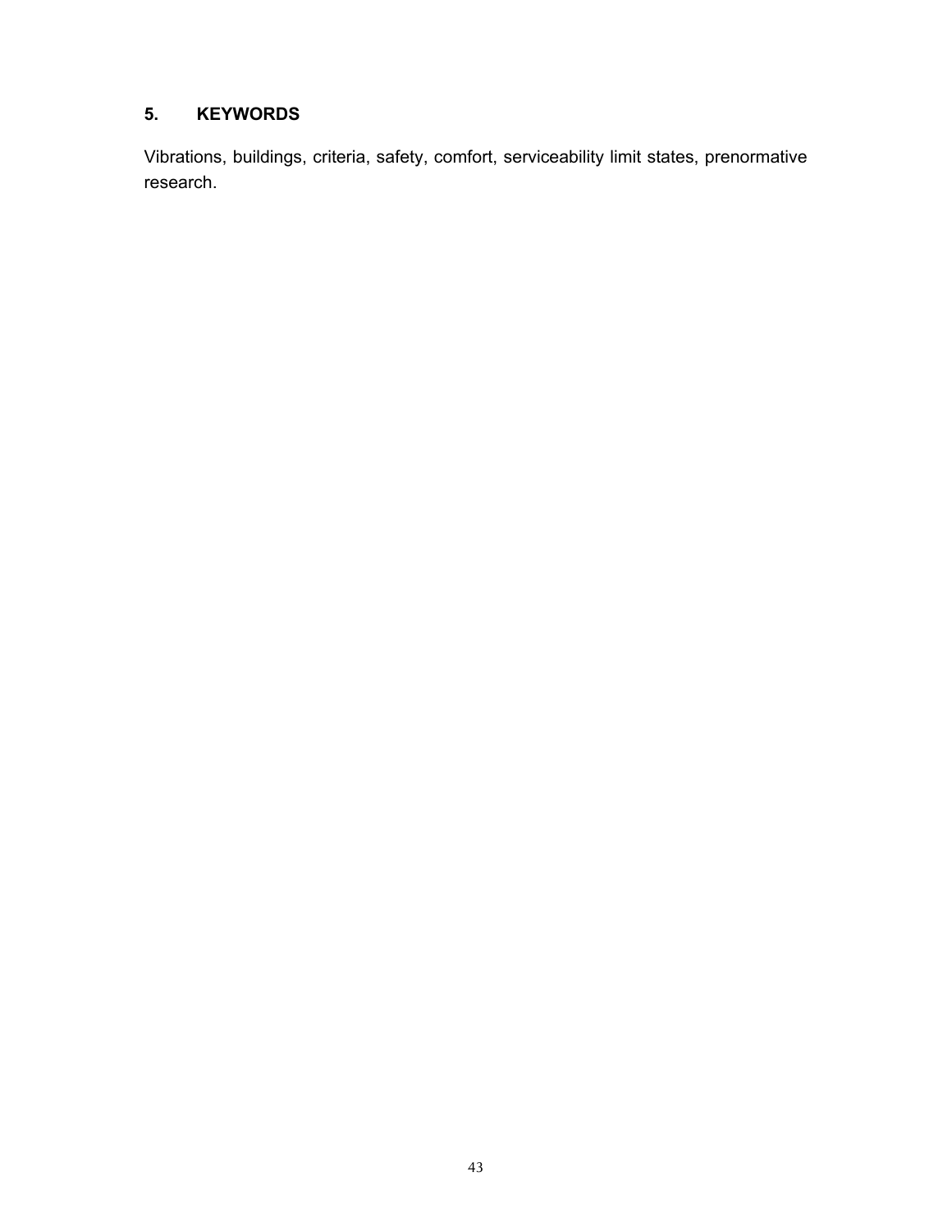## 5. KEYWORDS

Vibrations, buildings, criteria, safety, comfort, serviceability limit states, prenormative research.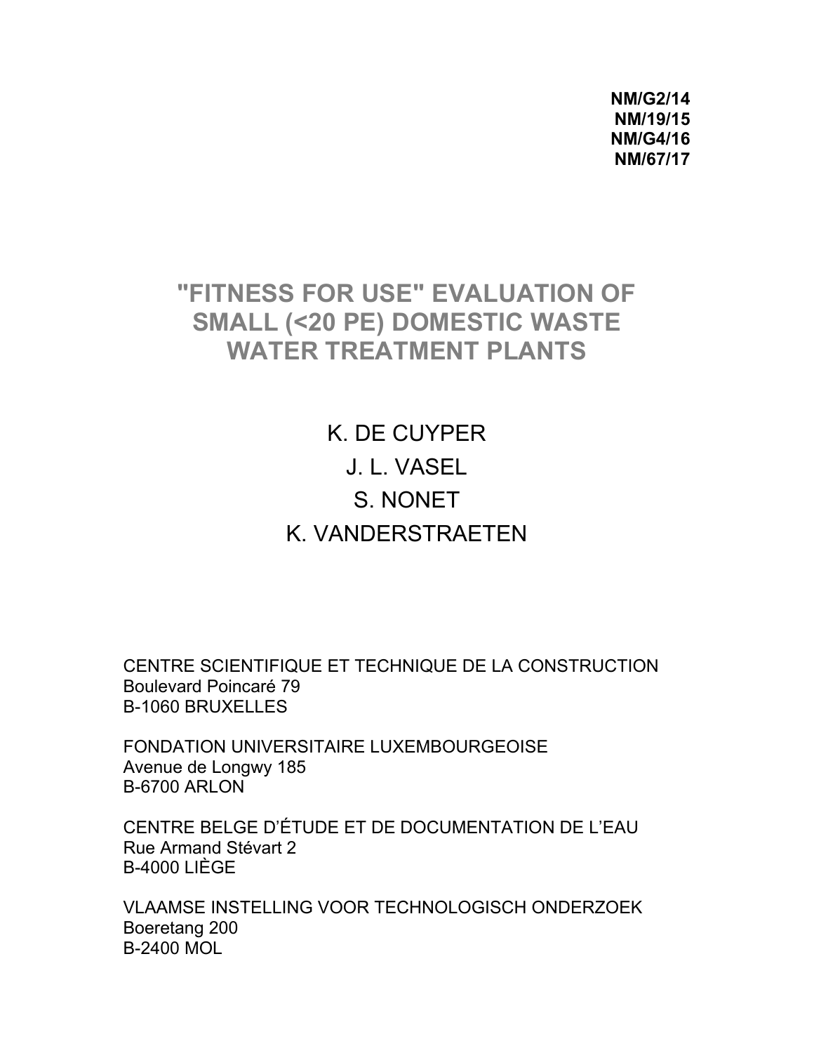**NM/G2/14**
**NM/19/15**
**NM/G4/16**
**NM/67/17**

# "FITNESS FOR USE" EVALUATION OF SMALL (<20 PE) DOMESTIC WASTE WATER TREATMENT PLANTS

K. DE CUYPER

J. L. VASEL

S. NONET

K. VANDERSTRAETEN

CENTRE SCIENTIFIQUE ET TECHNIQUE DE LA CONSTRUCTION
Boulevard Poincaré 79
B-1060 BRUXELLES

FONDATION UNIVERSITAIRE LUXEMBOURGEOISE
Avenue de Longwy 185
B-6700 ARLON

CENTRE BELGE D'ÉTUDE ET DE DOCUMENTATION DE L'EAU
Rue Armand Stévart 2
B-4000 LIÈGE

VLAAMSE INSTELLING VOOR TECHNOLOGISCH ONDERZOEK
Boeretang 200
B-2400 MOL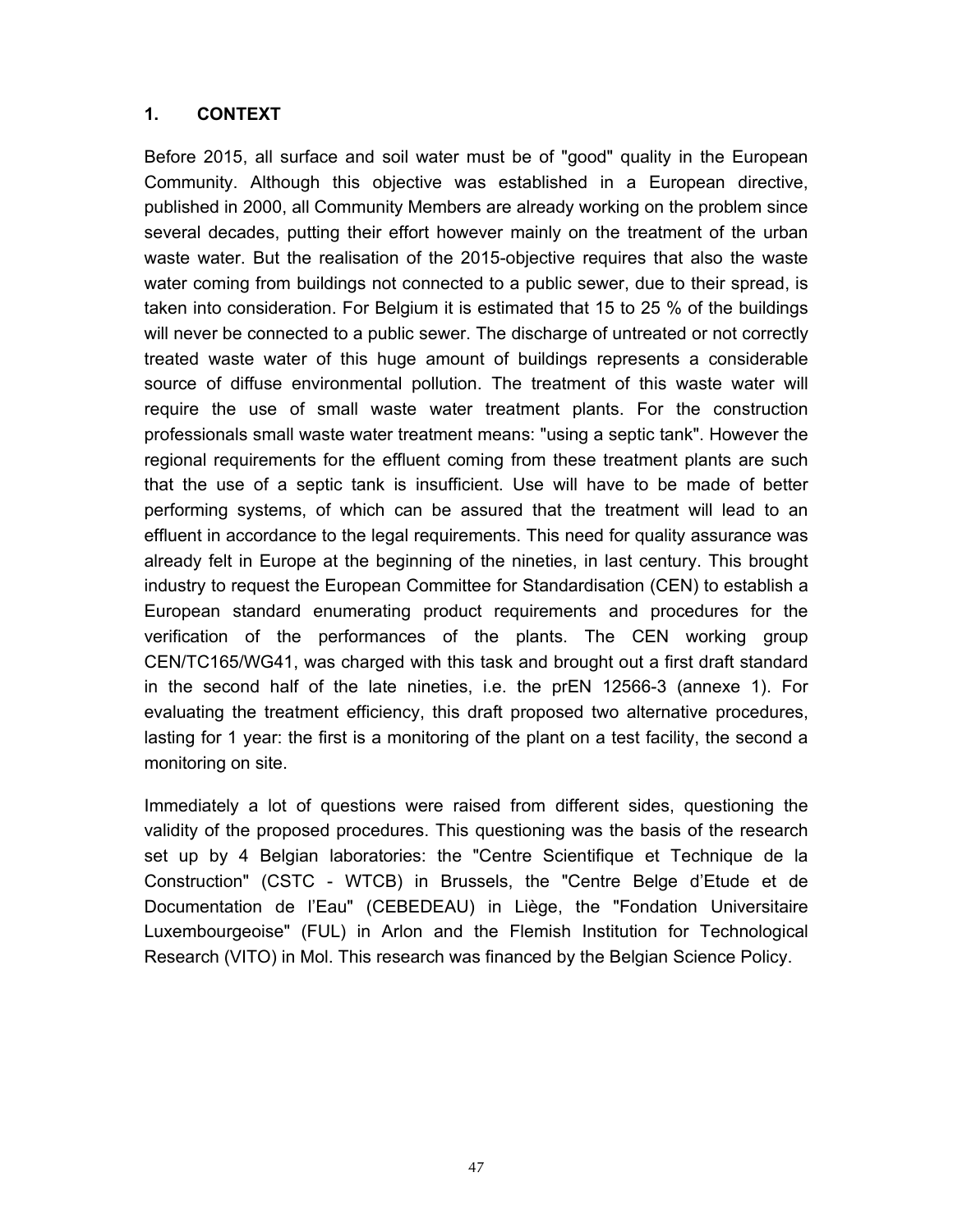# 1. CONTEXT

Before 2015, all surface and soil water must be of "good" quality in the European Community. Although this objective was established in a European directive, published in 2000, all Community Members are already working on the problem since several decades, putting their effort however mainly on the treatment of the urban waste water. But the realisation of the 2015-objective requires that also the waste water coming from buildings not connected to a public sewer, due to their spread, is taken into consideration. For Belgium it is estimated that 15 to 25 % of the buildings will never be connected to a public sewer. The discharge of untreated or not correctly treated waste water of this huge amount of buildings represents a considerable source of diffuse environmental pollution. The treatment of this waste water will require the use of small waste water treatment plants. For the construction professionals small waste water treatment means: "using a septic tank". However the regional requirements for the effluent coming from these treatment plants are such that the use of a septic tank is insufficient. Use will have to be made of better performing systems, of which can be assured that the treatment will lead to an effluent in accordance to the legal requirements. This need for quality assurance was already felt in Europe at the beginning of the nineties, in last century. This brought industry to request the European Committee for Standardisation (CEN) to establish a European standard enumerating product requirements and procedures for the verification of the performances of the plants. The CEN working group CEN/TC165/WG41, was charged with this task and brought out a first draft standard in the second half of the late nineties, i.e. the prEN 12566-3 (annexe 1). For evaluating the treatment efficiency, this draft proposed two alternative procedures, lasting for 1 year: the first is a monitoring of the plant on a test facility, the second a monitoring on site.

Immediately a lot of questions were raised from different sides, questioning the validity of the proposed procedures. This questioning was the basis of the research set up by 4 Belgian laboratories: the "Centre Scientifique et Technique de la Construction" (CSTC - WTCB) in Brussels, the "Centre Belge d'Etude et de Documentation de l'Eau" (CEBEDEAU) in Liège, the "Fondation Universitaire Luxembourgeoise" (FUL) in Arlon and the Flemish Institution for Technological Research (VITO) in Mol. This research was financed by the Belgian Science Policy.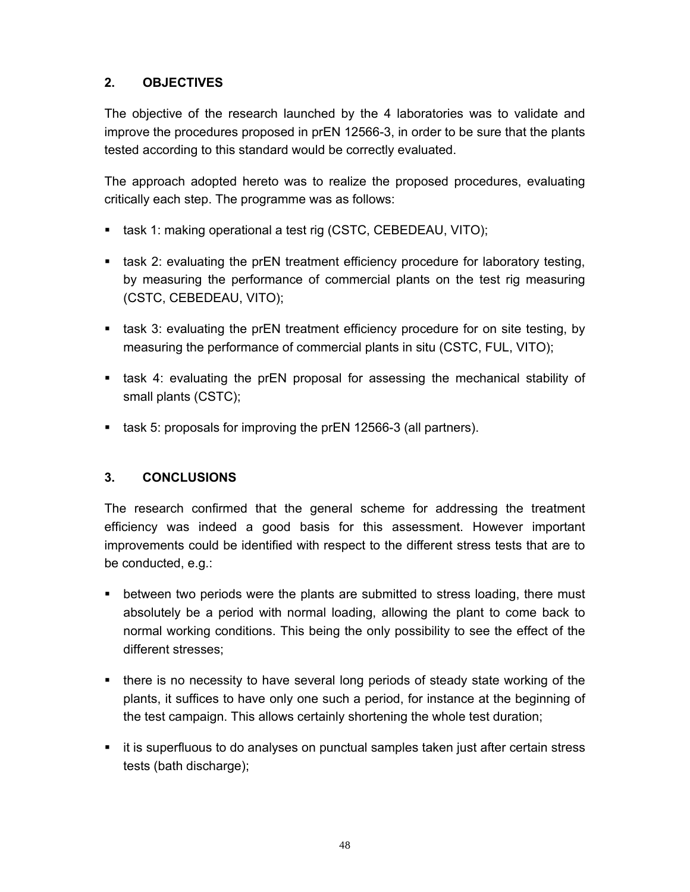## 2. OBJECTIVES

The objective of the research launched by the 4 laboratories was to validate and improve the procedures proposed in prEN 12566-3, in order to be sure that the plants tested according to this standard would be correctly evaluated.

The approach adopted hereto was to realize the proposed procedures, evaluating critically each step. The programme was as follows:

- task 1: making operational a test rig (CSTC, CEBEDEAU, VITO);
- task 2: evaluating the prEN treatment efficiency procedure for laboratory testing, by measuring the performance of commercial plants on the test rig measuring (CSTC, CEBEDEAU, VITO);
- task 3: evaluating the prEN treatment efficiency procedure for on site testing, by measuring the performance of commercial plants in situ (CSTC, FUL, VITO);
- task 4: evaluating the prEN proposal for assessing the mechanical stability of small plants (CSTC);
- task 5: proposals for improving the prEN 12566-3 (all partners).

## 3. CONCLUSIONS

The research confirmed that the general scheme for addressing the treatment efficiency was indeed a good basis for this assessment. However important improvements could be identified with respect to the different stress tests that are to be conducted, e.g.:

- between two periods were the plants are submitted to stress loading, there must absolutely be a period with normal loading, allowing the plant to come back to normal working conditions. This being the only possibility to see the effect of the different stresses;
- there is no necessity to have several long periods of steady state working of the plants, it suffices to have only one such a period, for instance at the beginning of the test campaign. This allows certainly shortening the whole test duration;
- it is superfluous to do analyses on punctual samples taken just after certain stress tests (bath discharge);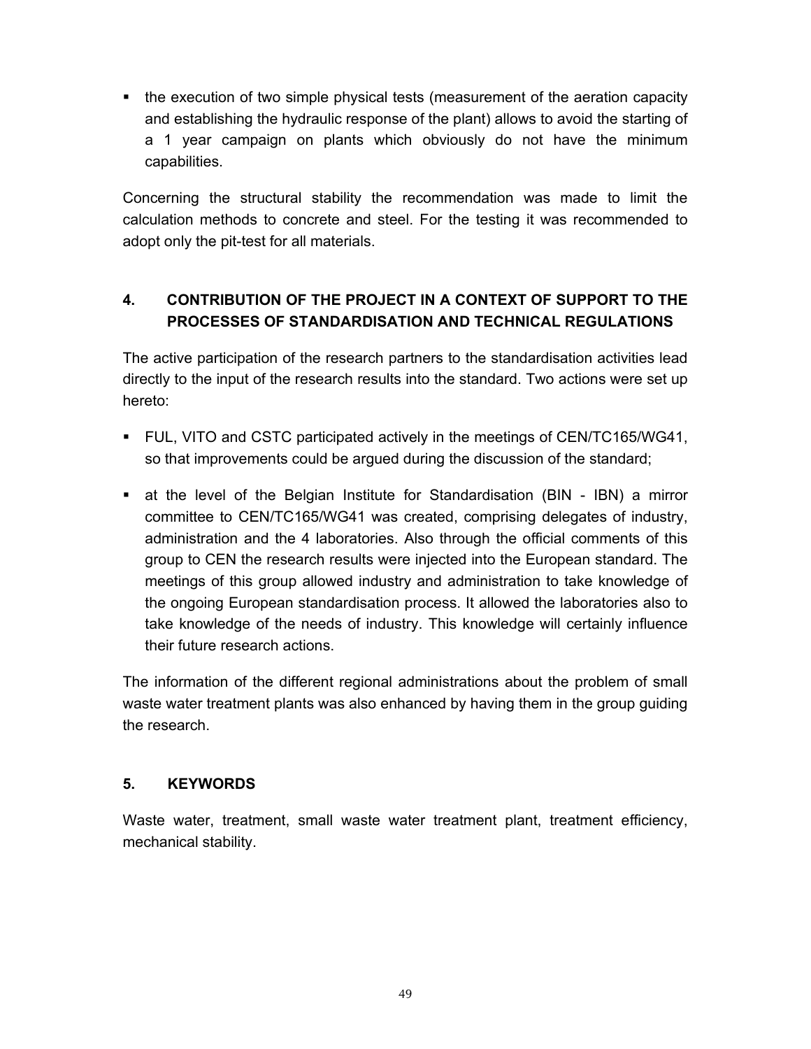- the execution of two simple physical tests (measurement of the aeration capacity and establishing the hydraulic response of the plant) allows to avoid the starting of a 1 year campaign on plants which obviously do not have the minimum capabilities.

Concerning the structural stability the recommendation was made to limit the calculation methods to concrete and steel. For the testing it was recommended to adopt only the pit-test for all materials.

## 4. CONTRIBUTION OF THE PROJECT IN A CONTEXT OF SUPPORT TO THE PROCESSES OF STANDARDISATION AND TECHNICAL REGULATIONS

The active participation of the research partners to the standardisation activities lead directly to the input of the research results into the standard. Two actions were set up hereto:

- FUL, VITO and CSTC participated actively in the meetings of CEN/TC165/WG41, so that improvements could be argued during the discussion of the standard;
- at the level of the Belgian Institute for Standardisation (BIN - IBN) a mirror committee to CEN/TC165/WG41 was created, comprising delegates of industry, administration and the 4 laboratories. Also through the official comments of this group to CEN the research results were injected into the European standard. The meetings of this group allowed industry and administration to take knowledge of the ongoing European standardisation process. It allowed the laboratories also to take knowledge of the needs of industry. This knowledge will certainly influence their future research actions.

The information of the different regional administrations about the problem of small waste water treatment plants was also enhanced by having them in the group guiding the research.

## 5. KEYWORDS

Waste water, treatment, small waste water treatment plant, treatment efficiency, mechanical stability.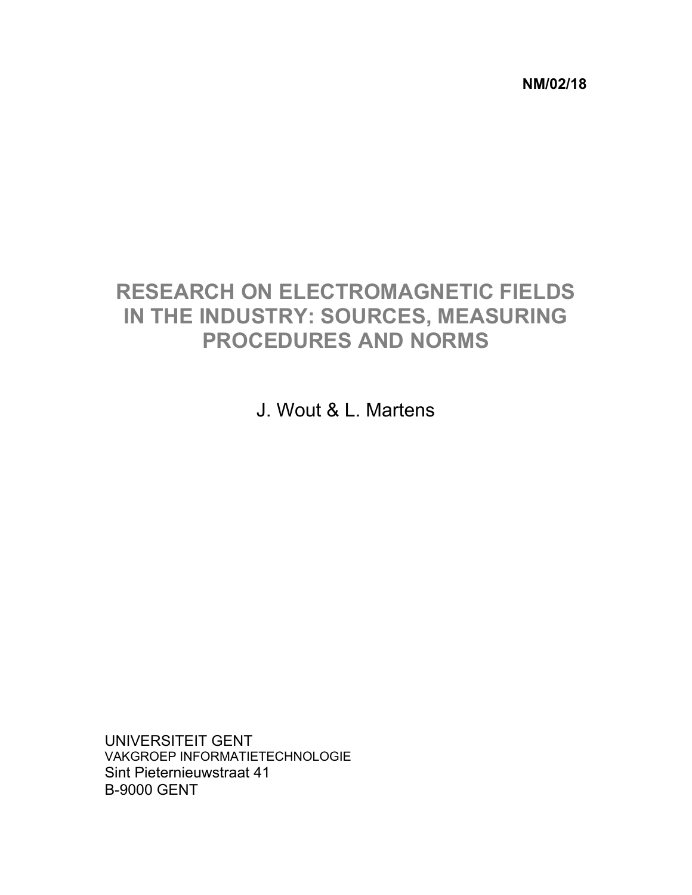**NM/02/18**

# RESEARCH ON ELECTROMAGNETIC FIELDS IN THE INDUSTRY: SOURCES, MEASURING PROCEDURES AND NORMS

J. Wout & L. Martens

UNIVERSITEIT GENT
VAKGROEP INFORMATIETECHNOLOGIE
Sint Pieternieuwstraat 41
B-9000 GENT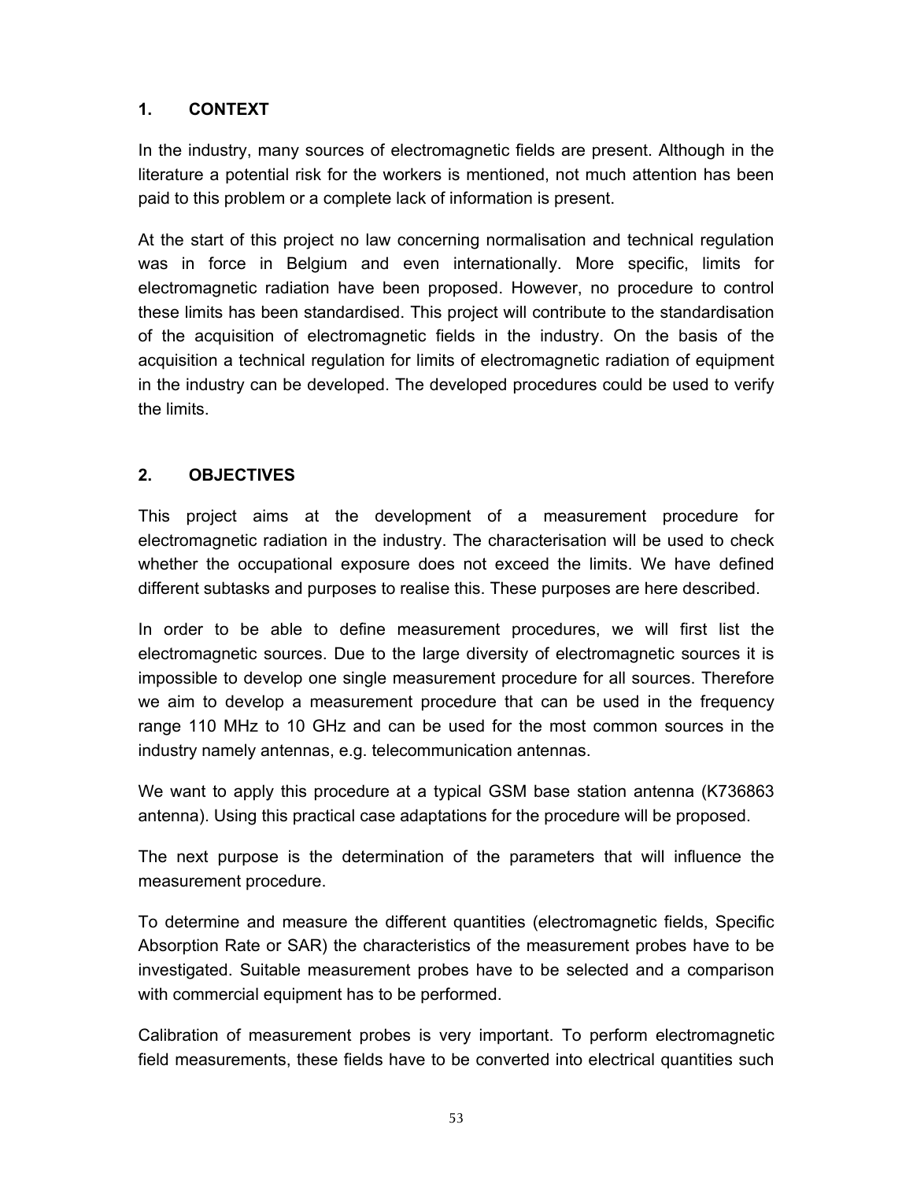## 1. CONTEXT

In the industry, many sources of electromagnetic fields are present. Although in the literature a potential risk for the workers is mentioned, not much attention has been paid to this problem or a complete lack of information is present.

At the start of this project no law concerning normalisation and technical regulation was in force in Belgium and even internationally. More specific, limits for electromagnetic radiation have been proposed. However, no procedure to control these limits has been standardised. This project will contribute to the standardisation of the acquisition of electromagnetic fields in the industry. On the basis of the acquisition a technical regulation for limits of electromagnetic radiation of equipment in the industry can be developed. The developed procedures could be used to verify the limits.

## 2. OBJECTIVES

This project aims at the development of a measurement procedure for electromagnetic radiation in the industry. The characterisation will be used to check whether the occupational exposure does not exceed the limits. We have defined different subtasks and purposes to realise this. These purposes are here described.

In order to be able to define measurement procedures, we will first list the electromagnetic sources. Due to the large diversity of electromagnetic sources it is impossible to develop one single measurement procedure for all sources. Therefore we aim to develop a measurement procedure that can be used in the frequency range 110 MHz to 10 GHz and can be used for the most common sources in the industry namely antennas, e.g. telecommunication antennas.

We want to apply this procedure at a typical GSM base station antenna (K736863 antenna). Using this practical case adaptations for the procedure will be proposed.

The next purpose is the determination of the parameters that will influence the measurement procedure.

To determine and measure the different quantities (electromagnetic fields, Specific Absorption Rate or SAR) the characteristics of the measurement probes have to be investigated. Suitable measurement probes have to be selected and a comparison with commercial equipment has to be performed.

Calibration of measurement probes is very important. To perform electromagnetic field measurements, these fields have to be converted into electrical quantities such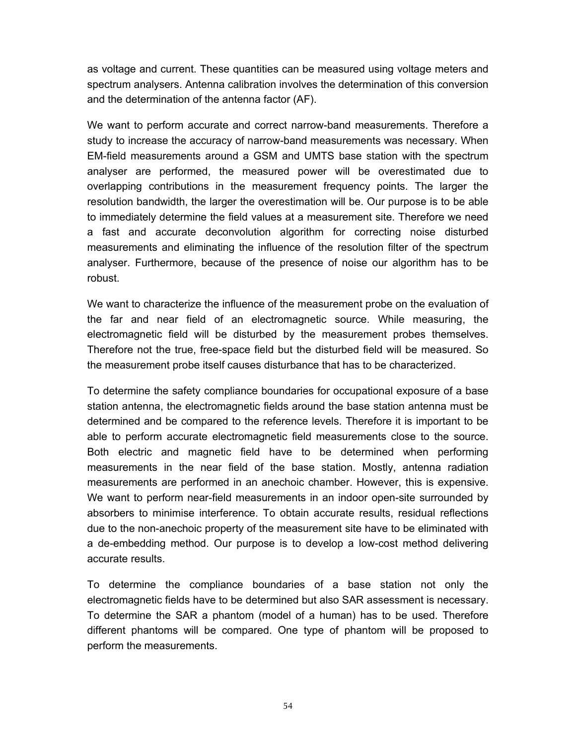as voltage and current. These quantities can be measured using voltage meters and spectrum analysers. Antenna calibration involves the determination of this conversion and the determination of the antenna factor (AF).

We want to perform accurate and correct narrow-band measurements. Therefore a study to increase the accuracy of narrow-band measurements was necessary. When EM-field measurements around a GSM and UMTS base station with the spectrum analyser are performed, the measured power will be overestimated due to overlapping contributions in the measurement frequency points. The larger the resolution bandwidth, the larger the overestimation will be. Our purpose is to be able to immediately determine the field values at a measurement site. Therefore we need a fast and accurate deconvolution algorithm for correcting noise disturbed measurements and eliminating the influence of the resolution filter of the spectrum analyser. Furthermore, because of the presence of noise our algorithm has to be robust.

We want to characterize the influence of the measurement probe on the evaluation of the far and near field of an electromagnetic source. While measuring, the electromagnetic field will be disturbed by the measurement probes themselves. Therefore not the true, free-space field but the disturbed field will be measured. So the measurement probe itself causes disturbance that has to be characterized.

To determine the safety compliance boundaries for occupational exposure of a base station antenna, the electromagnetic fields around the base station antenna must be determined and be compared to the reference levels. Therefore it is important to be able to perform accurate electromagnetic field measurements close to the source. Both electric and magnetic field have to be determined when performing measurements in the near field of the base station. Mostly, antenna radiation measurements are performed in an anechoic chamber. However, this is expensive. We want to perform near-field measurements in an indoor open-site surrounded by absorbers to minimise interference. To obtain accurate results, residual reflections due to the non-anechoic property of the measurement site have to be eliminated with a de-embedding method. Our purpose is to develop a low-cost method delivering accurate results.

To determine the compliance boundaries of a base station not only the electromagnetic fields have to be determined but also SAR assessment is necessary. To determine the SAR a phantom (model of a human) has to be used. Therefore different phantoms will be compared. One type of phantom will be proposed to perform the measurements.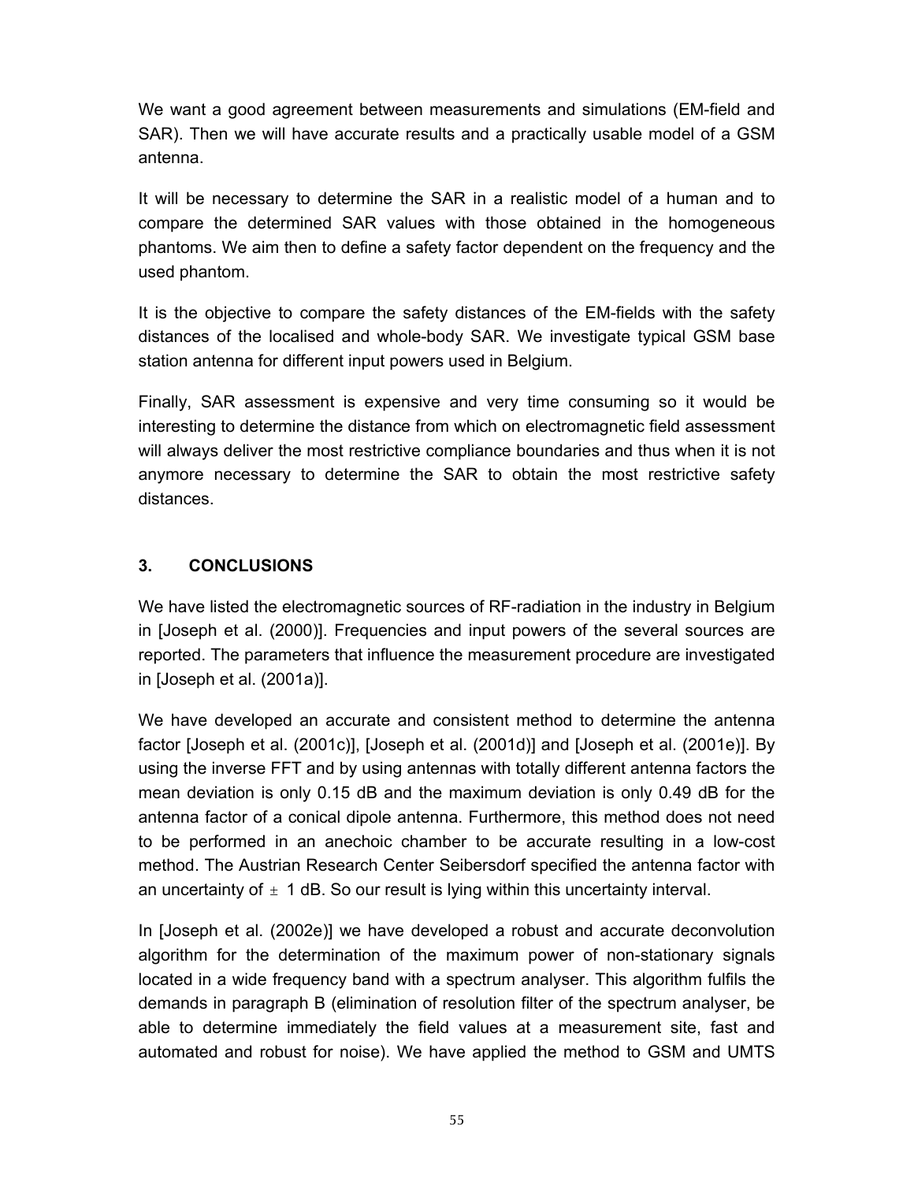We want a good agreement between measurements and simulations (EM-field and SAR). Then we will have accurate results and a practically usable model of a GSM antenna.

It will be necessary to determine the SAR in a realistic model of a human and to compare the determined SAR values with those obtained in the homogeneous phantoms. We aim then to define a safety factor dependent on the frequency and the used phantom.

It is the objective to compare the safety distances of the EM-fields with the safety distances of the localised and whole-body SAR. We investigate typical GSM base station antenna for different input powers used in Belgium.

Finally, SAR assessment is expensive and very time consuming so it would be interesting to determine the distance from which on electromagnetic field assessment will always deliver the most restrictive compliance boundaries and thus when it is not anymore necessary to determine the SAR to obtain the most restrictive safety distances.

## 3. CONCLUSIONS

We have listed the electromagnetic sources of RF-radiation in the industry in Belgium in [Joseph et al. (2000)]. Frequencies and input powers of the several sources are reported. The parameters that influence the measurement procedure are investigated in [Joseph et al. (2001a)].

We have developed an accurate and consistent method to determine the antenna factor [Joseph et al. (2001c)], [Joseph et al. (2001d)] and [Joseph et al. (2001e)]. By using the inverse FFT and by using antennas with totally different antenna factors the mean deviation is only 0.15 dB and the maximum deviation is only 0.49 dB for the antenna factor of a conical dipole antenna. Furthermore, this method does not need to be performed in an anechoic chamber to be accurate resulting in a low-cost method. The Austrian Research Center Seibersdorf specified the antenna factor with an uncertainty of $\pm$ 1 dB. So our result is lying within this uncertainty interval.

In [Joseph et al. (2002e)] we have developed a robust and accurate deconvolution algorithm for the determination of the maximum power of non-stationary signals located in a wide frequency band with a spectrum analyser. This algorithm fulfils the demands in paragraph B (elimination of resolution filter of the spectrum analyser, be able to determine immediately the field values at a measurement site, fast and automated and robust for noise). We have applied the method to GSM and UMTS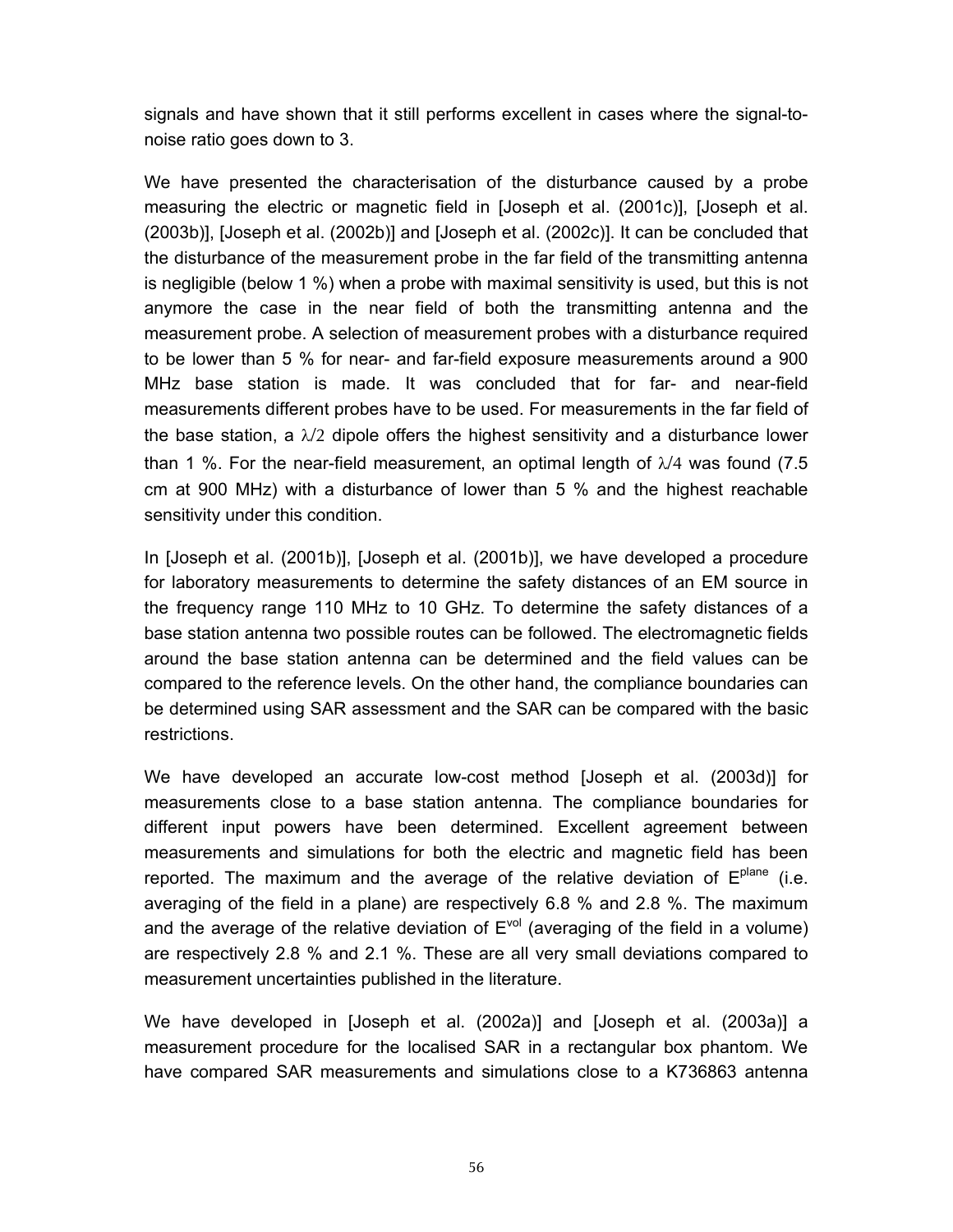signals and have shown that it still performs excellent in cases where the signal-to-noise ratio goes down to 3.

We have presented the characterisation of the disturbance caused by a probe measuring the electric or magnetic field in [Joseph et al. (2001c)], [Joseph et al. (2003b)], [Joseph et al. (2002b)] and [Joseph et al. (2002c)]. It can be concluded that the disturbance of the measurement probe in the far field of the transmitting antenna is negligible (below 1 %) when a probe with maximal sensitivity is used, but this is not anymore the case in the near field of both the transmitting antenna and the measurement probe. A selection of measurement probes with a disturbance required to be lower than 5 % for near- and far-field exposure measurements around a 900 MHz base station is made. It was concluded that for far- and near-field measurements different probes have to be used. For measurements in the far field of the base station, a $\lambda/2$ dipole offers the highest sensitivity and a disturbance lower than 1 %. For the near-field measurement, an optimal length of $\lambda/4$ was found (7.5 cm at 900 MHz) with a disturbance of lower than 5 % and the highest reachable sensitivity under this condition.

In [Joseph et al. (2001b)], [Joseph et al. (2001b)], we have developed a procedure for laboratory measurements to determine the safety distances of an EM source in the frequency range 110 MHz to 10 GHz. To determine the safety distances of a base station antenna two possible routes can be followed. The electromagnetic fields around the base station antenna can be determined and the field values can be compared to the reference levels. On the other hand, the compliance boundaries can be determined using SAR assessment and the SAR can be compared with the basic restrictions.

We have developed an accurate low-cost method [Joseph et al. (2003d)] for measurements close to a base station antenna. The compliance boundaries for different input powers have been determined. Excellent agreement between measurements and simulations for both the electric and magnetic field has been reported. The maximum and the average of the relative deviation of $E^{plane}$ (i.e. averaging of the field in a plane) are respectively 6.8 % and 2.8 %. The maximum and the average of the relative deviation of $E^{vol}$ (averaging of the field in a volume) are respectively 2.8 % and 2.1 %. These are all very small deviations compared to measurement uncertainties published in the literature.

We have developed in [Joseph et al. (2002a)] and [Joseph et al. (2003a)] a measurement procedure for the localised SAR in a rectangular box phantom. We have compared SAR measurements and simulations close to a K736863 antenna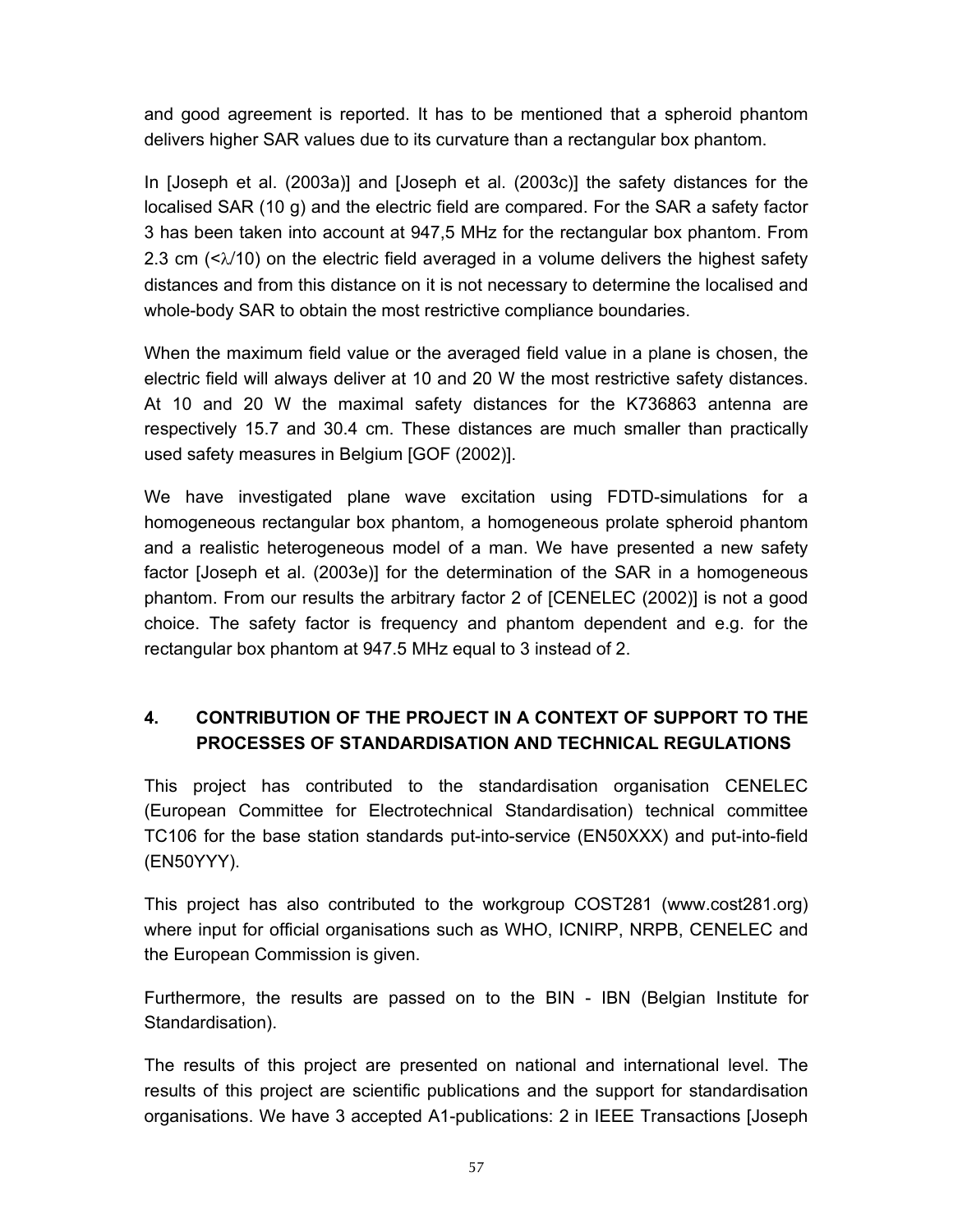and good agreement is reported. It has to be mentioned that a spheroid phantom delivers higher SAR values due to its curvature than a rectangular box phantom.

In [Joseph et al. (2003a)] and [Joseph et al. (2003c)] the safety distances for the localised SAR (10 g) and the electric field are compared. For the SAR a safety factor 3 has been taken into account at 947,5 MHz for the rectangular box phantom. From 2.3 cm ($<\lambda/10$) on the electric field averaged in a volume delivers the highest safety distances and from this distance on it is not necessary to determine the localised and whole-body SAR to obtain the most restrictive compliance boundaries.

When the maximum field value or the averaged field value in a plane is chosen, the electric field will always deliver at 10 and 20 W the most restrictive safety distances. At 10 and 20 W the maximal safety distances for the K736863 antenna are respectively 15.7 and 30.4 cm. These distances are much smaller than practically used safety measures in Belgium [GOF (2002)].

We have investigated plane wave excitation using FDTD-simulations for a homogeneous rectangular box phantom, a homogeneous prolate spheroid phantom and a realistic heterogeneous model of a man. We have presented a new safety factor [Joseph et al. (2003e)] for the determination of the SAR in a homogeneous phantom. From our results the arbitrary factor 2 of [CENELEC (2002)] is not a good choice. The safety factor is frequency and phantom dependent and e.g. for the rectangular box phantom at 947.5 MHz equal to 3 instead of 2.

## 4. CONTRIBUTION OF THE PROJECT IN A CONTEXT OF SUPPORT TO THE PROCESSES OF STANDARDISATION AND TECHNICAL REGULATIONS

This project has contributed to the standardisation organisation CENELEC (European Committee for Electrotechnical Standardisation) technical committee TC106 for the base station standards put-into-service (EN50XXX) and put-into-field (EN50YYY).

This project has also contributed to the workgroup COST281 (www.cost281.org) where input for official organisations such as WHO, ICNIRP, NRPB, CENELEC and the European Commission is given.

Furthermore, the results are passed on to the BIN - IBN (Belgian Institute for Standardisation).

The results of this project are presented on national and international level. The results of this project are scientific publications and the support for standardisation organisations. We have 3 accepted A1-publications: 2 in IEEE Transactions [Joseph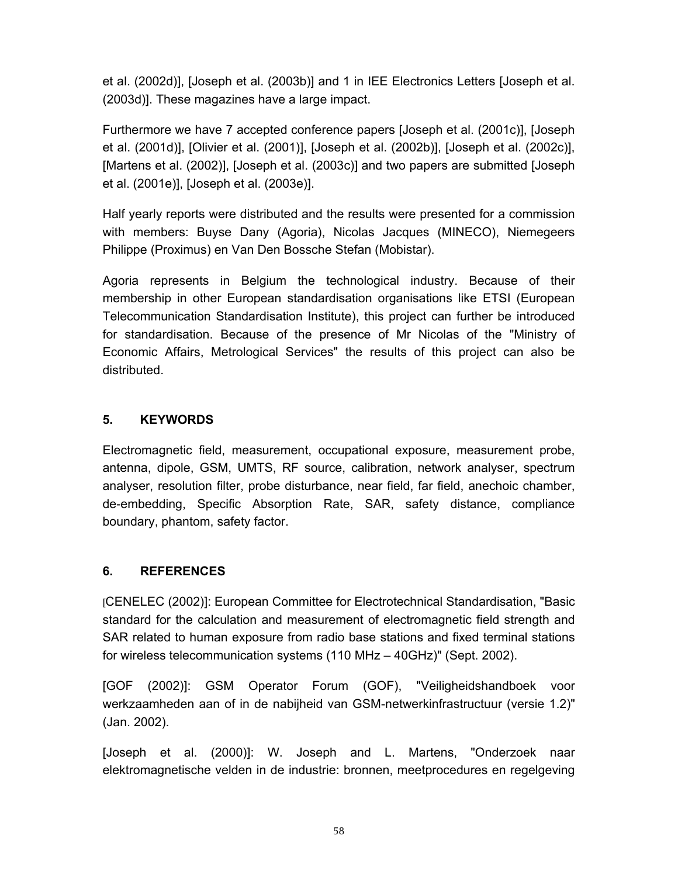et al. (2002d)], [Joseph et al. (2003b)] and 1 in IEE Electronics Letters [Joseph et al. (2003d)]. These magazines have a large impact.

Furthermore we have 7 accepted conference papers [Joseph et al. (2001c)], [Joseph et al. (2001d)], [Olivier et al. (2001)], [Joseph et al. (2002b)], [Joseph et al. (2002c)], [Martens et al. (2002)], [Joseph et al. (2003c)] and two papers are submitted [Joseph et al. (2001e)], [Joseph et al. (2003e)].

Half yearly reports were distributed and the results were presented for a commission with members: Buyse Dany (Agoria), Nicolas Jacques (MINECO), Niemegeers Philippe (Proximus) en Van Den Bossche Stefan (Mobistar).

Agoria represents in Belgium the technological industry. Because of their membership in other European standardisation organisations like ETSI (European Telecommunication Standardisation Institute), this project can further be introduced for standardisation. Because of the presence of Mr Nicolas of the "Ministry of Economic Affairs, Metrological Services" the results of this project can also be distributed.

## 5. KEYWORDS

Electromagnetic field, measurement, occupational exposure, measurement probe, antenna, dipole, GSM, UMTS, RF source, calibration, network analyser, spectrum analyser, resolution filter, probe disturbance, near field, far field, anechoic chamber, de-embedding, Specific Absorption Rate, SAR, safety distance, compliance boundary, phantom, safety factor.

## 6. REFERENCES

[CENELEC (2002)]: European Committee for Electrotechnical Standardisation, "Basic standard for the calculation and measurement of electromagnetic field strength and SAR related to human exposure from radio base stations and fixed terminal stations for wireless telecommunication systems (110 MHz – 40GHz)" (Sept. 2002).

[GOF (2002)]: GSM Operator Forum (GOF), "Veiligheidshandboek voor werkzaamheden aan of in de nabijheid van GSM-netwerkinfrastructuur (versie 1.2)" (Jan. 2002).

[Joseph et al. (2000)]: W. Joseph and L. Martens, "Onderzoek naar elektromagnetische velden in de industrie: bronnen, meetprocedures en regelgeving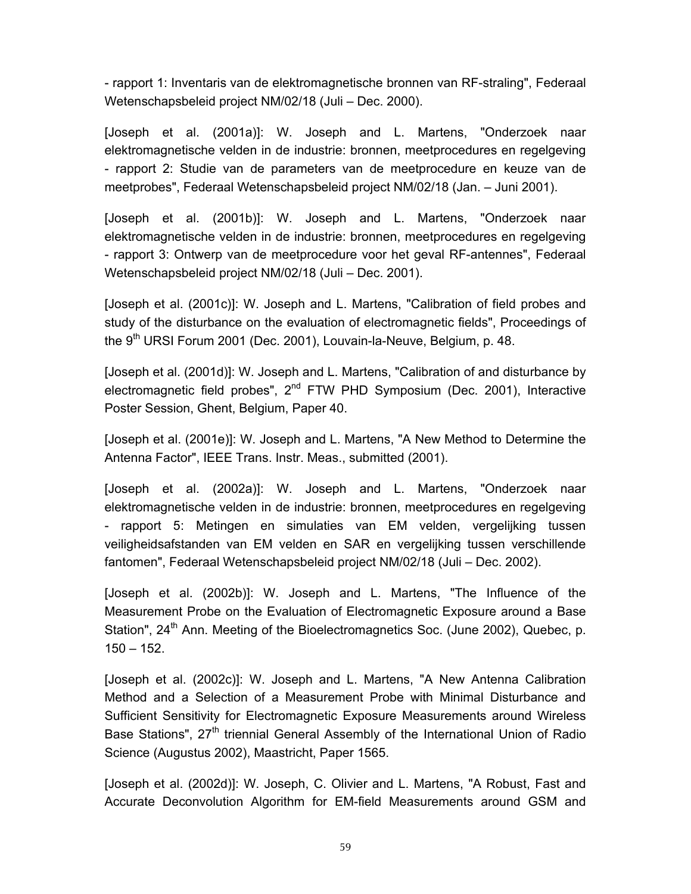- rapport 1: Inventaris van de elektromagnetische bronnen van RF-straling", Federaal Wetenschapsbeleid project NM/02/18 (Juli – Dec. 2000).

[Joseph et al. (2001a)]: W. Joseph and L. Martens, "Onderzoek naar elektromagnetische velden in de industrie: bronnen, meetprocedures en regelgeving - rapport 2: Studie van de parameters van de meetprocedure en keuze van de meetprobes", Federaal Wetenschapsbeleid project NM/02/18 (Jan. – Juni 2001).

[Joseph et al. (2001b)]: W. Joseph and L. Martens, "Onderzoek naar elektromagnetische velden in de industrie: bronnen, meetprocedures en regelgeving - rapport 3: Ontwerp van de meetprocedure voor het geval RF-antennes", Federaal Wetenschapsbeleid project NM/02/18 (Juli – Dec. 2001).

[Joseph et al. (2001c)]: W. Joseph and L. Martens, "Calibration of field probes and study of the disturbance on the evaluation of electromagnetic fields", Proceedings of the 9th URSI Forum 2001 (Dec. 2001), Louvain-la-Neuve, Belgium, p. 48.

[Joseph et al. (2001d)]: W. Joseph and L. Martens, "Calibration of and disturbance by electromagnetic field probes", 2nd FTW PHD Symposium (Dec. 2001), Interactive Poster Session, Ghent, Belgium, Paper 40.

[Joseph et al. (2001e)]: W. Joseph and L. Martens, "A New Method to Determine the Antenna Factor", IEEE Trans. Instr. Meas., submitted (2001).

[Joseph et al. (2002a)]: W. Joseph and L. Martens, "Onderzoek naar elektromagnetische velden in de industrie: bronnen, meetprocedures en regelgeving - rapport 5: Metingen en simulaties van EM velden, vergelijking tussen veiligheidsafstanden van EM velden en SAR en vergelijking tussen verschillende fantomen", Federaal Wetenschapsbeleid project NM/02/18 (Juli – Dec. 2002).

[Joseph et al. (2002b)]: W. Joseph and L. Martens, "The Influence of the Measurement Probe on the Evaluation of Electromagnetic Exposure around a Base Station", 24th Ann. Meeting of the Bioelectromagnetics Soc. (June 2002), Quebec, p. 150 – 152.

[Joseph et al. (2002c)]: W. Joseph and L. Martens, "A New Antenna Calibration Method and a Selection of a Measurement Probe with Minimal Disturbance and Sufficient Sensitivity for Electromagnetic Exposure Measurements around Wireless Base Stations", 27th triennial General Assembly of the International Union of Radio Science (Augustus 2002), Maastricht, Paper 1565.

[Joseph et al. (2002d)]: W. Joseph, C. Olivier and L. Martens, "A Robust, Fast and Accurate Deconvolution Algorithm for EM-field Measurements around GSM and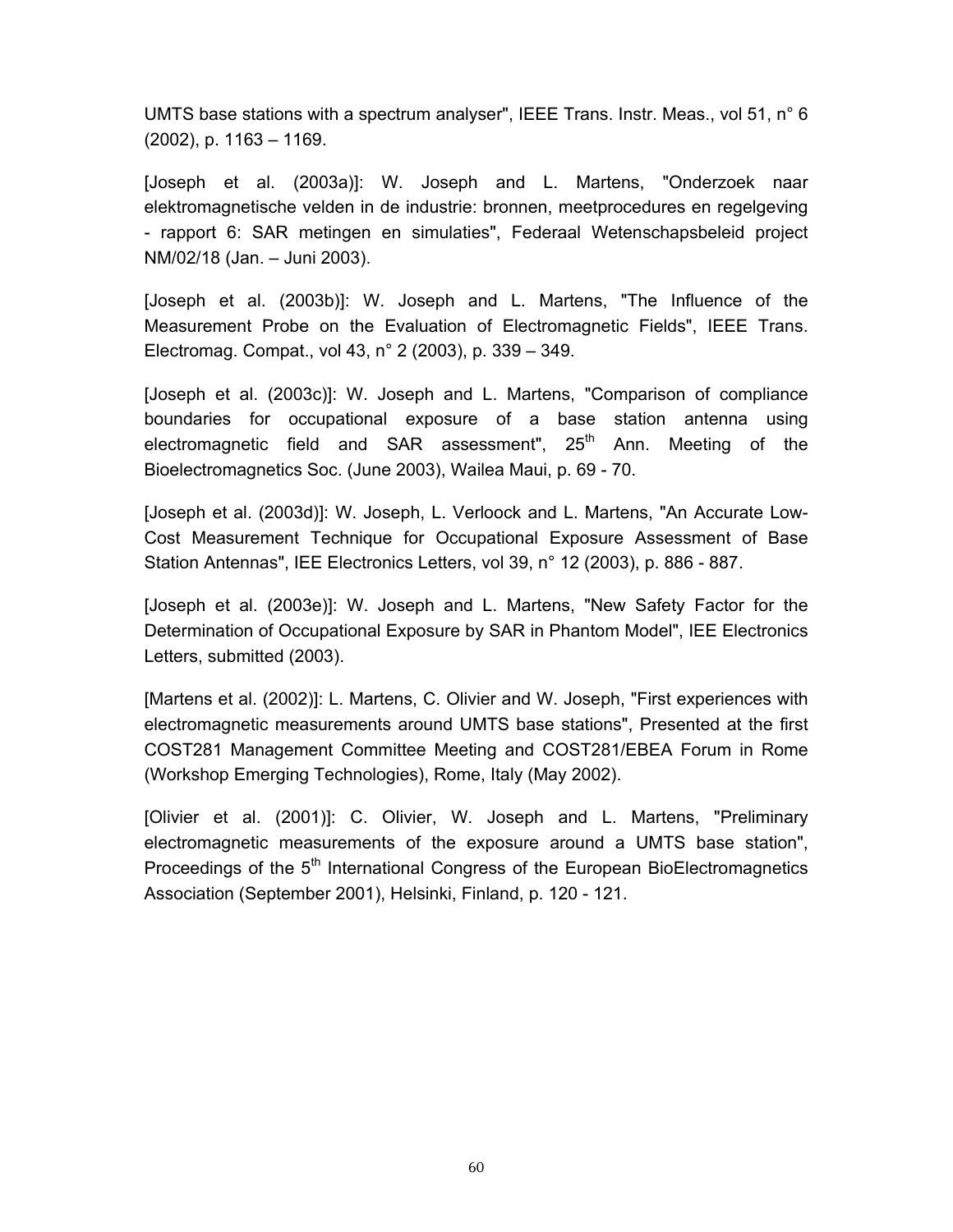UMTS base stations with a spectrum analyser", IEEE Trans. Instr. Meas., vol 51, n° 6 (2002), p. 1163 – 1169.

[Joseph et al. (2003a)]: W. Joseph and L. Martens, "Onderzoek naar elektromagnetische velden in de industrie: bronnen, meetprocedures en regelgeving - rapport 6: SAR metingen en simulaties", Federaal Wetenschapsbeleid project NM/02/18 (Jan. – Juni 2003).

[Joseph et al. (2003b)]: W. Joseph and L. Martens, "The Influence of the Measurement Probe on the Evaluation of Electromagnetic Fields", IEEE Trans. Electromag. Compat., vol 43, n° 2 (2003), p. 339 – 349.

[Joseph et al. (2003c)]: W. Joseph and L. Martens, "Comparison of compliance boundaries for occupational exposure of a base station antenna using electromagnetic field and SAR assessment", 25th Ann. Meeting of the Bioelectromagnetics Soc. (June 2003), Wailea Maui, p. 69 - 70.

[Joseph et al. (2003d)]: W. Joseph, L. Verloock and L. Martens, "An Accurate Low-Cost Measurement Technique for Occupational Exposure Assessment of Base Station Antennas", IEE Electronics Letters, vol 39, n° 12 (2003), p. 886 - 887.

[Joseph et al. (2003e)]: W. Joseph and L. Martens, "New Safety Factor for the Determination of Occupational Exposure by SAR in Phantom Model", IEE Electronics Letters, submitted (2003).

[Martens et al. (2002)]: L. Martens, C. Olivier and W. Joseph, "First experiences with electromagnetic measurements around UMTS base stations", Presented at the first COST281 Management Committee Meeting and COST281/EBEA Forum in Rome (Workshop Emerging Technologies), Rome, Italy (May 2002).

[Olivier et al. (2001)]: C. Olivier, W. Joseph and L. Martens, "Preliminary electromagnetic measurements of the exposure around a UMTS base station", Proceedings of the 5th International Congress of the European BioElectromagnetics Association (September 2001), Helsinki, Finland, p. 120 - 121.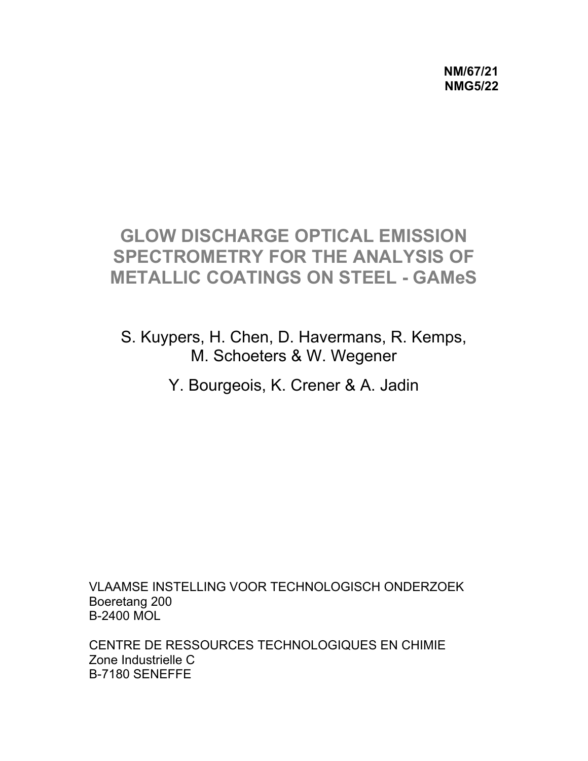**NM/67/21**
**NMG5/22**

# GLOW DISCHARGE OPTICAL EMISSION SPECTROMETRY FOR THE ANALYSIS OF METALLIC COATINGS ON STEEL - GAMeS

S. Kuypers, H. Chen, D. Havermans, R. Kemps, M. Schoeters & W. Wegener

Y. Bourgeois, K. Crener & A. Jadin

VLAAMSE INSTELLING VOOR TECHNOLOGISCH ONDERZOEK
Boeretang 200
B-2400 MOL

CENTRE DE RESSOURCES TECHNOLOGIQUES EN CHIMIE
Zone Industrielle C
B-7180 SENEFFE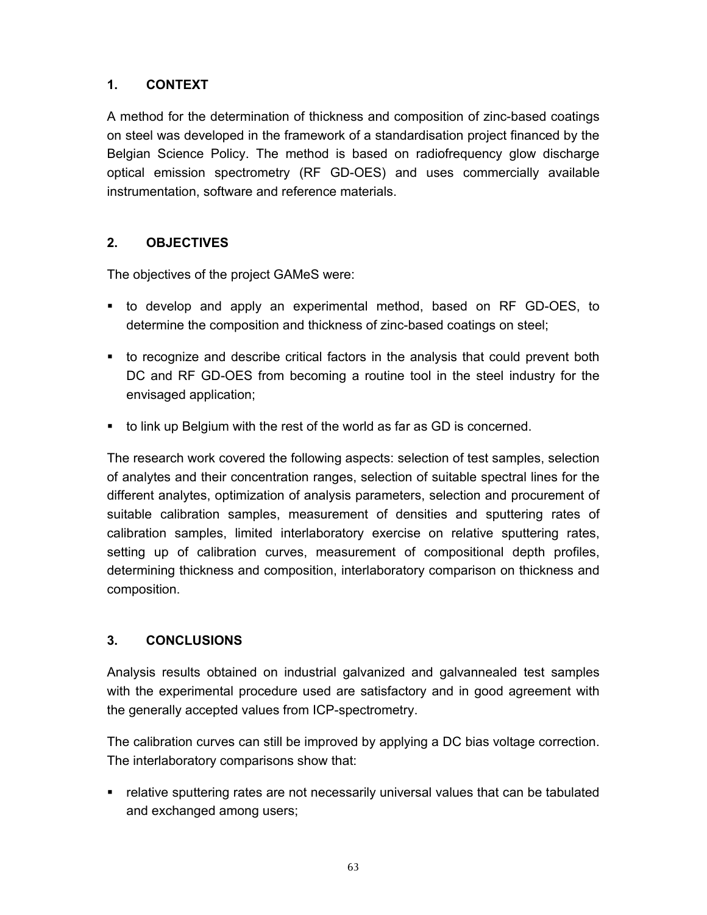## 1. CONTEXT

A method for the determination of thickness and composition of zinc-based coatings on steel was developed in the framework of a standardisation project financed by the Belgian Science Policy. The method is based on radiofrequency glow discharge optical emission spectrometry (RF GD-OES) and uses commercially available instrumentation, software and reference materials.

## 2. OBJECTIVES

The objectives of the project GAMeS were:

- to develop and apply an experimental method, based on RF GD-OES, to determine the composition and thickness of zinc-based coatings on steel;
- to recognize and describe critical factors in the analysis that could prevent both DC and RF GD-OES from becoming a routine tool in the steel industry for the envisaged application;
- to link up Belgium with the rest of the world as far as GD is concerned.

The research work covered the following aspects: selection of test samples, selection of analytes and their concentration ranges, selection of suitable spectral lines for the different analytes, optimization of analysis parameters, selection and procurement of suitable calibration samples, measurement of densities and sputtering rates of calibration samples, limited interlaboratory exercise on relative sputtering rates, setting up of calibration curves, measurement of compositional depth profiles, determining thickness and composition, interlaboratory comparison on thickness and composition.

## 3. CONCLUSIONS

Analysis results obtained on industrial galvanized and galvannealed test samples with the experimental procedure used are satisfactory and in good agreement with the generally accepted values from ICP-spectrometry.

The calibration curves can still be improved by applying a DC bias voltage correction. The interlaboratory comparisons show that:

- relative sputtering rates are not necessarily universal values that can be tabulated and exchanged among users;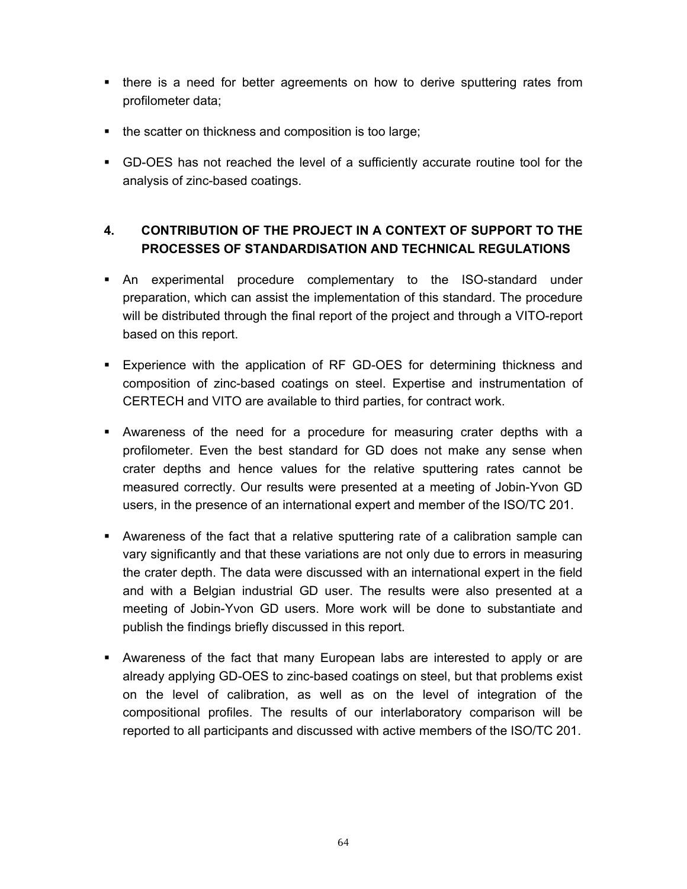- there is a need for better agreements on how to derive sputtering rates from profilometer data;
- the scatter on thickness and composition is too large;
- GD-OES has not reached the level of a sufficiently accurate routine tool for the analysis of zinc-based coatings.

## 4. CONTRIBUTION OF THE PROJECT IN A CONTEXT OF SUPPORT TO THE PROCESSES OF STANDARDISATION AND TECHNICAL REGULATIONS

- An experimental procedure complementary to the ISO-standard under preparation, which can assist the implementation of this standard. The procedure will be distributed through the final report of the project and through a VITO-report based on this report.
- Experience with the application of RF GD-OES for determining thickness and composition of zinc-based coatings on steel. Expertise and instrumentation of CERTECH and VITO are available to third parties, for contract work.
- Awareness of the need for a procedure for measuring crater depths with a profilometer. Even the best standard for GD does not make any sense when crater depths and hence values for the relative sputtering rates cannot be measured correctly. Our results were presented at a meeting of Jobin-Yvon GD users, in the presence of an international expert and member of the ISO/TC 201.
- Awareness of the fact that a relative sputtering rate of a calibration sample can vary significantly and that these variations are not only due to errors in measuring the crater depth. The data were discussed with an international expert in the field and with a Belgian industrial GD user. The results were also presented at a meeting of Jobin-Yvon GD users. More work will be done to substantiate and publish the findings briefly discussed in this report.
- Awareness of the fact that many European labs are interested to apply or are already applying GD-OES to zinc-based coatings on steel, but that problems exist on the level of calibration, as well as on the level of integration of the compositional profiles. The results of our interlaboratory comparison will be reported to all participants and discussed with active members of the ISO/TC 201.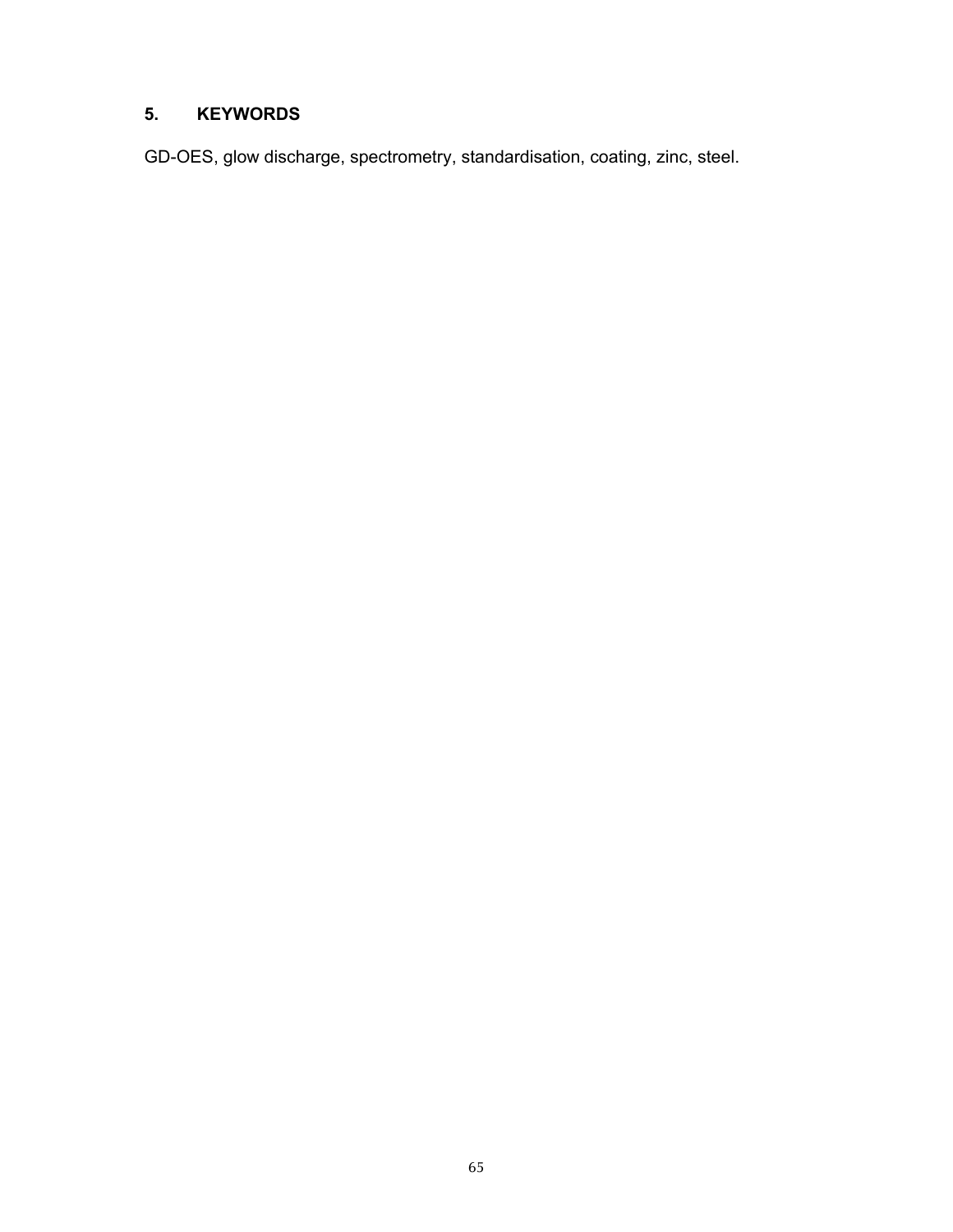## 5. KEYWORDS

GD-OES, glow discharge, spectrometry, standardisation, coating, zinc, steel.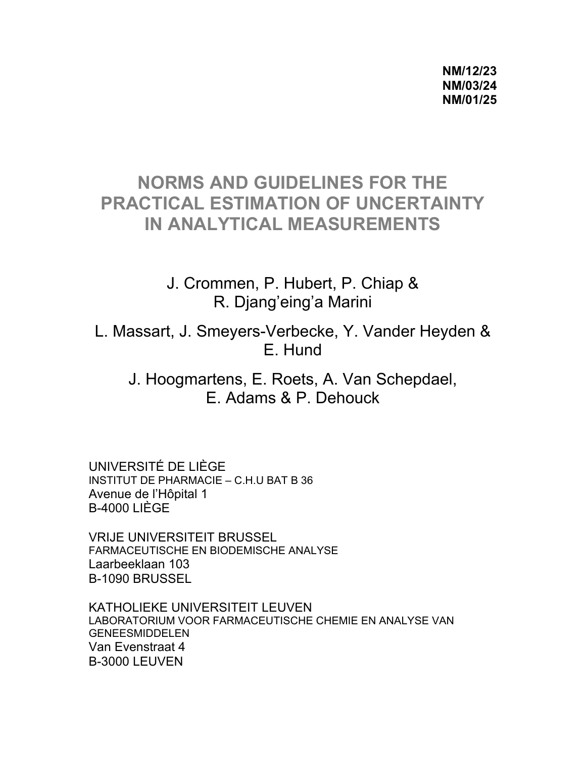**NM/12/23**
**NM/03/24**
**NM/01/25**

# NORMS AND GUIDELINES FOR THE PRACTICAL ESTIMATION OF UNCERTAINTY IN ANALYTICAL MEASUREMENTS

J. Crommen, P. Hubert, P. Chiap & R. Djang'eing'a Marini

L. Massart, J. Smeyers-Verbecke, Y. Vander Heyden & E. Hund

J. Hoogmartens, E. Roets, A. Van Schepdael, E. Adams & P. Dehouck

UNIVERSITÉ DE LIÈGE
INSTITUT DE PHARMACIE – C.H.U BAT B 36
Avenue de l'Hôpital 1
B-4000 LIÈGE

VRIJE UNIVERSITEIT BRUSSEL
FARMACEUTISCHE EN BIODEMISCHE ANALYSE
Laarbeeklaan 103
B-1090 BRUSSEL

KATHOLIEKE UNIVERSITEIT LEUVEN
LABORATORIUM VOOR FARMACEUTISCHE CHEMIE EN ANALYSE VAN GENEESMIDDELEN
Van Evenstraat 4
B-3000 LEUVEN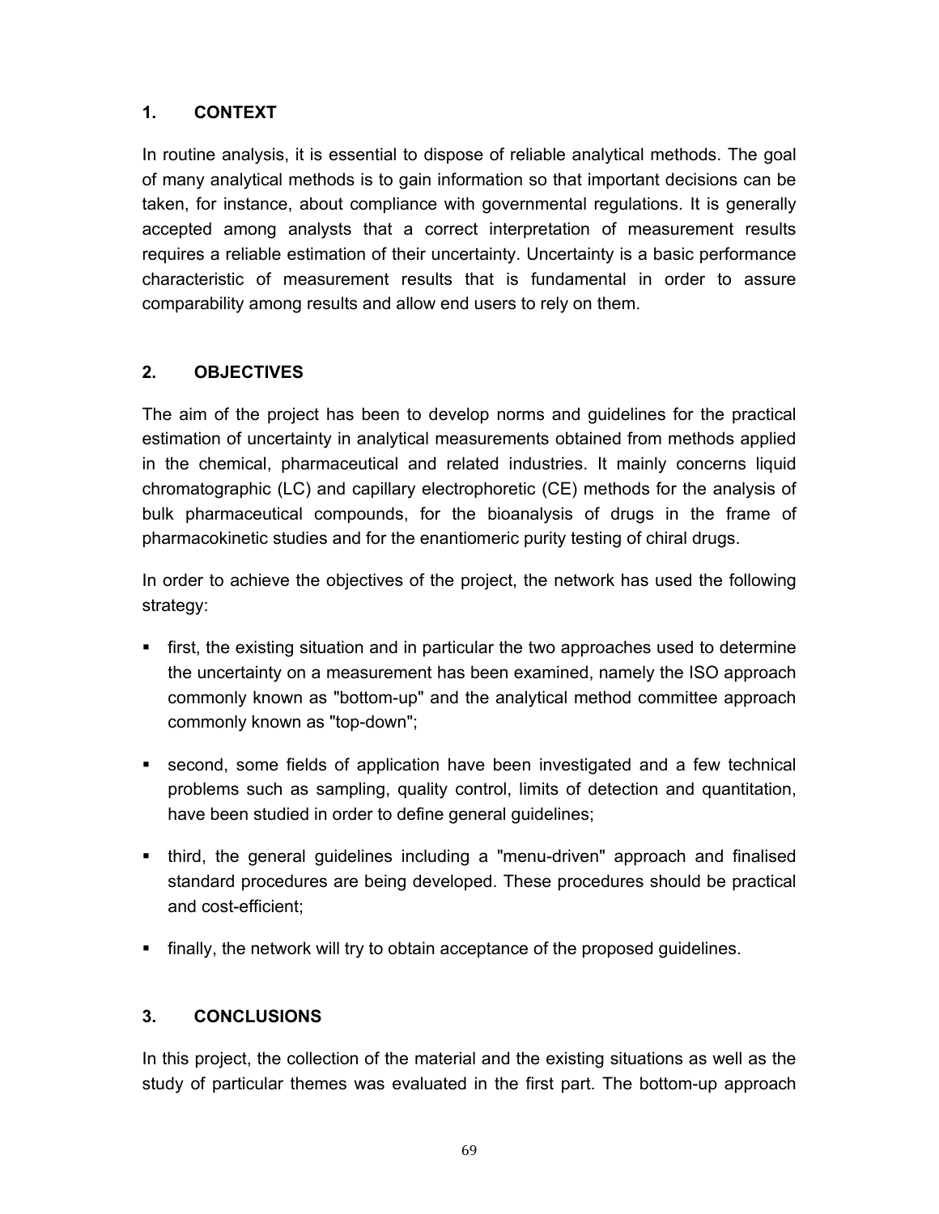## 1. CONTEXT

In routine analysis, it is essential to dispose of reliable analytical methods. The goal of many analytical methods is to gain information so that important decisions can be taken, for instance, about compliance with governmental regulations. It is generally accepted among analysts that a correct interpretation of measurement results requires a reliable estimation of their uncertainty. Uncertainty is a basic performance characteristic of measurement results that is fundamental in order to assure comparability among results and allow end users to rely on them.

## 2. OBJECTIVES

The aim of the project has been to develop norms and guidelines for the practical estimation of uncertainty in analytical measurements obtained from methods applied in the chemical, pharmaceutical and related industries. It mainly concerns liquid chromatographic (LC) and capillary electrophoretic (CE) methods for the analysis of bulk pharmaceutical compounds, for the bioanalysis of drugs in the frame of pharmacokinetic studies and for the enantiomeric purity testing of chiral drugs.

In order to achieve the objectives of the project, the network has used the following strategy:

- first, the existing situation and in particular the two approaches used to determine the uncertainty on a measurement has been examined, namely the ISO approach commonly known as "bottom-up" and the analytical method committee approach commonly known as "top-down";
- second, some fields of application have been investigated and a few technical problems such as sampling, quality control, limits of detection and quantitation, have been studied in order to define general guidelines;
- third, the general guidelines including a "menu-driven" approach and finalised standard procedures are being developed. These procedures should be practical and cost-efficient;
- finally, the network will try to obtain acceptance of the proposed guidelines.

## 3. CONCLUSIONS

In this project, the collection of the material and the existing situations as well as the study of particular themes was evaluated in the first part. The bottom-up approach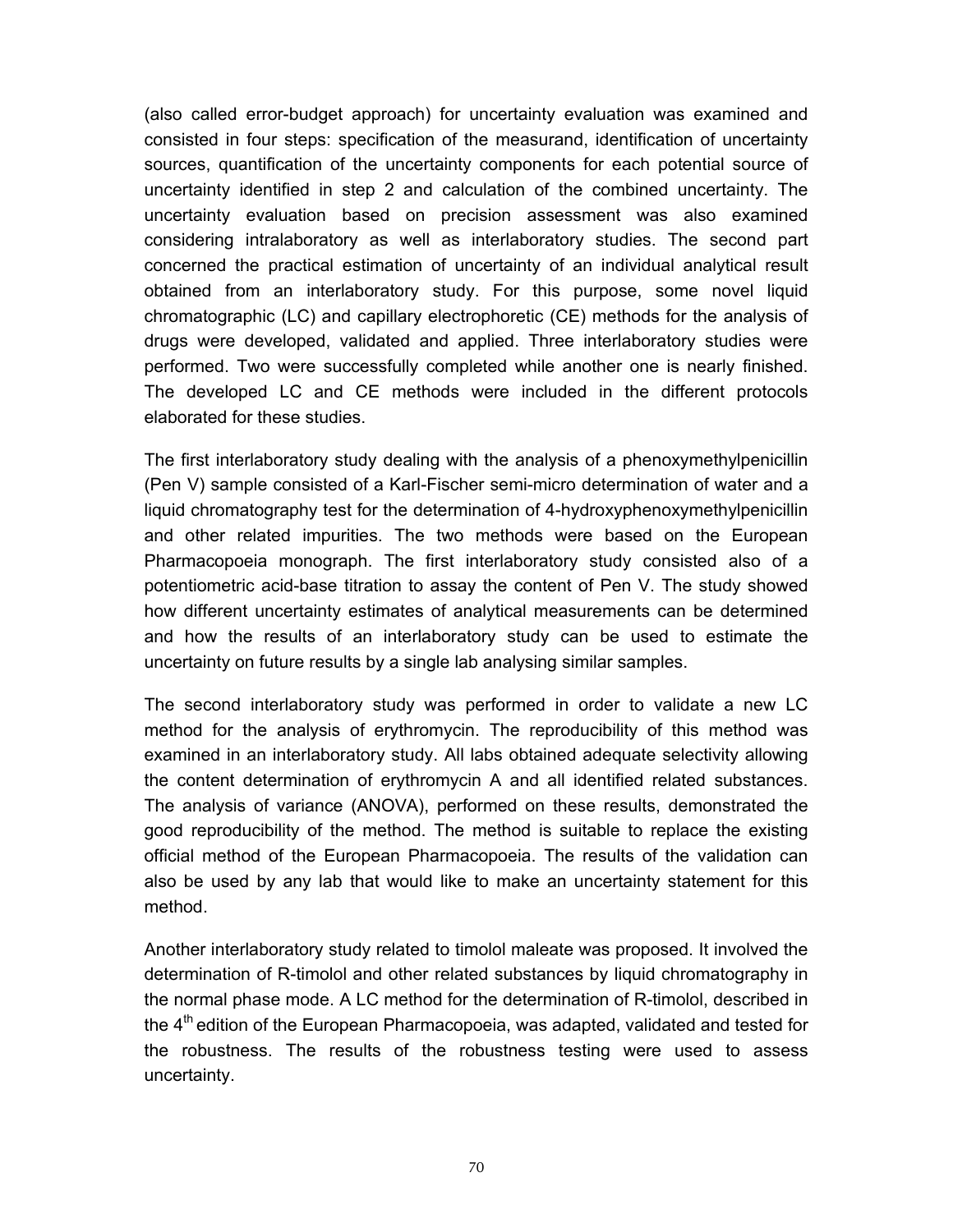(also called error-budget approach) for uncertainty evaluation was examined and consisted in four steps: specification of the measurand, identification of uncertainty sources, quantification of the uncertainty components for each potential source of uncertainty identified in step 2 and calculation of the combined uncertainty. The uncertainty evaluation based on precision assessment was also examined considering intralaboratory as well as interlaboratory studies. The second part concerned the practical estimation of uncertainty of an individual analytical result obtained from an interlaboratory study. For this purpose, some novel liquid chromatographic (LC) and capillary electrophoretic (CE) methods for the analysis of drugs were developed, validated and applied. Three interlaboratory studies were performed. Two were successfully completed while another one is nearly finished. The developed LC and CE methods were included in the different protocols elaborated for these studies.

The first interlaboratory study dealing with the analysis of a phenoxymethylpenicillin (Pen V) sample consisted of a Karl-Fischer semi-micro determination of water and a liquid chromatography test for the determination of 4-hydroxyphenoxymethylpenicillin and other related impurities. The two methods were based on the European Pharmacopoeia monograph. The first interlaboratory study consisted also of a potentiometric acid-base titration to assay the content of Pen V. The study showed how different uncertainty estimates of analytical measurements can be determined and how the results of an interlaboratory study can be used to estimate the uncertainty on future results by a single lab analysing similar samples.

The second interlaboratory study was performed in order to validate a new LC method for the analysis of erythromycin. The reproducibility of this method was examined in an interlaboratory study. All labs obtained adequate selectivity allowing the content determination of erythromycin A and all identified related substances. The analysis of variance (ANOVA), performed on these results, demonstrated the good reproducibility of the method. The method is suitable to replace the existing official method of the European Pharmacopoeia. The results of the validation can also be used by any lab that would like to make an uncertainty statement for this method.

Another interlaboratory study related to timolol maleate was proposed. It involved the determination of R-timolol and other related substances by liquid chromatography in the normal phase mode. A LC method for the determination of R-timolol, described in the 4th edition of the European Pharmacopoeia, was adapted, validated and tested for the robustness. The results of the robustness testing were used to assess uncertainty.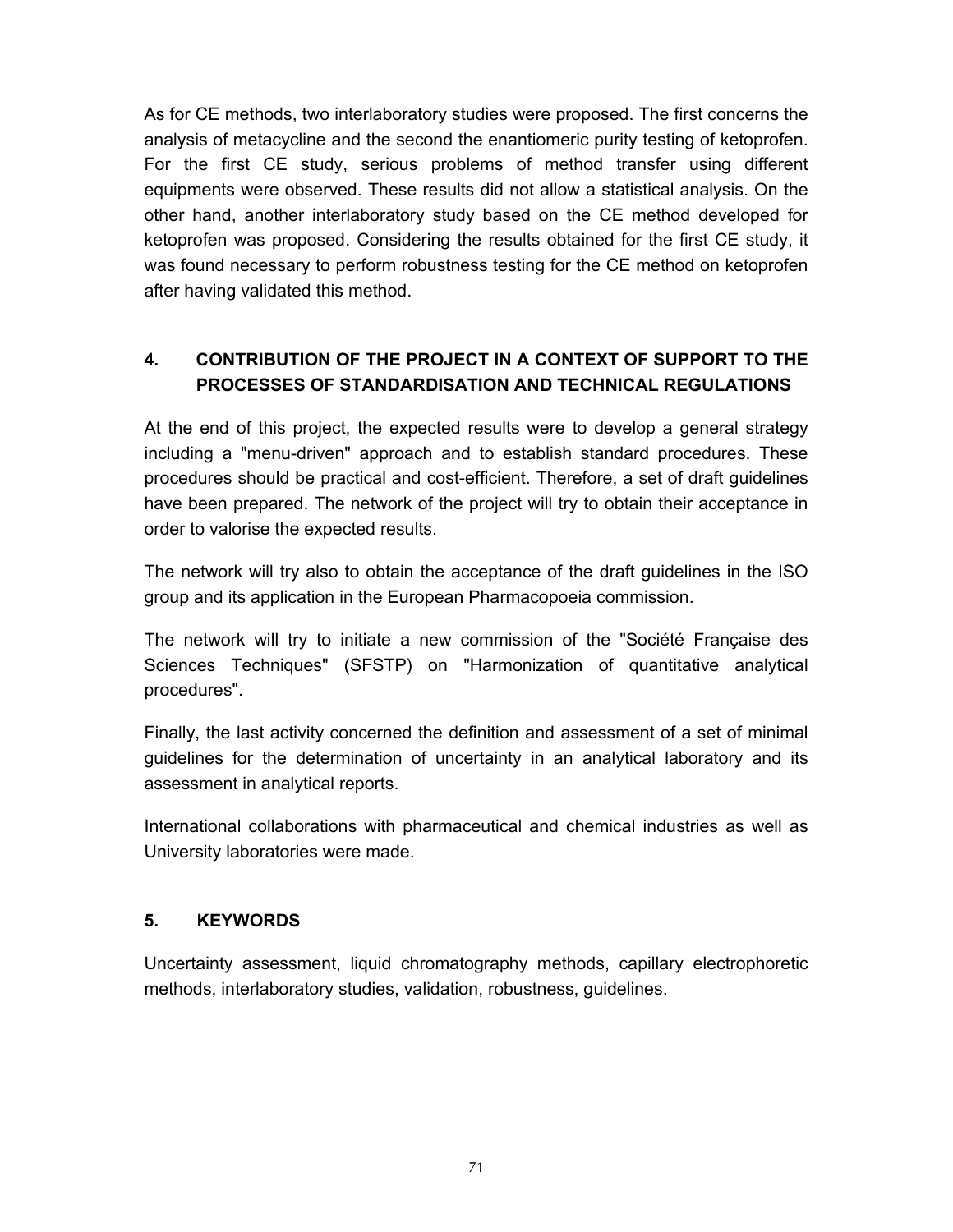As for CE methods, two interlaboratory studies were proposed. The first concerns the analysis of metacycline and the second the enantiomeric purity testing of ketoprofen. For the first CE study, serious problems of method transfer using different equipments were observed. These results did not allow a statistical analysis. On the other hand, another interlaboratory study based on the CE method developed for ketoprofen was proposed. Considering the results obtained for the first CE study, it was found necessary to perform robustness testing for the CE method on ketoprofen after having validated this method.

## 4. CONTRIBUTION OF THE PROJECT IN A CONTEXT OF SUPPORT TO THE PROCESSES OF STANDARDISATION AND TECHNICAL REGULATIONS

At the end of this project, the expected results were to develop a general strategy including a "menu-driven" approach and to establish standard procedures. These procedures should be practical and cost-efficient. Therefore, a set of draft guidelines have been prepared. The network of the project will try to obtain their acceptance in order to valorise the expected results.

The network will try also to obtain the acceptance of the draft guidelines in the ISO group and its application in the European Pharmacopoeia commission.

The network will try to initiate a new commission of the "Société Française des Sciences Techniques" (SFSTP) on "Harmonization of quantitative analytical procedures".

Finally, the last activity concerned the definition and assessment of a set of minimal guidelines for the determination of uncertainty in an analytical laboratory and its assessment in analytical reports.

International collaborations with pharmaceutical and chemical industries as well as University laboratories were made.

## 5. KEYWORDS

Uncertainty assessment, liquid chromatography methods, capillary electrophoretic methods, interlaboratory studies, validation, robustness, guidelines.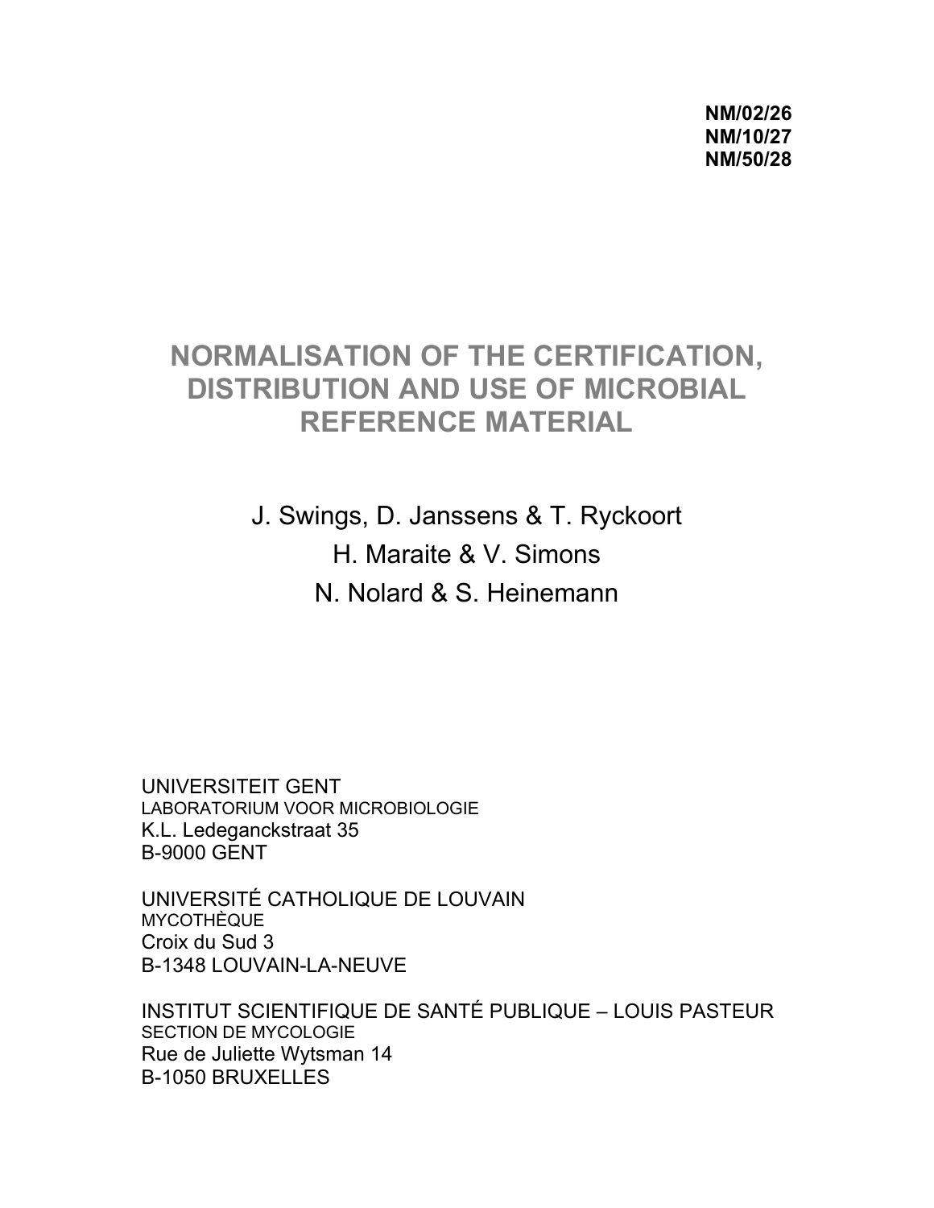**NM/02/26**
**NM/10/27**
**NM/50/28**

# NORMALISATION OF THE CERTIFICATION, DISTRIBUTION AND USE OF MICROBIAL REFERENCE MATERIAL

J. Swings, D. Janssens & T. Ryckoort
H. Maraite & V. Simons
N. Nolard & S. Heinemann

UNIVERSITEIT GENT
LABORATORIUM VOOR MICROBIOLOGIE
K.L. Ledeganckstraat 35
B-9000 GENT

UNIVERSITÉ CATHOLIQUE DE LOUVAIN
MYCOTHÈQUE
Croix du Sud 3
B-1348 LOUVAIN-LA-NEUVE

INSTITUT SCIENTIFIQUE DE SANTÉ PUBLIQUE – LOUIS PASTEUR
SECTION DE MYCOLOGIE
Rue de Juliette Wytsman 14
B-1050 BRUXELLES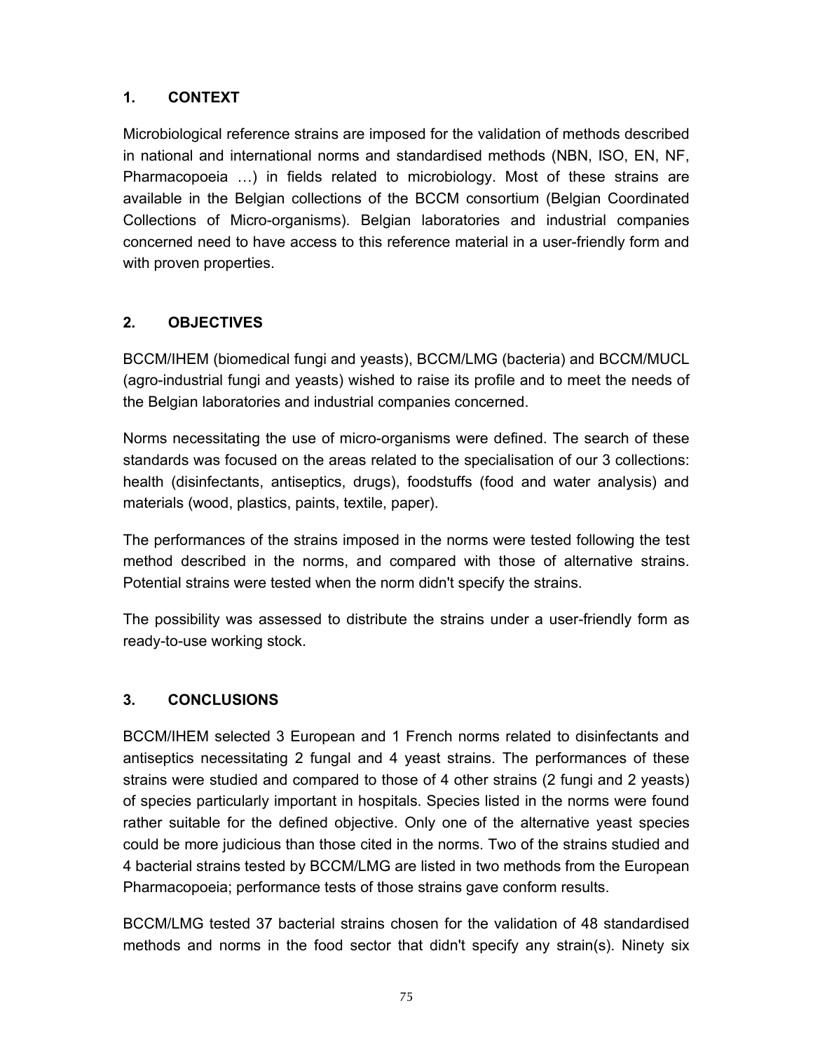## 1. CONTEXT

Microbiological reference strains are imposed for the validation of methods described in national and international norms and standardised methods (NBN, ISO, EN, NF, Pharmacopoeia …) in fields related to microbiology. Most of these strains are available in the Belgian collections of the BCCM consortium (Belgian Coordinated Collections of Micro-organisms). Belgian laboratories and industrial companies concerned need to have access to this reference material in a user-friendly form and with proven properties.

## 2. OBJECTIVES

BCCM/IHEM (biomedical fungi and yeasts), BCCM/LMG (bacteria) and BCCM/MUCL (agro-industrial fungi and yeasts) wished to raise its profile and to meet the needs of the Belgian laboratories and industrial companies concerned.

Norms necessitating the use of micro-organisms were defined. The search of these standards was focused on the areas related to the specialisation of our 3 collections: health (disinfectants, antiseptics, drugs), foodstuffs (food and water analysis) and materials (wood, plastics, paints, textile, paper).

The performances of the strains imposed in the norms were tested following the test method described in the norms, and compared with those of alternative strains. Potential strains were tested when the norm didn't specify the strains.

The possibility was assessed to distribute the strains under a user-friendly form as ready-to-use working stock.

## 3. CONCLUSIONS

BCCM/IHEM selected 3 European and 1 French norms related to disinfectants and antiseptics necessitating 2 fungal and 4 yeast strains. The performances of these strains were studied and compared to those of 4 other strains (2 fungi and 2 yeasts) of species particularly important in hospitals. Species listed in the norms were found rather suitable for the defined objective. Only one of the alternative yeast species could be more judicious than those cited in the norms. Two of the strains studied and 4 bacterial strains tested by BCCM/LMG are listed in two methods from the European Pharmacopoeia; performance tests of those strains gave conform results.

BCCM/LMG tested 37 bacterial strains chosen for the validation of 48 standardised methods and norms in the food sector that didn't specify any strain(s). Ninety six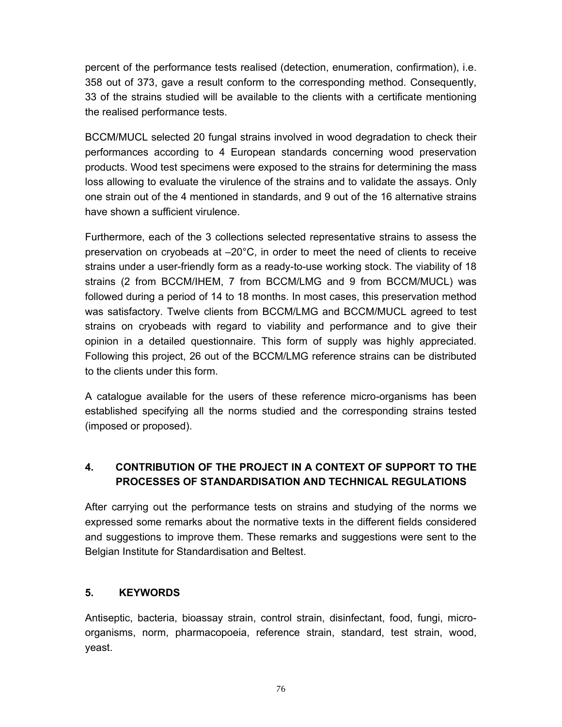percent of the performance tests realised (detection, enumeration, confirmation), i.e. 358 out of 373, gave a result conform to the corresponding method. Consequently, 33 of the strains studied will be available to the clients with a certificate mentioning the realised performance tests.

BCCM/MUCL selected 20 fungal strains involved in wood degradation to check their performances according to 4 European standards concerning wood preservation products. Wood test specimens were exposed to the strains for determining the mass loss allowing to evaluate the virulence of the strains and to validate the assays. Only one strain out of the 4 mentioned in standards, and 9 out of the 16 alternative strains have shown a sufficient virulence.

Furthermore, each of the 3 collections selected representative strains to assess the preservation on cryobeads at –20°C, in order to meet the need of clients to receive strains under a user-friendly form as a ready-to-use working stock. The viability of 18 strains (2 from BCCM/IHEM, 7 from BCCM/LMG and 9 from BCCM/MUCL) was followed during a period of 14 to 18 months. In most cases, this preservation method was satisfactory. Twelve clients from BCCM/LMG and BCCM/MUCL agreed to test strains on cryobeads with regard to viability and performance and to give their opinion in a detailed questionnaire. This form of supply was highly appreciated. Following this project, 26 out of the BCCM/LMG reference strains can be distributed to the clients under this form.

A catalogue available for the users of these reference micro-organisms has been established specifying all the norms studied and the corresponding strains tested (imposed or proposed).

## 4. CONTRIBUTION OF THE PROJECT IN A CONTEXT OF SUPPORT TO THE PROCESSES OF STANDARDISATION AND TECHNICAL REGULATIONS

After carrying out the performance tests on strains and studying of the norms we expressed some remarks about the normative texts in the different fields considered and suggestions to improve them. These remarks and suggestions were sent to the Belgian Institute for Standardisation and Beltest.

## 5. KEYWORDS

Antiseptic, bacteria, bioassay strain, control strain, disinfectant, food, fungi, micro-organisms, norm, pharmacopoeia, reference strain, standard, test strain, wood, yeast.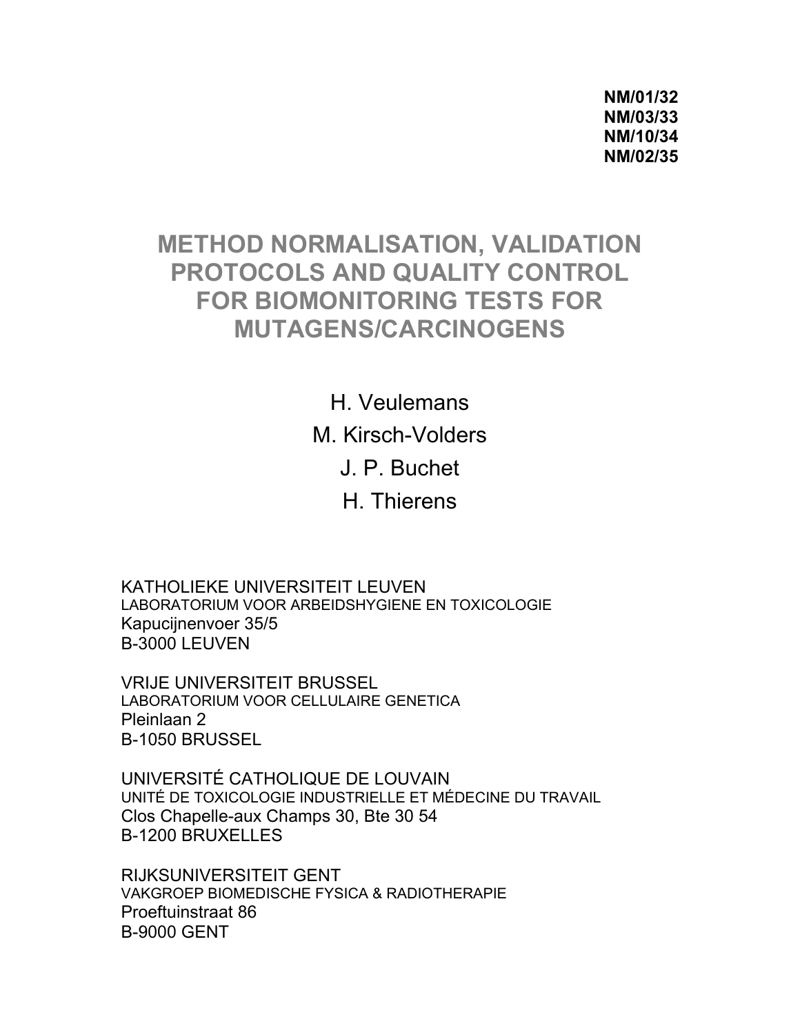**NM/01/32**
**NM/03/33**
**NM/10/34**
**NM/02/35**

# METHOD NORMALISATION, VALIDATION PROTOCOLS AND QUALITY CONTROL FOR BIOMONITORING TESTS FOR MUTAGENS/CARCINOGENS

H. Veulemans

M. Kirsch-Volders

J. P. Buchet

H. Thierens

KATHOLIEKE UNIVERSITEIT LEUVEN
LABORATORIUM VOOR ARBEIDSHYGIENE EN TOXICOLOGIE
Kapucijnenvoer 35/5
B-3000 LEUVEN

VRIJE UNIVERSITEIT BRUSSEL
LABORATORIUM VOOR CELLULAIRE GENETICA
Pleinlaan 2
B-1050 BRUSSEL

UNIVERSITÉ CATHOLIQUE DE LOUVAIN
UNITÉ DE TOXICOLOGIE INDUSTRIELLE ET MÉDECINE DU TRAVAIL
Clos Chapelle-aux Champs 30, Bte 30 54
B-1200 BRUXELLES

RIJKSUNIVERSITEIT GENT
VAKGROEP BIOMEDISCHE FYSICA & RADIOTHERAPIE
Proeftuinstraat 86
B-9000 GENT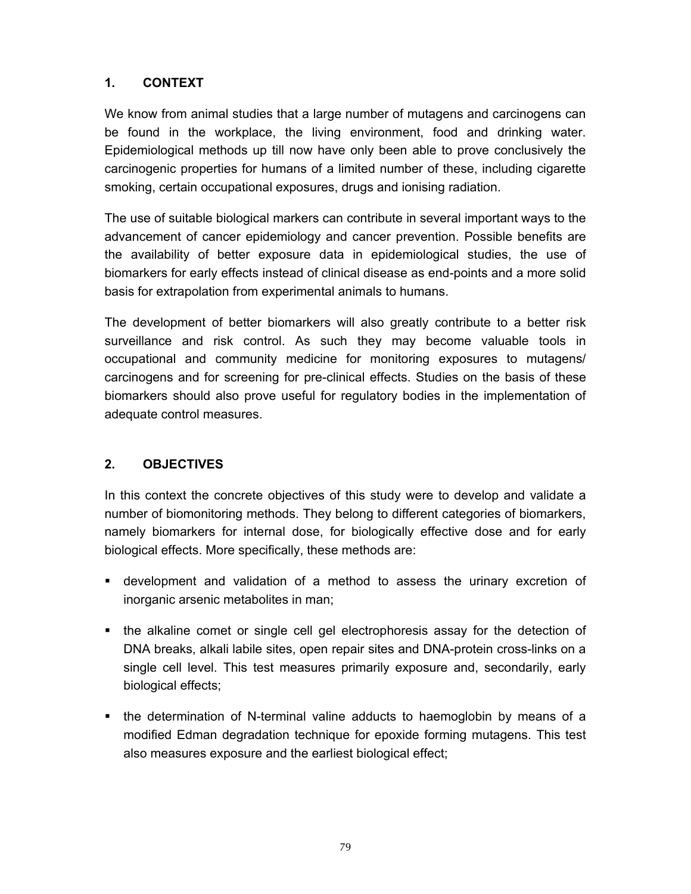## 1. CONTEXT

We know from animal studies that a large number of mutagens and carcinogens can be found in the workplace, the living environment, food and drinking water. Epidemiological methods up till now have only been able to prove conclusively the carcinogenic properties for humans of a limited number of these, including cigarette smoking, certain occupational exposures, drugs and ionising radiation.

The use of suitable biological markers can contribute in several important ways to the advancement of cancer epidemiology and cancer prevention. Possible benefits are the availability of better exposure data in epidemiological studies, the use of biomarkers for early effects instead of clinical disease as end-points and a more solid basis for extrapolation from experimental animals to humans.

The development of better biomarkers will also greatly contribute to a better risk surveillance and risk control. As such they may become valuable tools in occupational and community medicine for monitoring exposures to mutagens/ carcinogens and for screening for pre-clinical effects. Studies on the basis of these biomarkers should also prove useful for regulatory bodies in the implementation of adequate control measures.

## 2. OBJECTIVES

In this context the concrete objectives of this study were to develop and validate a number of biomonitoring methods. They belong to different categories of biomarkers, namely biomarkers for internal dose, for biologically effective dose and for early biological effects. More specifically, these methods are:

- development and validation of a method to assess the urinary excretion of inorganic arsenic metabolites in man;
- the alkaline comet or single cell gel electrophoresis assay for the detection of DNA breaks, alkali labile sites, open repair sites and DNA-protein cross-links on a single cell level. This test measures primarily exposure and, secondarily, early biological effects;
- the determination of N-terminal valine adducts to haemoglobin by means of a modified Edman degradation technique for epoxide forming mutagens. This test also measures exposure and the earliest biological effect;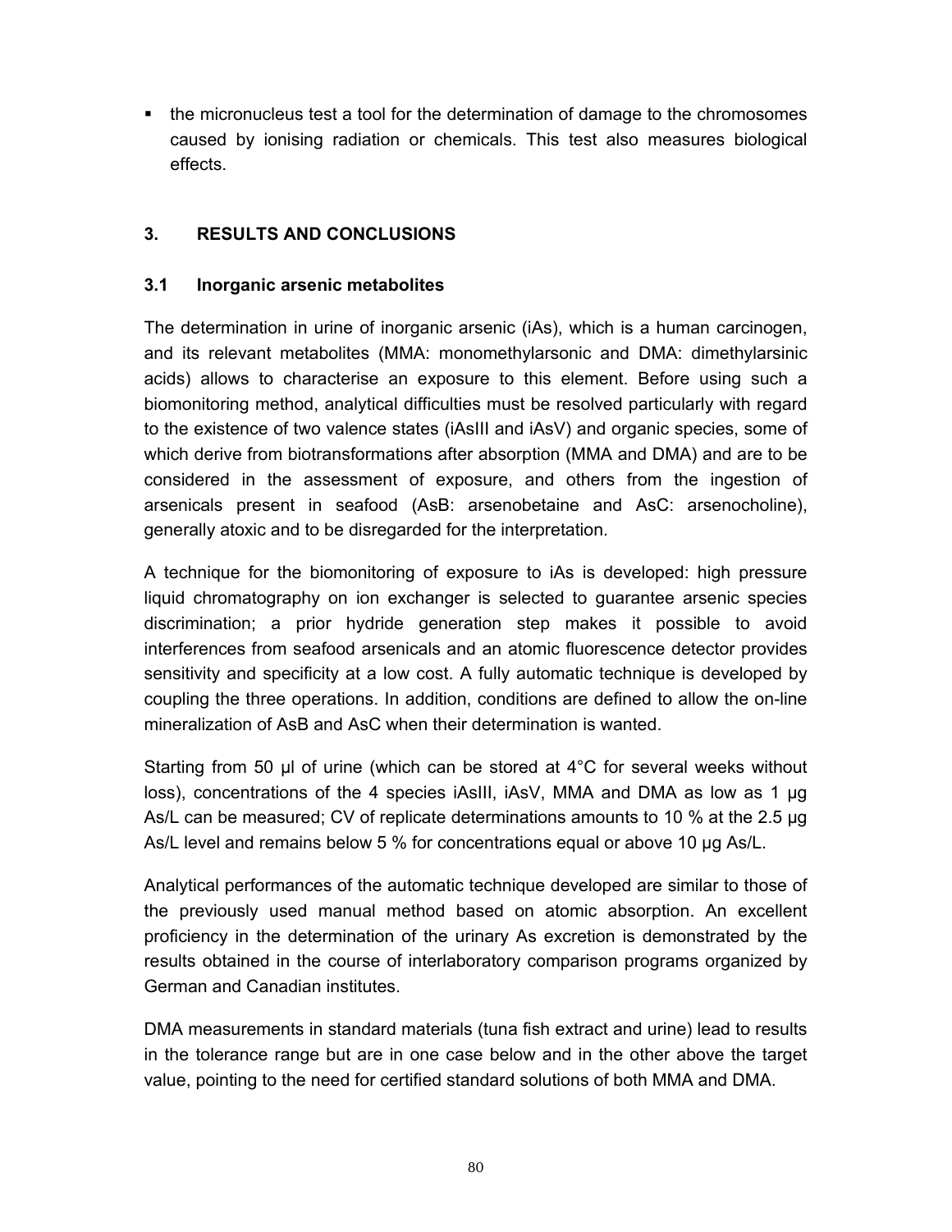- the micronucleus test a tool for the determination of damage to the chromosomes caused by ionising radiation or chemicals. This test also measures biological effects.

## 3. RESULTS AND CONCLUSIONS

### 3.1 Inorganic arsenic metabolites

The determination in urine of inorganic arsenic (iAs), which is a human carcinogen, and its relevant metabolites (MMA: monomethylarsonic and DMA: dimethylarsinic acids) allows to characterise an exposure to this element. Before using such a biomonitoring method, analytical difficulties must be resolved particularly with regard to the existence of two valence states (iAsIII and iAsV) and organic species, some of which derive from biotransformations after absorption (MMA and DMA) and are to be considered in the assessment of exposure, and others from the ingestion of arsenicals present in seafood (AsB: arsenobetaine and AsC: arsenocholine), generally atoxic and to be disregarded for the interpretation.

A technique for the biomonitoring of exposure to iAs is developed: high pressure liquid chromatography on ion exchanger is selected to guarantee arsenic species discrimination; a prior hydride generation step makes it possible to avoid interferences from seafood arsenicals and an atomic fluorescence detector provides sensitivity and specificity at a low cost. A fully automatic technique is developed by coupling the three operations. In addition, conditions are defined to allow the on-line mineralization of AsB and AsC when their determination is wanted.

Starting from 50 µl of urine (which can be stored at 4°C for several weeks without loss), concentrations of the 4 species iAsIII, iAsV, MMA and DMA as low as 1 µg As/L can be measured; CV of replicate determinations amounts to 10 % at the 2.5 µg As/L level and remains below 5 % for concentrations equal or above 10 µg As/L.

Analytical performances of the automatic technique developed are similar to those of the previously used manual method based on atomic absorption. An excellent proficiency in the determination of the urinary As excretion is demonstrated by the results obtained in the course of interlaboratory comparison programs organized by German and Canadian institutes.

DMA measurements in standard materials (tuna fish extract and urine) lead to results in the tolerance range but are in one case below and in the other above the target value, pointing to the need for certified standard solutions of both MMA and DMA.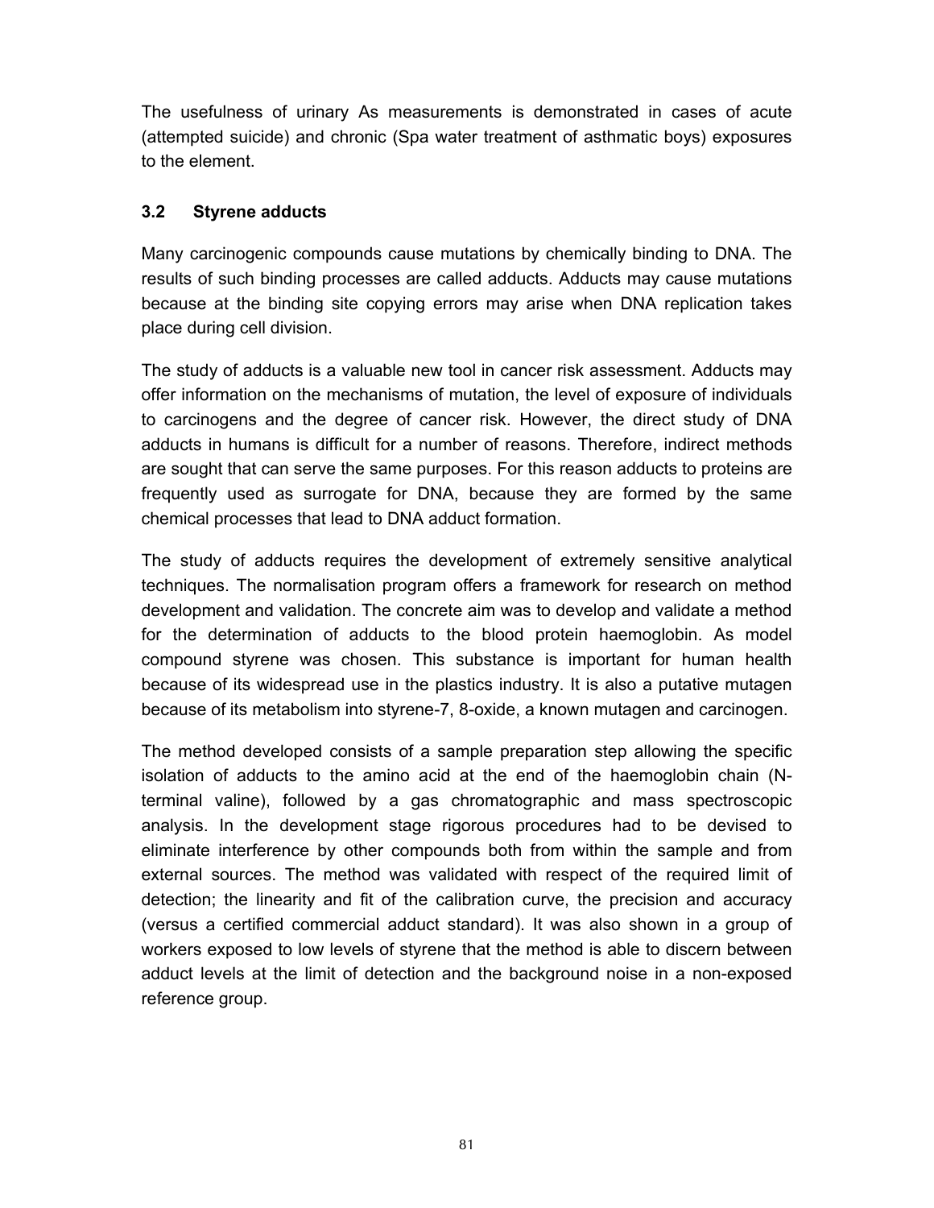The usefulness of urinary As measurements is demonstrated in cases of acute (attempted suicide) and chronic (Spa water treatment of asthmatic boys) exposures to the element.

### 3.2 Styrene adducts

Many carcinogenic compounds cause mutations by chemically binding to DNA. The results of such binding processes are called adducts. Adducts may cause mutations because at the binding site copying errors may arise when DNA replication takes place during cell division.

The study of adducts is a valuable new tool in cancer risk assessment. Adducts may offer information on the mechanisms of mutation, the level of exposure of individuals to carcinogens and the degree of cancer risk. However, the direct study of DNA adducts in humans is difficult for a number of reasons. Therefore, indirect methods are sought that can serve the same purposes. For this reason adducts to proteins are frequently used as surrogate for DNA, because they are formed by the same chemical processes that lead to DNA adduct formation.

The study of adducts requires the development of extremely sensitive analytical techniques. The normalisation program offers a framework for research on method development and validation. The concrete aim was to develop and validate a method for the determination of adducts to the blood protein haemoglobin. As model compound styrene was chosen. This substance is important for human health because of its widespread use in the plastics industry. It is also a putative mutagen because of its metabolism into styrene-7, 8-oxide, a known mutagen and carcinogen.

The method developed consists of a sample preparation step allowing the specific isolation of adducts to the amino acid at the end of the haemoglobin chain (N-terminal valine), followed by a gas chromatographic and mass spectroscopic analysis. In the development stage rigorous procedures had to be devised to eliminate interference by other compounds both from within the sample and from external sources. The method was validated with respect of the required limit of detection; the linearity and fit of the calibration curve, the precision and accuracy (versus a certified commercial adduct standard). It was also shown in a group of workers exposed to low levels of styrene that the method is able to discern between adduct levels at the limit of detection and the background noise in a non-exposed reference group.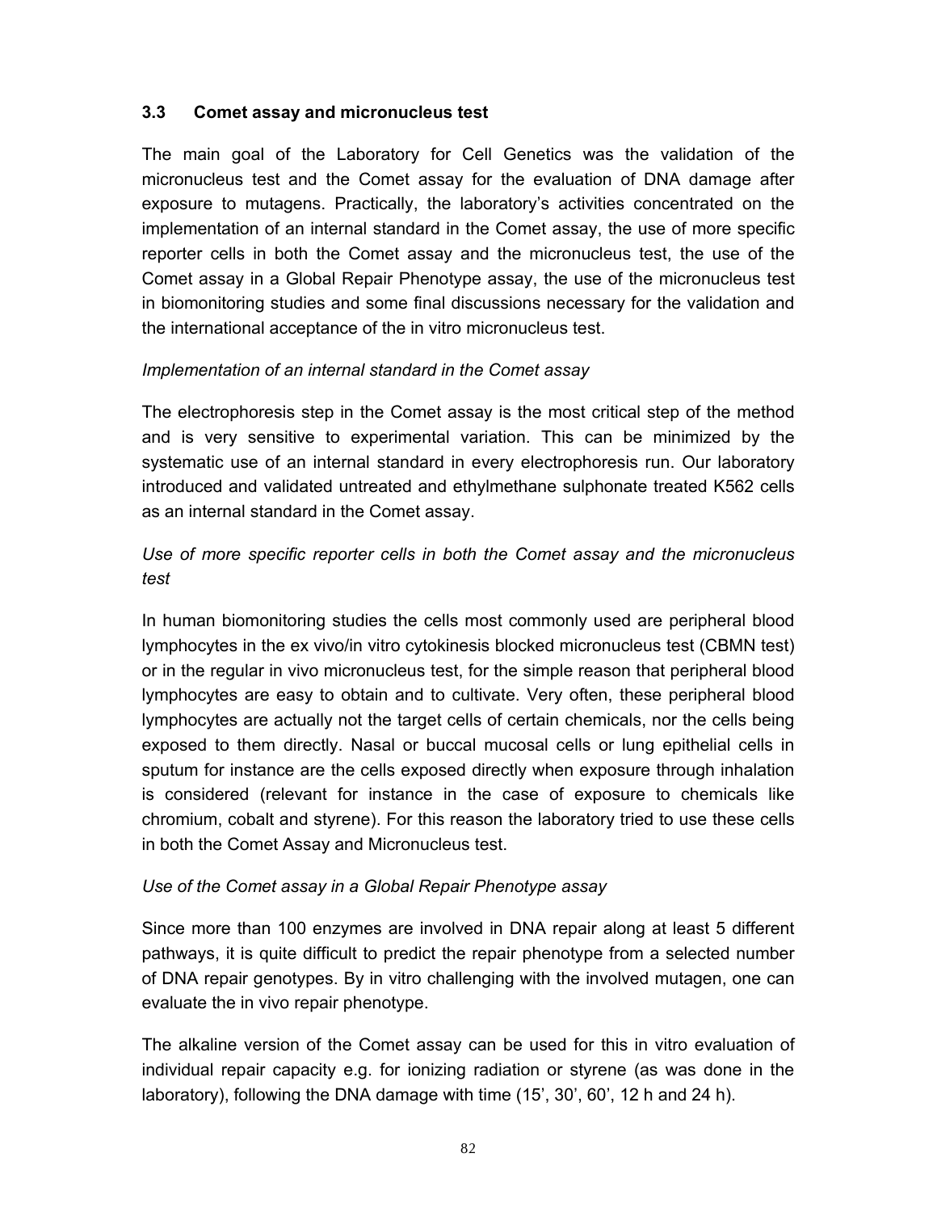### 3.3 Comet assay and micronucleus test

The main goal of the Laboratory for Cell Genetics was the validation of the micronucleus test and the Comet assay for the evaluation of DNA damage after exposure to mutagens. Practically, the laboratory's activities concentrated on the implementation of an internal standard in the Comet assay, the use of more specific reporter cells in both the Comet assay and the micronucleus test, the use of the Comet assay in a Global Repair Phenotype assay, the use of the micronucleus test in biomonitoring studies and some final discussions necessary for the validation and the international acceptance of the in vitro micronucleus test.

*Implementation of an internal standard in the Comet assay*

The electrophoresis step in the Comet assay is the most critical step of the method and is very sensitive to experimental variation. This can be minimized by the systematic use of an internal standard in every electrophoresis run. Our laboratory introduced and validated untreated and ethylmethane sulphonate treated K562 cells as an internal standard in the Comet assay.

*Use of more specific reporter cells in both the Comet assay and the micronucleus test*

In human biomonitoring studies the cells most commonly used are peripheral blood lymphocytes in the ex vivo/in vitro cytokinesis blocked micronucleus test (CBMN test) or in the regular in vivo micronucleus test, for the simple reason that peripheral blood lymphocytes are easy to obtain and to cultivate. Very often, these peripheral blood lymphocytes are actually not the target cells of certain chemicals, nor the cells being exposed to them directly. Nasal or buccal mucosal cells or lung epithelial cells in sputum for instance are the cells exposed directly when exposure through inhalation is considered (relevant for instance in the case of exposure to chemicals like chromium, cobalt and styrene). For this reason the laboratory tried to use these cells in both the Comet Assay and Micronucleus test.

*Use of the Comet assay in a Global Repair Phenotype assay*

Since more than 100 enzymes are involved in DNA repair along at least 5 different pathways, it is quite difficult to predict the repair phenotype from a selected number of DNA repair genotypes. By in vitro challenging with the involved mutagen, one can evaluate the in vivo repair phenotype.

The alkaline version of the Comet assay can be used for this in vitro evaluation of individual repair capacity e.g. for ionizing radiation or styrene (as was done in the laboratory), following the DNA damage with time (15', 30', 60', 12 h and 24 h).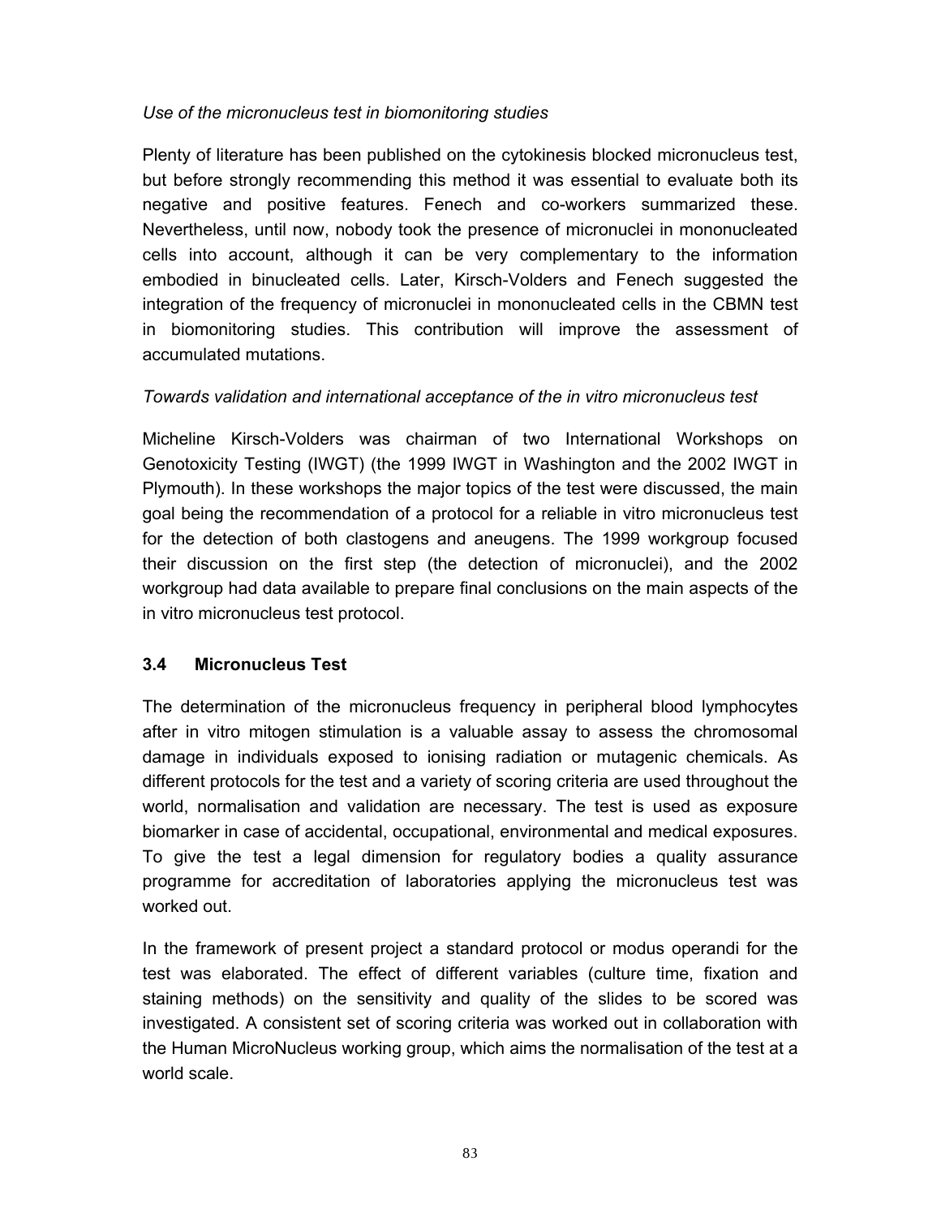*Use of the micronucleus test in biomonitoring studies*

Plenty of literature has been published on the cytokinesis blocked micronucleus test, but before strongly recommending this method it was essential to evaluate both its negative and positive features. Fenech and co-workers summarized these. Nevertheless, until now, nobody took the presence of micronuclei in mononucleated cells into account, although it can be very complementary to the information embodied in binucleated cells. Later, Kirsch-Volders and Fenech suggested the integration of the frequency of micronuclei in mononucleated cells in the CBMN test in biomonitoring studies. This contribution will improve the assessment of accumulated mutations.

*Towards validation and international acceptance of the in vitro micronucleus test*

Micheline Kirsch-Volders was chairman of two International Workshops on Genotoxicity Testing (IWGT) (the 1999 IWGT in Washington and the 2002 IWGT in Plymouth). In these workshops the major topics of the test were discussed, the main goal being the recommendation of a protocol for a reliable in vitro micronucleus test for the detection of both clastogens and aneugens. The 1999 workgroup focused their discussion on the first step (the detection of micronuclei), and the 2002 workgroup had data available to prepare final conclusions on the main aspects of the in vitro micronucleus test protocol.

### 3.4 Micronucleus Test

The determination of the micronucleus frequency in peripheral blood lymphocytes after in vitro mitogen stimulation is a valuable assay to assess the chromosomal damage in individuals exposed to ionising radiation or mutagenic chemicals. As different protocols for the test and a variety of scoring criteria are used throughout the world, normalisation and validation are necessary. The test is used as exposure biomarker in case of accidental, occupational, environmental and medical exposures. To give the test a legal dimension for regulatory bodies a quality assurance programme for accreditation of laboratories applying the micronucleus test was worked out.

In the framework of present project a standard protocol or modus operandi for the test was elaborated. The effect of different variables (culture time, fixation and staining methods) on the sensitivity and quality of the slides to be scored was investigated. A consistent set of scoring criteria was worked out in collaboration with the Human MicroNucleus working group, which aims the normalisation of the test at a world scale.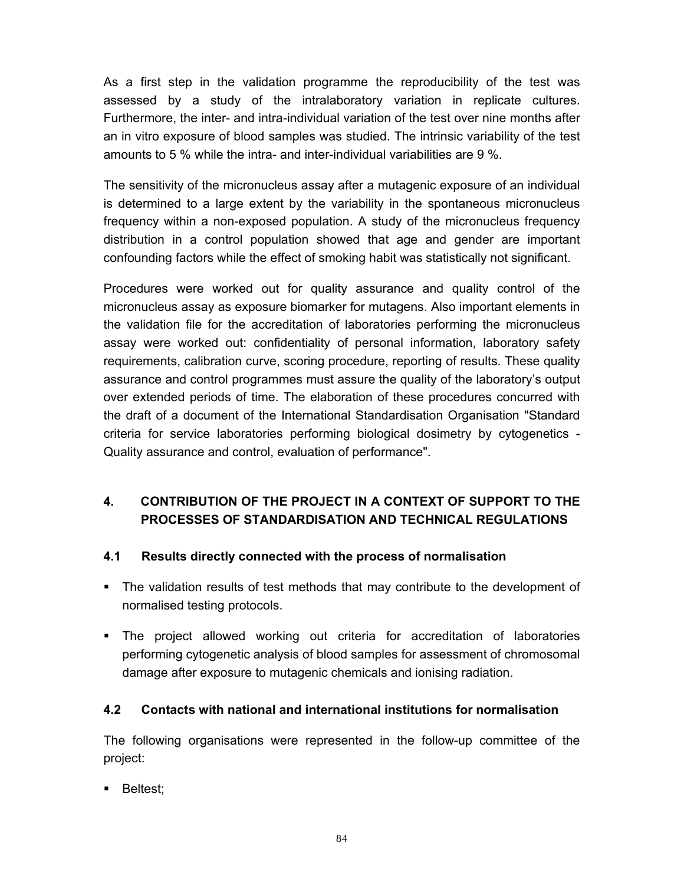As a first step in the validation programme the reproducibility of the test was assessed by a study of the intralaboratory variation in replicate cultures. Furthermore, the inter- and intra-individual variation of the test over nine months after an in vitro exposure of blood samples was studied. The intrinsic variability of the test amounts to 5 % while the intra- and inter-individual variabilities are 9 %.

The sensitivity of the micronucleus assay after a mutagenic exposure of an individual is determined to a large extent by the variability in the spontaneous micronucleus frequency within a non-exposed population. A study of the micronucleus frequency distribution in a control population showed that age and gender are important confounding factors while the effect of smoking habit was statistically not significant.

Procedures were worked out for quality assurance and quality control of the micronucleus assay as exposure biomarker for mutagens. Also important elements in the validation file for the accreditation of laboratories performing the micronucleus assay were worked out: confidentiality of personal information, laboratory safety requirements, calibration curve, scoring procedure, reporting of results. These quality assurance and control programmes must assure the quality of the laboratory's output over extended periods of time. The elaboration of these procedures concurred with the draft of a document of the International Standardisation Organisation "Standard criteria for service laboratories performing biological dosimetry by cytogenetics - Quality assurance and control, evaluation of performance".

## 4. CONTRIBUTION OF THE PROJECT IN A CONTEXT OF SUPPORT TO THE PROCESSES OF STANDARDISATION AND TECHNICAL REGULATIONS

### 4.1 Results directly connected with the process of normalisation

- The validation results of test methods that may contribute to the development of normalised testing protocols.
- The project allowed working out criteria for accreditation of laboratories performing cytogenetic analysis of blood samples for assessment of chromosomal damage after exposure to mutagenic chemicals and ionising radiation.

### 4.2 Contacts with national and international institutions for normalisation

The following organisations were represented in the follow-up committee of the project:

- Beltest;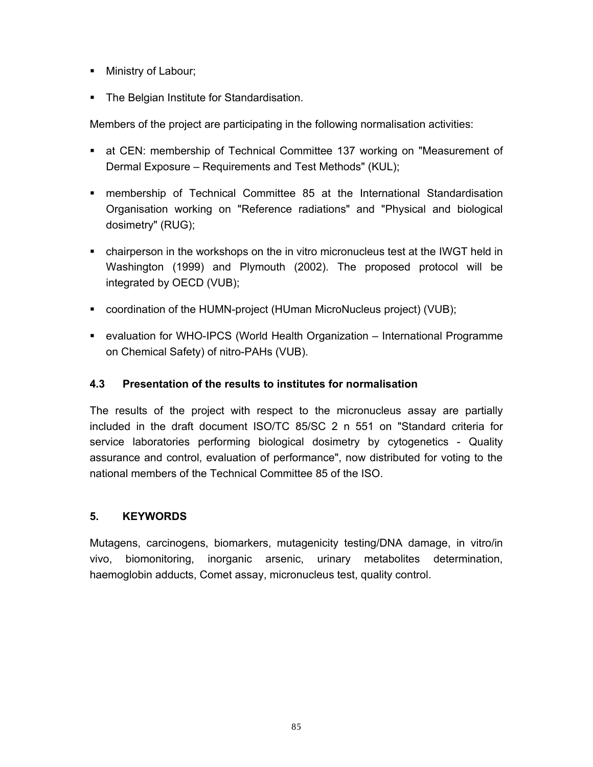- Ministry of Labour;
- The Belgian Institute for Standardisation.

Members of the project are participating in the following normalisation activities:

- at CEN: membership of Technical Committee 137 working on "Measurement of Dermal Exposure – Requirements and Test Methods" (KUL);
- membership of Technical Committee 85 at the International Standardisation Organisation working on "Reference radiations" and "Physical and biological dosimetry" (RUG);
- chairperson in the workshops on the in vitro micronucleus test at the IWGT held in Washington (1999) and Plymouth (2002). The proposed protocol will be integrated by OECD (VUB);
- coordination of the HUMN-project (HUman MicroNucleus project) (VUB);
- evaluation for WHO-IPCS (World Health Organization – International Programme on Chemical Safety) of nitro-PAHs (VUB).

### 4.3 Presentation of the results to institutes for normalisation

The results of the project with respect to the micronucleus assay are partially included in the draft document ISO/TC 85/SC 2 n 551 on "Standard criteria for service laboratories performing biological dosimetry by cytogenetics - Quality assurance and control, evaluation of performance", now distributed for voting to the national members of the Technical Committee 85 of the ISO.

## 5. KEYWORDS

Mutagens, carcinogens, biomarkers, mutagenicity testing/DNA damage, in vitro/in vivo, biomonitoring, inorganic arsenic, urinary metabolites determination, haemoglobin adducts, Comet assay, micronucleus test, quality control.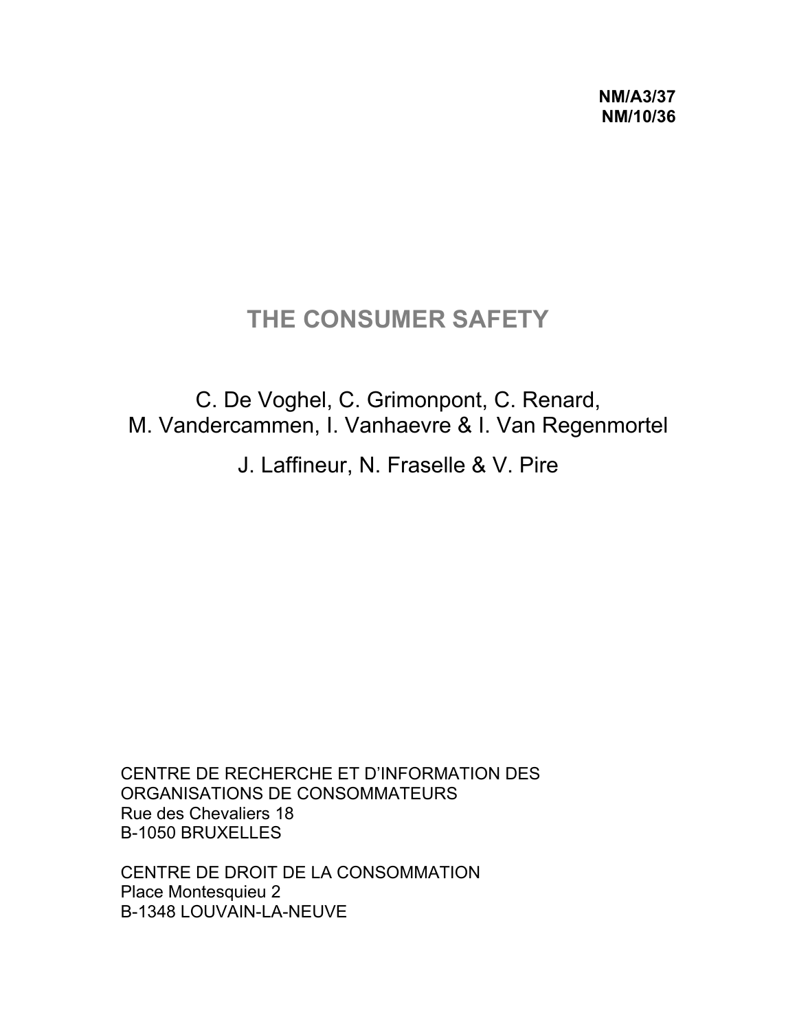**NM/A3/37**
**NM/10/36**

# THE CONSUMER SAFETY

C. De Voghel, C. Grimonpont, C. Renard,
M. Vandercammen, I. Vanhaevre & I. Van Regenmortel

J. Laffineur, N. Fraselle & V. Pire

CENTRE DE RECHERCHE ET D'INFORMATION DES ORGANISATIONS DE CONSOMMATEURS
Rue des Chevaliers 18
B-1050 BRUXELLES

CENTRE DE DROIT DE LA CONSOMMATION
Place Montesquieu 2
B-1348 LOUVAIN-LA-NEUVE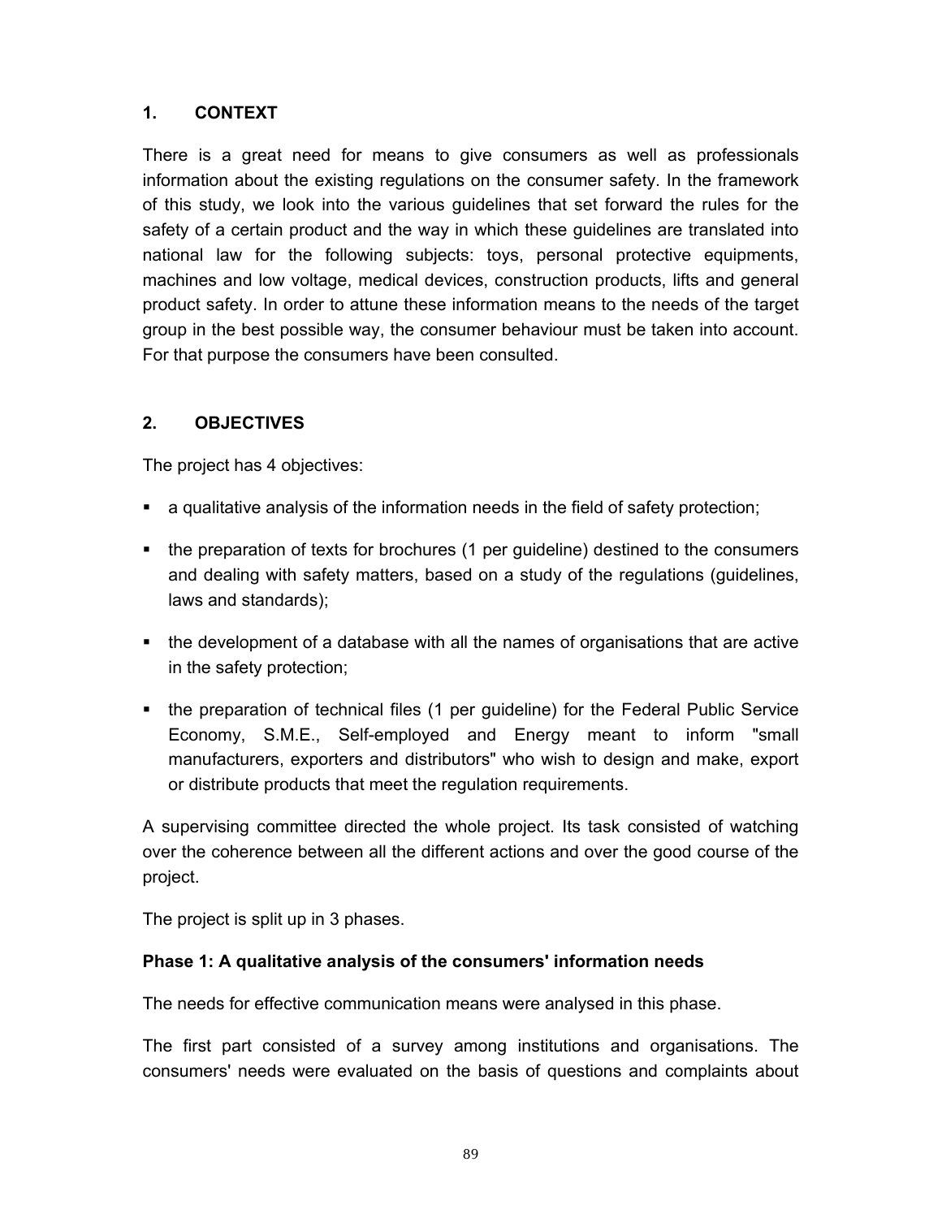## 1. CONTEXT

There is a great need for means to give consumers as well as professionals information about the existing regulations on the consumer safety. In the framework of this study, we look into the various guidelines that set forward the rules for the safety of a certain product and the way in which these guidelines are translated into national law for the following subjects: toys, personal protective equipments, machines and low voltage, medical devices, construction products, lifts and general product safety. In order to attune these information means to the needs of the target group in the best possible way, the consumer behaviour must be taken into account. For that purpose the consumers have been consulted.

## 2. OBJECTIVES

The project has 4 objectives:

- a qualitative analysis of the information needs in the field of safety protection;
- the preparation of texts for brochures (1 per guideline) destined to the consumers and dealing with safety matters, based on a study of the regulations (guidelines, laws and standards);
- the development of a database with all the names of organisations that are active in the safety protection;
- the preparation of technical files (1 per guideline) for the Federal Public Service Economy, S.M.E., Self-employed and Energy meant to inform "small manufacturers, exporters and distributors" who wish to design and make, export or distribute products that meet the regulation requirements.

A supervising committee directed the whole project. Its task consisted of watching over the coherence between all the different actions and over the good course of the project.

The project is split up in 3 phases.

**Phase 1: A qualitative analysis of the consumers' information needs**

The needs for effective communication means were analysed in this phase.

The first part consisted of a survey among institutions and organisations. The consumers' needs were evaluated on the basis of questions and complaints about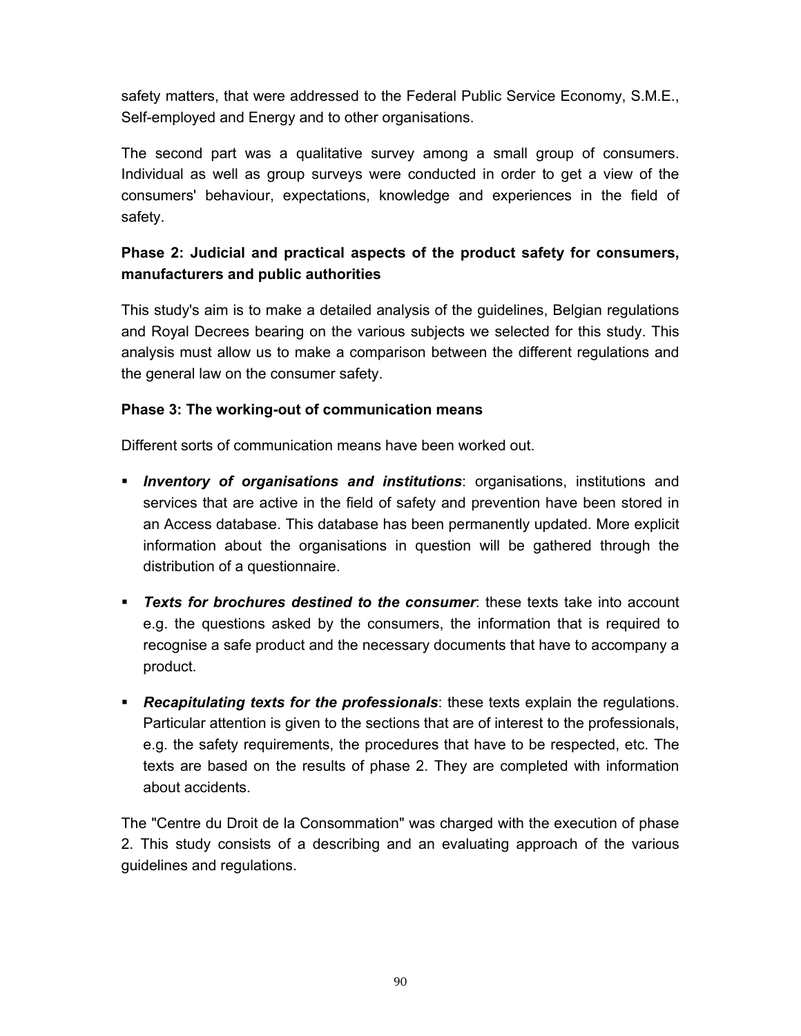safety matters, that were addressed to the Federal Public Service Economy, S.M.E., Self-employed and Energy and to other organisations.

The second part was a qualitative survey among a small group of consumers. Individual as well as group surveys were conducted in order to get a view of the consumers' behaviour, expectations, knowledge and experiences in the field of safety.

**Phase 2: Judicial and practical aspects of the product safety for consumers, manufacturers and public authorities**

This study's aim is to make a detailed analysis of the guidelines, Belgian regulations and Royal Decrees bearing on the various subjects we selected for this study. This analysis must allow us to make a comparison between the different regulations and the general law on the consumer safety.

**Phase 3: The working-out of communication means**

Different sorts of communication means have been worked out.

- ***Inventory of organisations and institutions***: organisations, institutions and services that are active in the field of safety and prevention have been stored in an Access database. This database has been permanently updated. More explicit information about the organisations in question will be gathered through the distribution of a questionnaire.
- ***Texts for brochures destined to the consumer***: these texts take into account e.g. the questions asked by the consumers, the information that is required to recognise a safe product and the necessary documents that have to accompany a product.
- ***Recapitulating texts for the professionals***: these texts explain the regulations. Particular attention is given to the sections that are of interest to the professionals, e.g. the safety requirements, the procedures that have to be respected, etc. The texts are based on the results of phase 2. They are completed with information about accidents.

The "Centre du Droit de la Consommation" was charged with the execution of phase 2. This study consists of a describing and an evaluating approach of the various guidelines and regulations.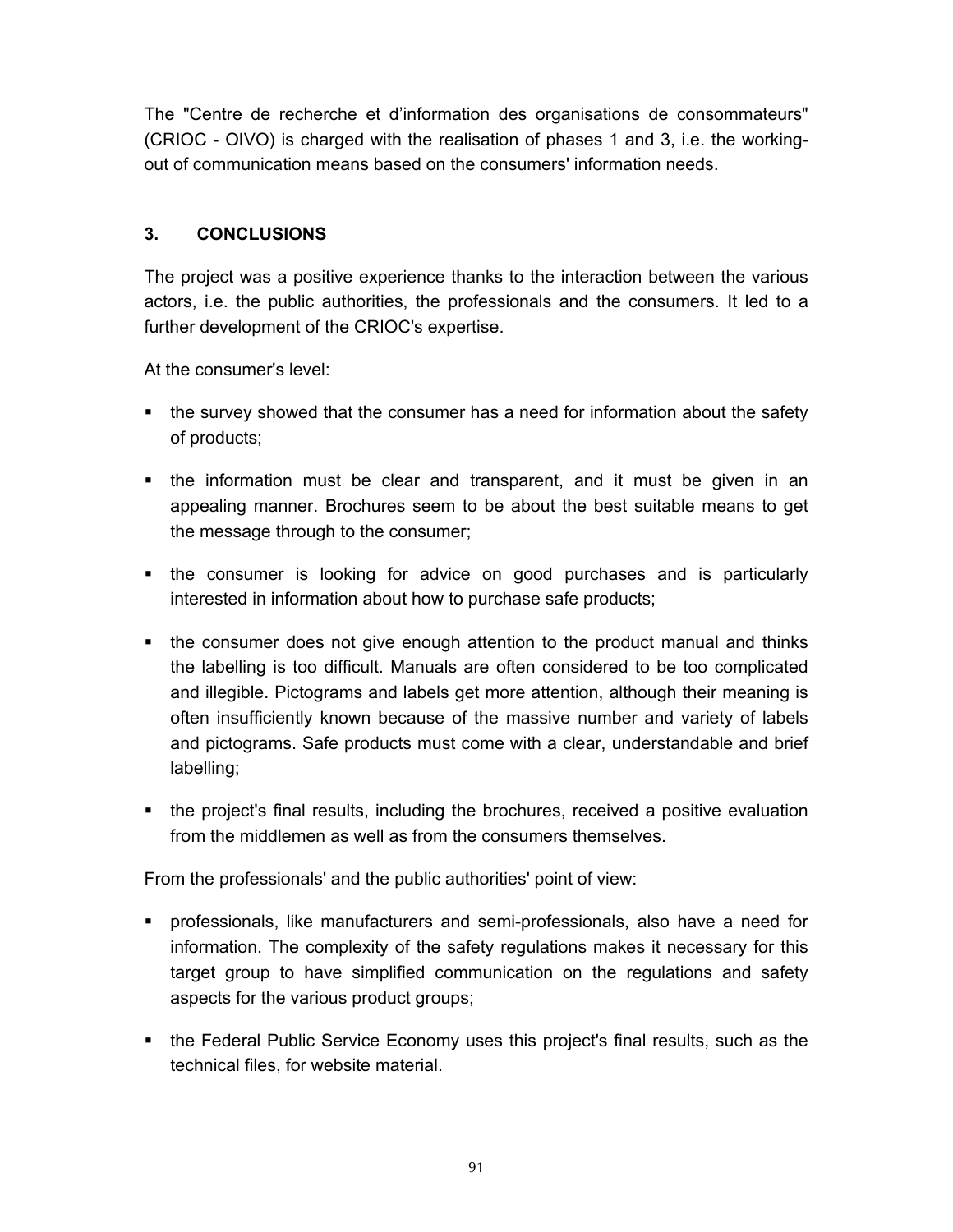The "Centre de recherche et d'information des organisations de consommateurs" (CRIOC - OIVO) is charged with the realisation of phases 1 and 3, i.e. the working-out of communication means based on the consumers' information needs.

## 3. CONCLUSIONS

The project was a positive experience thanks to the interaction between the various actors, i.e. the public authorities, the professionals and the consumers. It led to a further development of the CRIOC's expertise.

At the consumer's level:

- the survey showed that the consumer has a need for information about the safety of products;
- the information must be clear and transparent, and it must be given in an appealing manner. Brochures seem to be about the best suitable means to get the message through to the consumer;
- the consumer is looking for advice on good purchases and is particularly interested in information about how to purchase safe products;
- the consumer does not give enough attention to the product manual and thinks the labelling is too difficult. Manuals are often considered to be too complicated and illegible. Pictograms and labels get more attention, although their meaning is often insufficiently known because of the massive number and variety of labels and pictograms. Safe products must come with a clear, understandable and brief labelling;
- the project's final results, including the brochures, received a positive evaluation from the middlemen as well as from the consumers themselves.

From the professionals' and the public authorities' point of view:

- professionals, like manufacturers and semi-professionals, also have a need for information. The complexity of the safety regulations makes it necessary for this target group to have simplified communication on the regulations and safety aspects for the various product groups;
- the Federal Public Service Economy uses this project's final results, such as the technical files, for website material.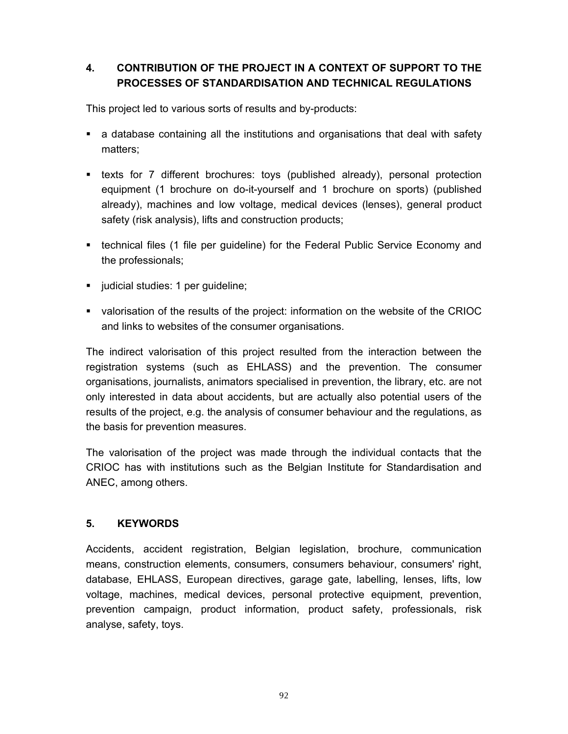## 4. CONTRIBUTION OF THE PROJECT IN A CONTEXT OF SUPPORT TO THE PROCESSES OF STANDARDISATION AND TECHNICAL REGULATIONS

This project led to various sorts of results and by-products:

- a database containing all the institutions and organisations that deal with safety matters;
- texts for 7 different brochures: toys (published already), personal protection equipment (1 brochure on do-it-yourself and 1 brochure on sports) (published already), machines and low voltage, medical devices (lenses), general product safety (risk analysis), lifts and construction products;
- technical files (1 file per guideline) for the Federal Public Service Economy and the professionals;
- judicial studies: 1 per guideline;
- valorisation of the results of the project: information on the website of the CRIOC and links to websites of the consumer organisations.

The indirect valorisation of this project resulted from the interaction between the registration systems (such as EHLASS) and the prevention. The consumer organisations, journalists, animators specialised in prevention, the library, etc. are not only interested in data about accidents, but are actually also potential users of the results of the project, e.g. the analysis of consumer behaviour and the regulations, as the basis for prevention measures.

The valorisation of the project was made through the individual contacts that the CRIOC has with institutions such as the Belgian Institute for Standardisation and ANEC, among others.

## 5. KEYWORDS

Accidents, accident registration, Belgian legislation, brochure, communication means, construction elements, consumers, consumers behaviour, consumers' right, database, EHLASS, European directives, garage gate, labelling, lenses, lifts, low voltage, machines, medical devices, personal protective equipment, prevention, prevention campaign, product information, product safety, professionals, risk analyse, safety, toys.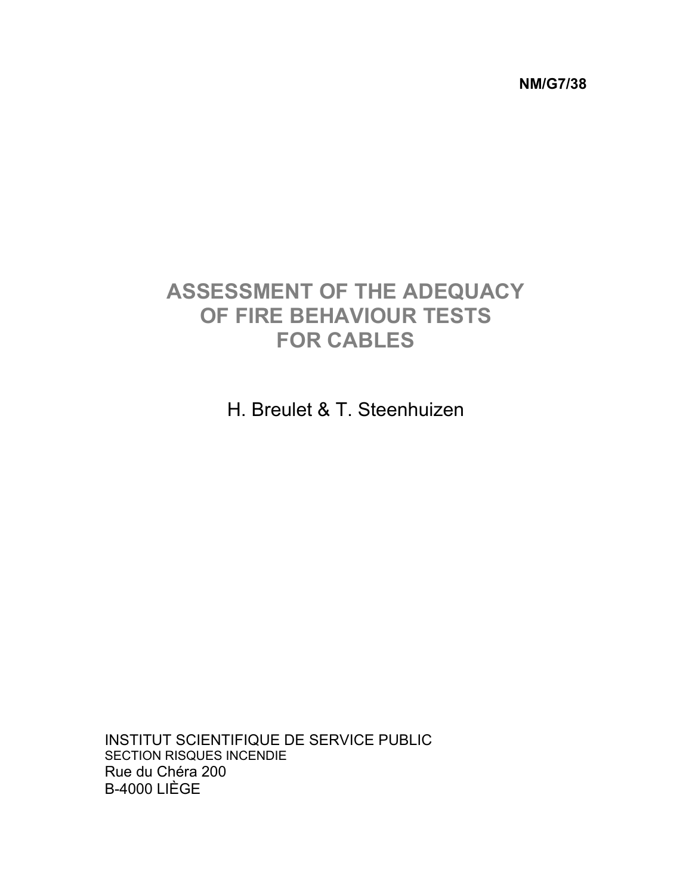**NM/G7/38**

# ASSESSMENT OF THE ADEQUACY OF FIRE BEHAVIOUR TESTS FOR CABLES

H. Breulet & T. Steenhuizen

INSTITUT SCIENTIFIQUE DE SERVICE PUBLIC
SECTION RISQUES INCENDIE
Rue du Chéra 200
B-4000 LIÈGE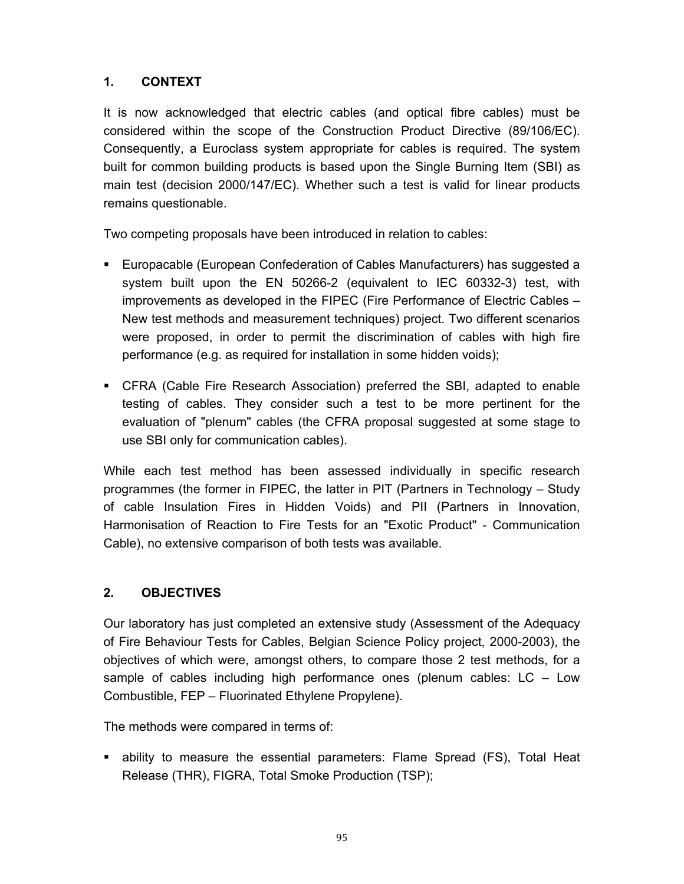## 1. CONTEXT

It is now acknowledged that electric cables (and optical fibre cables) must be considered within the scope of the Construction Product Directive (89/106/EC). Consequently, a Euroclass system appropriate for cables is required. The system built for common building products is based upon the Single Burning Item (SBI) as main test (decision 2000/147/EC). Whether such a test is valid for linear products remains questionable.

Two competing proposals have been introduced in relation to cables:

- Europacable (European Confederation of Cables Manufacturers) has suggested a system built upon the EN 50266-2 (equivalent to IEC 60332-3) test, with improvements as developed in the FIPEC (Fire Performance of Electric Cables – New test methods and measurement techniques) project. Two different scenarios were proposed, in order to permit the discrimination of cables with high fire performance (e.g. as required for installation in some hidden voids);
- CFRA (Cable Fire Research Association) preferred the SBI, adapted to enable testing of cables. They consider such a test to be more pertinent for the evaluation of "plenum" cables (the CFRA proposal suggested at some stage to use SBI only for communication cables).

While each test method has been assessed individually in specific research programmes (the former in FIPEC, the latter in PIT (Partners in Technology – Study of cable Insulation Fires in Hidden Voids) and PII (Partners in Innovation, Harmonisation of Reaction to Fire Tests for an "Exotic Product" - Communication Cable), no extensive comparison of both tests was available.

## 2. OBJECTIVES

Our laboratory has just completed an extensive study (Assessment of the Adequacy of Fire Behaviour Tests for Cables, Belgian Science Policy project, 2000-2003), the objectives of which were, amongst others, to compare those 2 test methods, for a sample of cables including high performance ones (plenum cables: LC – Low Combustible, FEP – Fluorinated Ethylene Propylene).

The methods were compared in terms of:

- ability to measure the essential parameters: Flame Spread (FS), Total Heat Release (THR), FIGRA, Total Smoke Production (TSP);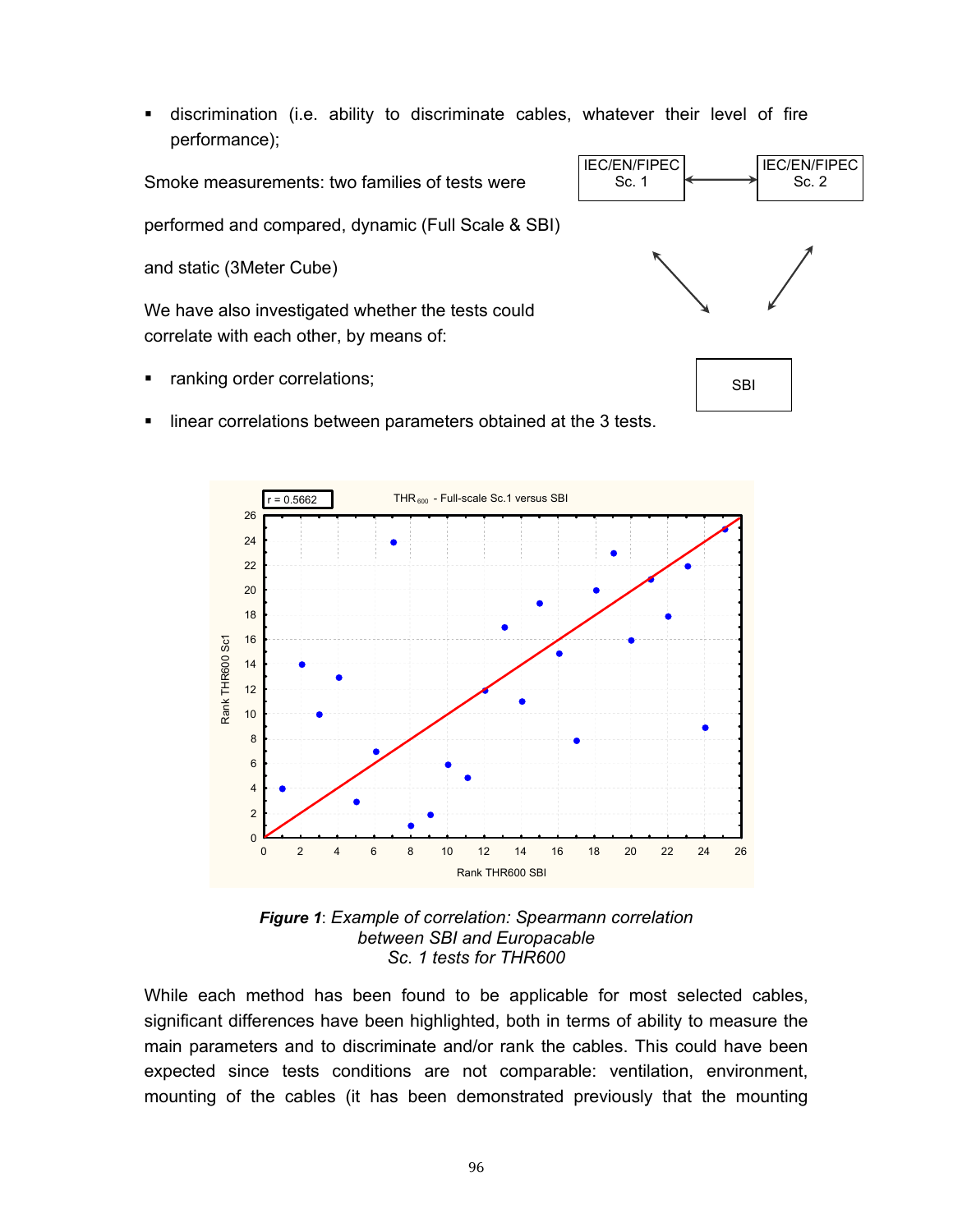- discrimination (i.e. ability to discriminate cables, whatever their level of fire performance);

Smoke measurements: two families of tests were performed and compared, dynamic (Full Scale & SBI) and static (3Meter Cube)

We have also investigated whether the tests could correlate with each other, by means of:

- ranking order correlations;
- linear correlations between parameters obtained at the 3 tests.

***Figure 1***: *Example of correlation: Spearmann correlation between SBI and Europacable Sc. 1 tests for THR600*

While each method has been found to be applicable for most selected cables, significant differences have been highlighted, both in terms of ability to measure the main parameters and to discriminate and/or rank the cables. This could have been expected since tests conditions are not comparable: ventilation, environment, mounting of the cables (it has been demonstrated previously that the mounting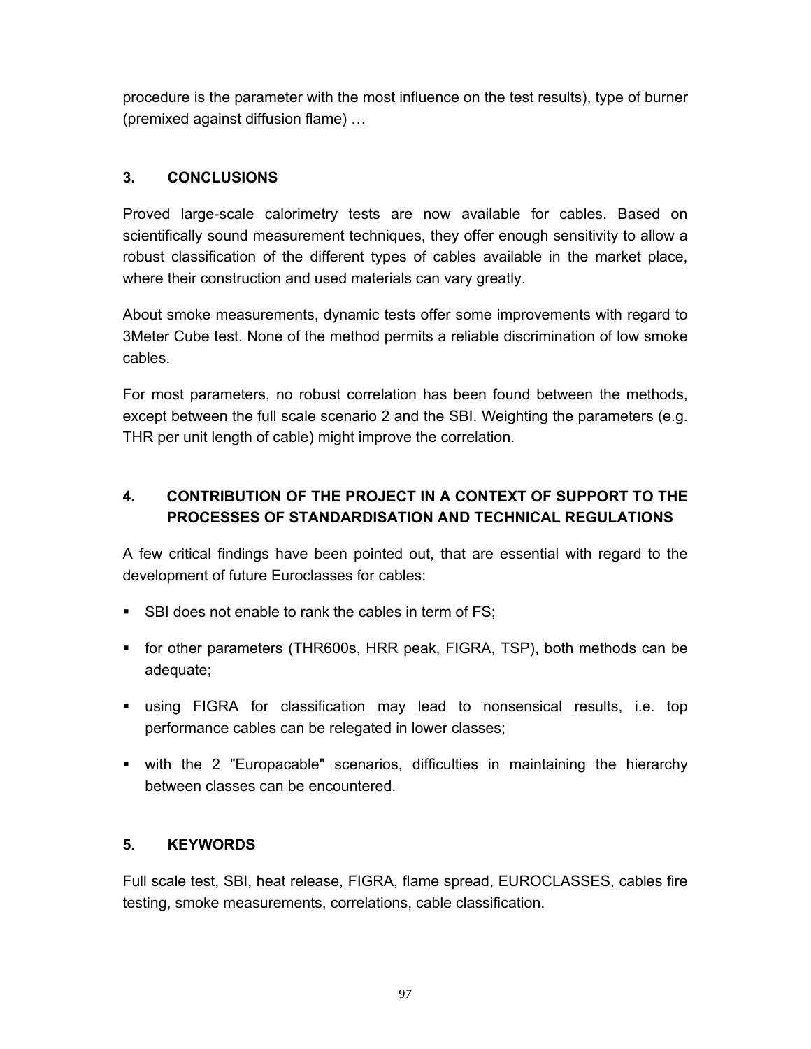procedure is the parameter with the most influence on the test results), type of burner (premixed against diffusion flame) …

## 3. CONCLUSIONS

Proved large-scale calorimetry tests are now available for cables. Based on scientifically sound measurement techniques, they offer enough sensitivity to allow a robust classification of the different types of cables available in the market place, where their construction and used materials can vary greatly.

About smoke measurements, dynamic tests offer some improvements with regard to 3Meter Cube test. None of the method permits a reliable discrimination of low smoke cables.

For most parameters, no robust correlation has been found between the methods, except between the full scale scenario 2 and the SBI. Weighting the parameters (e.g. THR per unit length of cable) might improve the correlation.

## 4. CONTRIBUTION OF THE PROJECT IN A CONTEXT OF SUPPORT TO THE PROCESSES OF STANDARDISATION AND TECHNICAL REGULATIONS

A few critical findings have been pointed out, that are essential with regard to the development of future Euroclasses for cables:

- SBI does not enable to rank the cables in term of FS;
- for other parameters (THR600s, HRR peak, FIGRA, TSP), both methods can be adequate;
- using FIGRA for classification may lead to nonsensical results, i.e. top performance cables can be relegated in lower classes;
- with the 2 "Europacable" scenarios, difficulties in maintaining the hierarchy between classes can be encountered.

## 5. KEYWORDS

Full scale test, SBI, heat release, FIGRA, flame spread, EUROCLASSES, cables fire testing, smoke measurements, correlations, cable classification.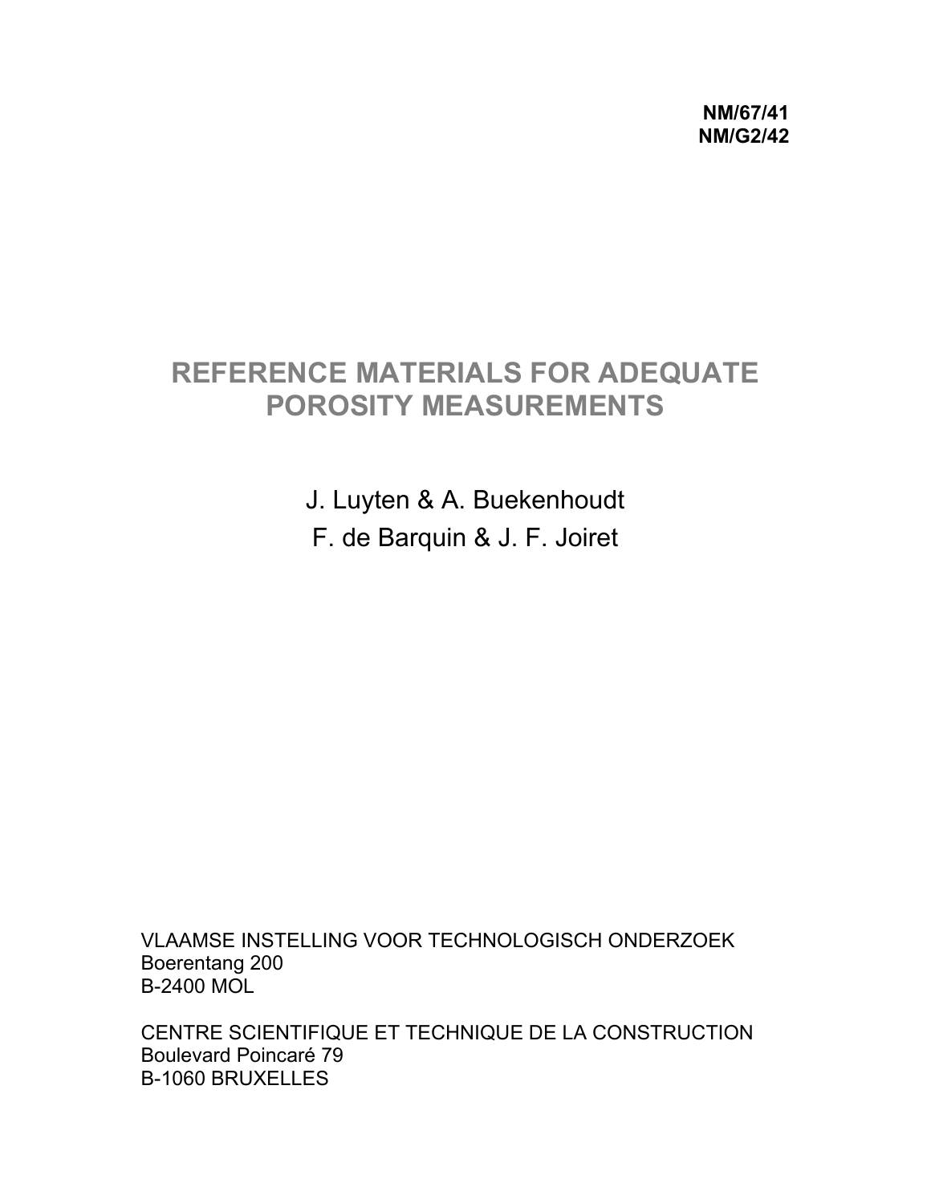**NM/67/41**
**NM/G2/42**

# REFERENCE MATERIALS FOR ADEQUATE POROSITY MEASUREMENTS

J. Luyten & A. Buekenhoudt
F. de Barquin & J. F. Joiret

VLAAMSE INSTELLING VOOR TECHNOLOGISCH ONDERZOEK
Boerentang 200
B-2400 MOL

CENTRE SCIENTIFIQUE ET TECHNIQUE DE LA CONSTRUCTION
Boulevard Poincaré 79
B-1060 BRUXELLES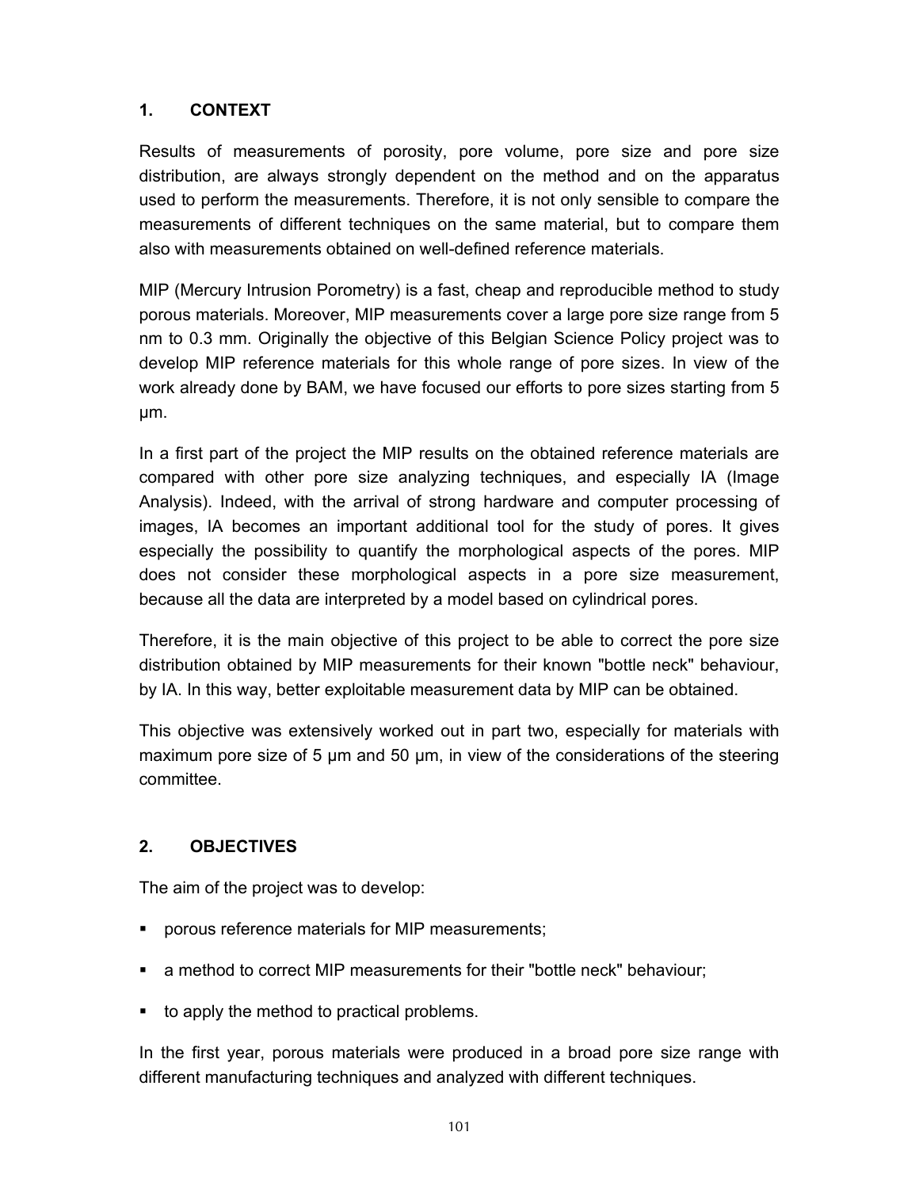## 1. CONTEXT

Results of measurements of porosity, pore volume, pore size and pore size distribution, are always strongly dependent on the method and on the apparatus used to perform the measurements. Therefore, it is not only sensible to compare the measurements of different techniques on the same material, but to compare them also with measurements obtained on well-defined reference materials.

MIP (Mercury Intrusion Porometry) is a fast, cheap and reproducible method to study porous materials. Moreover, MIP measurements cover a large pore size range from 5 nm to 0.3 mm. Originally the objective of this Belgian Science Policy project was to develop MIP reference materials for this whole range of pore sizes. In view of the work already done by BAM, we have focused our efforts to pore sizes starting from 5 µm.

In a first part of the project the MIP results on the obtained reference materials are compared with other pore size analyzing techniques, and especially IA (Image Analysis). Indeed, with the arrival of strong hardware and computer processing of images, IA becomes an important additional tool for the study of pores. It gives especially the possibility to quantify the morphological aspects of the pores. MIP does not consider these morphological aspects in a pore size measurement, because all the data are interpreted by a model based on cylindrical pores.

Therefore, it is the main objective of this project to be able to correct the pore size distribution obtained by MIP measurements for their known "bottle neck" behaviour, by IA. In this way, better exploitable measurement data by MIP can be obtained.

This objective was extensively worked out in part two, especially for materials with maximum pore size of 5 µm and 50 µm, in view of the considerations of the steering committee.

## 2. OBJECTIVES

The aim of the project was to develop:

- porous reference materials for MIP measurements;
- a method to correct MIP measurements for their "bottle neck" behaviour;
- to apply the method to practical problems.

In the first year, porous materials were produced in a broad pore size range with different manufacturing techniques and analyzed with different techniques.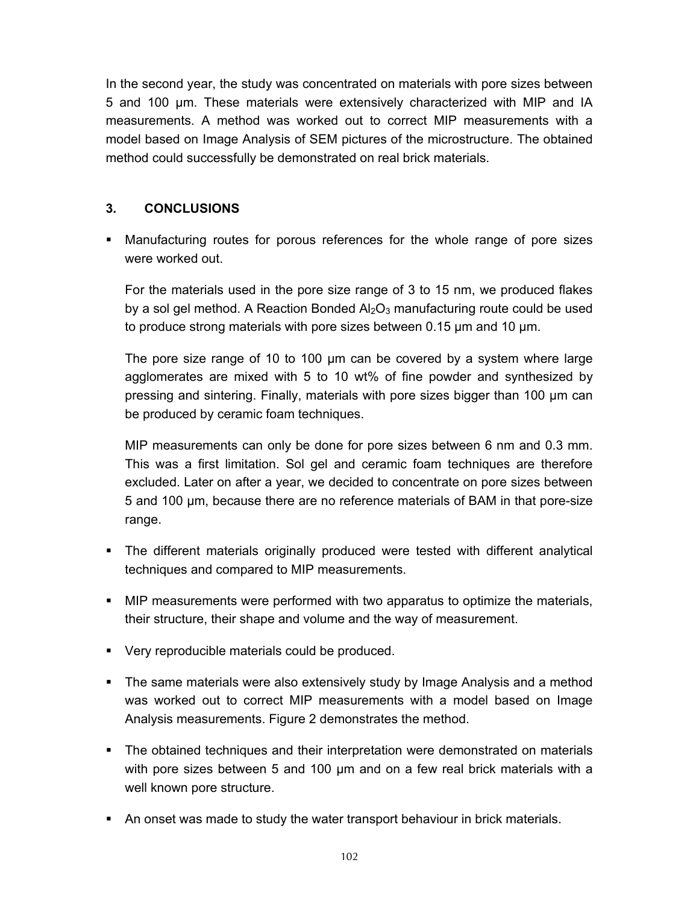In the second year, the study was concentrated on materials with pore sizes between 5 and 100 µm. These materials were extensively characterized with MIP and IA measurements. A method was worked out to correct MIP measurements with a model based on Image Analysis of SEM pictures of the microstructure. The obtained method could successfully be demonstrated on real brick materials.

## 3. CONCLUSIONS

- Manufacturing routes for porous references for the whole range of pore sizes were worked out.

  For the materials used in the pore size range of 3 to 15 nm, we produced flakes by a sol gel method. A Reaction Bonded $Al_2O_3$ manufacturing route could be used to produce strong materials with pore sizes between 0.15 µm and 10 µm.

  The pore size range of 10 to 100 µm can be covered by a system where large agglomerates are mixed with 5 to 10 wt% of fine powder and synthesized by pressing and sintering. Finally, materials with pore sizes bigger than 100 µm can be produced by ceramic foam techniques.

  MIP measurements can only be done for pore sizes between 6 nm and 0.3 mm. This was a first limitation. Sol gel and ceramic foam techniques are therefore excluded. Later on after a year, we decided to concentrate on pore sizes between 5 and 100 µm, because there are no reference materials of BAM in that pore-size range.

- The different materials originally produced were tested with different analytical techniques and compared to MIP measurements.
- MIP measurements were performed with two apparatus to optimize the materials, their structure, their shape and volume and the way of measurement.
- Very reproducible materials could be produced.
- The same materials were also extensively study by Image Analysis and a method was worked out to correct MIP measurements with a model based on Image Analysis measurements. Figure 2 demonstrates the method.
- The obtained techniques and their interpretation were demonstrated on materials with pore sizes between 5 and 100 µm and on a few real brick materials with a well known pore structure.
- An onset was made to study the water transport behaviour in brick materials.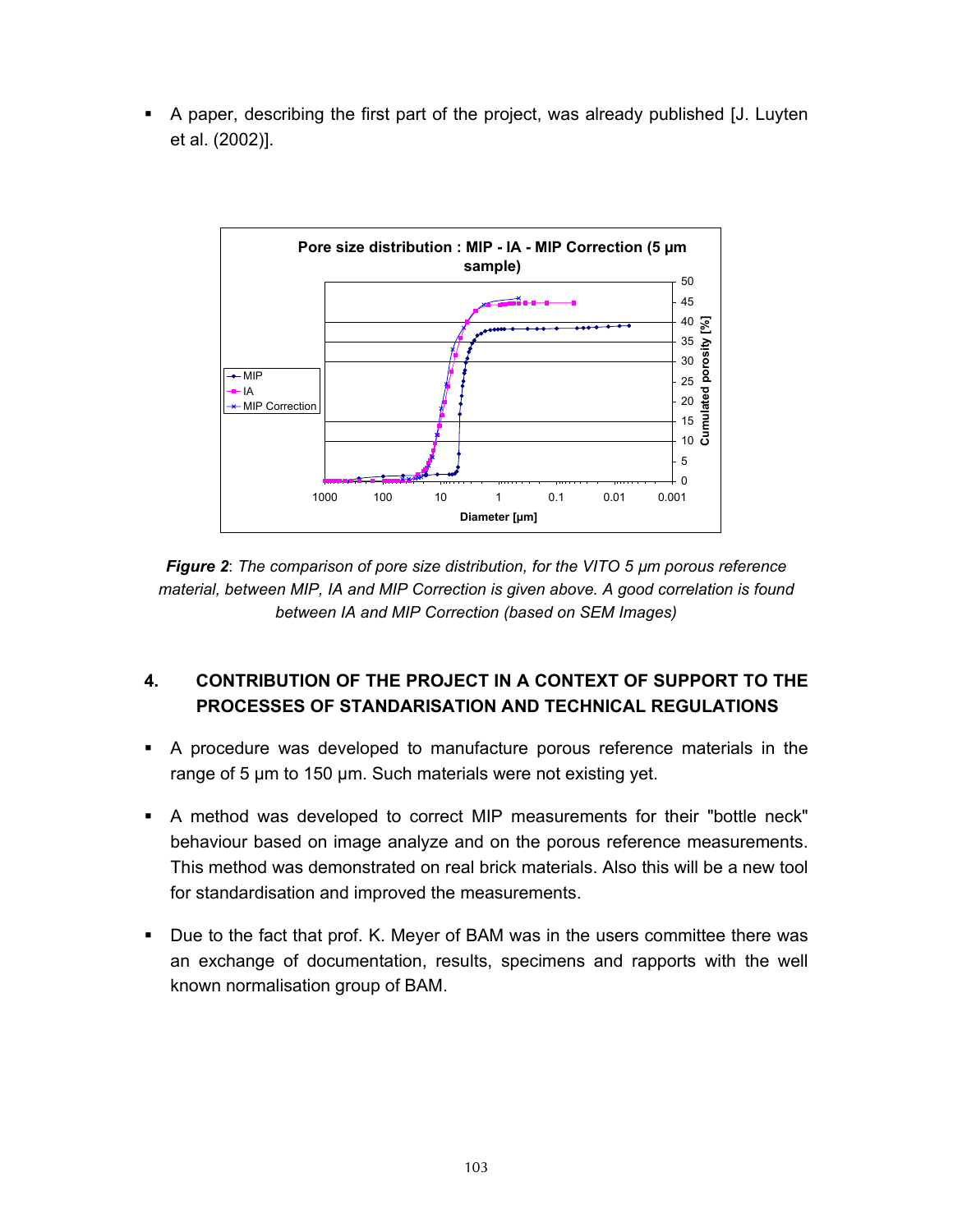- A paper, describing the first part of the project, was already published [J. Luyten et al. (2002)].

*__Figure 2__: The comparison of pore size distribution, for the VITO 5 μm porous reference material, between MIP, IA and MIP Correction is given above. A good correlation is found between IA and MIP Correction (based on SEM Images)*

## 4. CONTRIBUTION OF THE PROJECT IN A CONTEXT OF SUPPORT TO THE PROCESSES OF STANDARISATION AND TECHNICAL REGULATIONS

- A procedure was developed to manufacture porous reference materials in the range of 5 μm to 150 μm. Such materials were not existing yet.
- A method was developed to correct MIP measurements for their "bottle neck" behaviour based on image analyze and on the porous reference measurements. This method was demonstrated on real brick materials. Also this will be a new tool for standardisation and improved the measurements.
- Due to the fact that prof. K. Meyer of BAM was in the users committee there was an exchange of documentation, results, specimens and rapports with the well known normalisation group of BAM.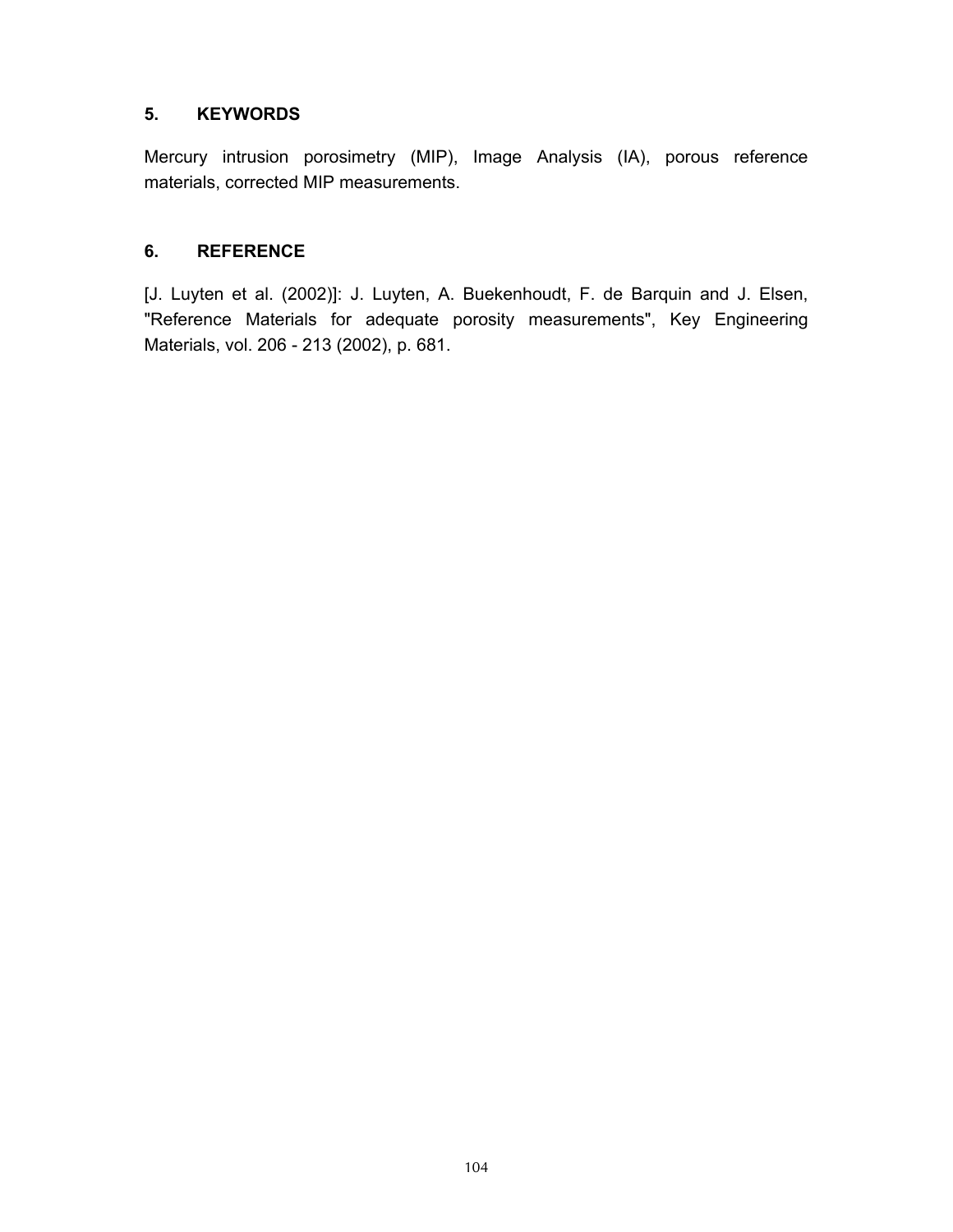## 5. KEYWORDS

Mercury intrusion porosimetry (MIP), Image Analysis (IA), porous reference materials, corrected MIP measurements.

## 6. REFERENCE

[J. Luyten et al. (2002)]: J. Luyten, A. Buekenhoudt, F. de Barquin and J. Elsen, "Reference Materials for adequate porosity measurements", Key Engineering Materials, vol. 206 - 213 (2002), p. 681.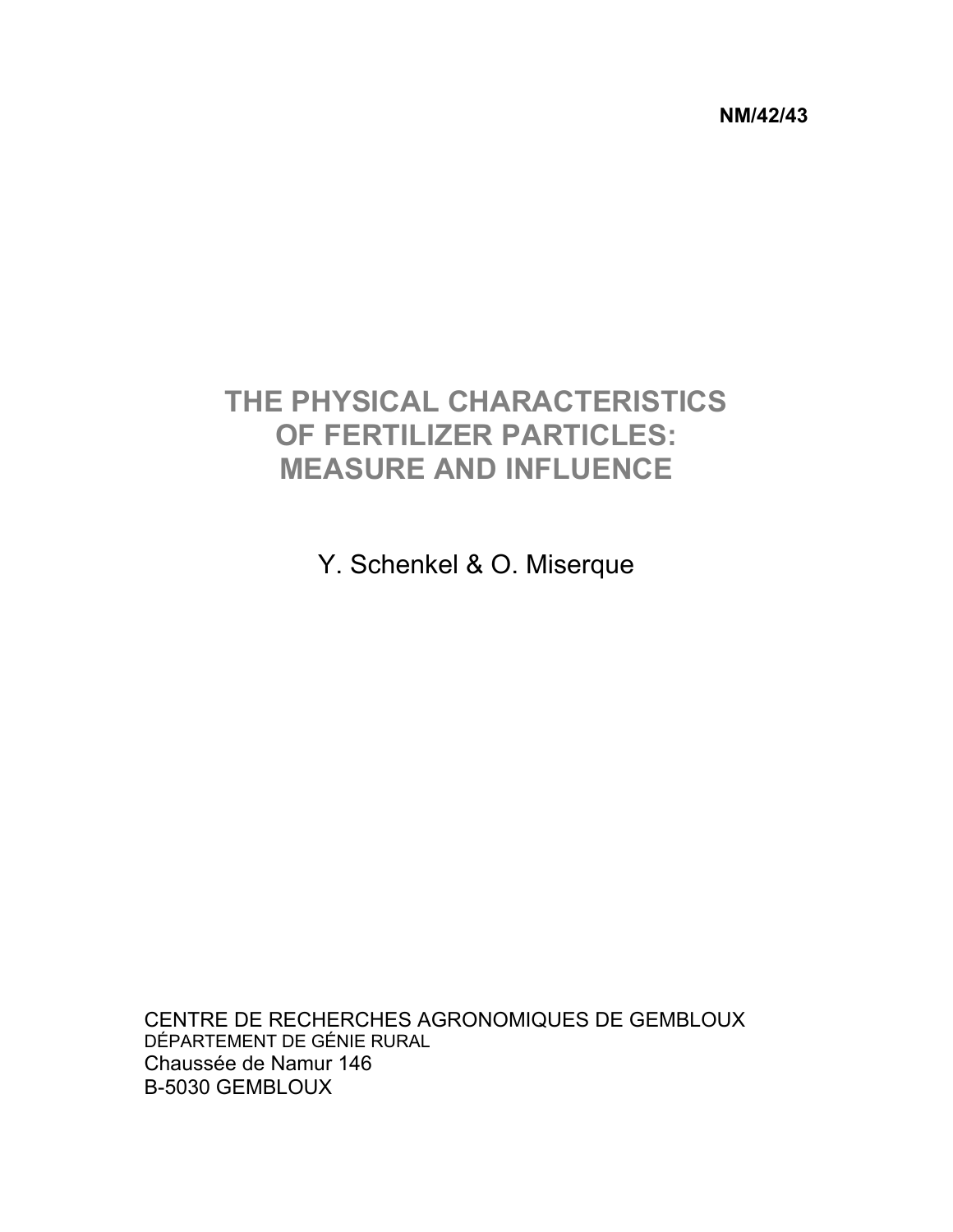**NM/42/43**

# THE PHYSICAL CHARACTERISTICS OF FERTILIZER PARTICLES: MEASURE AND INFLUENCE

Y. Schenkel & O. Miserque

CENTRE DE RECHERCHES AGRONOMIQUES DE GEMBLOUX
DÉPARTEMENT DE GÉNIE RURAL
Chaussée de Namur 146
B-5030 GEMBLOUX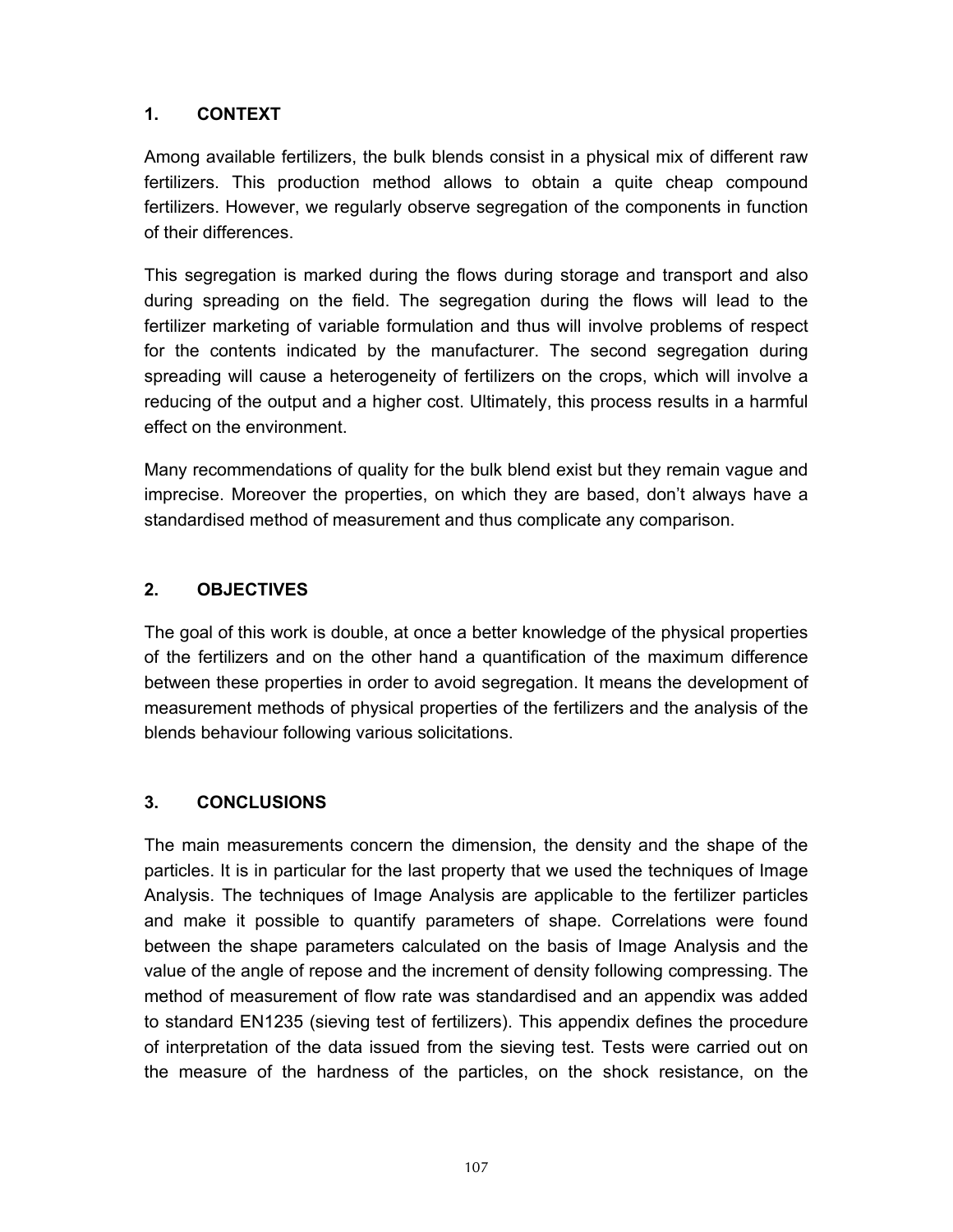## 1. CONTEXT

Among available fertilizers, the bulk blends consist in a physical mix of different raw fertilizers. This production method allows to obtain a quite cheap compound fertilizers. However, we regularly observe segregation of the components in function of their differences.

This segregation is marked during the flows during storage and transport and also during spreading on the field. The segregation during the flows will lead to the fertilizer marketing of variable formulation and thus will involve problems of respect for the contents indicated by the manufacturer. The second segregation during spreading will cause a heterogeneity of fertilizers on the crops, which will involve a reducing of the output and a higher cost. Ultimately, this process results in a harmful effect on the environment.

Many recommendations of quality for the bulk blend exist but they remain vague and imprecise. Moreover the properties, on which they are based, don't always have a standardised method of measurement and thus complicate any comparison.

## 2. OBJECTIVES

The goal of this work is double, at once a better knowledge of the physical properties of the fertilizers and on the other hand a quantification of the maximum difference between these properties in order to avoid segregation. It means the development of measurement methods of physical properties of the fertilizers and the analysis of the blends behaviour following various solicitations.

## 3. CONCLUSIONS

The main measurements concern the dimension, the density and the shape of the particles. It is in particular for the last property that we used the techniques of Image Analysis. The techniques of Image Analysis are applicable to the fertilizer particles and make it possible to quantify parameters of shape. Correlations were found between the shape parameters calculated on the basis of Image Analysis and the value of the angle of repose and the increment of density following compressing. The method of measurement of flow rate was standardised and an appendix was added to standard EN1235 (sieving test of fertilizers). This appendix defines the procedure of interpretation of the data issued from the sieving test. Tests were carried out on the measure of the hardness of the particles, on the shock resistance, on the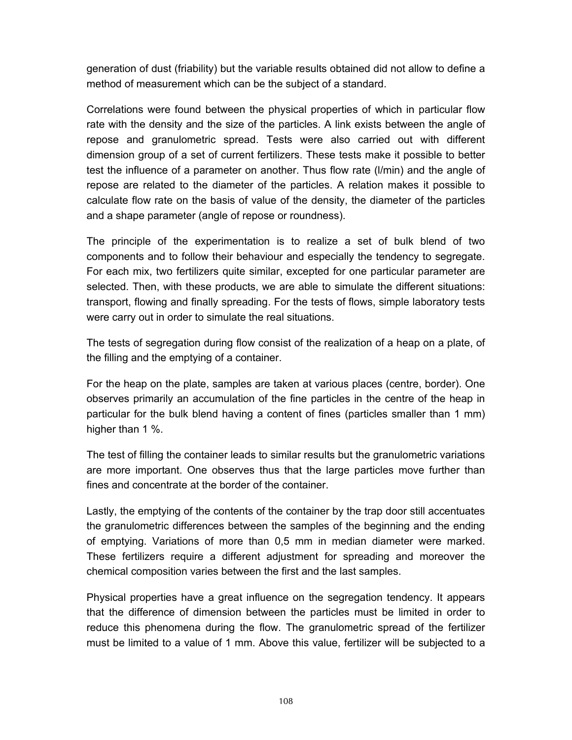generation of dust (friability) but the variable results obtained did not allow to define a method of measurement which can be the subject of a standard.

Correlations were found between the physical properties of which in particular flow rate with the density and the size of the particles. A link exists between the angle of repose and granulometric spread. Tests were also carried out with different dimension group of a set of current fertilizers. These tests make it possible to better test the influence of a parameter on another. Thus flow rate (l/min) and the angle of repose are related to the diameter of the particles. A relation makes it possible to calculate flow rate on the basis of value of the density, the diameter of the particles and a shape parameter (angle of repose or roundness).

The principle of the experimentation is to realize a set of bulk blend of two components and to follow their behaviour and especially the tendency to segregate. For each mix, two fertilizers quite similar, excepted for one particular parameter are selected. Then, with these products, we are able to simulate the different situations: transport, flowing and finally spreading. For the tests of flows, simple laboratory tests were carry out in order to simulate the real situations.

The tests of segregation during flow consist of the realization of a heap on a plate, of the filling and the emptying of a container.

For the heap on the plate, samples are taken at various places (centre, border). One observes primarily an accumulation of the fine particles in the centre of the heap in particular for the bulk blend having a content of fines (particles smaller than 1 mm) higher than 1 %.

The test of filling the container leads to similar results but the granulometric variations are more important. One observes thus that the large particles move further than fines and concentrate at the border of the container.

Lastly, the emptying of the contents of the container by the trap door still accentuates the granulometric differences between the samples of the beginning and the ending of emptying. Variations of more than 0,5 mm in median diameter were marked. These fertilizers require a different adjustment for spreading and moreover the chemical composition varies between the first and the last samples.

Physical properties have a great influence on the segregation tendency. It appears that the difference of dimension between the particles must be limited in order to reduce this phenomena during the flow. The granulometric spread of the fertilizer must be limited to a value of 1 mm. Above this value, fertilizer will be subjected to a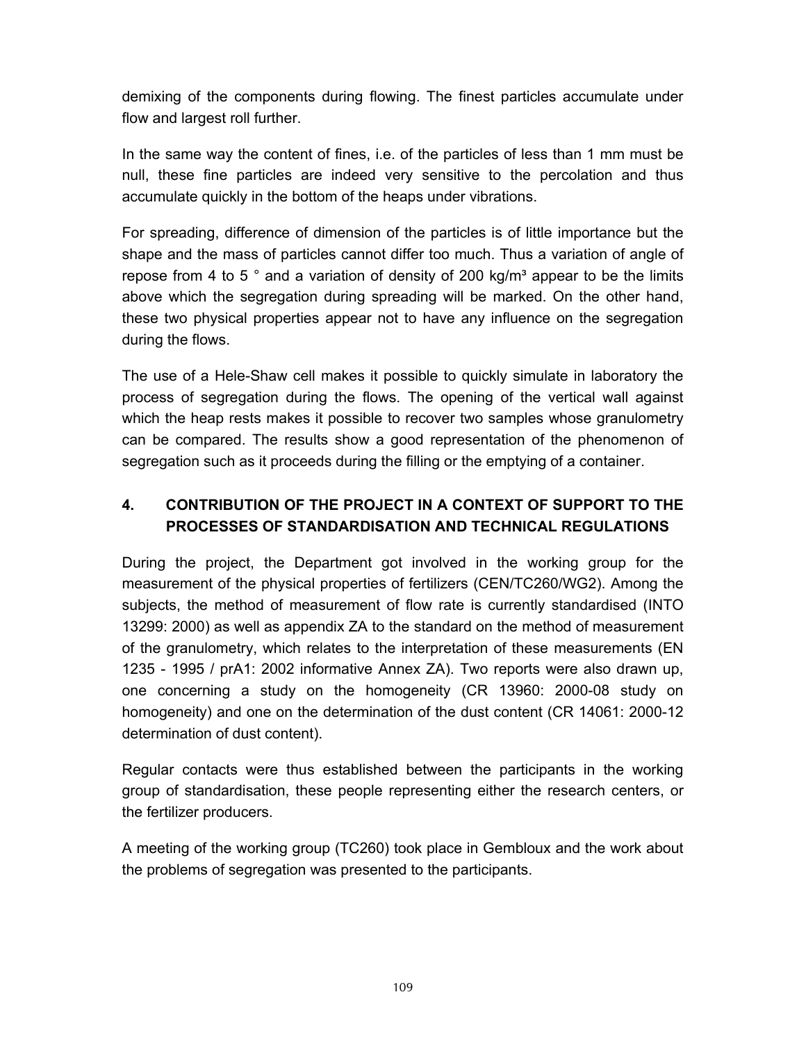demixing of the components during flowing. The finest particles accumulate under flow and largest roll further.

In the same way the content of fines, i.e. of the particles of less than 1 mm must be null, these fine particles are indeed very sensitive to the percolation and thus accumulate quickly in the bottom of the heaps under vibrations.

For spreading, difference of dimension of the particles is of little importance but the shape and the mass of particles cannot differ too much. Thus a variation of angle of repose from 4 to 5 ° and a variation of density of 200 kg/m³ appear to be the limits above which the segregation during spreading will be marked. On the other hand, these two physical properties appear not to have any influence on the segregation during the flows.

The use of a Hele-Shaw cell makes it possible to quickly simulate in laboratory the process of segregation during the flows. The opening of the vertical wall against which the heap rests makes it possible to recover two samples whose granulometry can be compared. The results show a good representation of the phenomenon of segregation such as it proceeds during the filling or the emptying of a container.

## 4. CONTRIBUTION OF THE PROJECT IN A CONTEXT OF SUPPORT TO THE PROCESSES OF STANDARDISATION AND TECHNICAL REGULATIONS

During the project, the Department got involved in the working group for the measurement of the physical properties of fertilizers (CEN/TC260/WG2). Among the subjects, the method of measurement of flow rate is currently standardised (INTO 13299: 2000) as well as appendix ZA to the standard on the method of measurement of the granulometry, which relates to the interpretation of these measurements (EN 1235 - 1995 / prA1: 2002 informative Annex ZA). Two reports were also drawn up, one concerning a study on the homogeneity (CR 13960: 2000-08 study on homogeneity) and one on the determination of the dust content (CR 14061: 2000-12 determination of dust content).

Regular contacts were thus established between the participants in the working group of standardisation, these people representing either the research centers, or the fertilizer producers.

A meeting of the working group (TC260) took place in Gembloux and the work about the problems of segregation was presented to the participants.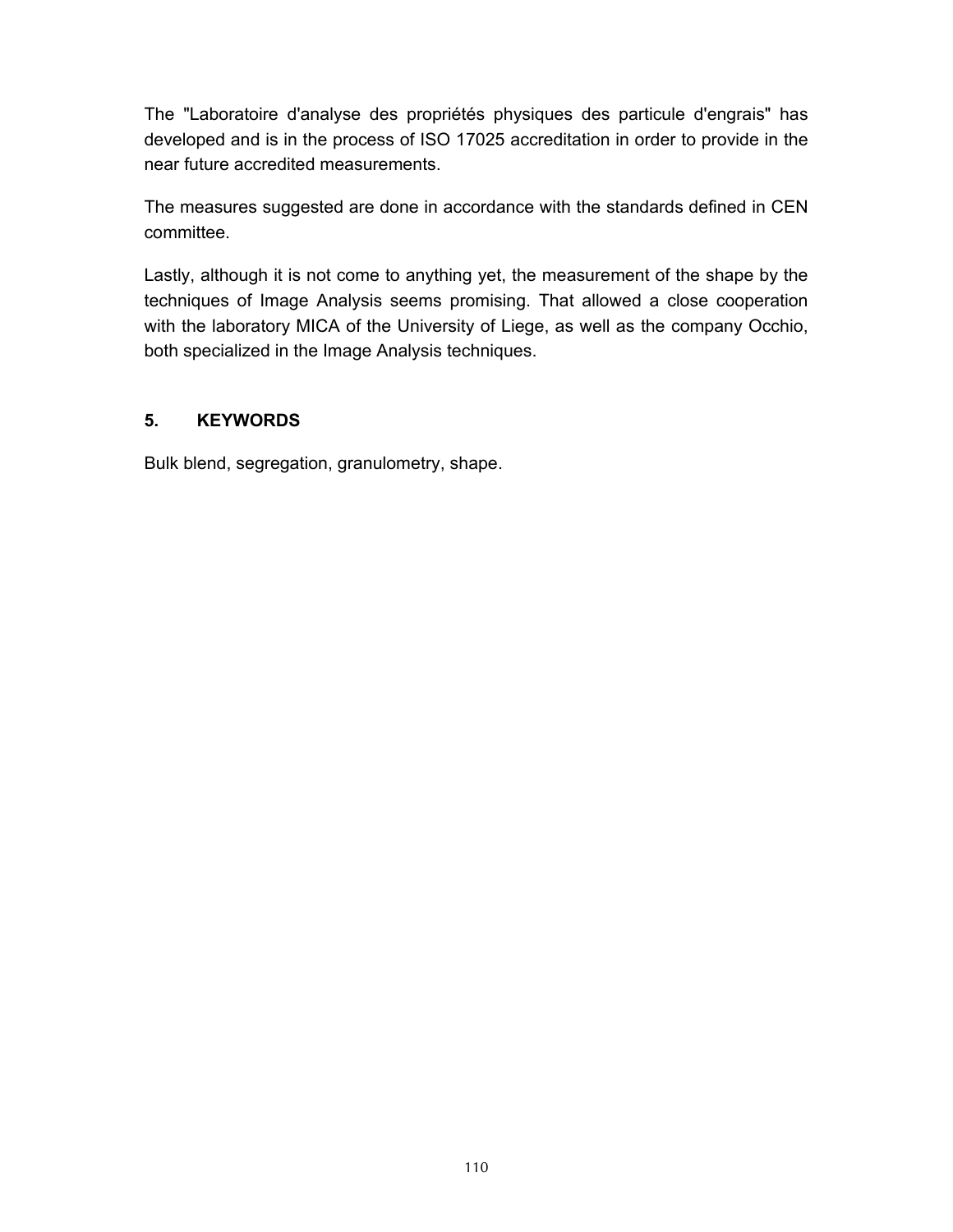The "Laboratoire d'analyse des propriétés physiques des particule d'engrais" has developed and is in the process of ISO 17025 accreditation in order to provide in the near future accredited measurements.

The measures suggested are done in accordance with the standards defined in CEN committee.

Lastly, although it is not come to anything yet, the measurement of the shape by the techniques of Image Analysis seems promising. That allowed a close cooperation with the laboratory MICA of the University of Liege, as well as the company Occhio, both specialized in the Image Analysis techniques.

## 5. KEYWORDS

Bulk blend, segregation, granulometry, shape.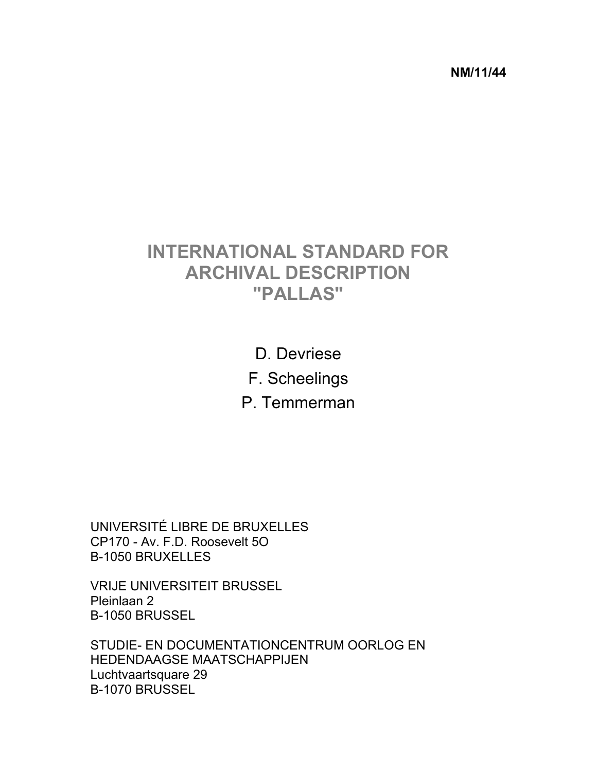**NM/11/44**

# INTERNATIONAL STANDARD FOR ARCHIVAL DESCRIPTION "PALLAS"

D. Devriese

F. Scheelings

P. Temmerman

UNIVERSITÉ LIBRE DE BRUXELLES
CP170 - Av. F.D. Roosevelt 5O
B-1050 BRUXELLES

VRIJE UNIVERSITEIT BRUSSEL
Pleinlaan 2
B-1050 BRUSSEL

STUDIE- EN DOCUMENTATIONCENTRUM OORLOG EN HEDENDAAGSE MAATSCHAPPIJEN
Luchtvaartsquare 29
B-1070 BRUSSEL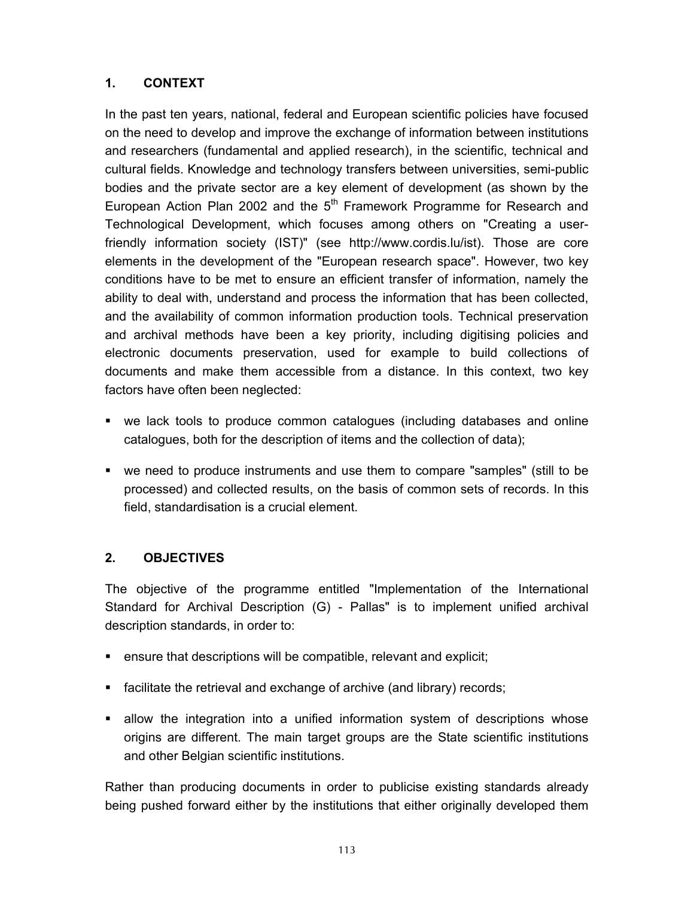## 1. CONTEXT

In the past ten years, national, federal and European scientific policies have focused on the need to develop and improve the exchange of information between institutions and researchers (fundamental and applied research), in the scientific, technical and cultural fields. Knowledge and technology transfers between universities, semi-public bodies and the private sector are a key element of development (as shown by the European Action Plan 2002 and the 5th Framework Programme for Research and Technological Development, which focuses among others on "Creating a user-friendly information society (IST)" (see http://www.cordis.lu/ist). Those are core elements in the development of the "European research space". However, two key conditions have to be met to ensure an efficient transfer of information, namely the ability to deal with, understand and process the information that has been collected, and the availability of common information production tools. Technical preservation and archival methods have been a key priority, including digitising policies and electronic documents preservation, used for example to build collections of documents and make them accessible from a distance. In this context, two key factors have often been neglected:

- we lack tools to produce common catalogues (including databases and online catalogues, both for the description of items and the collection of data);
- we need to produce instruments and use them to compare "samples" (still to be processed) and collected results, on the basis of common sets of records. In this field, standardisation is a crucial element.

## 2. OBJECTIVES

The objective of the programme entitled "Implementation of the International Standard for Archival Description (G) - Pallas" is to implement unified archival description standards, in order to:

- ensure that descriptions will be compatible, relevant and explicit;
- facilitate the retrieval and exchange of archive (and library) records;
- allow the integration into a unified information system of descriptions whose origins are different. The main target groups are the State scientific institutions and other Belgian scientific institutions.

Rather than producing documents in order to publicise existing standards already being pushed forward either by the institutions that either originally developed them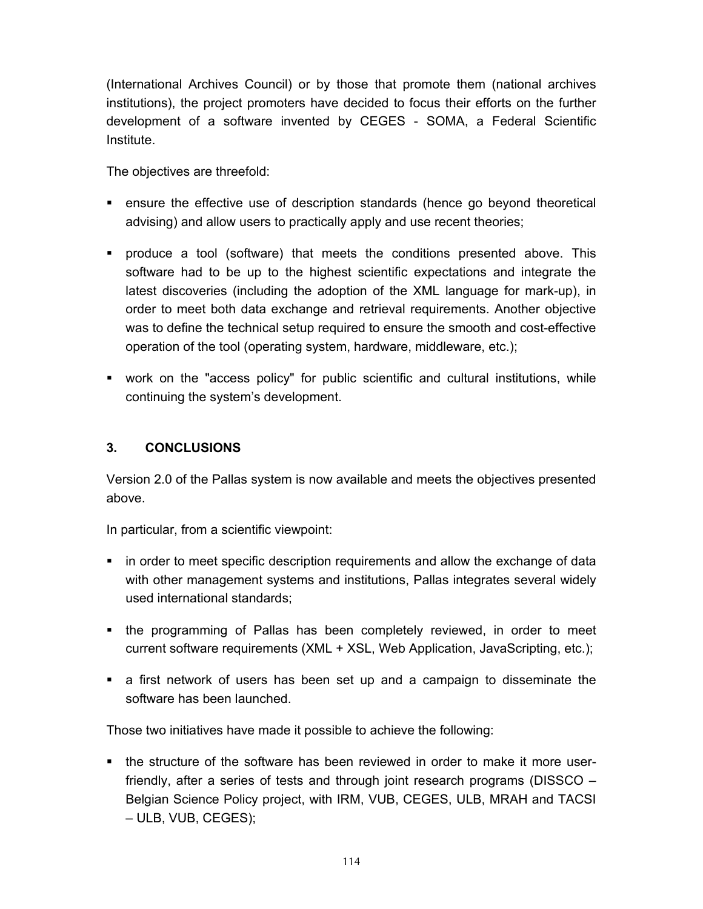(International Archives Council) or by those that promote them (national archives institutions), the project promoters have decided to focus their efforts on the further development of a software invented by CEGES - SOMA, a Federal Scientific Institute.

The objectives are threefold:

- ensure the effective use of description standards (hence go beyond theoretical advising) and allow users to practically apply and use recent theories;
- produce a tool (software) that meets the conditions presented above. This software had to be up to the highest scientific expectations and integrate the latest discoveries (including the adoption of the XML language for mark-up), in order to meet both data exchange and retrieval requirements. Another objective was to define the technical setup required to ensure the smooth and cost-effective operation of the tool (operating system, hardware, middleware, etc.);
- work on the "access policy" for public scientific and cultural institutions, while continuing the system's development.

## 3. CONCLUSIONS

Version 2.0 of the Pallas system is now available and meets the objectives presented above.

In particular, from a scientific viewpoint:

- in order to meet specific description requirements and allow the exchange of data with other management systems and institutions, Pallas integrates several widely used international standards;
- the programming of Pallas has been completely reviewed, in order to meet current software requirements (XML + XSL, Web Application, JavaScripting, etc.);
- a first network of users has been set up and a campaign to disseminate the software has been launched.

Those two initiatives have made it possible to achieve the following:

- the structure of the software has been reviewed in order to make it more user-friendly, after a series of tests and through joint research programs (DISSCO – Belgian Science Policy project, with IRM, VUB, CEGES, ULB, MRAH and TACSI – ULB, VUB, CEGES);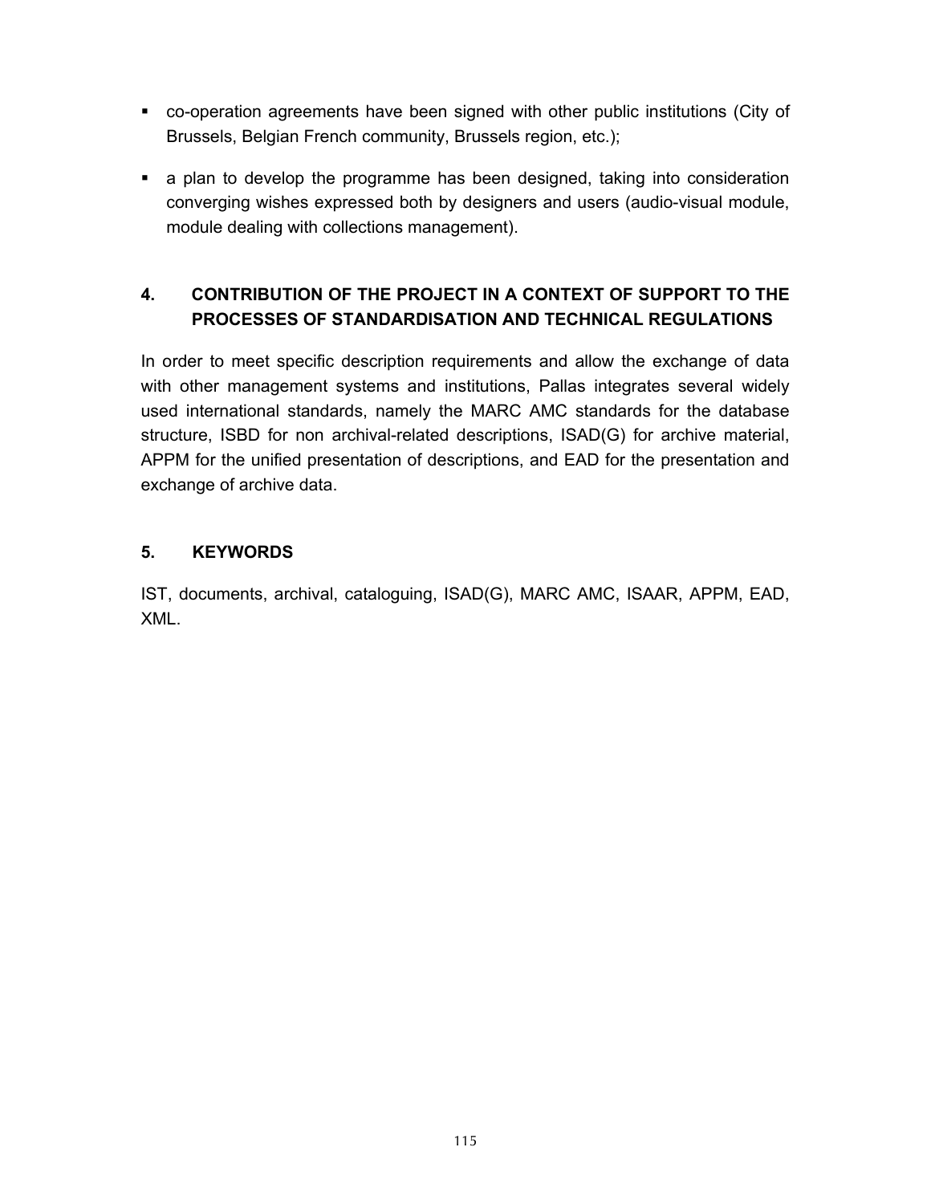- co-operation agreements have been signed with other public institutions (City of Brussels, Belgian French community, Brussels region, etc.);
- a plan to develop the programme has been designed, taking into consideration converging wishes expressed both by designers and users (audio-visual module, module dealing with collections management).

## 4. CONTRIBUTION OF THE PROJECT IN A CONTEXT OF SUPPORT TO THE PROCESSES OF STANDARDISATION AND TECHNICAL REGULATIONS

In order to meet specific description requirements and allow the exchange of data with other management systems and institutions, Pallas integrates several widely used international standards, namely the MARC AMC standards for the database structure, ISBD for non archival-related descriptions, ISAD(G) for archive material, APPM for the unified presentation of descriptions, and EAD for the presentation and exchange of archive data.

## 5. KEYWORDS

IST, documents, archival, cataloguing, ISAD(G), MARC AMC, ISAAR, APPM, EAD, XML.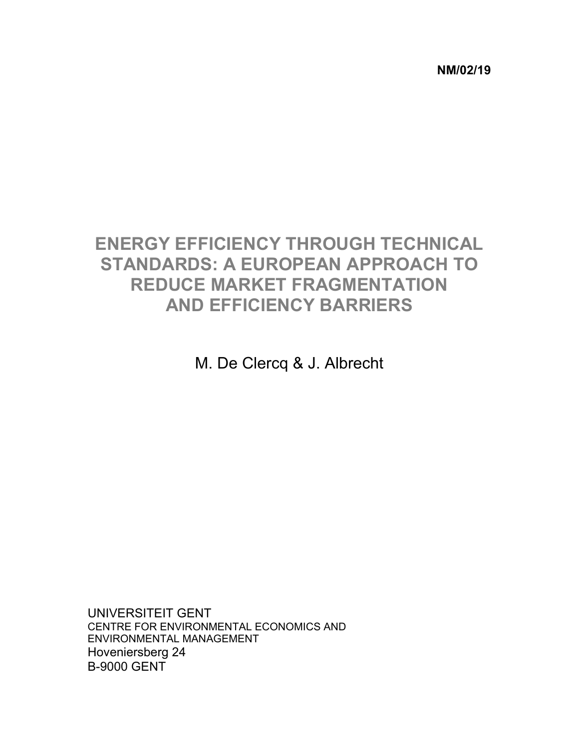NM/02/19

# ENERGY EFFICIENCY THROUGH TECHNICAL STANDARDS: A EUROPEAN APPROACH TO REDUCE MARKET FRAGMENTATION AND EFFICIENCY BARRIERS

M. De Clercq & J. Albrecht

UNIVERSITEIT GENT
CENTRE FOR ENVIRONMENTAL ECONOMICS AND ENVIRONMENTAL MANAGEMENT
Hoveniersberg 24
B-9000 GENT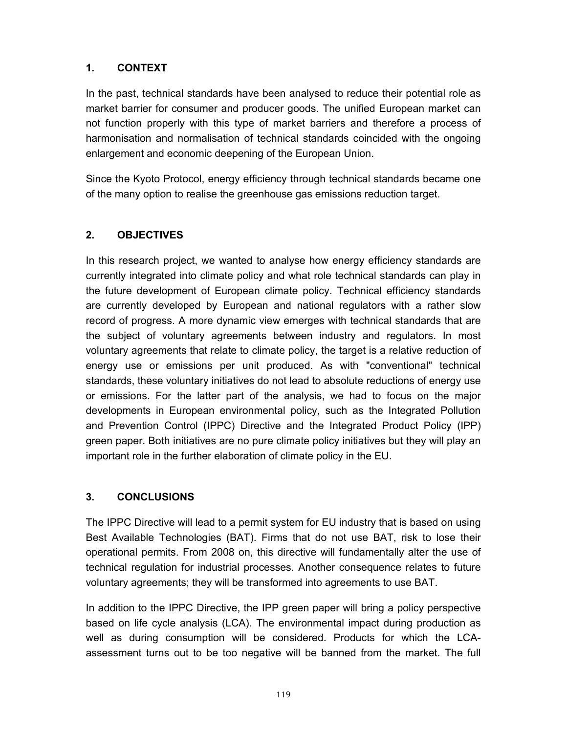## 1. CONTEXT

In the past, technical standards have been analysed to reduce their potential role as market barrier for consumer and producer goods. The unified European market can not function properly with this type of market barriers and therefore a process of harmonisation and normalisation of technical standards coincided with the ongoing enlargement and economic deepening of the European Union.

Since the Kyoto Protocol, energy efficiency through technical standards became one of the many option to realise the greenhouse gas emissions reduction target.

## 2. OBJECTIVES

In this research project, we wanted to analyse how energy efficiency standards are currently integrated into climate policy and what role technical standards can play in the future development of European climate policy. Technical efficiency standards are currently developed by European and national regulators with a rather slow record of progress. A more dynamic view emerges with technical standards that are the subject of voluntary agreements between industry and regulators. In most voluntary agreements that relate to climate policy, the target is a relative reduction of energy use or emissions per unit produced. As with "conventional" technical standards, these voluntary initiatives do not lead to absolute reductions of energy use or emissions. For the latter part of the analysis, we had to focus on the major developments in European environmental policy, such as the Integrated Pollution and Prevention Control (IPPC) Directive and the Integrated Product Policy (IPP) green paper. Both initiatives are no pure climate policy initiatives but they will play an important role in the further elaboration of climate policy in the EU.

## 3. CONCLUSIONS

The IPPC Directive will lead to a permit system for EU industry that is based on using Best Available Technologies (BAT). Firms that do not use BAT, risk to lose their operational permits. From 2008 on, this directive will fundamentally alter the use of technical regulation for industrial processes. Another consequence relates to future voluntary agreements; they will be transformed into agreements to use BAT.

In addition to the IPPC Directive, the IPP green paper will bring a policy perspective based on life cycle analysis (LCA). The environmental impact during production as well as during consumption will be considered. Products for which the LCA-assessment turns out to be too negative will be banned from the market. The full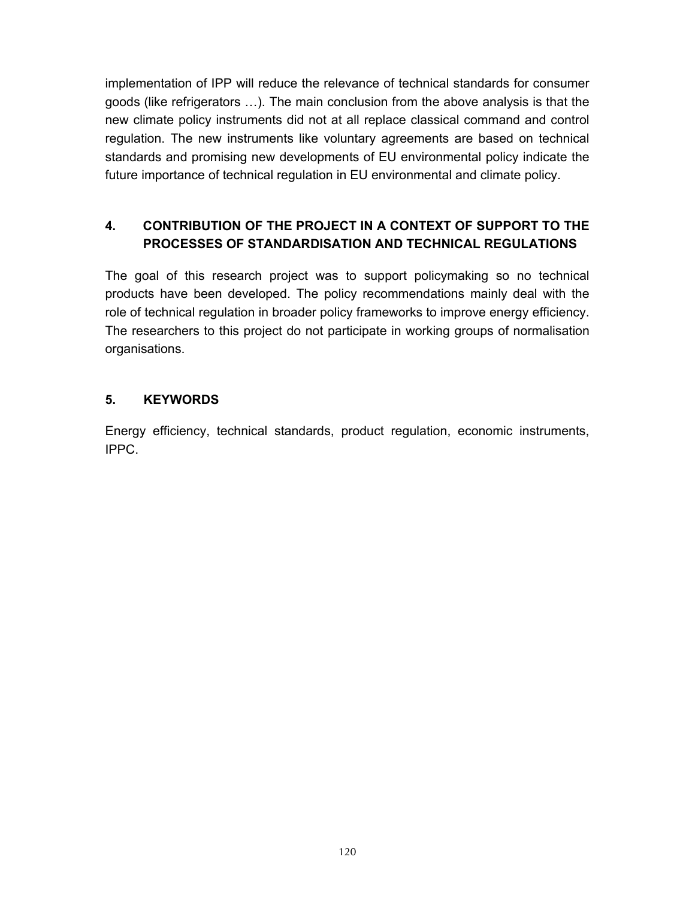implementation of IPP will reduce the relevance of technical standards for consumer goods (like refrigerators …). The main conclusion from the above analysis is that the new climate policy instruments did not at all replace classical command and control regulation. The new instruments like voluntary agreements are based on technical standards and promising new developments of EU environmental policy indicate the future importance of technical regulation in EU environmental and climate policy.

## 4. CONTRIBUTION OF THE PROJECT IN A CONTEXT OF SUPPORT TO THE PROCESSES OF STANDARDISATION AND TECHNICAL REGULATIONS

The goal of this research project was to support policymaking so no technical products have been developed. The policy recommendations mainly deal with the role of technical regulation in broader policy frameworks to improve energy efficiency. The researchers to this project do not participate in working groups of normalisation organisations.

## 5. KEYWORDS

Energy efficiency, technical standards, product regulation, economic instruments, IPPC.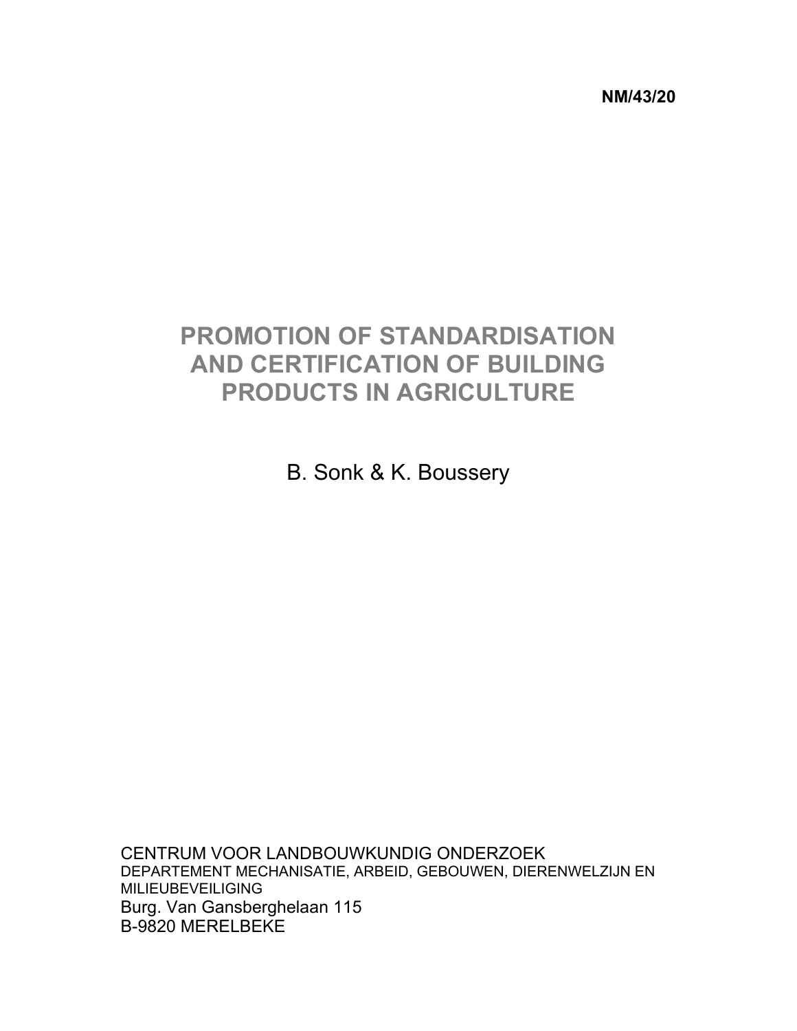**NM/43/20**

# PROMOTION OF STANDARDISATION AND CERTIFICATION OF BUILDING PRODUCTS IN AGRICULTURE

B. Sonk & K. Boussery

CENTRUM VOOR LANDBOUWKUNDIG ONDERZOEK
DEPARTEMENT MECHANISATIE, ARBEID, GEBOUWEN, DIERENWELZIJN EN MILIEUBEVEILIGING
Burg. Van Gansberghelaan 115
B-9820 MERELBEKE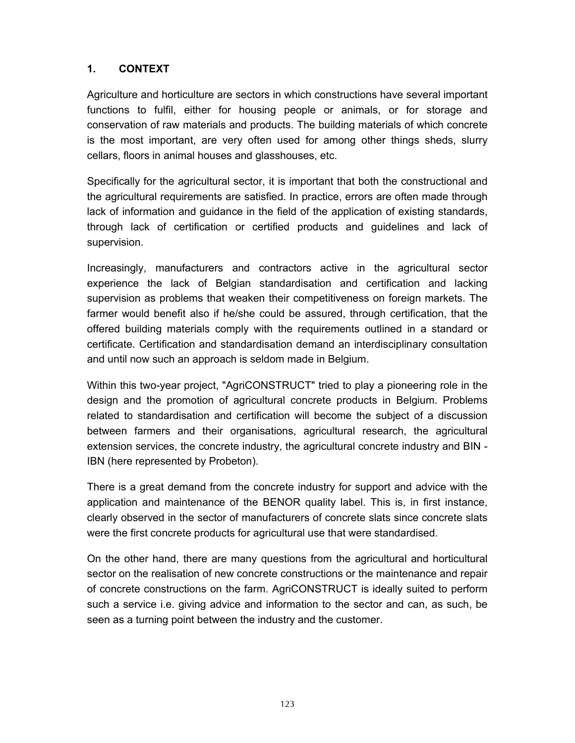## 1. CONTEXT

Agriculture and horticulture are sectors in which constructions have several important functions to fulfil, either for housing people or animals, or for storage and conservation of raw materials and products. The building materials of which concrete is the most important, are very often used for among other things sheds, slurry cellars, floors in animal houses and glasshouses, etc.

Specifically for the agricultural sector, it is important that both the constructional and the agricultural requirements are satisfied. In practice, errors are often made through lack of information and guidance in the field of the application of existing standards, through lack of certification or certified products and guidelines and lack of supervision.

Increasingly, manufacturers and contractors active in the agricultural sector experience the lack of Belgian standardisation and certification and lacking supervision as problems that weaken their competitiveness on foreign markets. The farmer would benefit also if he/she could be assured, through certification, that the offered building materials comply with the requirements outlined in a standard or certificate. Certification and standardisation demand an interdisciplinary consultation and until now such an approach is seldom made in Belgium.

Within this two-year project, "AgriCONSTRUCT" tried to play a pioneering role in the design and the promotion of agricultural concrete products in Belgium. Problems related to standardisation and certification will become the subject of a discussion between farmers and their organisations, agricultural research, the agricultural extension services, the concrete industry, the agricultural concrete industry and BIN - IBN (here represented by Probeton).

There is a great demand from the concrete industry for support and advice with the application and maintenance of the BENOR quality label. This is, in first instance, clearly observed in the sector of manufacturers of concrete slats since concrete slats were the first concrete products for agricultural use that were standardised.

On the other hand, there are many questions from the agricultural and horticultural sector on the realisation of new concrete constructions or the maintenance and repair of concrete constructions on the farm. AgriCONSTRUCT is ideally suited to perform such a service i.e. giving advice and information to the sector and can, as such, be seen as a turning point between the industry and the customer.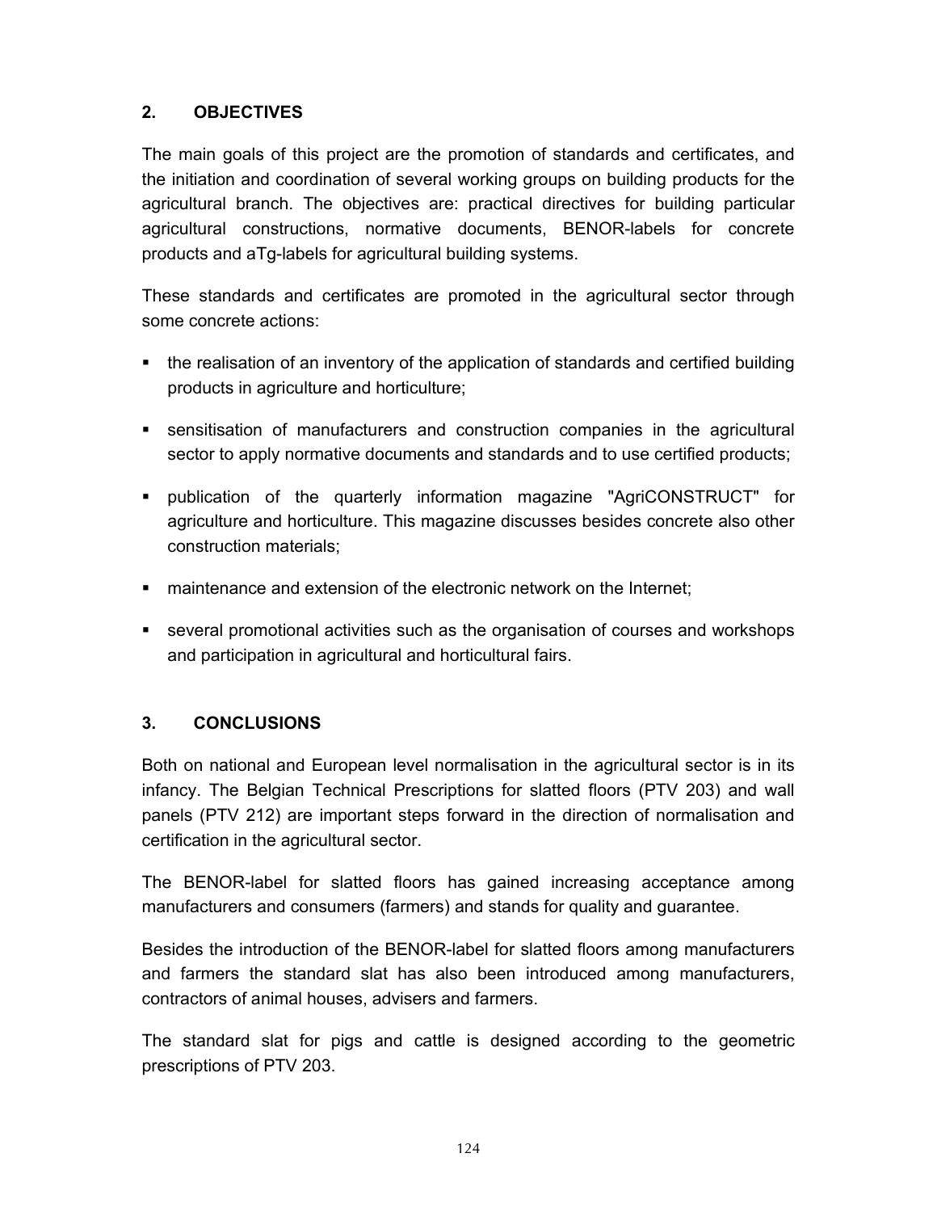## 2. OBJECTIVES

The main goals of this project are the promotion of standards and certificates, and the initiation and coordination of several working groups on building products for the agricultural branch. The objectives are: practical directives for building particular agricultural constructions, normative documents, BENOR-labels for concrete products and aTg-labels for agricultural building systems.

These standards and certificates are promoted in the agricultural sector through some concrete actions:

- the realisation of an inventory of the application of standards and certified building products in agriculture and horticulture;
- sensitisation of manufacturers and construction companies in the agricultural sector to apply normative documents and standards and to use certified products;
- publication of the quarterly information magazine "AgriCONSTRUCT" for agriculture and horticulture. This magazine discusses besides concrete also other construction materials;
- maintenance and extension of the electronic network on the Internet;
- several promotional activities such as the organisation of courses and workshops and participation in agricultural and horticultural fairs.

## 3. CONCLUSIONS

Both on national and European level normalisation in the agricultural sector is in its infancy. The Belgian Technical Prescriptions for slatted floors (PTV 203) and wall panels (PTV 212) are important steps forward in the direction of normalisation and certification in the agricultural sector.

The BENOR-label for slatted floors has gained increasing acceptance among manufacturers and consumers (farmers) and stands for quality and guarantee.

Besides the introduction of the BENOR-label for slatted floors among manufacturers and farmers the standard slat has also been introduced among manufacturers, contractors of animal houses, advisers and farmers.

The standard slat for pigs and cattle is designed according to the geometric prescriptions of PTV 203.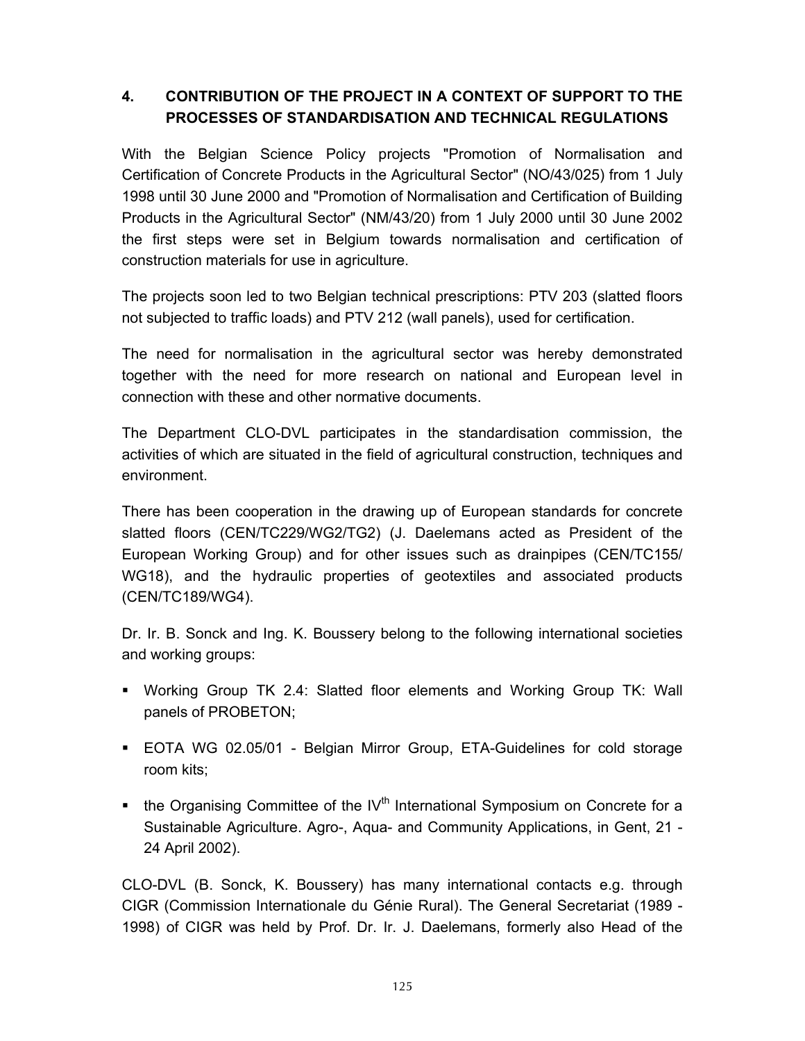## 4. CONTRIBUTION OF THE PROJECT IN A CONTEXT OF SUPPORT TO THE PROCESSES OF STANDARDISATION AND TECHNICAL REGULATIONS

With the Belgian Science Policy projects "Promotion of Normalisation and Certification of Concrete Products in the Agricultural Sector" (NO/43/025) from 1 July 1998 until 30 June 2000 and "Promotion of Normalisation and Certification of Building Products in the Agricultural Sector" (NM/43/20) from 1 July 2000 until 30 June 2002 the first steps were set in Belgium towards normalisation and certification of construction materials for use in agriculture.

The projects soon led to two Belgian technical prescriptions: PTV 203 (slatted floors not subjected to traffic loads) and PTV 212 (wall panels), used for certification.

The need for normalisation in the agricultural sector was hereby demonstrated together with the need for more research on national and European level in connection with these and other normative documents.

The Department CLO-DVL participates in the standardisation commission, the activities of which are situated in the field of agricultural construction, techniques and environment.

There has been cooperation in the drawing up of European standards for concrete slatted floors (CEN/TC229/WG2/TG2) (J. Daelemans acted as President of the European Working Group) and for other issues such as drainpipes (CEN/TC155/ WG18), and the hydraulic properties of geotextiles and associated products (CEN/TC189/WG4).

Dr. Ir. B. Sonck and Ing. K. Boussery belong to the following international societies and working groups:

- Working Group TK 2.4: Slatted floor elements and Working Group TK: Wall panels of PROBETON;
- EOTA WG 02.05/01 - Belgian Mirror Group, ETA-Guidelines for cold storage room kits;
- the Organising Committee of the IV$^{th}$ International Symposium on Concrete for a Sustainable Agriculture. Agro-, Aqua- and Community Applications, in Gent, 21 - 24 April 2002).

CLO-DVL (B. Sonck, K. Boussery) has many international contacts e.g. through CIGR (Commission Internationale du Génie Rural). The General Secretariat (1989 - 1998) of CIGR was held by Prof. Dr. Ir. J. Daelemans, formerly also Head of the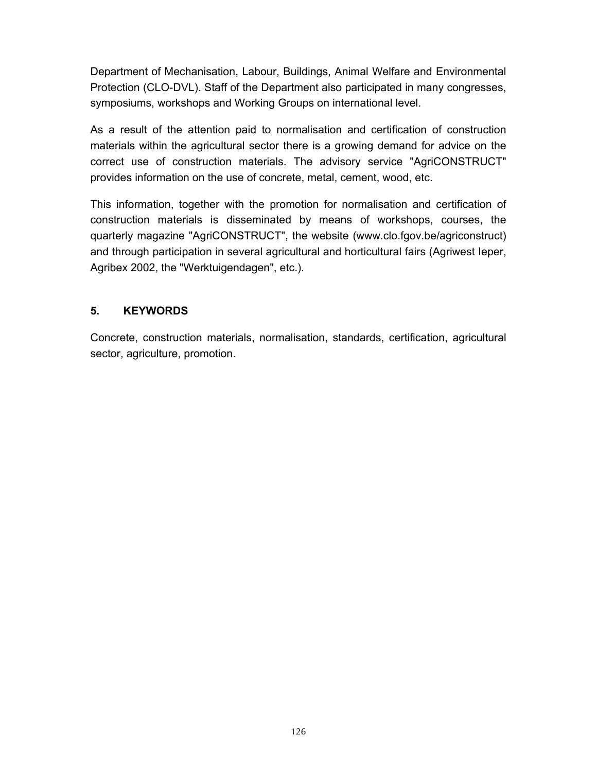Department of Mechanisation, Labour, Buildings, Animal Welfare and Environmental Protection (CLO-DVL). Staff of the Department also participated in many congresses, symposiums, workshops and Working Groups on international level.

As a result of the attention paid to normalisation and certification of construction materials within the agricultural sector there is a growing demand for advice on the correct use of construction materials. The advisory service "AgriCONSTRUCT" provides information on the use of concrete, metal, cement, wood, etc.

This information, together with the promotion for normalisation and certification of construction materials is disseminated by means of workshops, courses, the quarterly magazine "AgriCONSTRUCT", the website (www.clo.fgov.be/agriconstruct) and through participation in several agricultural and horticultural fairs (Agriwest Ieper, Agribex 2002, the "Werktuigendagen", etc.).

## 5. KEYWORDS

Concrete, construction materials, normalisation, standards, certification, agricultural sector, agriculture, promotion.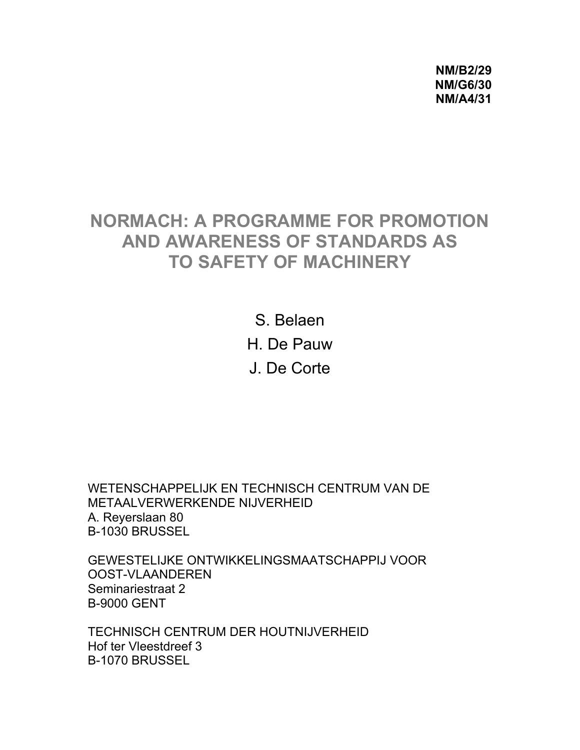**NM/B2/29**
**NM/G6/30**
**NM/A4/31**

# NORMACH: A PROGRAMME FOR PROMOTION AND AWARENESS OF STANDARDS AS TO SAFETY OF MACHINERY

S. Belaen

H. De Pauw

J. De Corte

WETENSCHAPPELIJK EN TECHNISCH CENTRUM VAN DE METAALVERWERKENDE NIJVERHEID
A. Reyerslaan 80
B-1030 BRUSSEL

GEWESTELIJKE ONTWIKKELINGSMAATSCHAPPIJ VOOR OOST-VLAANDEREN
Seminariestraat 2
B-9000 GENT

TECHNISCH CENTRUM DER HOUTNIJVERHEID
Hof ter Vleestdreef 3
B-1070 BRUSSEL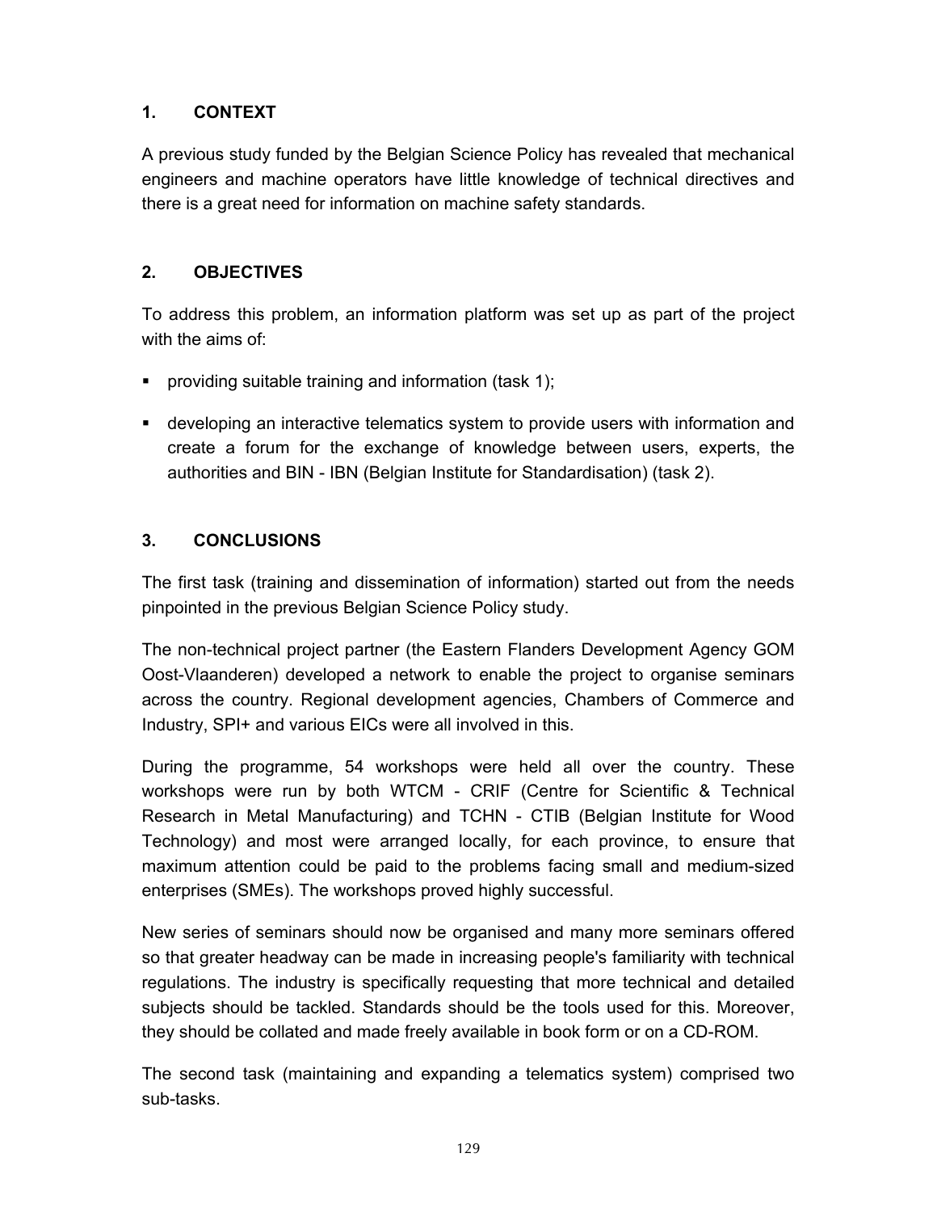## 1. CONTEXT

A previous study funded by the Belgian Science Policy has revealed that mechanical engineers and machine operators have little knowledge of technical directives and there is a great need for information on machine safety standards.

## 2. OBJECTIVES

To address this problem, an information platform was set up as part of the project with the aims of:

- providing suitable training and information (task 1);
- developing an interactive telematics system to provide users with information and create a forum for the exchange of knowledge between users, experts, the authorities and BIN - IBN (Belgian Institute for Standardisation) (task 2).

## 3. CONCLUSIONS

The first task (training and dissemination of information) started out from the needs pinpointed in the previous Belgian Science Policy study.

The non-technical project partner (the Eastern Flanders Development Agency GOM Oost-Vlaanderen) developed a network to enable the project to organise seminars across the country. Regional development agencies, Chambers of Commerce and Industry, SPI+ and various EICs were all involved in this.

During the programme, 54 workshops were held all over the country. These workshops were run by both WTCM - CRIF (Centre for Scientific & Technical Research in Metal Manufacturing) and TCHN - CTIB (Belgian Institute for Wood Technology) and most were arranged locally, for each province, to ensure that maximum attention could be paid to the problems facing small and medium-sized enterprises (SMEs). The workshops proved highly successful.

New series of seminars should now be organised and many more seminars offered so that greater headway can be made in increasing people's familiarity with technical regulations. The industry is specifically requesting that more technical and detailed subjects should be tackled. Standards should be the tools used for this. Moreover, they should be collated and made freely available in book form or on a CD-ROM.

The second task (maintaining and expanding a telematics system) comprised two sub-tasks.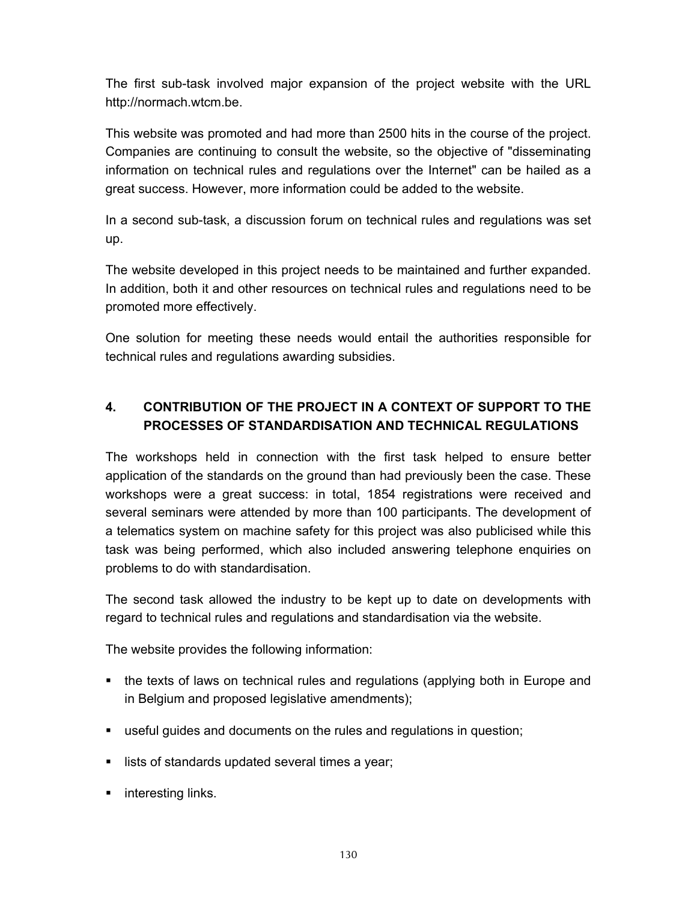The first sub-task involved major expansion of the project website with the URL http://normach.wtcm.be.

This website was promoted and had more than 2500 hits in the course of the project. Companies are continuing to consult the website, so the objective of "disseminating information on technical rules and regulations over the Internet" can be hailed as a great success. However, more information could be added to the website.

In a second sub-task, a discussion forum on technical rules and regulations was set up.

The website developed in this project needs to be maintained and further expanded. In addition, both it and other resources on technical rules and regulations need to be promoted more effectively.

One solution for meeting these needs would entail the authorities responsible for technical rules and regulations awarding subsidies.

## 4. CONTRIBUTION OF THE PROJECT IN A CONTEXT OF SUPPORT TO THE PROCESSES OF STANDARDISATION AND TECHNICAL REGULATIONS

The workshops held in connection with the first task helped to ensure better application of the standards on the ground than had previously been the case. These workshops were a great success: in total, 1854 registrations were received and several seminars were attended by more than 100 participants. The development of a telematics system on machine safety for this project was also publicised while this task was being performed, which also included answering telephone enquiries on problems to do with standardisation.

The second task allowed the industry to be kept up to date on developments with regard to technical rules and regulations and standardisation via the website.

The website provides the following information:

- the texts of laws on technical rules and regulations (applying both in Europe and in Belgium and proposed legislative amendments);
- useful guides and documents on the rules and regulations in question;
- lists of standards updated several times a year;
- interesting links.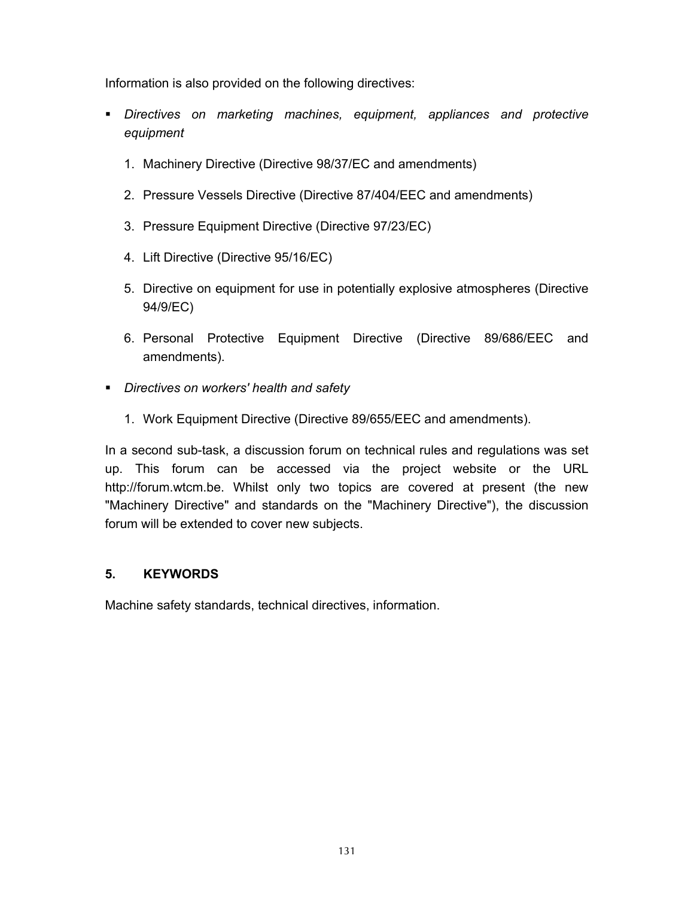Information is also provided on the following directives:

- *Directives on marketing machines, equipment, appliances and protective equipment*

    1. Machinery Directive (Directive 98/37/EC and amendments)

    2. Pressure Vessels Directive (Directive 87/404/EEC and amendments)

    3. Pressure Equipment Directive (Directive 97/23/EC)

    4. Lift Directive (Directive 95/16/EC)

    5. Directive on equipment for use in potentially explosive atmospheres (Directive 94/9/EC)

    6. Personal Protective Equipment Directive (Directive 89/686/EEC and amendments).

- *Directives on workers' health and safety*

    1. Work Equipment Directive (Directive 89/655/EEC and amendments).

In a second sub-task, a discussion forum on technical rules and regulations was set up. This forum can be accessed via the project website or the URL http://forum.wtcm.be. Whilst only two topics are covered at present (the new "Machinery Directive" and standards on the "Machinery Directive"), the discussion forum will be extended to cover new subjects.

## 5. KEYWORDS

Machine safety standards, technical directives, information.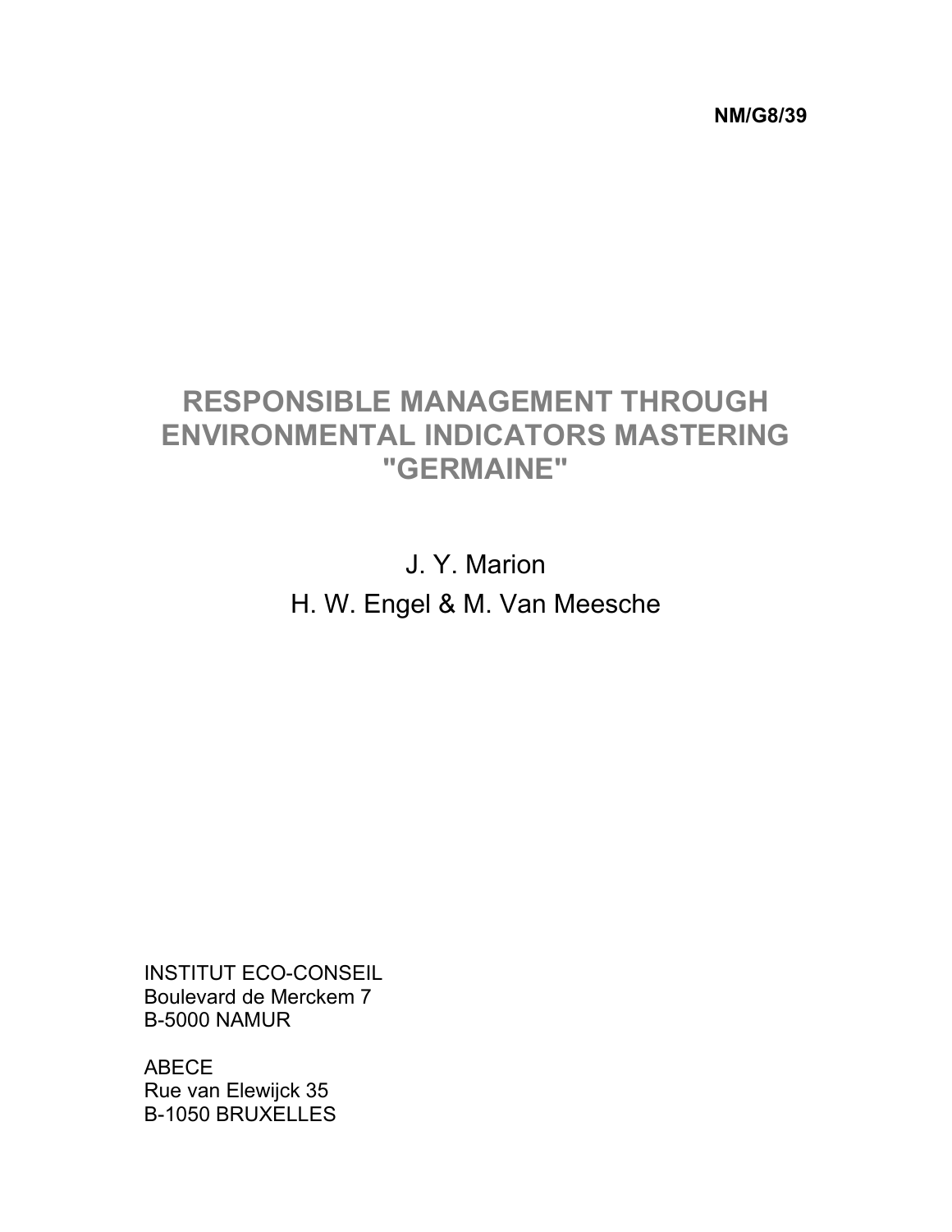**NM/G8/39**

# RESPONSIBLE MANAGEMENT THROUGH ENVIRONMENTAL INDICATORS MASTERING "GERMAINE"

J. Y. Marion

H. W. Engel & M. Van Meesche

INSTITUT ECO-CONSEIL
Boulevard de Merckem 7
B-5000 NAMUR

ABECE
Rue van Elewijck 35
B-1050 BRUXELLES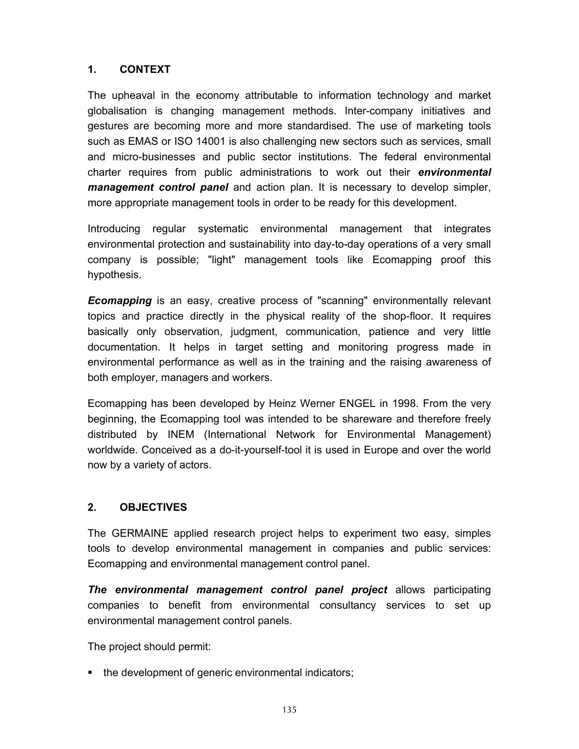## 1. CONTEXT

The upheaval in the economy attributable to information technology and market globalisation is changing management methods. Inter-company initiatives and gestures are becoming more and more standardised. The use of marketing tools such as EMAS or ISO 14001 is also challenging new sectors such as services, small and micro-businesses and public sector institutions. The federal environmental charter requires from public administrations to work out their ***environmental management control panel*** and action plan. It is necessary to develop simpler, more appropriate management tools in order to be ready for this development.

Introducing regular systematic environmental management that integrates environmental protection and sustainability into day-to-day operations of a very small company is possible; "light" management tools like Ecomapping proof this hypothesis.

***Ecomapping*** is an easy, creative process of "scanning" environmentally relevant topics and practice directly in the physical reality of the shop-floor. It requires basically only observation, judgment, communication, patience and very little documentation. It helps in target setting and monitoring progress made in environmental performance as well as in the training and the raising awareness of both employer, managers and workers.

Ecomapping has been developed by Heinz Werner ENGEL in 1998. From the very beginning, the Ecomapping tool was intended to be shareware and therefore freely distributed by INEM (International Network for Environmental Management) worldwide. Conceived as a do-it-yourself-tool it is used in Europe and over the world now by a variety of actors.

## 2. OBJECTIVES

The GERMAINE applied research project helps to experiment two easy, simples tools to develop environmental management in companies and public services: Ecomapping and environmental management control panel.

***The environmental management control panel project*** allows participating companies to benefit from environmental consultancy services to set up environmental management control panels.

The project should permit:

- the development of generic environmental indicators;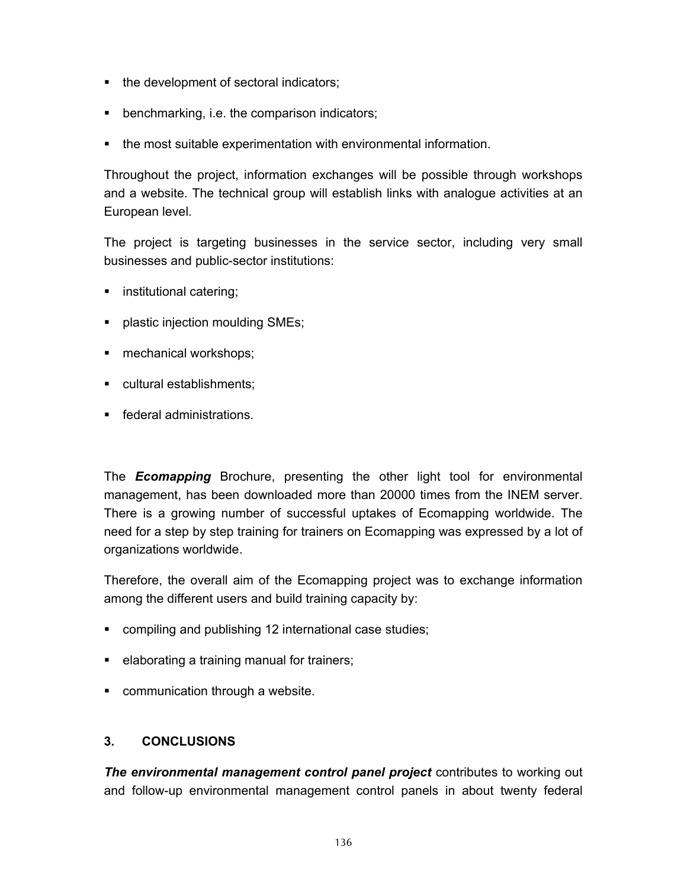- the development of sectoral indicators;
- benchmarking, i.e. the comparison indicators;
- the most suitable experimentation with environmental information.

Throughout the project, information exchanges will be possible through workshops and a website. The technical group will establish links with analogue activities at an European level.

The project is targeting businesses in the service sector, including very small businesses and public-sector institutions:

- institutional catering;
- plastic injection moulding SMEs;
- mechanical workshops;
- cultural establishments;
- federal administrations.

The ***Ecomapping*** Brochure, presenting the other light tool for environmental management, has been downloaded more than 20000 times from the INEM server. There is a growing number of successful uptakes of Ecomapping worldwide. The need for a step by step training for trainers on Ecomapping was expressed by a lot of organizations worldwide.

Therefore, the overall aim of the Ecomapping project was to exchange information among the different users and build training capacity by:

- compiling and publishing 12 international case studies;
- elaborating a training manual for trainers;
- communication through a website.

## 3. CONCLUSIONS

***The environmental management control panel project*** contributes to working out and follow-up environmental management control panels in about twenty federal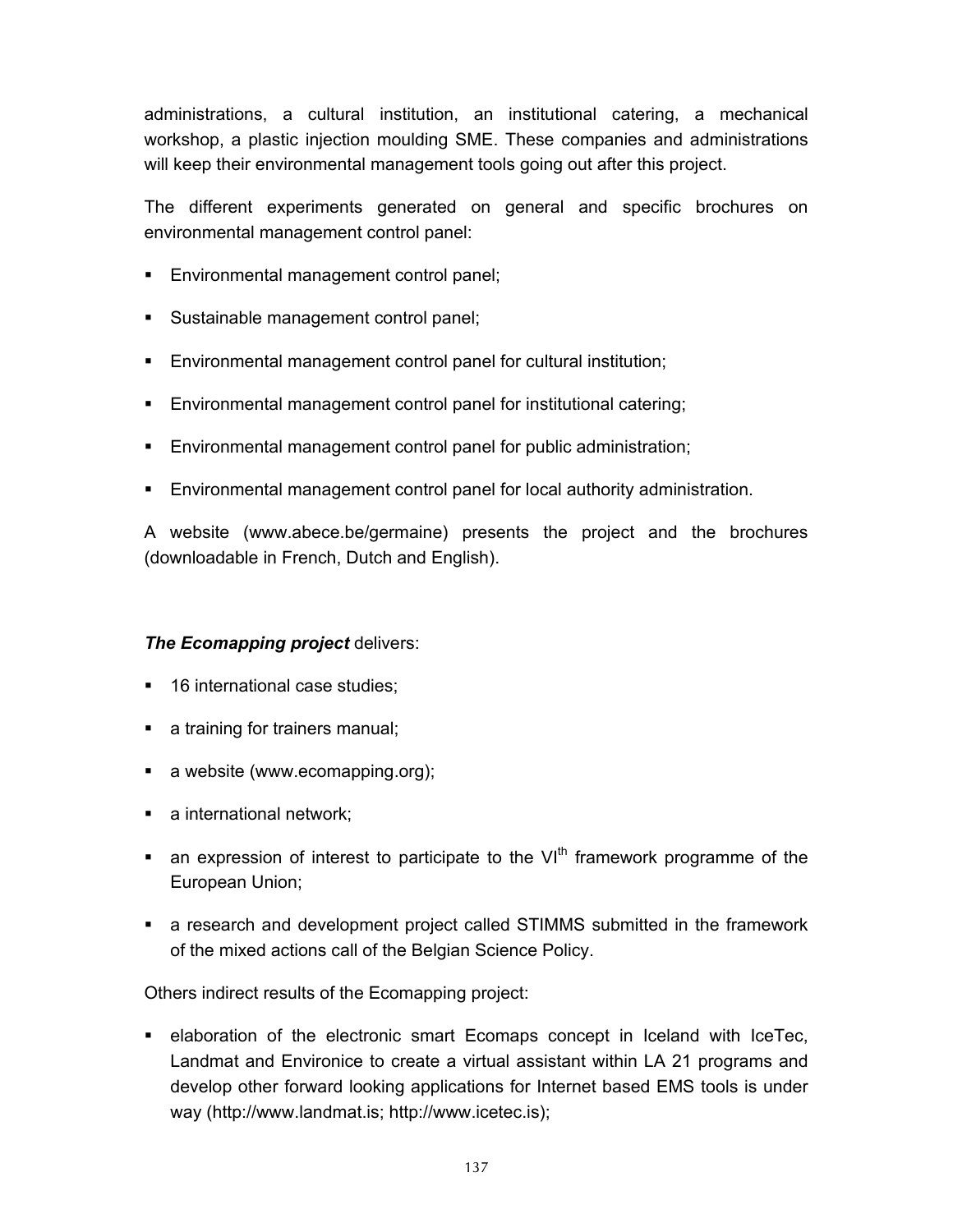administrations, a cultural institution, an institutional catering, a mechanical workshop, a plastic injection moulding SME. These companies and administrations will keep their environmental management tools going out after this project.

The different experiments generated on general and specific brochures on environmental management control panel:

- Environmental management control panel;
- Sustainable management control panel;
- Environmental management control panel for cultural institution;
- Environmental management control panel for institutional catering;
- Environmental management control panel for public administration;
- Environmental management control panel for local authority administration.

A website (www.abece.be/germaine) presents the project and the brochures (downloadable in French, Dutch and English).

***The Ecomapping project*** delivers:

- 16 international case studies;
- a training for trainers manual;
- a website (www.ecomapping.org);
- a international network;
- an expression of interest to participate to the VI$^{th}$ framework programme of the European Union;
- a research and development project called STIMMS submitted in the framework of the mixed actions call of the Belgian Science Policy.

Others indirect results of the Ecomapping project:

- elaboration of the electronic smart Ecomaps concept in Iceland with IceTec, Landmat and Environice to create a virtual assistant within LA 21 programs and develop other forward looking applications for Internet based EMS tools is under way (http://www.landmat.is; http://www.icetec.is);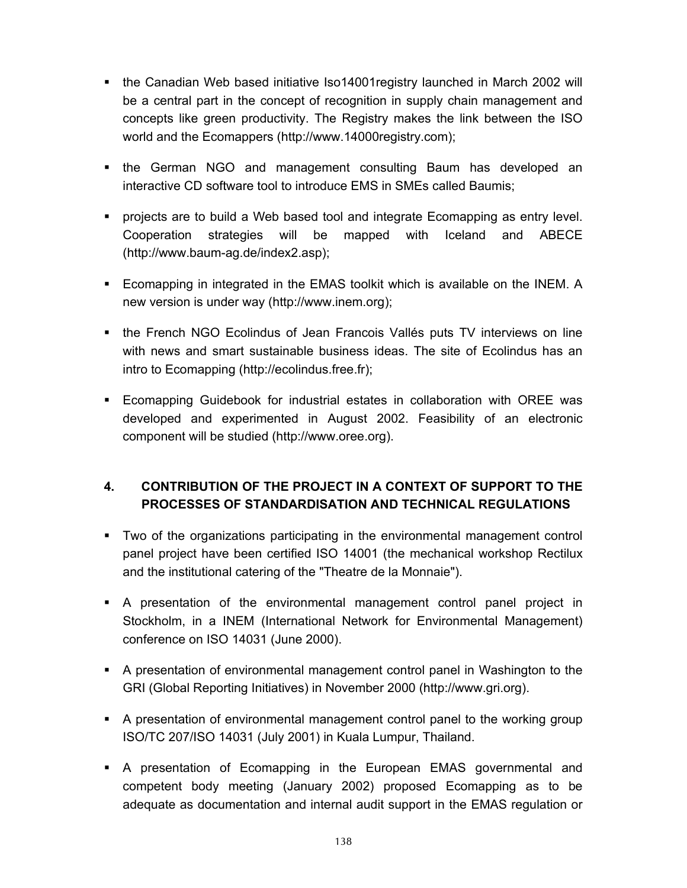- the Canadian Web based initiative Iso14001registry launched in March 2002 will be a central part in the concept of recognition in supply chain management and concepts like green productivity. The Registry makes the link between the ISO world and the Ecomappers (http://www.14000registry.com);

- the German NGO and management consulting Baum has developed an interactive CD software tool to introduce EMS in SMEs called Baumis;

- projects are to build a Web based tool and integrate Ecomapping as entry level. Cooperation strategies will be mapped with Iceland and ABECE (http://www.baum-ag.de/index2.asp);

- Ecomapping in integrated in the EMAS toolkit which is available on the INEM. A new version is under way (http://www.inem.org);

- the French NGO Ecolindus of Jean Francois Vallés puts TV interviews on line with news and smart sustainable business ideas. The site of Ecolindus has an intro to Ecomapping (http://ecolindus.free.fr);

- Ecomapping Guidebook for industrial estates in collaboration with OREE was developed and experimented in August 2002. Feasibility of an electronic component will be studied (http://www.oree.org).

## 4. CONTRIBUTION OF THE PROJECT IN A CONTEXT OF SUPPORT TO THE PROCESSES OF STANDARDISATION AND TECHNICAL REGULATIONS

- Two of the organizations participating in the environmental management control panel project have been certified ISO 14001 (the mechanical workshop Rectilux and the institutional catering of the "Theatre de la Monnaie").

- A presentation of the environmental management control panel project in Stockholm, in a INEM (International Network for Environmental Management) conference on ISO 14031 (June 2000).

- A presentation of environmental management control panel in Washington to the GRI (Global Reporting Initiatives) in November 2000 (http://www.gri.org).

- A presentation of environmental management control panel to the working group ISO/TC 207/ISO 14031 (July 2001) in Kuala Lumpur, Thailand.

- A presentation of Ecomapping in the European EMAS governmental and competent body meeting (January 2002) proposed Ecomapping as to be adequate as documentation and internal audit support in the EMAS regulation or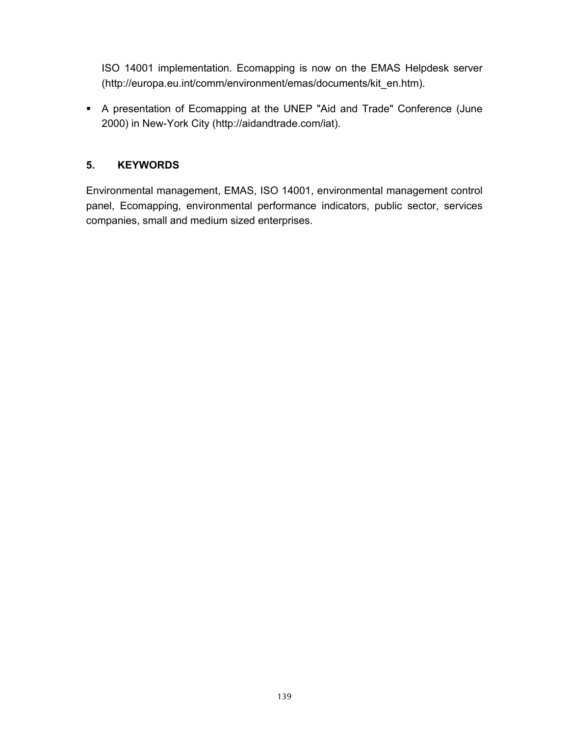ISO 14001 implementation. Ecomapping is now on the EMAS Helpdesk server (http://europa.eu.int/comm/environment/emas/documents/kit_en.htm).

- A presentation of Ecomapping at the UNEP "Aid and Trade" Conference (June 2000) in New-York City (http://aidandtrade.com/iat).

## 5. KEYWORDS

Environmental management, EMAS, ISO 14001, environmental management control panel, Ecomapping, environmental performance indicators, public sector, services companies, small and medium sized enterprises.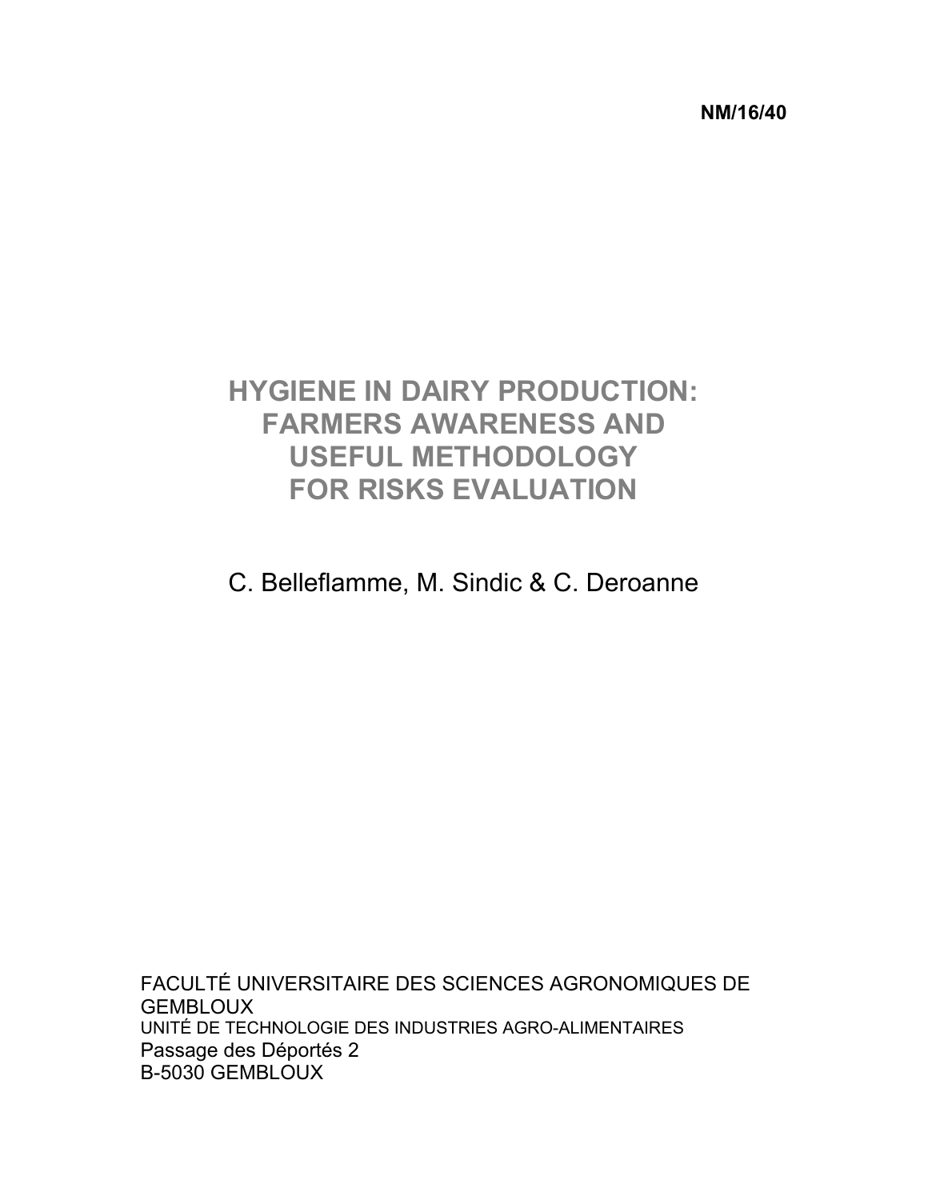**NM/16/40**

# HYGIENE IN DAIRY PRODUCTION: FARMERS AWARENESS AND USEFUL METHODOLOGY FOR RISKS EVALUATION

C. Belleflamme, M. Sindic & C. Deroanne

FACULTÉ UNIVERSITAIRE DES SCIENCES AGRONOMIQUES DE GEMBLOUX
UNITÉ DE TECHNOLOGIE DES INDUSTRIES AGRO-ALIMENTAIRES
Passage des Déportés 2
B-5030 GEMBLOUX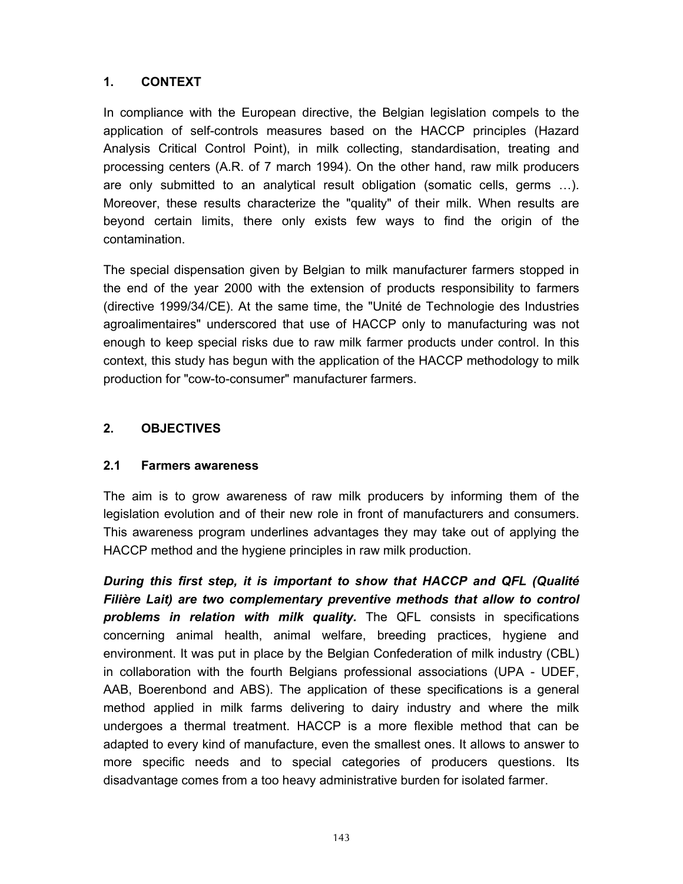## 1. CONTEXT

In compliance with the European directive, the Belgian legislation compels to the application of self-controls measures based on the HACCP principles (Hazard Analysis Critical Control Point), in milk collecting, standardisation, treating and processing centers (A.R. of 7 march 1994). On the other hand, raw milk producers are only submitted to an analytical result obligation (somatic cells, germs …). Moreover, these results characterize the "quality" of their milk. When results are beyond certain limits, there only exists few ways to find the origin of the contamination.

The special dispensation given by Belgian to milk manufacturer farmers stopped in the end of the year 2000 with the extension of products responsibility to farmers (directive 1999/34/CE). At the same time, the "Unité de Technologie des Industries agroalimentaires" underscored that use of HACCP only to manufacturing was not enough to keep special risks due to raw milk farmer products under control. In this context, this study has begun with the application of the HACCP methodology to milk production for "cow-to-consumer" manufacturer farmers.

## 2. OBJECTIVES

### 2.1 Farmers awareness

The aim is to grow awareness of raw milk producers by informing them of the legislation evolution and of their new role in front of manufacturers and consumers. This awareness program underlines advantages they may take out of applying the HACCP method and the hygiene principles in raw milk production.

***During this first step, it is important to show that HACCP and QFL (Qualité Filière Lait) are two complementary preventive methods that allow to control problems in relation with milk quality.*** The QFL consists in specifications concerning animal health, animal welfare, breeding practices, hygiene and environment. It was put in place by the Belgian Confederation of milk industry (CBL) in collaboration with the fourth Belgians professional associations (UPA - UDEF, AAB, Boerenbond and ABS). The application of these specifications is a general method applied in milk farms delivering to dairy industry and where the milk undergoes a thermal treatment. HACCP is a more flexible method that can be adapted to every kind of manufacture, even the smallest ones. It allows to answer to more specific needs and to special categories of producers questions. Its disadvantage comes from a too heavy administrative burden for isolated farmer.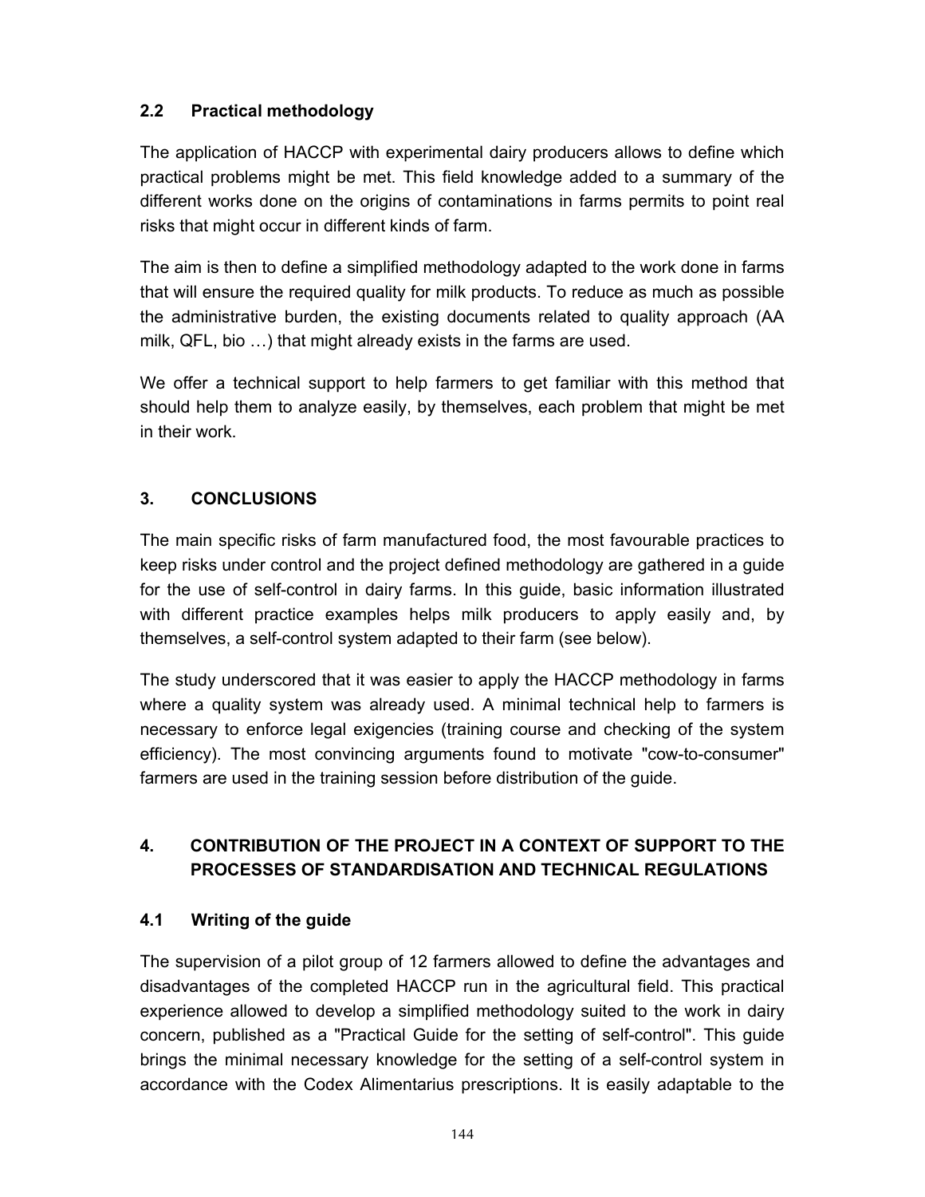### 2.2 Practical methodology

The application of HACCP with experimental dairy producers allows to define which practical problems might be met. This field knowledge added to a summary of the different works done on the origins of contaminations in farms permits to point real risks that might occur in different kinds of farm.

The aim is then to define a simplified methodology adapted to the work done in farms that will ensure the required quality for milk products. To reduce as much as possible the administrative burden, the existing documents related to quality approach (AA milk, QFL, bio …) that might already exists in the farms are used.

We offer a technical support to help farmers to get familiar with this method that should help them to analyze easily, by themselves, each problem that might be met in their work.

## 3. CONCLUSIONS

The main specific risks of farm manufactured food, the most favourable practices to keep risks under control and the project defined methodology are gathered in a guide for the use of self-control in dairy farms. In this guide, basic information illustrated with different practice examples helps milk producers to apply easily and, by themselves, a self-control system adapted to their farm (see below).

The study underscored that it was easier to apply the HACCP methodology in farms where a quality system was already used. A minimal technical help to farmers is necessary to enforce legal exigencies (training course and checking of the system efficiency). The most convincing arguments found to motivate "cow-to-consumer" farmers are used in the training session before distribution of the guide.

## 4. CONTRIBUTION OF THE PROJECT IN A CONTEXT OF SUPPORT TO THE PROCESSES OF STANDARDISATION AND TECHNICAL REGULATIONS

### 4.1 Writing of the guide

The supervision of a pilot group of 12 farmers allowed to define the advantages and disadvantages of the completed HACCP run in the agricultural field. This practical experience allowed to develop a simplified methodology suited to the work in dairy concern, published as a "Practical Guide for the setting of self-control". This guide brings the minimal necessary knowledge for the setting of a self-control system in accordance with the Codex Alimentarius prescriptions. It is easily adaptable to the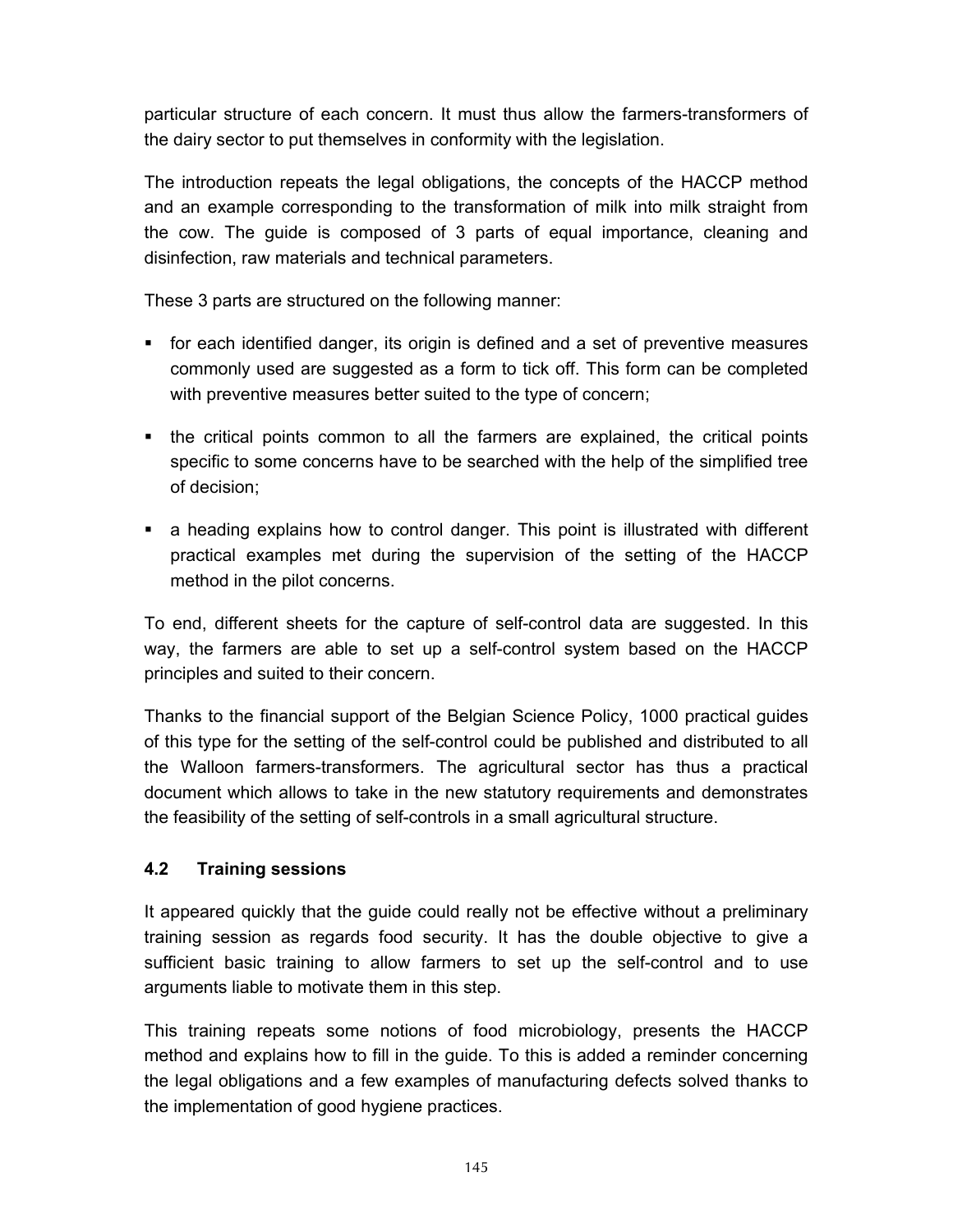particular structure of each concern. It must thus allow the farmers-transformers of the dairy sector to put themselves in conformity with the legislation.

The introduction repeats the legal obligations, the concepts of the HACCP method and an example corresponding to the transformation of milk into milk straight from the cow. The guide is composed of 3 parts of equal importance, cleaning and disinfection, raw materials and technical parameters.

These 3 parts are structured on the following manner:

- for each identified danger, its origin is defined and a set of preventive measures commonly used are suggested as a form to tick off. This form can be completed with preventive measures better suited to the type of concern;
- the critical points common to all the farmers are explained, the critical points specific to some concerns have to be searched with the help of the simplified tree of decision;
- a heading explains how to control danger. This point is illustrated with different practical examples met during the supervision of the setting of the HACCP method in the pilot concerns.

To end, different sheets for the capture of self-control data are suggested. In this way, the farmers are able to set up a self-control system based on the HACCP principles and suited to their concern.

Thanks to the financial support of the Belgian Science Policy, 1000 practical guides of this type for the setting of the self-control could be published and distributed to all the Walloon farmers-transformers. The agricultural sector has thus a practical document which allows to take in the new statutory requirements and demonstrates the feasibility of the setting of self-controls in a small agricultural structure.

### 4.2 Training sessions

It appeared quickly that the guide could really not be effective without a preliminary training session as regards food security. It has the double objective to give a sufficient basic training to allow farmers to set up the self-control and to use arguments liable to motivate them in this step.

This training repeats some notions of food microbiology, presents the HACCP method and explains how to fill in the guide. To this is added a reminder concerning the legal obligations and a few examples of manufacturing defects solved thanks to the implementation of good hygiene practices.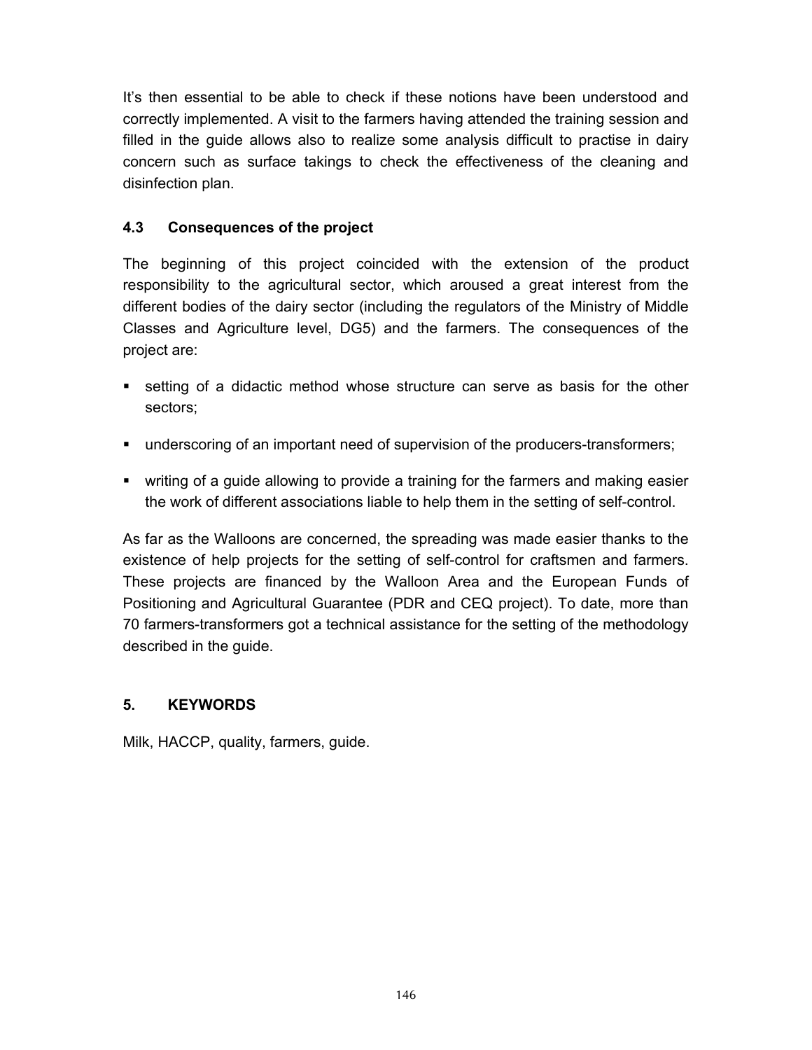It's then essential to be able to check if these notions have been understood and correctly implemented. A visit to the farmers having attended the training session and filled in the guide allows also to realize some analysis difficult to practise in dairy concern such as surface takings to check the effectiveness of the cleaning and disinfection plan.

### 4.3 Consequences of the project

The beginning of this project coincided with the extension of the product responsibility to the agricultural sector, which aroused a great interest from the different bodies of the dairy sector (including the regulators of the Ministry of Middle Classes and Agriculture level, DG5) and the farmers. The consequences of the project are:

- setting of a didactic method whose structure can serve as basis for the other sectors;
- underscoring of an important need of supervision of the producers-transformers;
- writing of a guide allowing to provide a training for the farmers and making easier the work of different associations liable to help them in the setting of self-control.

As far as the Walloons are concerned, the spreading was made easier thanks to the existence of help projects for the setting of self-control for craftsmen and farmers. These projects are financed by the Walloon Area and the European Funds of Positioning and Agricultural Guarantee (PDR and CEQ project). To date, more than 70 farmers-transformers got a technical assistance for the setting of the methodology described in the guide.

## 5. KEYWORDS

Milk, HACCP, quality, farmers, guide.